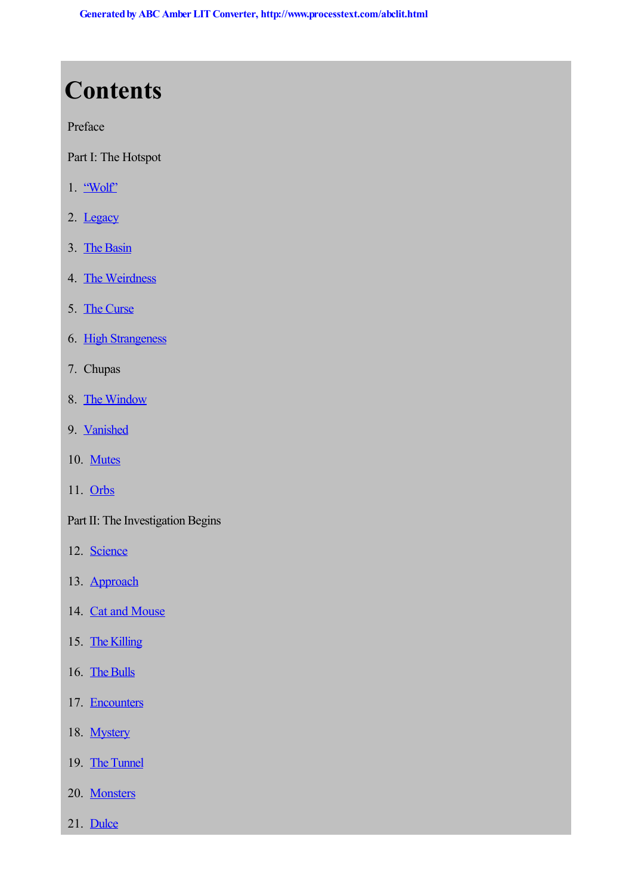# Contents

Preface

Part I: The Hotspot

1. “Wolf”

2. Legacy

3. The Basin

4. The Weirdness

5. The Curse

6. High Strangeness

7. Chupas

8. The Window

9. Vanished

10. Mutes

11. Orbs

Part II: The Investigation Begins

12. Science

13. Approach

14. Cat and Mouse

15. The Killing

16. The Bulls

17. Encounters

18. Mystery

19. The Tunnel

20. Monsters

21. Dulce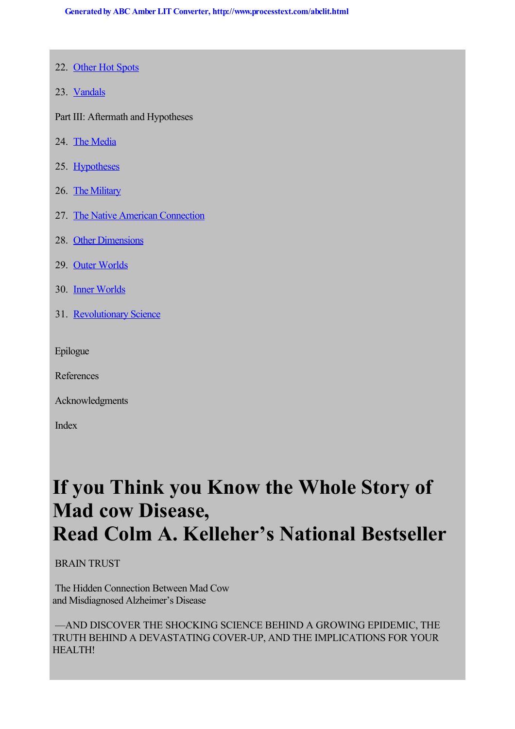22. Other Hot Spots

23. Vandals

Part III: Aftermath and Hypotheses

24. The Media

25. Hypotheses

26. The Military

27. The Native American Connection

28. Other Dimensions

29. Outer Worlds

30. Inner Worlds

31. Revolutionary Science

Epilogue

References

Acknowledgments

Index

# If you Think you Know the Whole Story of Mad cow Disease, Read Colm A. Kelleher's National Bestseller

BRAIN TRUST

The Hidden Connection Between Mad Cow and Misdiagnosed Alzheimer's Disease

—AND DISCOVER THE SHOCKING SCIENCE BEHIND A GROWING EPIDEMIC, THE TRUTH BEHIND A DEVASTATING COVER-UP, AND THE IMPLICATIONS FOR YOUR HEALTH!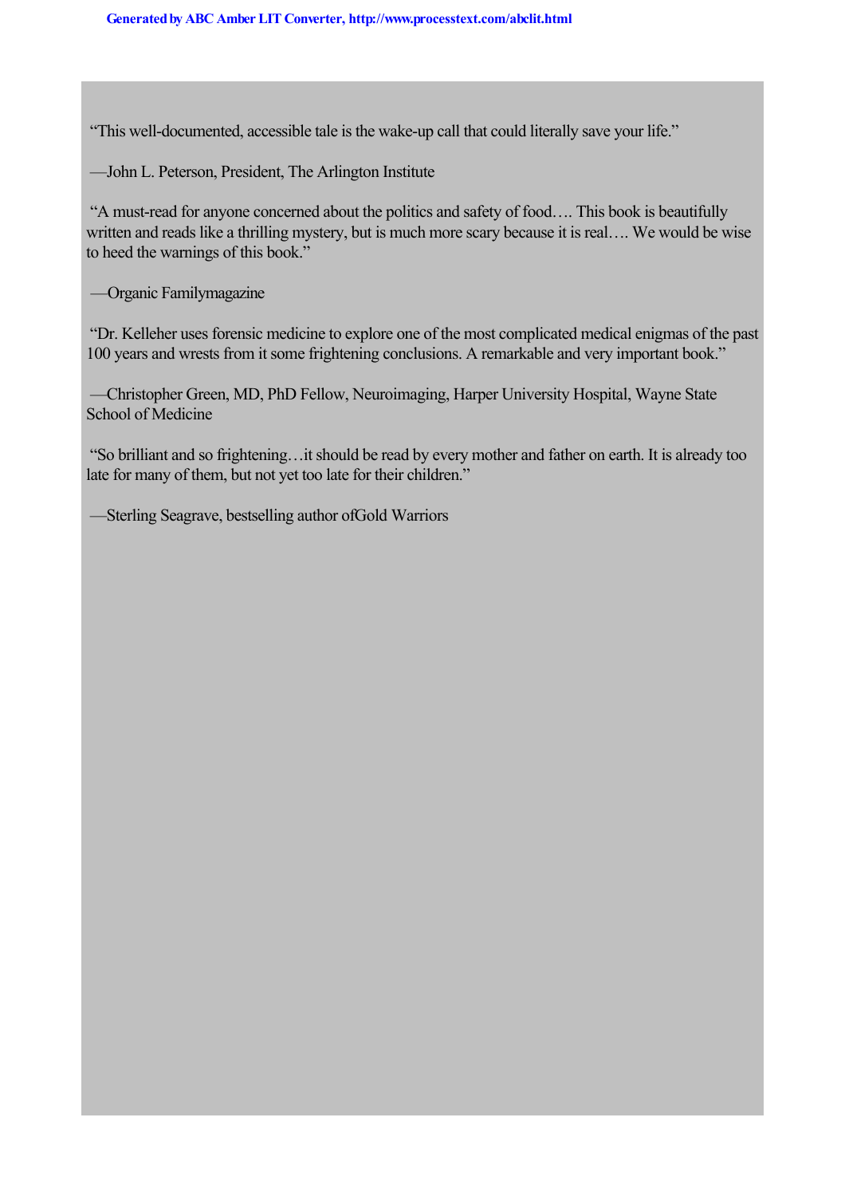"This well-documented, accessible tale is the wake-up call that could literally save your life."

—John L. Peterson, President, The Arlington Institute

"A must-read for anyone concerned about the politics and safety of food…. This book is beautifully written and reads like a thrilling mystery, but is much more scary because it is real…. We would be wise to heed the warnings of this book."

—*Organic Family* magazine

"Dr. Kelleher uses forensic medicine to explore one of the most complicated medical enigmas of the past 100 years and wrests from it some frightening conclusions. A remarkable and very important book."

—Christopher Green, MD, PhD Fellow, Neuroimaging, Harper University Hospital, Wayne State School of Medicine

"So brilliant and so frightening…it should be read by every mother and father on earth. It is already too late for many of them, but not yet too late for their children."

—Sterling Seagrave, bestselling author of *Gold Warriors*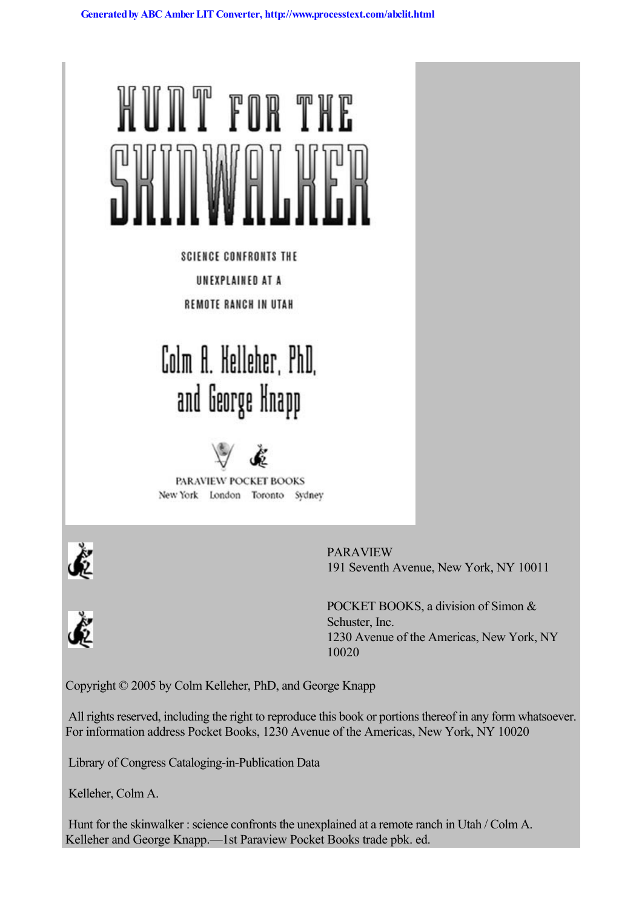# HUNT FOR THE SKINWALKER

## SCIENCE CONFRONTS THE UNEXPLAINED AT A REMOTE RANCH IN UTAH

### Colm A. Kelleher, PhD, and George Knapp

PARAVIEW POCKET BOOKS
New York London Toronto Sydney

PARAVIEW
191 Seventh Avenue, New York, NY 10011

POCKET BOOKS, a division of Simon & Schuster, Inc.
1230 Avenue of the Americas, New York, NY 10020

Copyright © 2005 by Colm Kelleher, PhD, and George Knapp

All rights reserved, including the right to reproduce this book or portions thereof in any form whatsoever. For information address Pocket Books, 1230 Avenue of the Americas, New York, NY 10020

Library of Congress Cataloging-in-Publication Data

Kelleher, Colm A.

Hunt for the skinwalker : science confronts the unexplained at a remote ranch in Utah / Colm A. Kelleher and George Knapp.—1st Paraview Pocket Books trade pbk. ed.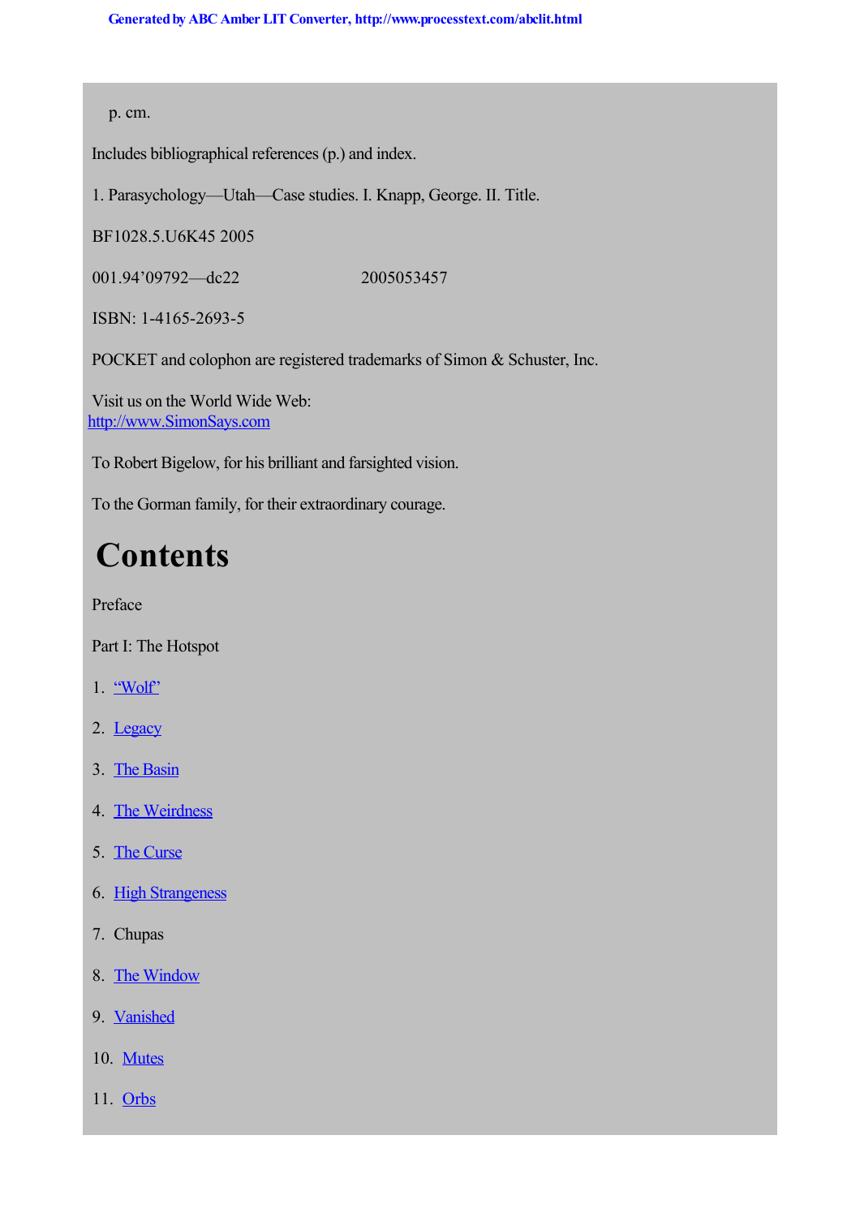p. cm.

Includes bibliographical references (p.) and index.

1. Parasychology—Utah—Case studies. I. Knapp, George. II. Title.

BF1028.5.U6K45 2005

001.94'09792—dc22 2005053457

ISBN: 1-4165-2693-5

POCKET and colophon are registered trademarks of Simon & Schuster, Inc.

Visit us on the World Wide Web:
http://www.SimonSays.com

To Robert Bigelow, for his brilliant and farsighted vision.

To the Gorman family, for their extraordinary courage.

# Contents

Preface

Part I: The Hotspot

1. "Wolf"
2. Legacy
3. The Basin
4. The Weirdness
5. The Curse
6. High Strangeness
7. Chupas
8. The Window
9. Vanished
10. Mutes
11. Orbs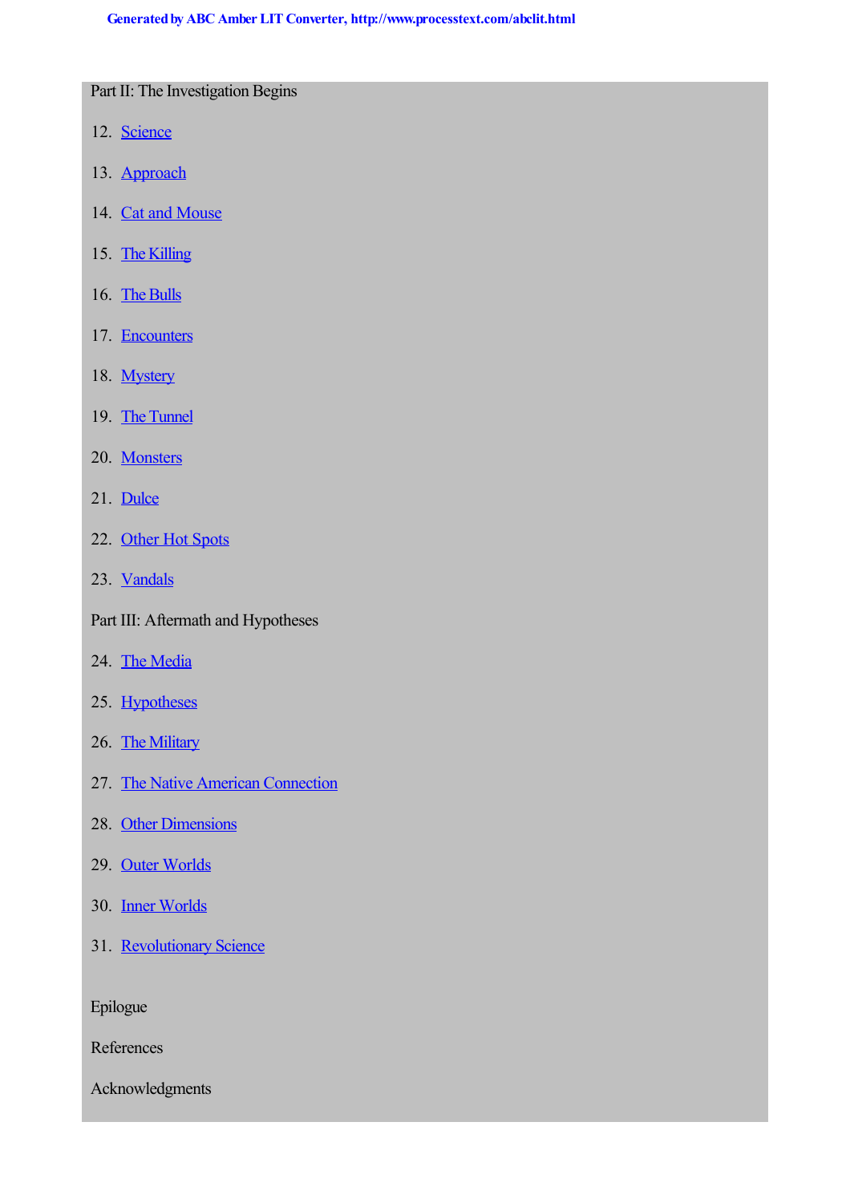Part II: The Investigation Begins

12. Science
13. Approach
14. Cat and Mouse
15. The Killing
16. The Bulls
17. Encounters
18. Mystery
19. The Tunnel
20. Monsters
21. Dulce
22. Other Hot Spots
23. Vandals

Part III: Aftermath and Hypotheses

24. The Media
25. Hypotheses
26. The Military
27. The Native American Connection
28. Other Dimensions
29. Outer Worlds
30. Inner Worlds
31. Revolutionary Science

Epilogue

References

Acknowledgments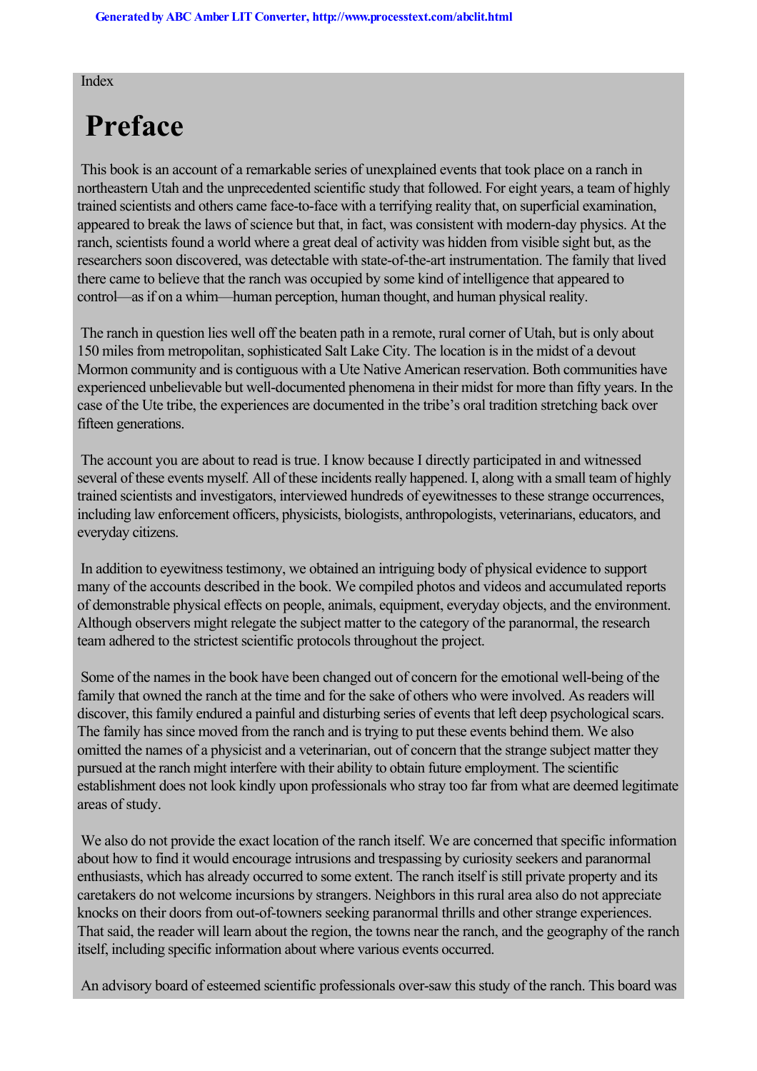Index

# Preface

This book is an account of a remarkable series of unexplained events that took place on a ranch in northeastern Utah and the unprecedented scientific study that followed. For eight years, a team of highly trained scientists and others came face-to-face with a terrifying reality that, on superficial examination, appeared to break the laws of science but that, in fact, was consistent with modern-day physics. At the ranch, scientists found a world where a great deal of activity was hidden from visible sight but, as the researchers soon discovered, was detectable with state-of-the-art instrumentation. The family that lived there came to believe that the ranch was occupied by some kind of intelligence that appeared to control—as if on a whim—human perception, human thought, and human physical reality.

The ranch in question lies well off the beaten path in a remote, rural corner of Utah, but is only about 150 miles from metropolitan, sophisticated Salt Lake City. The location is in the midst of a devout Mormon community and is contiguous with a Ute Native American reservation. Both communities have experienced unbelievable but well-documented phenomena in their midst for more than fifty years. In the case of the Ute tribe, the experiences are documented in the tribe's oral tradition stretching back over fifteen generations.

The account you are about to read is true. I know because I directly participated in and witnessed several of these events myself. All of these incidents really happened. I, along with a small team of highly trained scientists and investigators, interviewed hundreds of eyewitnesses to these strange occurrences, including law enforcement officers, physicists, biologists, anthropologists, veterinarians, educators, and everyday citizens.

In addition to eyewitness testimony, we obtained an intriguing body of physical evidence to support many of the accounts described in the book. We compiled photos and videos and accumulated reports of demonstrable physical effects on people, animals, equipment, everyday objects, and the environment. Although observers might relegate the subject matter to the category of the paranormal, the research team adhered to the strictest scientific protocols throughout the project.

Some of the names in the book have been changed out of concern for the emotional well-being of the family that owned the ranch at the time and for the sake of others who were involved. As readers will discover, this family endured a painful and disturbing series of events that left deep psychological scars. The family has since moved from the ranch and is trying to put these events behind them. We also omitted the names of a physicist and a veterinarian, out of concern that the strange subject matter they pursued at the ranch might interfere with their ability to obtain future employment. The scientific establishment does not look kindly upon professionals who stray too far from what are deemed legitimate areas of study.

We also do not provide the exact location of the ranch itself. We are concerned that specific information about how to find it would encourage intrusions and trespassing by curiosity seekers and paranormal enthusiasts, which has already occurred to some extent. The ranch itself is still private property and its caretakers do not welcome incursions by strangers. Neighbors in this rural area also do not appreciate knocks on their doors from out-of-towners seeking paranormal thrills and other strange experiences. That said, the reader will learn about the region, the towns near the ranch, and the geography of the ranch itself, including specific information about where various events occurred.

An advisory board of esteemed scientific professionals over-saw this study of the ranch. This board was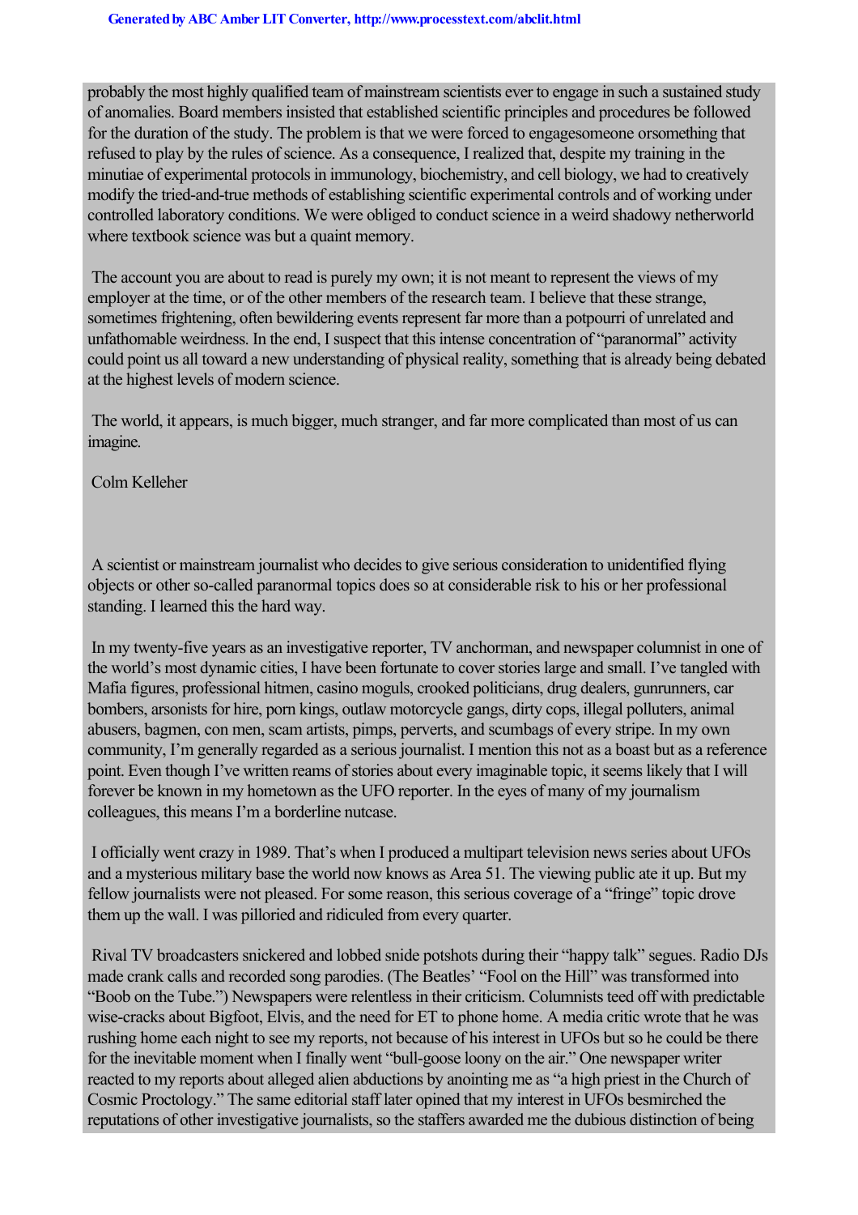probably the most highly qualified team of mainstream scientists ever to engage in such a sustained study of anomalies. Board members insisted that established scientific principles and procedures be followed for the duration of the study. The problem is that we were forced to engagesomeone orsomething that refused to play by the rules of science. As a consequence, I realized that, despite my training in the minutiae of experimental protocols in immunology, biochemistry, and cell biology, we had to creatively modify the tried-and-true methods of establishing scientific experimental controls and of working under controlled laboratory conditions. We were obliged to conduct science in a weird shadowy netherworld where textbook science was but a quaint memory.

The account you are about to read is purely my own; it is not meant to represent the views of my employer at the time, or of the other members of the research team. I believe that these strange, sometimes frightening, often bewildering events represent far more than a potpourri of unrelated and unfathomable weirdness. In the end, I suspect that this intense concentration of "paranormal" activity could point us all toward a new understanding of physical reality, something that is already being debated at the highest levels of modern science.

The world, it appears, is much bigger, much stranger, and far more complicated than most of us can imagine.

Colm Kelleher

A scientist or mainstream journalist who decides to give serious consideration to unidentified flying objects or other so-called paranormal topics does so at considerable risk to his or her professional standing. I learned this the hard way.

In my twenty-five years as an investigative reporter, TV anchorman, and newspaper columnist in one of the world's most dynamic cities, I have been fortunate to cover stories large and small. I've tangled with Mafia figures, professional hitmen, casino moguls, crooked politicians, drug dealers, gunrunners, car bombers, arsonists for hire, porn kings, outlaw motorcycle gangs, dirty cops, illegal polluters, animal abusers, bagmen, con men, scam artists, pimps, perverts, and scumbags of every stripe. In my own community, I'm generally regarded as a serious journalist. I mention this not as a boast but as a reference point. Even though I've written reams of stories about every imaginable topic, it seems likely that I will forever be known in my hometown as the UFO reporter. In the eyes of many of my journalism colleagues, this means I'm a borderline nutcase.

I officially went crazy in 1989. That's when I produced a multipart television news series about UFOs and a mysterious military base the world now knows as Area 51. The viewing public ate it up. But my fellow journalists were not pleased. For some reason, this serious coverage of a "fringe" topic drove them up the wall. I was pilloried and ridiculed from every quarter.

Rival TV broadcasters snickered and lobbed snide potshots during their "happy talk" segues. Radio DJs made crank calls and recorded song parodies. (The Beatles' "Fool on the Hill" was transformed into "Boob on the Tube.") Newspapers were relentless in their criticism. Columnists teed off with predictable wise-cracks about Bigfoot, Elvis, and the need for ET to phone home. A media critic wrote that he was rushing home each night to see my reports, not because of his interest in UFOs but so he could be there for the inevitable moment when I finally went "bull-goose loony on the air." One newspaper writer reacted to my reports about alleged alien abductions by anointing me as "a high priest in the Church of Cosmic Proctology." The same editorial staff later opined that my interest in UFOs besmirched the reputations of other investigative journalists, so the staffers awarded me the dubious distinction of being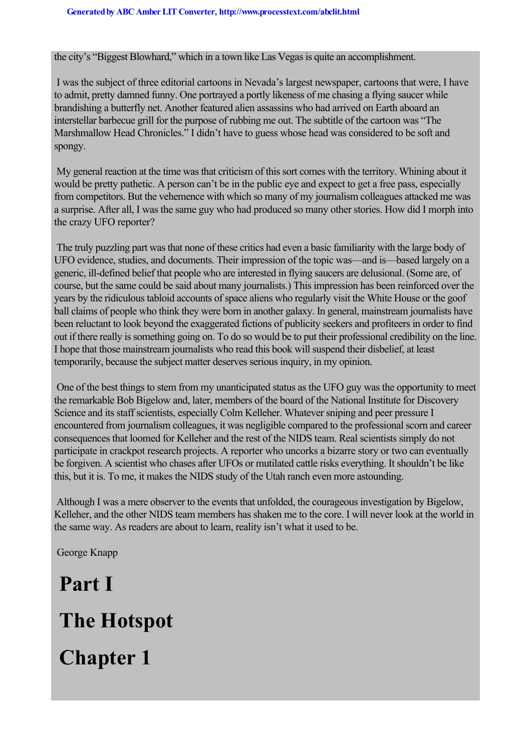the city's "Biggest Blowhard," which in a town like Las Vegas is quite an accomplishment.

I was the subject of three editorial cartoons in Nevada's largest newspaper, cartoons that were, I have to admit, pretty damned funny. One portrayed a portly likeness of me chasing a flying saucer while brandishing a butterfly net. Another featured alien assassins who had arrived on Earth aboard an interstellar barbecue grill for the purpose of rubbing me out. The subtitle of the cartoon was "The Marshmallow Head Chronicles." I didn't have to guess whose head was considered to be soft and spongy.

My general reaction at the time was that criticism of this sort comes with the territory. Whining about it would be pretty pathetic. A person can't be in the public eye and expect to get a free pass, especially from competitors. But the vehemence with which so many of my journalism colleagues attacked me was a surprise. After all, I was the same guy who had produced so many other stories. How did I morph into the crazy UFO reporter?

The truly puzzling part was that none of these critics had even a basic familiarity with the large body of UFO evidence, studies, and documents. Their impression of the topic was—and is—based largely on a generic, ill-defined belief that people who are interested in flying saucers are delusional. (Some are, of course, but the same could be said about many journalists.) This impression has been reinforced over the years by the ridiculous tabloid accounts of space aliens who regularly visit the White House or the goof ball claims of people who think they were born in another galaxy. In general, mainstream journalists have been reluctant to look beyond the exaggerated fictions of publicity seekers and profiteers in order to find out if there really is something going on. To do so would be to put their professional credibility on the line. I hope that those mainstream journalists who read this book will suspend their disbelief, at least temporarily, because the subject matter deserves serious inquiry, in my opinion.

One of the best things to stem from my unanticipated status as the UFO guy was the opportunity to meet the remarkable Bob Bigelow and, later, members of the board of the National Institute for Discovery Science and its staff scientists, especially Colm Kelleher. Whatever sniping and peer pressure I encountered from journalism colleagues, it was negligible compared to the professional scorn and career consequences that loomed for Kelleher and the rest of the NIDS team. Real scientists simply do not participate in crackpot research projects. A reporter who uncorks a bizarre story or two can eventually be forgiven. A scientist who chases after UFOs or mutilated cattle risks everything. It shouldn't be like this, but it is. To me, it makes the NIDS study of the Utah ranch even more astounding.

Although I was a mere observer to the events that unfolded, the courageous investigation by Bigelow, Kelleher, and the other NIDS team members has shaken me to the core. I will never look at the world in the same way. As readers are about to learn, reality isn't what it used to be.

George Knapp

# Part I

# The Hotspot

## Chapter 1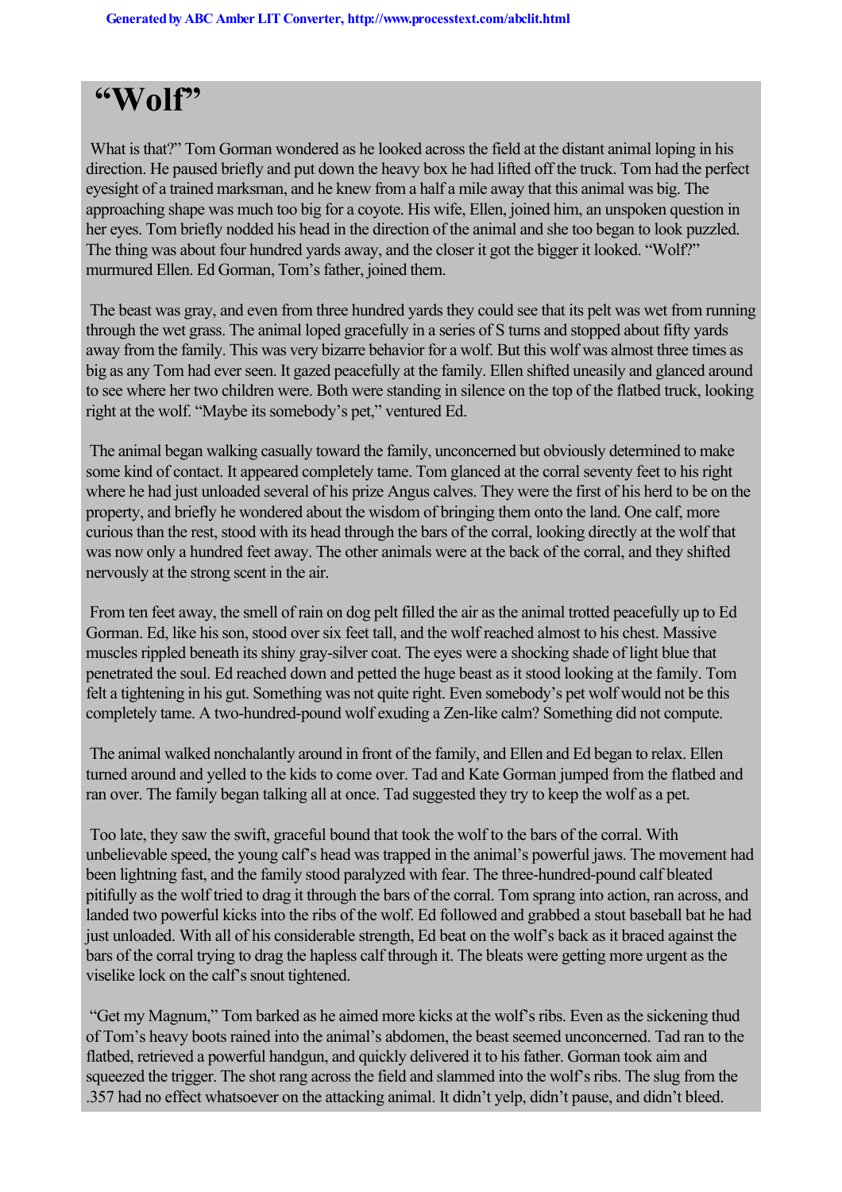# "Wolf"

What is that?" Tom Gorman wondered as he looked across the field at the distant animal loping in his direction. He paused briefly and put down the heavy box he had lifted off the truck. Tom had the perfect eyesight of a trained marksman, and he knew from a half a mile away that this animal was big. The approaching shape was much too big for a coyote. His wife, Ellen, joined him, an unspoken question in her eyes. Tom briefly nodded his head in the direction of the animal and she too began to look puzzled. The thing was about four hundred yards away, and the closer it got the bigger it looked. "Wolf?" murmured Ellen. Ed Gorman, Tom's father, joined them.

The beast was gray, and even from three hundred yards they could see that its pelt was wet from running through the wet grass. The animal loped gracefully in a series of S turns and stopped about fifty yards away from the family. This was very bizarre behavior for a wolf. But this wolf was almost three times as big as any Tom had ever seen. It gazed peacefully at the family. Ellen shifted uneasily and glanced around to see where her two children were. Both were standing in silence on the top of the flatbed truck, looking right at the wolf. "Maybe its somebody's pet," ventured Ed.

The animal began walking casually toward the family, unconcerned but obviously determined to make some kind of contact. It appeared completely tame. Tom glanced at the corral seventy feet to his right where he had just unloaded several of his prize Angus calves. They were the first of his herd to be on the property, and briefly he wondered about the wisdom of bringing them onto the land. One calf, more curious than the rest, stood with its head through the bars of the corral, looking directly at the wolf that was now only a hundred feet away. The other animals were at the back of the corral, and they shifted nervously at the strong scent in the air.

From ten feet away, the smell of rain on dog pelt filled the air as the animal trotted peacefully up to Ed Gorman. Ed, like his son, stood over six feet tall, and the wolf reached almost to his chest. Massive muscles rippled beneath its shiny gray-silver coat. The eyes were a shocking shade of light blue that penetrated the soul. Ed reached down and petted the huge beast as it stood looking at the family. Tom felt a tightening in his gut. Something was not quite right. Even somebody's pet wolf would not be this completely tame. A two-hundred-pound wolf exuding a Zen-like calm? Something did not compute.

The animal walked nonchalantly around in front of the family, and Ellen and Ed began to relax. Ellen turned around and yelled to the kids to come over. Tad and Kate Gorman jumped from the flatbed and ran over. The family began talking all at once. Tad suggested they try to keep the wolf as a pet.

Too late, they saw the swift, graceful bound that took the wolf to the bars of the corral. With unbelievable speed, the young calf's head was trapped in the animal's powerful jaws. The movement had been lightning fast, and the family stood paralyzed with fear. The three-hundred-pound calf bleated pitifully as the wolf tried to drag it through the bars of the corral. Tom sprang into action, ran across, and landed two powerful kicks into the ribs of the wolf. Ed followed and grabbed a stout baseball bat he had just unloaded. With all of his considerable strength, Ed beat on the wolf's back as it braced against the bars of the corral trying to drag the hapless calf through it. The bleats were getting more urgent as the viselike lock on the calf's snout tightened.

"Get my Magnum," Tom barked as he aimed more kicks at the wolf's ribs. Even as the sickening thud of Tom's heavy boots rained into the animal's abdomen, the beast seemed unconcerned. Tad ran to the flatbed, retrieved a powerful handgun, and quickly delivered it to his father. Gorman took aim and squeezed the trigger. The shot rang across the field and slammed into the wolf's ribs. The slug from the .357 had no effect whatsoever on the attacking animal. It didn't yelp, didn't pause, and didn't bleed.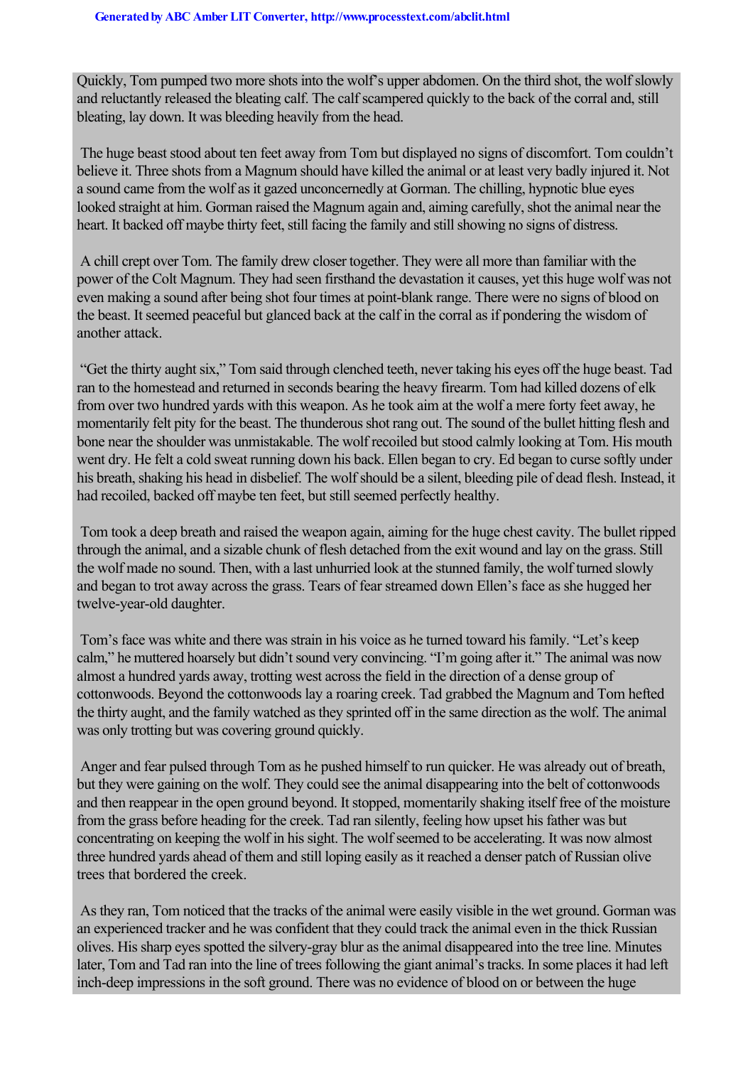Quickly, Tom pumped two more shots into the wolf's upper abdomen. On the third shot, the wolf slowly and reluctantly released the bleating calf. The calf scampered quickly to the back of the corral and, still bleating, lay down. It was bleeding heavily from the head.

The huge beast stood about ten feet away from Tom but displayed no signs of discomfort. Tom couldn't believe it. Three shots from a Magnum should have killed the animal or at least very badly injured it. Not a sound came from the wolf as it gazed unconcernedly at Gorman. The chilling, hypnotic blue eyes looked straight at him. Gorman raised the Magnum again and, aiming carefully, shot the animal near the heart. It backed off maybe thirty feet, still facing the family and still showing no signs of distress.

A chill crept over Tom. The family drew closer together. They were all more than familiar with the power of the Colt Magnum. They had seen firsthand the devastation it causes, yet this huge wolf was not even making a sound after being shot four times at point-blank range. There were no signs of blood on the beast. It seemed peaceful but glanced back at the calf in the corral as if pondering the wisdom of another attack.

"Get the thirty aught six," Tom said through clenched teeth, never taking his eyes off the huge beast. Tad ran to the homestead and returned in seconds bearing the heavy firearm. Tom had killed dozens of elk from over two hundred yards with this weapon. As he took aim at the wolf a mere forty feet away, he momentarily felt pity for the beast. The thunderous shot rang out. The sound of the bullet hitting flesh and bone near the shoulder was unmistakable. The wolf recoiled but stood calmly looking at Tom. His mouth went dry. He felt a cold sweat running down his back. Ellen began to cry. Ed began to curse softly under his breath, shaking his head in disbelief. The wolf should be a silent, bleeding pile of dead flesh. Instead, it had recoiled, backed off maybe ten feet, but still seemed perfectly healthy.

Tom took a deep breath and raised the weapon again, aiming for the huge chest cavity. The bullet ripped through the animal, and a sizable chunk of flesh detached from the exit wound and lay on the grass. Still the wolf made no sound. Then, with a last unhurried look at the stunned family, the wolf turned slowly and began to trot away across the grass. Tears of fear streamed down Ellen's face as she hugged her twelve-year-old daughter.

Tom's face was white and there was strain in his voice as he turned toward his family. "Let's keep calm," he muttered hoarsely but didn't sound very convincing. "I'm going after it." The animal was now almost a hundred yards away, trotting west across the field in the direction of a dense group of cottonwoods. Beyond the cottonwoods lay a roaring creek. Tad grabbed the Magnum and Tom hefted the thirty aught, and the family watched as they sprinted off in the same direction as the wolf. The animal was only trotting but was covering ground quickly.

Anger and fear pulsed through Tom as he pushed himself to run quicker. He was already out of breath, but they were gaining on the wolf. They could see the animal disappearing into the belt of cottonwoods and then reappear in the open ground beyond. It stopped, momentarily shaking itself free of the moisture from the grass before heading for the creek. Tad ran silently, feeling how upset his father was but concentrating on keeping the wolf in his sight. The wolf seemed to be accelerating. It was now almost three hundred yards ahead of them and still loping easily as it reached a denser patch of Russian olive trees that bordered the creek.

As they ran, Tom noticed that the tracks of the animal were easily visible in the wet ground. Gorman was an experienced tracker and he was confident that they could track the animal even in the thick Russian olives. His sharp eyes spotted the silvery-gray blur as the animal disappeared into the tree line. Minutes later, Tom and Tad ran into the line of trees following the giant animal's tracks. In some places it had left inch-deep impressions in the soft ground. There was no evidence of blood on or between the huge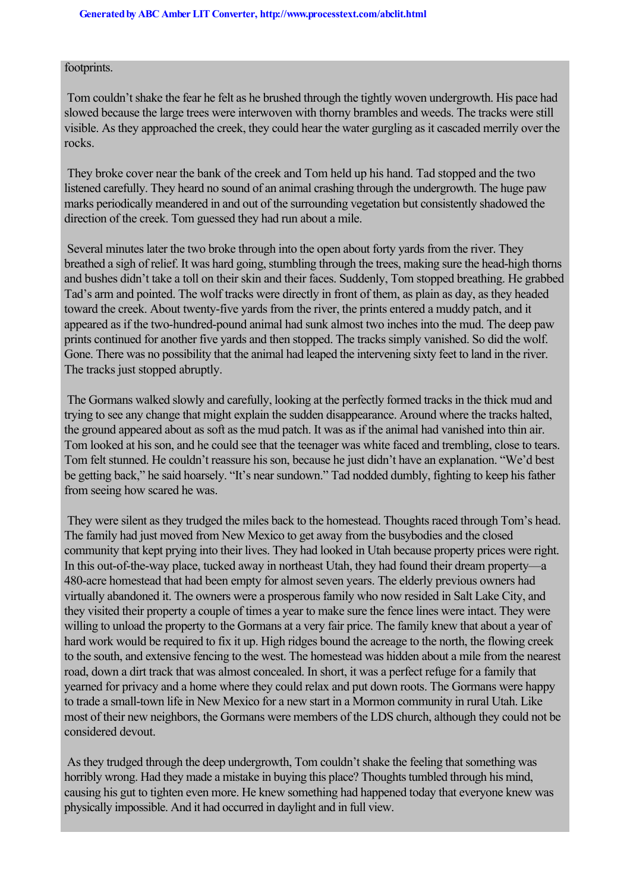footprints.

Tom couldn't shake the fear he felt as he brushed through the tightly woven undergrowth. His pace had slowed because the large trees were interwoven with thorny brambles and weeds. The tracks were still visible. As they approached the creek, they could hear the water gurgling as it cascaded merrily over the rocks.

They broke cover near the bank of the creek and Tom held up his hand. Tad stopped and the two listened carefully. They heard no sound of an animal crashing through the undergrowth. The huge paw marks periodically meandered in and out of the surrounding vegetation but consistently shadowed the direction of the creek. Tom guessed they had run about a mile.

Several minutes later the two broke through into the open about forty yards from the river. They breathed a sigh of relief. It was hard going, stumbling through the trees, making sure the head-high thorns and bushes didn't take a toll on their skin and their faces. Suddenly, Tom stopped breathing. He grabbed Tad's arm and pointed. The wolf tracks were directly in front of them, as plain as day, as they headed toward the creek. About twenty-five yards from the river, the prints entered a muddy patch, and it appeared as if the two-hundred-pound animal had sunk almost two inches into the mud. The deep paw prints continued for another five yards and then stopped. The tracks simply vanished. So did the wolf. Gone. There was no possibility that the animal had leaped the intervening sixty feet to land in the river. The tracks just stopped abruptly.

The Gormans walked slowly and carefully, looking at the perfectly formed tracks in the thick mud and trying to see any change that might explain the sudden disappearance. Around where the tracks halted, the ground appeared about as soft as the mud patch. It was as if the animal had vanished into thin air. Tom looked at his son, and he could see that the teenager was white faced and trembling, close to tears. Tom felt stunned. He couldn't reassure his son, because he just didn't have an explanation. "We'd best be getting back," he said hoarsely. "It's near sundown." Tad nodded dumbly, fighting to keep his father from seeing how scared he was.

They were silent as they trudged the miles back to the homestead. Thoughts raced through Tom's head. The family had just moved from New Mexico to get away from the busybodies and the closed community that kept prying into their lives. They had looked in Utah because property prices were right. In this out-of-the-way place, tucked away in northeast Utah, they had found their dream property—a 480-acre homestead that had been empty for almost seven years. The elderly previous owners had virtually abandoned it. The owners were a prosperous family who now resided in Salt Lake City, and they visited their property a couple of times a year to make sure the fence lines were intact. They were willing to unload the property to the Gormans at a very fair price. The family knew that about a year of hard work would be required to fix it up. High ridges bound the acreage to the north, the flowing creek to the south, and extensive fencing to the west. The homestead was hidden about a mile from the nearest road, down a dirt track that was almost concealed. In short, it was a perfect refuge for a family that yearned for privacy and a home where they could relax and put down roots. The Gormans were happy to trade a small-town life in New Mexico for a new start in a Mormon community in rural Utah. Like most of their new neighbors, the Gormans were members of the LDS church, although they could not be considered devout.

As they trudged through the deep undergrowth, Tom couldn't shake the feeling that something was horribly wrong. Had they made a mistake in buying this place? Thoughts tumbled through his mind, causing his gut to tighten even more. He knew something had happened today that everyone knew was physically impossible. And it had occurred in daylight and in full view.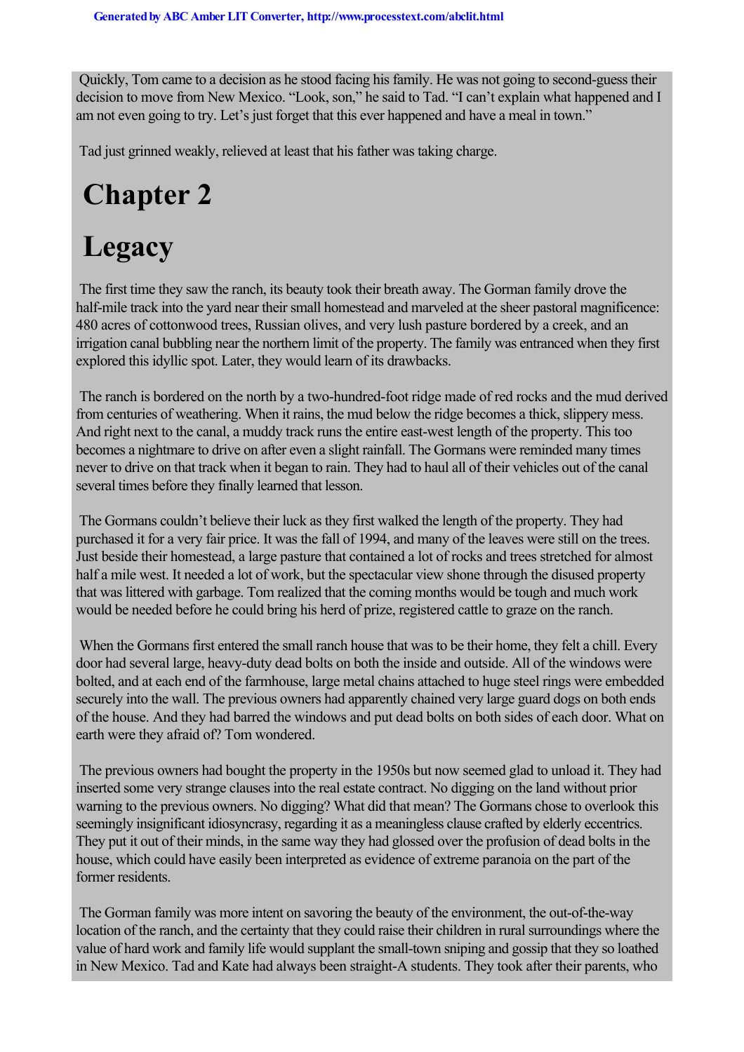Quickly, Tom came to a decision as he stood facing his family. He was not going to second-guess their decision to move from New Mexico. "Look, son," he said to Tad. "I can't explain what happened and I am not even going to try. Let's just forget that this ever happened and have a meal in town."

Tad just grinned weakly, relieved at least that his father was taking charge.

# Chapter 2

# Legacy

The first time they saw the ranch, its beauty took their breath away. The Gorman family drove the half-mile track into the yard near their small homestead and marveled at the sheer pastoral magnificence: 480 acres of cottonwood trees, Russian olives, and very lush pasture bordered by a creek, and an irrigation canal bubbling near the northern limit of the property. The family was entranced when they first explored this idyllic spot. Later, they would learn of its drawbacks.

The ranch is bordered on the north by a two-hundred-foot ridge made of red rocks and the mud derived from centuries of weathering. When it rains, the mud below the ridge becomes a thick, slippery mess. And right next to the canal, a muddy track runs the entire east-west length of the property. This too becomes a nightmare to drive on after even a slight rainfall. The Gormans were reminded many times never to drive on that track when it began to rain. They had to haul all of their vehicles out of the canal several times before they finally learned that lesson.

The Gormans couldn't believe their luck as they first walked the length of the property. They had purchased it for a very fair price. It was the fall of 1994, and many of the leaves were still on the trees. Just beside their homestead, a large pasture that contained a lot of rocks and trees stretched for almost half a mile west. It needed a lot of work, but the spectacular view shone through the disused property that was littered with garbage. Tom realized that the coming months would be tough and much work would be needed before he could bring his herd of prize, registered cattle to graze on the ranch.

When the Gormans first entered the small ranch house that was to be their home, they felt a chill. Every door had several large, heavy-duty dead bolts on both the inside and outside. All of the windows were bolted, and at each end of the farmhouse, large metal chains attached to huge steel rings were embedded securely into the wall. The previous owners had apparently chained very large guard dogs on both ends of the house. And they had barred the windows and put dead bolts on both sides of each door. What on earth were they afraid of? Tom wondered.

The previous owners had bought the property in the 1950s but now seemed glad to unload it. They had inserted some very strange clauses into the real estate contract. No digging on the land without prior warning to the previous owners. No digging? What did that mean? The Gormans chose to overlook this seemingly insignificant idiosyncrasy, regarding it as a meaningless clause crafted by elderly eccentrics. They put it out of their minds, in the same way they had glossed over the profusion of dead bolts in the house, which could have easily been interpreted as evidence of extreme paranoia on the part of the former residents.

The Gorman family was more intent on savoring the beauty of the environment, the out-of-the-way location of the ranch, and the certainty that they could raise their children in rural surroundings where the value of hard work and family life would supplant the small-town sniping and gossip that they so loathed in New Mexico. Tad and Kate had always been straight-A students. They took after their parents, who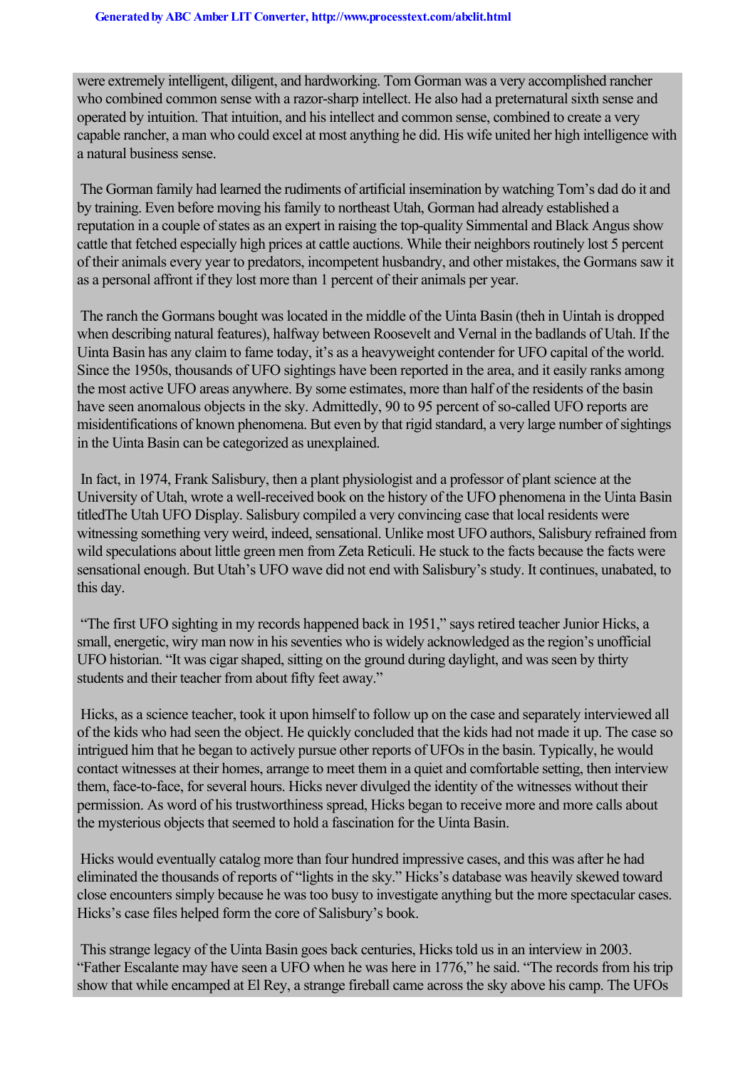were extremely intelligent, diligent, and hardworking. Tom Gorman was a very accomplished rancher who combined common sense with a razor-sharp intellect. He also had a preternatural sixth sense and operated by intuition. That intuition, and his intellect and common sense, combined to create a very capable rancher, a man who could excel at most anything he did. His wife united her high intelligence with a natural business sense.

The Gorman family had learned the rudiments of artificial insemination by watching Tom's dad do it and by training. Even before moving his family to northeast Utah, Gorman had already established a reputation in a couple of states as an expert in raising the top-quality Simmental and Black Angus show cattle that fetched especially high prices at cattle auctions. While their neighbors routinely lost 5 percent of their animals every year to predators, incompetent husbandry, and other mistakes, the Gormans saw it as a personal affront if they lost more than 1 percent of their animals per year.

The ranch the Gormans bought was located in the middle of the Uinta Basin (theh in Uintah is dropped when describing natural features), halfway between Roosevelt and Vernal in the badlands of Utah. If the Uinta Basin has any claim to fame today, it's as a heavyweight contender for UFO capital of the world. Since the 1950s, thousands of UFO sightings have been reported in the area, and it easily ranks among the most active UFO areas anywhere. By some estimates, more than half of the residents of the basin have seen anomalous objects in the sky. Admittedly, 90 to 95 percent of so-called UFO reports are misidentifications of known phenomena. But even by that rigid standard, a very large number of sightings in the Uinta Basin can be categorized as unexplained.

In fact, in 1974, Frank Salisbury, then a plant physiologist and a professor of plant science at the University of Utah, wrote a well-received book on the history of the UFO phenomena in the Uinta Basin titled*The Utah UFO Display*. Salisbury compiled a very convincing case that local residents were witnessing something very weird, indeed, sensational. Unlike most UFO authors, Salisbury refrained from wild speculations about little green men from Zeta Reticuli. He stuck to the facts because the facts were sensational enough. But Utah's UFO wave did not end with Salisbury's study. It continues, unabated, to this day.

"The first UFO sighting in my records happened back in 1951," says retired teacher Junior Hicks, a small, energetic, wiry man now in his seventies who is widely acknowledged as the region's unofficial UFO historian. "It was cigar shaped, sitting on the ground during daylight, and was seen by thirty students and their teacher from about fifty feet away."

Hicks, as a science teacher, took it upon himself to follow up on the case and separately interviewed all of the kids who had seen the object. He quickly concluded that the kids had not made it up. The case so intrigued him that he began to actively pursue other reports of UFOs in the basin. Typically, he would contact witnesses at their homes, arrange to meet them in a quiet and comfortable setting, then interview them, face-to-face, for several hours. Hicks never divulged the identity of the witnesses without their permission. As word of his trustworthiness spread, Hicks began to receive more and more calls about the mysterious objects that seemed to hold a fascination for the Uinta Basin.

Hicks would eventually catalog more than four hundred impressive cases, and this was after he had eliminated the thousands of reports of "lights in the sky." Hicks's database was heavily skewed toward close encounters simply because he was too busy to investigate anything but the more spectacular cases. Hicks's case files helped form the core of Salisbury's book.

This strange legacy of the Uinta Basin goes back centuries, Hicks told us in an interview in 2003. "Father Escalante may have seen a UFO when he was here in 1776," he said. "The records from his trip show that while encamped at El Rey, a strange fireball came across the sky above his camp. The UFOs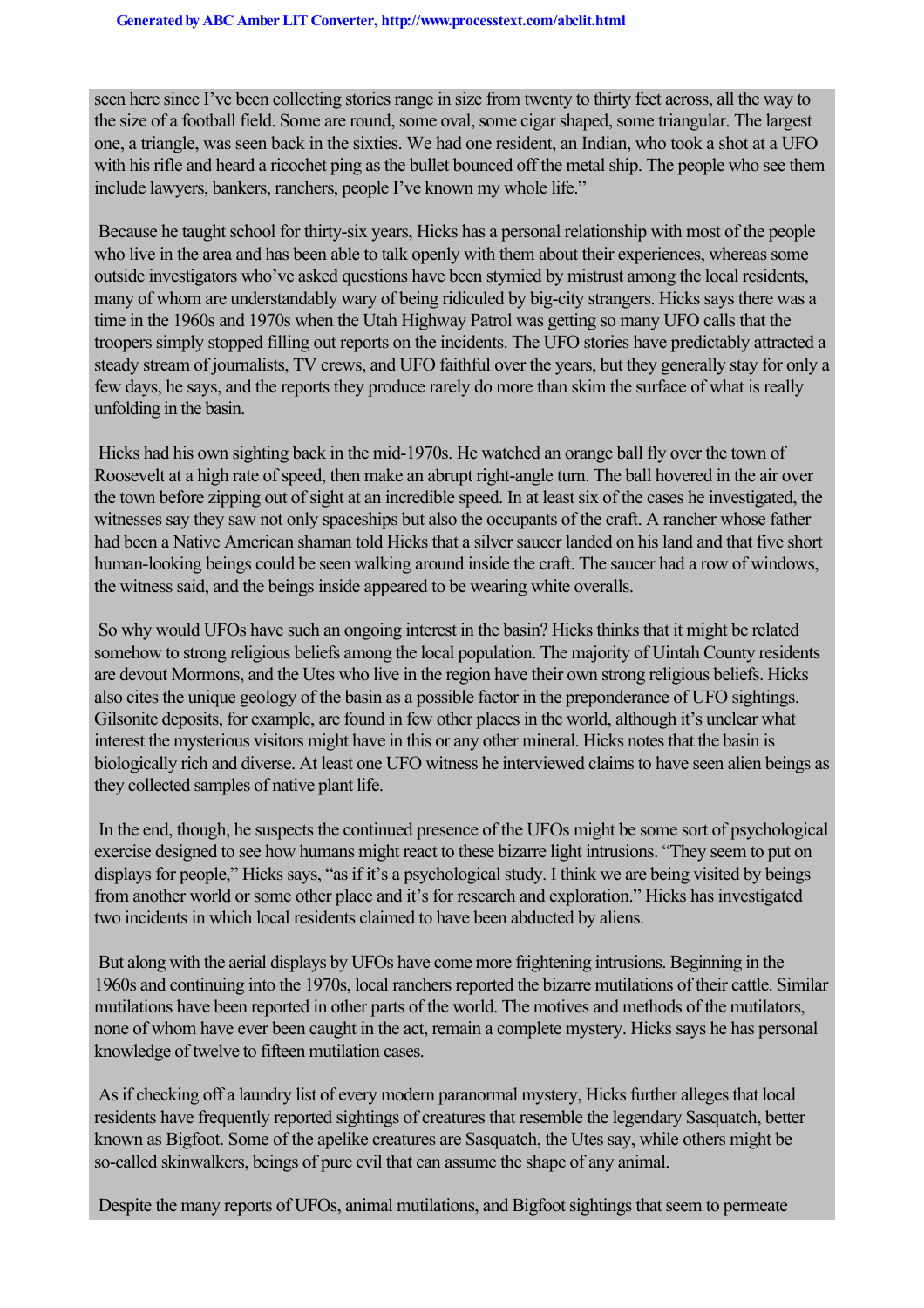seen here since I've been collecting stories range in size from twenty to thirty feet across, all the way to the size of a football field. Some are round, some oval, some cigar shaped, some triangular. The largest one, a triangle, was seen back in the sixties. We had one resident, an Indian, who took a shot at a UFO with his rifle and heard a ricochet ping as the bullet bounced off the metal ship. The people who see them include lawyers, bankers, ranchers, people I've known my whole life."

Because he taught school for thirty-six years, Hicks has a personal relationship with most of the people who live in the area and has been able to talk openly with them about their experiences, whereas some outside investigators who've asked questions have been stymied by mistrust among the local residents, many of whom are understandably wary of being ridiculed by big-city strangers. Hicks says there was a time in the 1960s and 1970s when the Utah Highway Patrol was getting so many UFO calls that the troopers simply stopped filling out reports on the incidents. The UFO stories have predictably attracted a steady stream of journalists, TV crews, and UFO faithful over the years, but they generally stay for only a few days, he says, and the reports they produce rarely do more than skim the surface of what is really unfolding in the basin.

Hicks had his own sighting back in the mid-1970s. He watched an orange ball fly over the town of Roosevelt at a high rate of speed, then make an abrupt right-angle turn. The ball hovered in the air over the town before zipping out of sight at an incredible speed. In at least six of the cases he investigated, the witnesses say they saw not only spaceships but also the occupants of the craft. A rancher whose father had been a Native American shaman told Hicks that a silver saucer landed on his land and that five short human-looking beings could be seen walking around inside the craft. The saucer had a row of windows, the witness said, and the beings inside appeared to be wearing white overalls.

So why would UFOs have such an ongoing interest in the basin? Hicks thinks that it might be related somehow to strong religious beliefs among the local population. The majority of Uintah County residents are devout Mormons, and the Utes who live in the region have their own strong religious beliefs. Hicks also cites the unique geology of the basin as a possible factor in the preponderance of UFO sightings. Gilsonite deposits, for example, are found in few other places in the world, although it's unclear what interest the mysterious visitors might have in this or any other mineral. Hicks notes that the basin is biologically rich and diverse. At least one UFO witness he interviewed claims to have seen alien beings as they collected samples of native plant life.

In the end, though, he suspects the continued presence of the UFOs might be some sort of psychological exercise designed to see how humans might react to these bizarre light intrusions. "They seem to put on displays for people," Hicks says, "as if it's a psychological study. I think we are being visited by beings from another world or some other place and it's for research and exploration." Hicks has investigated two incidents in which local residents claimed to have been abducted by aliens.

But along with the aerial displays by UFOs have come more frightening intrusions. Beginning in the 1960s and continuing into the 1970s, local ranchers reported the bizarre mutilations of their cattle. Similar mutilations have been reported in other parts of the world. The motives and methods of the mutilators, none of whom have ever been caught in the act, remain a complete mystery. Hicks says he has personal knowledge of twelve to fifteen mutilation cases.

As if checking off a laundry list of every modern paranormal mystery, Hicks further alleges that local residents have frequently reported sightings of creatures that resemble the legendary Sasquatch, better known as Bigfoot. Some of the apelike creatures are Sasquatch, the Utes say, while others might be so-called skinwalkers, beings of pure evil that can assume the shape of any animal.

Despite the many reports of UFOs, animal mutilations, and Bigfoot sightings that seem to permeate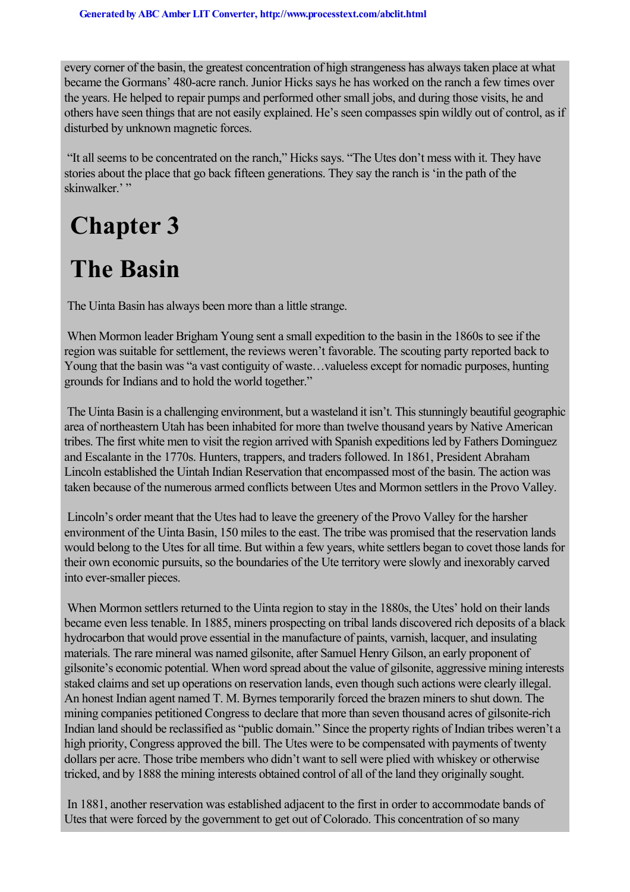every corner of the basin, the greatest concentration of high strangeness has always taken place at what became the Gormans' 480-acre ranch. Junior Hicks says he has worked on the ranch a few times over the years. He helped to repair pumps and performed other small jobs, and during those visits, he and others have seen things that are not easily explained. He's seen compasses spin wildly out of control, as if disturbed by unknown magnetic forces.

"It all seems to be concentrated on the ranch," Hicks says. "The Utes don't mess with it. They have stories about the place that go back fifteen generations. They say the ranch is 'in the path of the skinwalker.' "

# Chapter 3

# The Basin

The Uinta Basin has always been more than a little strange.

When Mormon leader Brigham Young sent a small expedition to the basin in the 1860s to see if the region was suitable for settlement, the reviews weren't favorable. The scouting party reported back to Young that the basin was "a vast contiguity of waste…valueless except for nomadic purposes, hunting grounds for Indians and to hold the world together."

The Uinta Basin is a challenging environment, but a wasteland it isn't. This stunningly beautiful geographic area of northeastern Utah has been inhabited for more than twelve thousand years by Native American tribes. The first white men to visit the region arrived with Spanish expeditions led by Fathers Dominguez and Escalante in the 1770s. Hunters, trappers, and traders followed. In 1861, President Abraham Lincoln established the Uintah Indian Reservation that encompassed most of the basin. The action was taken because of the numerous armed conflicts between Utes and Mormon settlers in the Provo Valley.

Lincoln's order meant that the Utes had to leave the greenery of the Provo Valley for the harsher environment of the Uinta Basin, 150 miles to the east. The tribe was promised that the reservation lands would belong to the Utes for all time. But within a few years, white settlers began to covet those lands for their own economic pursuits, so the boundaries of the Ute territory were slowly and inexorably carved into ever-smaller pieces.

When Mormon settlers returned to the Uinta region to stay in the 1880s, the Utes' hold on their lands became even less tenable. In 1885, miners prospecting on tribal lands discovered rich deposits of a black hydrocarbon that would prove essential in the manufacture of paints, varnish, lacquer, and insulating materials. The rare mineral was named gilsonite, after Samuel Henry Gilson, an early proponent of gilsonite's economic potential. When word spread about the value of gilsonite, aggressive mining interests staked claims and set up operations on reservation lands, even though such actions were clearly illegal. An honest Indian agent named T. M. Byrnes temporarily forced the brazen miners to shut down. The mining companies petitioned Congress to declare that more than seven thousand acres of gilsonite-rich Indian land should be reclassified as "public domain." Since the property rights of Indian tribes weren't a high priority, Congress approved the bill. The Utes were to be compensated with payments of twenty dollars per acre. Those tribe members who didn't want to sell were plied with whiskey or otherwise tricked, and by 1888 the mining interests obtained control of all of the land they originally sought.

In 1881, another reservation was established adjacent to the first in order to accommodate bands of Utes that were forced by the government to get out of Colorado. This concentration of so many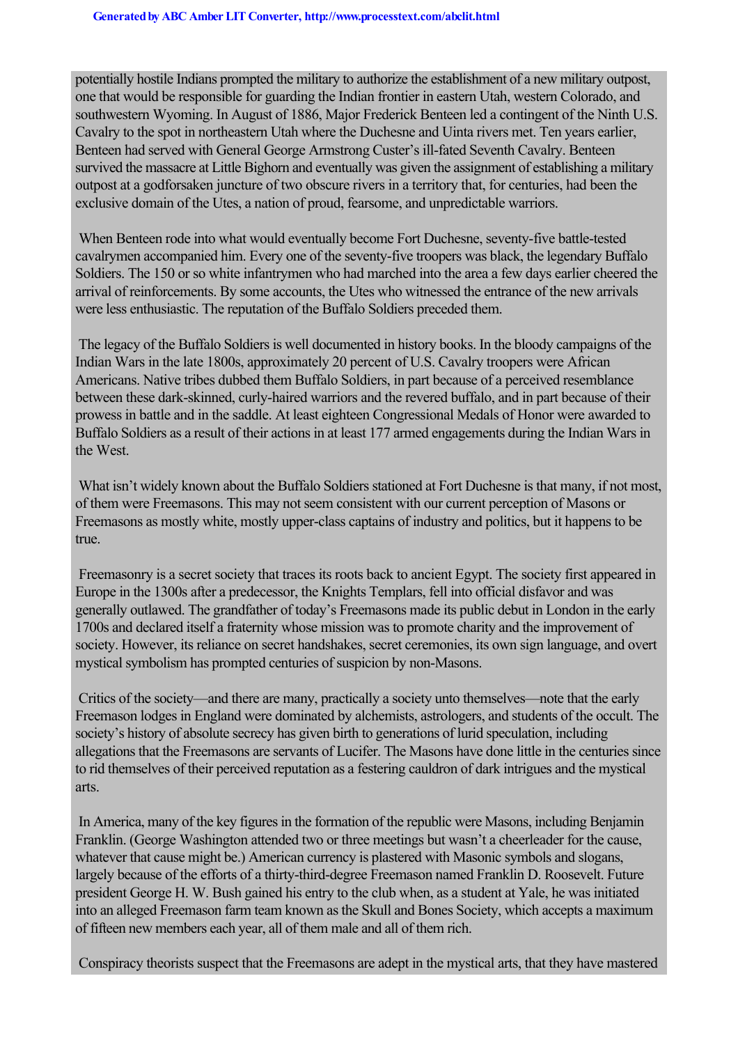potentially hostile Indians prompted the military to authorize the establishment of a new military outpost, one that would be responsible for guarding the Indian frontier in eastern Utah, western Colorado, and southwestern Wyoming. In August of 1886, Major Frederick Benteen led a contingent of the Ninth U.S. Cavalry to the spot in northeastern Utah where the Duchesne and Uinta rivers met. Ten years earlier, Benteen had served with General George Armstrong Custer's ill-fated Seventh Cavalry. Benteen survived the massacre at Little Bighorn and eventually was given the assignment of establishing a military outpost at a godforsaken juncture of two obscure rivers in a territory that, for centuries, had been the exclusive domain of the Utes, a nation of proud, fearsome, and unpredictable warriors.

When Benteen rode into what would eventually become Fort Duchesne, seventy-five battle-tested cavalrymen accompanied him. Every one of the seventy-five troopers was black, the legendary Buffalo Soldiers. The 150 or so white infantrymen who had marched into the area a few days earlier cheered the arrival of reinforcements. By some accounts, the Utes who witnessed the entrance of the new arrivals were less enthusiastic. The reputation of the Buffalo Soldiers preceded them.

The legacy of the Buffalo Soldiers is well documented in history books. In the bloody campaigns of the Indian Wars in the late 1800s, approximately 20 percent of U.S. Cavalry troopers were African Americans. Native tribes dubbed them Buffalo Soldiers, in part because of a perceived resemblance between these dark-skinned, curly-haired warriors and the revered buffalo, and in part because of their prowess in battle and in the saddle. At least eighteen Congressional Medals of Honor were awarded to Buffalo Soldiers as a result of their actions in at least 177 armed engagements during the Indian Wars in the West.

What isn't widely known about the Buffalo Soldiers stationed at Fort Duchesne is that many, if not most, of them were Freemasons. This may not seem consistent with our current perception of Masons or Freemasons as mostly white, mostly upper-class captains of industry and politics, but it happens to be true.

Freemasonry is a secret society that traces its roots back to ancient Egypt. The society first appeared in Europe in the 1300s after a predecessor, the Knights Templars, fell into official disfavor and was generally outlawed. The grandfather of today's Freemasons made its public debut in London in the early 1700s and declared itself a fraternity whose mission was to promote charity and the improvement of society. However, its reliance on secret handshakes, secret ceremonies, its own sign language, and overt mystical symbolism has prompted centuries of suspicion by non-Masons.

Critics of the society—and there are many, practically a society unto themselves—note that the early Freemason lodges in England were dominated by alchemists, astrologers, and students of the occult. The society's history of absolute secrecy has given birth to generations of lurid speculation, including allegations that the Freemasons are servants of Lucifer. The Masons have done little in the centuries since to rid themselves of their perceived reputation as a festering cauldron of dark intrigues and the mystical arts.

In America, many of the key figures in the formation of the republic were Masons, including Benjamin Franklin. (George Washington attended two or three meetings but wasn't a cheerleader for the cause, whatever that cause might be.) American currency is plastered with Masonic symbols and slogans, largely because of the efforts of a thirty-third-degree Freemason named Franklin D. Roosevelt. Future president George H. W. Bush gained his entry to the club when, as a student at Yale, he was initiated into an alleged Freemason farm team known as the Skull and Bones Society, which accepts a maximum of fifteen new members each year, all of them male and all of them rich.

Conspiracy theorists suspect that the Freemasons are adept in the mystical arts, that they have mastered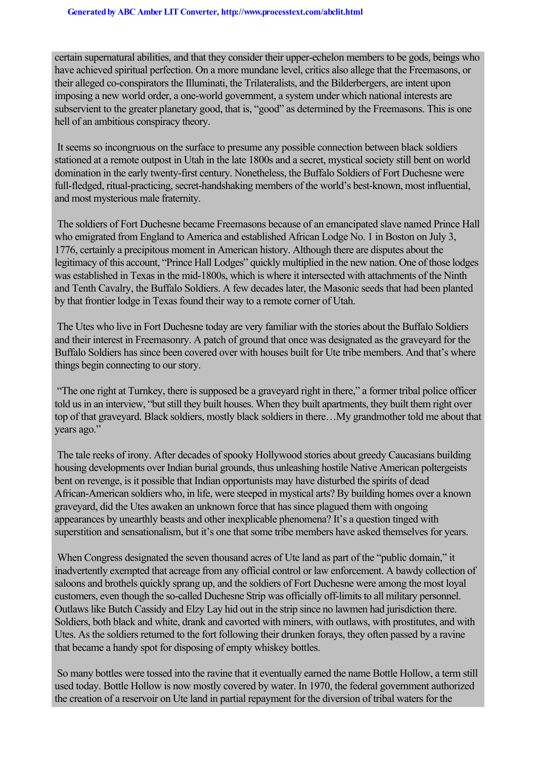certain supernatural abilities, and that they consider their upper-echelon members to be gods, beings who have achieved spiritual perfection. On a more mundane level, critics also allege that the Freemasons, or their alleged co-conspirators the Illuminati, the Trilateralists, and the Bilderbergers, are intent upon imposing a new world order, a one-world government, a system under which national interests are subservient to the greater planetary good, that is, "good" as determined by the Freemasons. This is one hell of an ambitious conspiracy theory.

It seems so incongruous on the surface to presume any possible connection between black soldiers stationed at a remote outpost in Utah in the late 1800s and a secret, mystical society still bent on world domination in the early twenty-first century. Nonetheless, the Buffalo Soldiers of Fort Duchesne were full-fledged, ritual-practicing, secret-handshaking members of the world's best-known, most influential, and most mysterious male fraternity.

The soldiers of Fort Duchesne became Freemasons because of an emancipated slave named Prince Hall who emigrated from England to America and established African Lodge No. 1 in Boston on July 3, 1776, certainly a precipitous moment in American history. Although there are disputes about the legitimacy of this account, "Prince Hall Lodges" quickly multiplied in the new nation. One of those lodges was established in Texas in the mid-1800s, which is where it intersected with attachments of the Ninth and Tenth Cavalry, the Buffalo Soldiers. A few decades later, the Masonic seeds that had been planted by that frontier lodge in Texas found their way to a remote corner of Utah.

The Utes who live in Fort Duchesne today are very familiar with the stories about the Buffalo Soldiers and their interest in Freemasonry. A patch of ground that once was designated as the graveyard for the Buffalo Soldiers has since been covered over with houses built for Ute tribe members. And that's where things begin connecting to our story.

"The one right at Turnkey, there is supposed be a graveyard right in there," a former tribal police officer told us in an interview, "but still they built houses. When they built apartments, they built them right over top of that graveyard. Black soldiers, mostly black soldiers in there…My grandmother told me about that years ago."

The tale reeks of irony. After decades of spooky Hollywood stories about greedy Caucasians building housing developments over Indian burial grounds, thus unleashing hostile Native American poltergeists bent on revenge, is it possible that Indian opportunists may have disturbed the spirits of dead African-American soldiers who, in life, were steeped in mystical arts? By building homes over a known graveyard, did the Utes awaken an unknown force that has since plagued them with ongoing appearances by unearthly beasts and other inexplicable phenomena? It's a question tinged with superstition and sensationalism, but it's one that some tribe members have asked themselves for years.

When Congress designated the seven thousand acres of Ute land as part of the "public domain," it inadvertently exempted that acreage from any official control or law enforcement. A bawdy collection of saloons and brothels quickly sprang up, and the soldiers of Fort Duchesne were among the most loyal customers, even though the so-called Duchesne Strip was officially off-limits to all military personnel. Outlaws like Butch Cassidy and Elzy Lay hid out in the strip since no lawmen had jurisdiction there. Soldiers, both black and white, drank and cavorted with miners, with outlaws, with prostitutes, and with Utes. As the soldiers returned to the fort following their drunken forays, they often passed by a ravine that became a handy spot for disposing of empty whiskey bottles.

So many bottles were tossed into the ravine that it eventually earned the name Bottle Hollow, a term still used today. Bottle Hollow is now mostly covered by water. In 1970, the federal government authorized the creation of a reservoir on Ute land in partial repayment for the diversion of tribal waters for the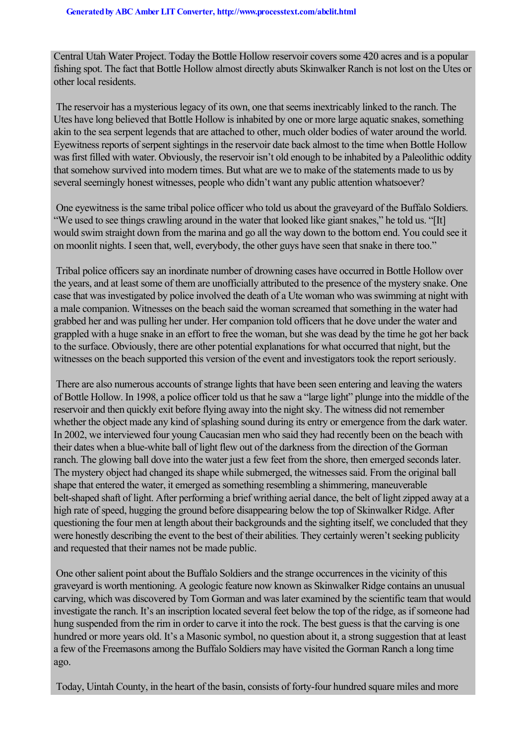Central Utah Water Project. Today the Bottle Hollow reservoir covers some 420 acres and is a popular fishing spot. The fact that Bottle Hollow almost directly abuts Skinwalker Ranch is not lost on the Utes or other local residents.

The reservoir has a mysterious legacy of its own, one that seems inextricably linked to the ranch. The Utes have long believed that Bottle Hollow is inhabited by one or more large aquatic snakes, something akin to the sea serpent legends that are attached to other, much older bodies of water around the world. Eyewitness reports of serpent sightings in the reservoir date back almost to the time when Bottle Hollow was first filled with water. Obviously, the reservoir isn't old enough to be inhabited by a Paleolithic oddity that somehow survived into modern times. But what are we to make of the statements made to us by several seemingly honest witnesses, people who didn't want any public attention whatsoever?

One eyewitness is the same tribal police officer who told us about the graveyard of the Buffalo Soldiers. "We used to see things crawling around in the water that looked like giant snakes," he told us. "[It] would swim straight down from the marina and go all the way down to the bottom end. You could see it on moonlit nights. I seen that, well, everybody, the other guys have seen that snake in there too."

Tribal police officers say an inordinate number of drowning cases have occurred in Bottle Hollow over the years, and at least some of them are unofficially attributed to the presence of the mystery snake. One case that was investigated by police involved the death of a Ute woman who was swimming at night with a male companion. Witnesses on the beach said the woman screamed that something in the water had grabbed her and was pulling her under. Her companion told officers that he dove under the water and grappled with a huge snake in an effort to free the woman, but she was dead by the time he got her back to the surface. Obviously, there are other potential explanations for what occurred that night, but the witnesses on the beach supported this version of the event and investigators took the report seriously.

There are also numerous accounts of strange lights that have been seen entering and leaving the waters of Bottle Hollow. In 1998, a police officer told us that he saw a "large light" plunge into the middle of the reservoir and then quickly exit before flying away into the night sky. The witness did not remember whether the object made any kind of splashing sound during its entry or emergence from the dark water. In 2002, we interviewed four young Caucasian men who said they had recently been on the beach with their dates when a blue-white ball of light flew out of the darkness from the direction of the Gorman ranch. The glowing ball dove into the water just a few feet from the shore, then emerged seconds later. The mystery object had changed its shape while submerged, the witnesses said. From the original ball shape that entered the water, it emerged as something resembling a shimmering, maneuverable belt-shaped shaft of light. After performing a brief writhing aerial dance, the belt of light zipped away at a high rate of speed, hugging the ground before disappearing below the top of Skinwalker Ridge. After questioning the four men at length about their backgrounds and the sighting itself, we concluded that they were honestly describing the event to the best of their abilities. They certainly weren't seeking publicity and requested that their names not be made public.

One other salient point about the Buffalo Soldiers and the strange occurrences in the vicinity of this graveyard is worth mentioning. A geologic feature now known as Skinwalker Ridge contains an unusual carving, which was discovered by Tom Gorman and was later examined by the scientific team that would investigate the ranch. It's an inscription located several feet below the top of the ridge, as if someone had hung suspended from the rim in order to carve it into the rock. The best guess is that the carving is one hundred or more years old. It's a Masonic symbol, no question about it, a strong suggestion that at least a few of the Freemasons among the Buffalo Soldiers may have visited the Gorman Ranch a long time ago.

Today, Uintah County, in the heart of the basin, consists of forty-four hundred square miles and more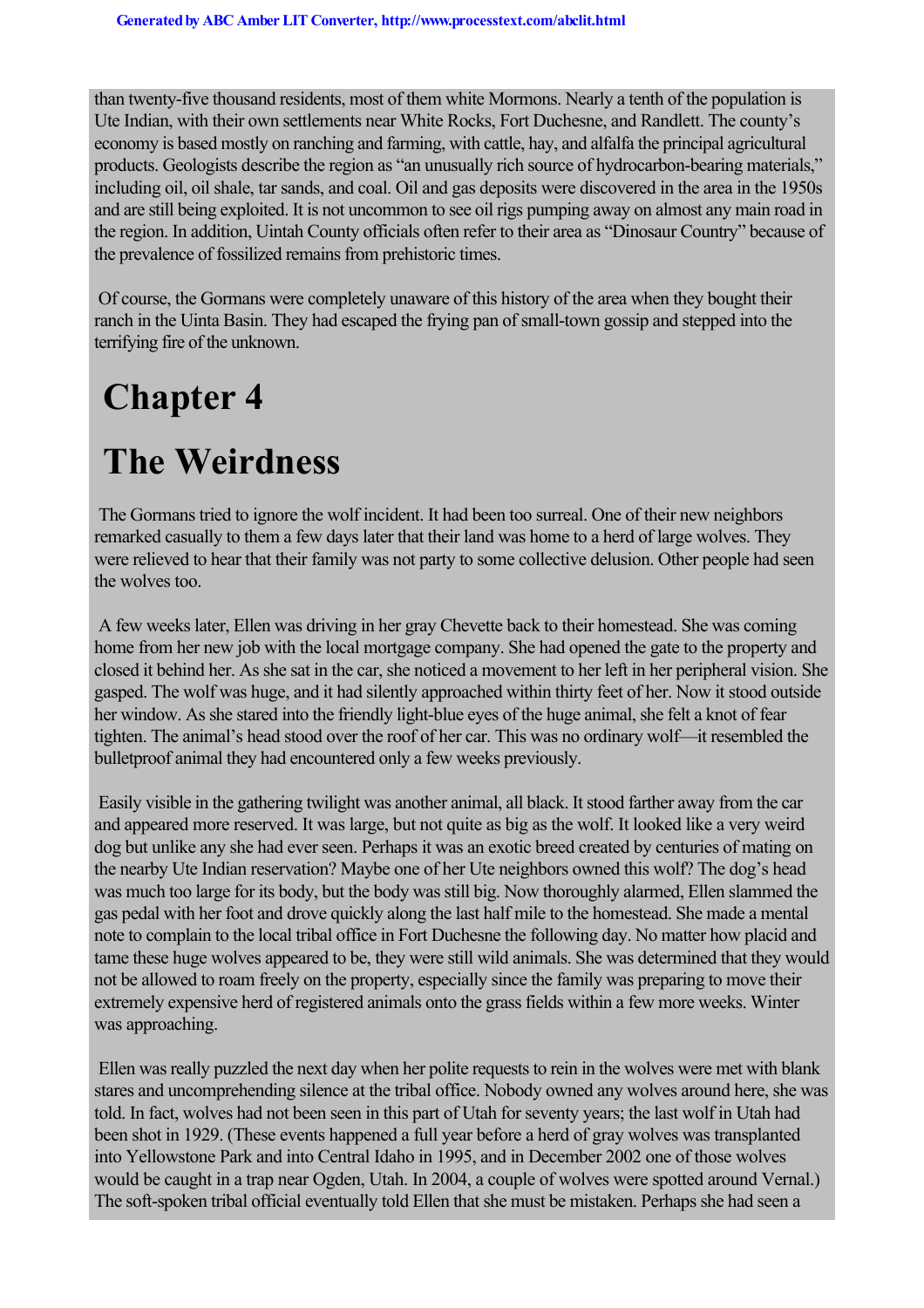than twenty-five thousand residents, most of them white Mormons. Nearly a tenth of the population is Ute Indian, with their own settlements near White Rocks, Fort Duchesne, and Randlett. The county's economy is based mostly on ranching and farming, with cattle, hay, and alfalfa the principal agricultural products. Geologists describe the region as "an unusually rich source of hydrocarbon-bearing materials," including oil, oil shale, tar sands, and coal. Oil and gas deposits were discovered in the area in the 1950s and are still being exploited. It is not uncommon to see oil rigs pumping away on almost any main road in the region. In addition, Uintah County officials often refer to their area as "Dinosaur Country" because of the prevalence of fossilized remains from prehistoric times.

Of course, the Gormans were completely unaware of this history of the area when they bought their ranch in the Uinta Basin. They had escaped the frying pan of small-town gossip and stepped into the terrifying fire of the unknown.

# Chapter 4

# The Weirdness

The Gormans tried to ignore the wolf incident. It had been too surreal. One of their new neighbors remarked casually to them a few days later that their land was home to a herd of large wolves. They were relieved to hear that their family was not party to some collective delusion. Other people had seen the wolves too.

A few weeks later, Ellen was driving in her gray Chevette back to their homestead. She was coming home from her new job with the local mortgage company. She had opened the gate to the property and closed it behind her. As she sat in the car, she noticed a movement to her left in her peripheral vision. She gasped. The wolf was huge, and it had silently approached within thirty feet of her. Now it stood outside her window. As she stared into the friendly light-blue eyes of the huge animal, she felt a knot of fear tighten. The animal's head stood over the roof of her car. This was no ordinary wolf—it resembled the bulletproof animal they had encountered only a few weeks previously.

Easily visible in the gathering twilight was another animal, all black. It stood farther away from the car and appeared more reserved. It was large, but not quite as big as the wolf. It looked like a very weird dog but unlike any she had ever seen. Perhaps it was an exotic breed created by centuries of mating on the nearby Ute Indian reservation? Maybe one of her Ute neighbors owned this wolf? The dog's head was much too large for its body, but the body was still big. Now thoroughly alarmed, Ellen slammed the gas pedal with her foot and drove quickly along the last half mile to the homestead. She made a mental note to complain to the local tribal office in Fort Duchesne the following day. No matter how placid and tame these huge wolves appeared to be, they were still wild animals. She was determined that they would not be allowed to roam freely on the property, especially since the family was preparing to move their extremely expensive herd of registered animals onto the grass fields within a few more weeks. Winter was approaching.

Ellen was really puzzled the next day when her polite requests to rein in the wolves were met with blank stares and uncomprehending silence at the tribal office. Nobody owned any wolves around here, she was told. In fact, wolves had not been seen in this part of Utah for seventy years; the last wolf in Utah had been shot in 1929. (These events happened a full year before a herd of gray wolves was transplanted into Yellowstone Park and into Central Idaho in 1995, and in December 2002 one of those wolves would be caught in a trap near Ogden, Utah. In 2004, a couple of wolves were spotted around Vernal.) The soft-spoken tribal official eventually told Ellen that she must be mistaken. Perhaps she had seen a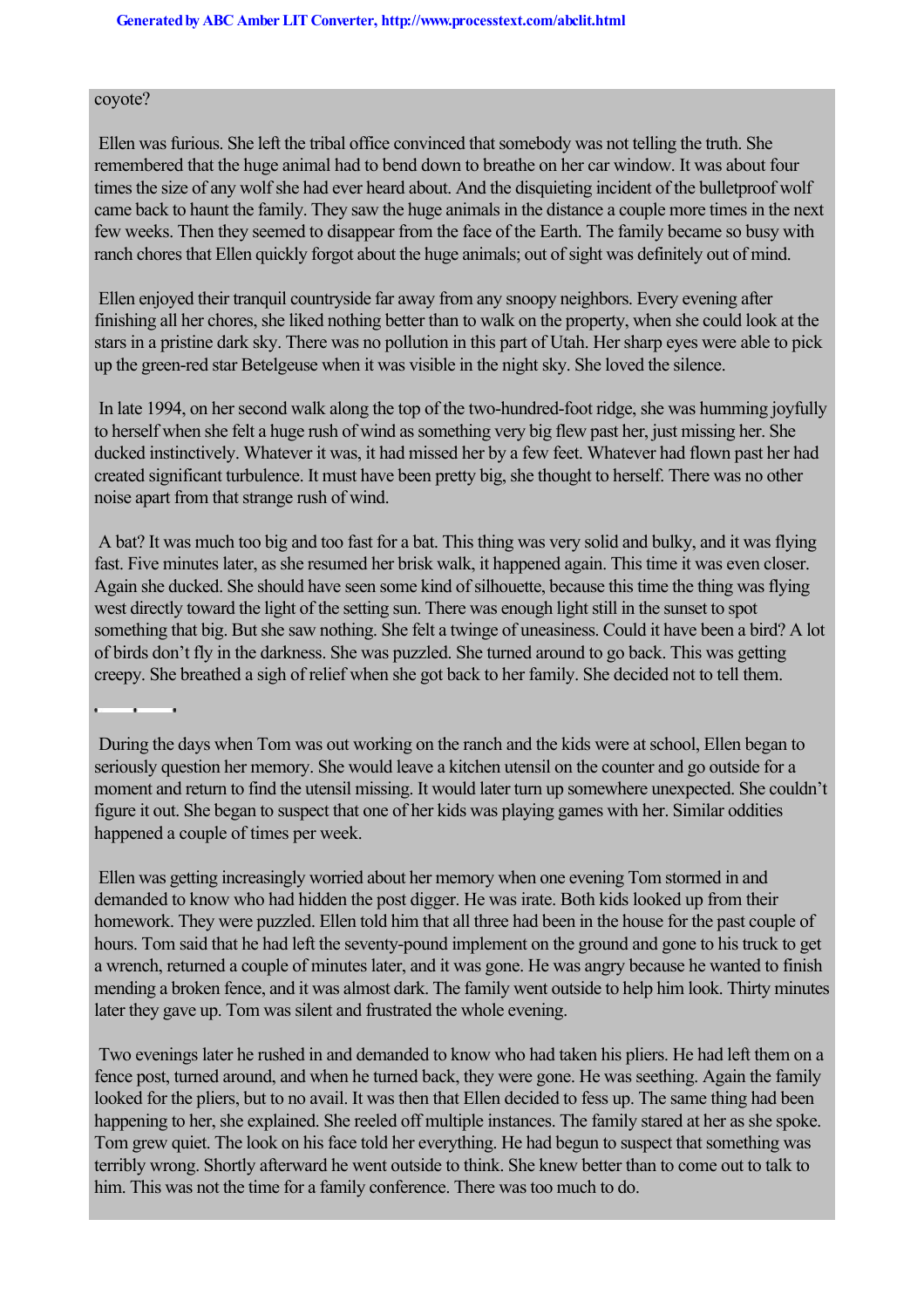coyote?

Ellen was furious. She left the tribal office convinced that somebody was not telling the truth. She remembered that the huge animal had to bend down to breathe on her car window. It was about four times the size of any wolf she had ever heard about. And the disquieting incident of the bulletproof wolf came back to haunt the family. They saw the huge animals in the distance a couple more times in the next few weeks. Then they seemed to disappear from the face of the Earth. The family became so busy with ranch chores that Ellen quickly forgot about the huge animals; out of sight was definitely out of mind.

Ellen enjoyed their tranquil countryside far away from any snoopy neighbors. Every evening after finishing all her chores, she liked nothing better than to walk on the property, when she could look at the stars in a pristine dark sky. There was no pollution in this part of Utah. Her sharp eyes were able to pick up the green-red star Betelgeuse when it was visible in the night sky. She loved the silence.

In late 1994, on her second walk along the top of the two-hundred-foot ridge, she was humming joyfully to herself when she felt a huge rush of wind as something very big flew past her, just missing her. She ducked instinctively. Whatever it was, it had missed her by a few feet. Whatever had flown past her had created significant turbulence. It must have been pretty big, she thought to herself. There was no other noise apart from that strange rush of wind.

A bat? It was much too big and too fast for a bat. This thing was very solid and bulky, and it was flying fast. Five minutes later, as she resumed her brisk walk, it happened again. This time it was even closer. Again she ducked. She should have seen some kind of silhouette, because this time the thing was flying west directly toward the light of the setting sun. There was enough light still in the sunset to spot something that big. But she saw nothing. She felt a twinge of uneasiness. Could it have been a bird? A lot of birds don't fly in the darkness. She was puzzled. She turned around to go back. This was getting creepy. She breathed a sigh of relief when she got back to her family. She decided not to tell them.

---

During the days when Tom was out working on the ranch and the kids were at school, Ellen began to seriously question her memory. She would leave a kitchen utensil on the counter and go outside for a moment and return to find the utensil missing. It would later turn up somewhere unexpected. She couldn't figure it out. She began to suspect that one of her kids was playing games with her. Similar oddities happened a couple of times per week.

Ellen was getting increasingly worried about her memory when one evening Tom stormed in and demanded to know who had hidden the post digger. He was irate. Both kids looked up from their homework. They were puzzled. Ellen told him that all three had been in the house for the past couple of hours. Tom said that he had left the seventy-pound implement on the ground and gone to his truck to get a wrench, returned a couple of minutes later, and it was gone. He was angry because he wanted to finish mending a broken fence, and it was almost dark. The family went outside to help him look. Thirty minutes later they gave up. Tom was silent and frustrated the whole evening.

Two evenings later he rushed in and demanded to know who had taken his pliers. He had left them on a fence post, turned around, and when he turned back, they were gone. He was seething. Again the family looked for the pliers, but to no avail. It was then that Ellen decided to fess up. The same thing had been happening to her, she explained. She reeled off multiple instances. The family stared at her as she spoke. Tom grew quiet. The look on his face told her everything. He had begun to suspect that something was terribly wrong. Shortly afterward he went outside to think. She knew better than to come out to talk to him. This was not the time for a family conference. There was too much to do.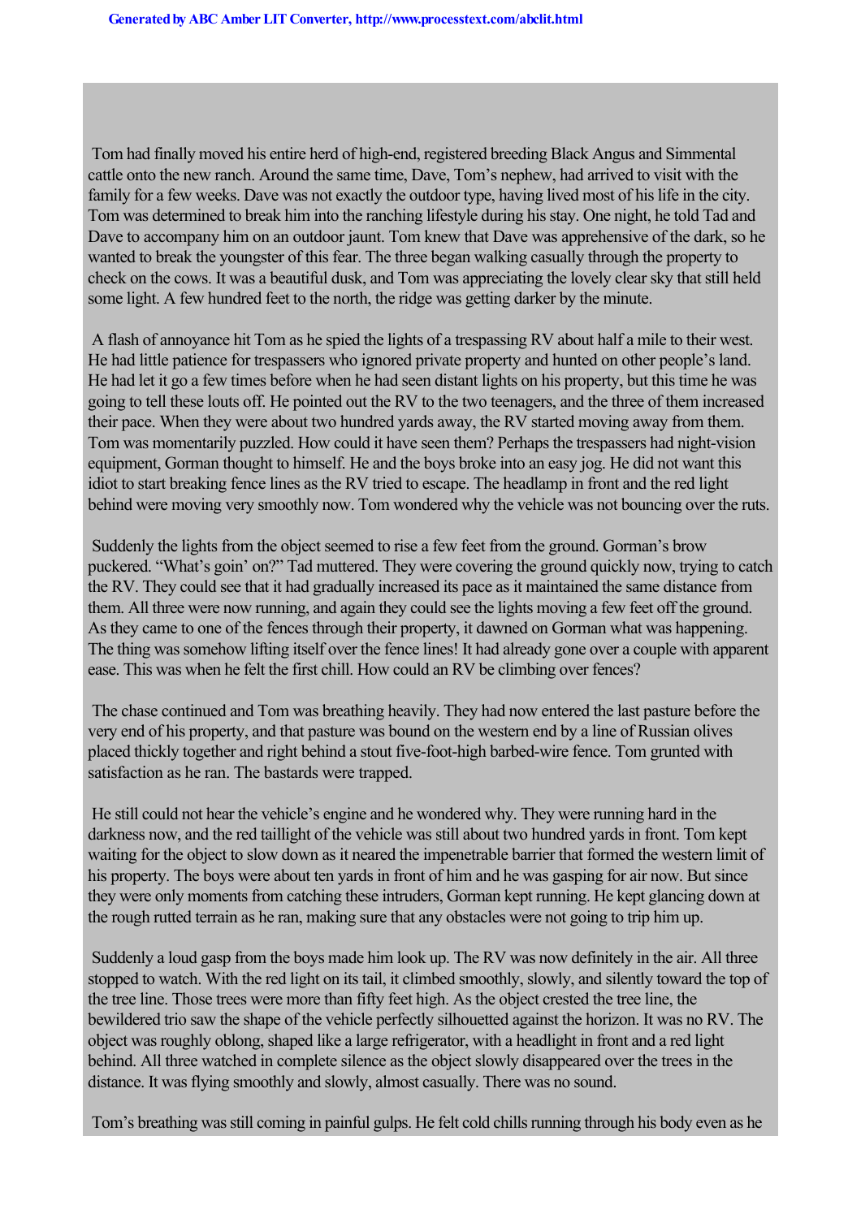Tom had finally moved his entire herd of high-end, registered breeding Black Angus and Simmental cattle onto the new ranch. Around the same time, Dave, Tom's nephew, had arrived to visit with the family for a few weeks. Dave was not exactly the outdoor type, having lived most of his life in the city. Tom was determined to break him into the ranching lifestyle during his stay. One night, he told Tad and Dave to accompany him on an outdoor jaunt. Tom knew that Dave was apprehensive of the dark, so he wanted to break the youngster of this fear. The three began walking casually through the property to check on the cows. It was a beautiful dusk, and Tom was appreciating the lovely clear sky that still held some light. A few hundred feet to the north, the ridge was getting darker by the minute.

A flash of annoyance hit Tom as he spied the lights of a trespassing RV about half a mile to their west. He had little patience for trespassers who ignored private property and hunted on other people's land. He had let it go a few times before when he had seen distant lights on his property, but this time he was going to tell these louts off. He pointed out the RV to the two teenagers, and the three of them increased their pace. When they were about two hundred yards away, the RV started moving away from them. Tom was momentarily puzzled. How could it have seen them? Perhaps the trespassers had night-vision equipment, Gorman thought to himself. He and the boys broke into an easy jog. He did not want this idiot to start breaking fence lines as the RV tried to escape. The headlamp in front and the red light behind were moving very smoothly now. Tom wondered why the vehicle was not bouncing over the ruts.

Suddenly the lights from the object seemed to rise a few feet from the ground. Gorman's brow puckered. "What's goin' on?" Tad muttered. They were covering the ground quickly now, trying to catch the RV. They could see that it had gradually increased its pace as it maintained the same distance from them. All three were now running, and again they could see the lights moving a few feet off the ground. As they came to one of the fences through their property, it dawned on Gorman what was happening. The thing was somehow lifting itself over the fence lines! It had already gone over a couple with apparent ease. This was when he felt the first chill. How could an RV be climbing over fences?

The chase continued and Tom was breathing heavily. They had now entered the last pasture before the very end of his property, and that pasture was bound on the western end by a line of Russian olives placed thickly together and right behind a stout five-foot-high barbed-wire fence. Tom grunted with satisfaction as he ran. The bastards were trapped.

He still could not hear the vehicle's engine and he wondered why. They were running hard in the darkness now, and the red taillight of the vehicle was still about two hundred yards in front. Tom kept waiting for the object to slow down as it neared the impenetrable barrier that formed the western limit of his property. The boys were about ten yards in front of him and he was gasping for air now. But since they were only moments from catching these intruders, Gorman kept running. He kept glancing down at the rough rutted terrain as he ran, making sure that any obstacles were not going to trip him up.

Suddenly a loud gasp from the boys made him look up. The RV was now definitely in the air. All three stopped to watch. With the red light on its tail, it climbed smoothly, slowly, and silently toward the top of the tree line. Those trees were more than fifty feet high. As the object crested the tree line, the bewildered trio saw the shape of the vehicle perfectly silhouetted against the horizon. It was no RV. The object was roughly oblong, shaped like a large refrigerator, with a headlight in front and a red light behind. All three watched in complete silence as the object slowly disappeared over the trees in the distance. It was flying smoothly and slowly, almost casually. There was no sound.

Tom's breathing was still coming in painful gulps. He felt cold chills running through his body even as he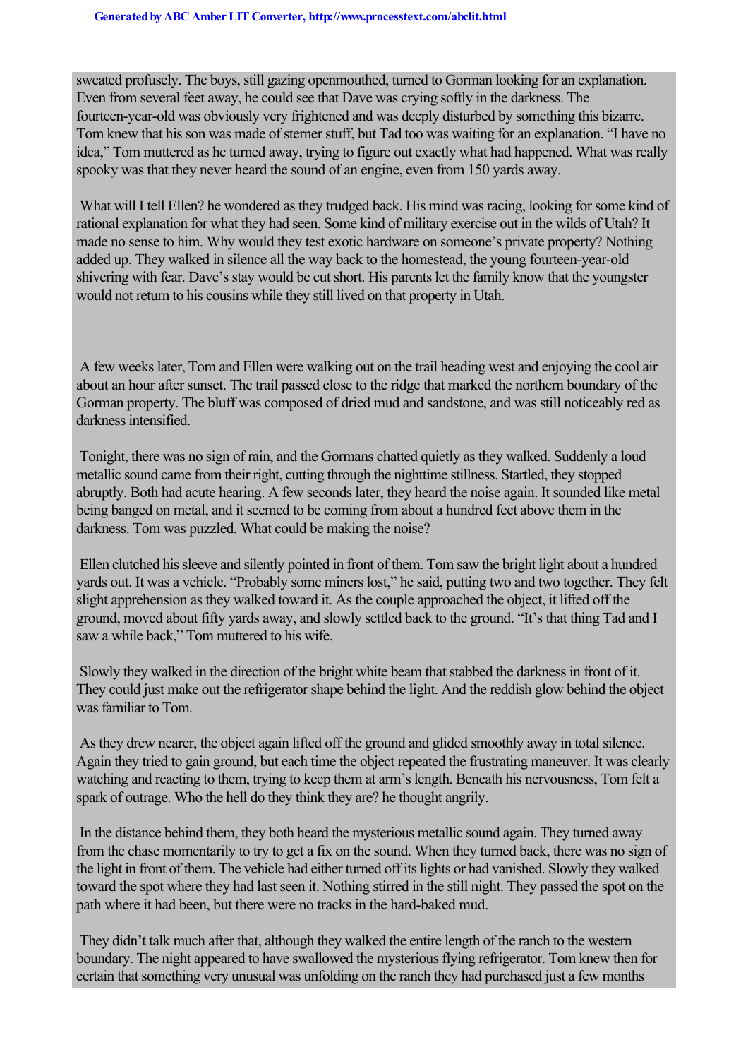sweated profusely. The boys, still gazing openmouthed, turned to Gorman looking for an explanation. Even from several feet away, he could see that Dave was crying softly in the darkness. The fourteen-year-old was obviously very frightened and was deeply disturbed by something this bizarre. Tom knew that his son was made of sterner stuff, but Tad too was waiting for an explanation. "I have no idea," Tom muttered as he turned away, trying to figure out exactly what had happened. What was really spooky was that they never heard the sound of an engine, even from 150 yards away.

What will I tell Ellen? he wondered as they trudged back. His mind was racing, looking for some kind of rational explanation for what they had seen. Some kind of military exercise out in the wilds of Utah? It made no sense to him. Why would they test exotic hardware on someone's private property? Nothing added up. They walked in silence all the way back to the homestead, the young fourteen-year-old shivering with fear. Dave's stay would be cut short. His parents let the family know that the youngster would not return to his cousins while they still lived on that property in Utah.

A few weeks later, Tom and Ellen were walking out on the trail heading west and enjoying the cool air about an hour after sunset. The trail passed close to the ridge that marked the northern boundary of the Gorman property. The bluff was composed of dried mud and sandstone, and was still noticeably red as darkness intensified.

Tonight, there was no sign of rain, and the Gormans chatted quietly as they walked. Suddenly a loud metallic sound came from their right, cutting through the nighttime stillness. Startled, they stopped abruptly. Both had acute hearing. A few seconds later, they heard the noise again. It sounded like metal being banged on metal, and it seemed to be coming from about a hundred feet above them in the darkness. Tom was puzzled. What could be making the noise?

Ellen clutched his sleeve and silently pointed in front of them. Tom saw the bright light about a hundred yards out. It was a vehicle. "Probably some miners lost," he said, putting two and two together. They felt slight apprehension as they walked toward it. As the couple approached the object, it lifted off the ground, moved about fifty yards away, and slowly settled back to the ground. "It's that thing Tad and I saw a while back," Tom muttered to his wife.

Slowly they walked in the direction of the bright white beam that stabbed the darkness in front of it. They could just make out the refrigerator shape behind the light. And the reddish glow behind the object was familiar to Tom.

As they drew nearer, the object again lifted off the ground and glided smoothly away in total silence. Again they tried to gain ground, but each time the object repeated the frustrating maneuver. It was clearly watching and reacting to them, trying to keep them at arm's length. Beneath his nervousness, Tom felt a spark of outrage. Who the hell do they think they are? he thought angrily.

In the distance behind them, they both heard the mysterious metallic sound again. They turned away from the chase momentarily to try to get a fix on the sound. When they turned back, there was no sign of the light in front of them. The vehicle had either turned off its lights or had vanished. Slowly they walked toward the spot where they had last seen it. Nothing stirred in the still night. They passed the spot on the path where it had been, but there were no tracks in the hard-baked mud.

They didn't talk much after that, although they walked the entire length of the ranch to the western boundary. The night appeared to have swallowed the mysterious flying refrigerator. Tom knew then for certain that something very unusual was unfolding on the ranch they had purchased just a few months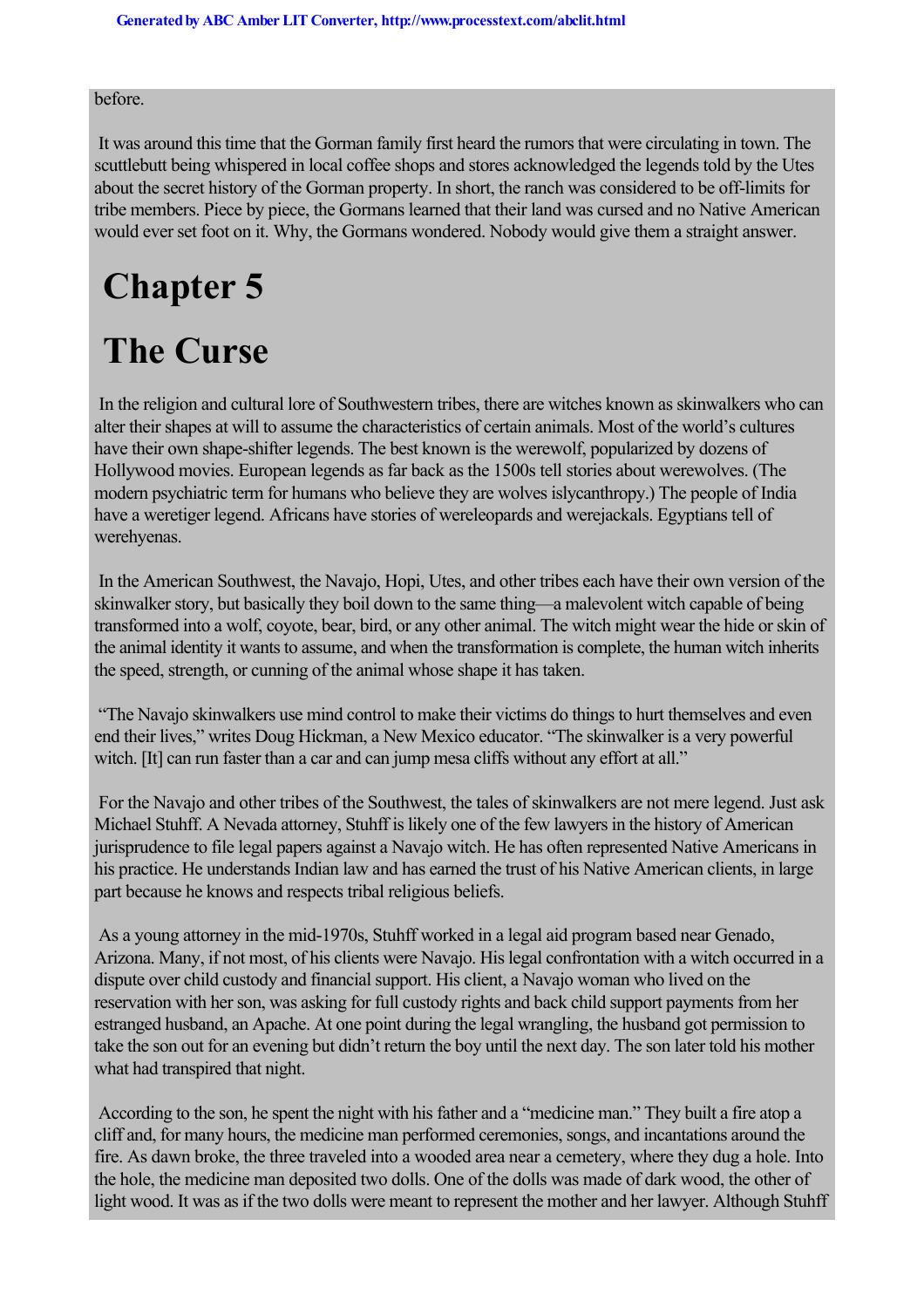before.

It was around this time that the Gorman family first heard the rumors that were circulating in town. The scuttlebutt being whispered in local coffee shops and stores acknowledged the legends told by the Utes about the secret history of the Gorman property. In short, the ranch was considered to be off-limits for tribe members. Piece by piece, the Gormans learned that their land was cursed and no Native American would ever set foot on it. Why, the Gormans wondered. Nobody would give them a straight answer.

# Chapter 5

# The Curse

In the religion and cultural lore of Southwestern tribes, there are witches known as skinwalkers who can alter their shapes at will to assume the characteristics of certain animals. Most of the world's cultures have their own shape-shifter legends. The best known is the werewolf, popularized by dozens of Hollywood movies. European legends as far back as the 1500s tell stories about werewolves. (The modern psychiatric term for humans who believe they are wolves islycanthropy.) The people of India have a weretiger legend. Africans have stories of wereleopards and werejackals. Egyptians tell of werehyenas.

In the American Southwest, the Navajo, Hopi, Utes, and other tribes each have their own version of the skinwalker story, but basically they boil down to the same thing—a malevolent witch capable of being transformed into a wolf, coyote, bear, bird, or any other animal. The witch might wear the hide or skin of the animal identity it wants to assume, and when the transformation is complete, the human witch inherits the speed, strength, or cunning of the animal whose shape it has taken.

"The Navajo skinwalkers use mind control to make their victims do things to hurt themselves and even end their lives," writes Doug Hickman, a New Mexico educator. "The skinwalker is a very powerful witch. [It] can run faster than a car and can jump mesa cliffs without any effort at all."

For the Navajo and other tribes of the Southwest, the tales of skinwalkers are not mere legend. Just ask Michael Stuhff. A Nevada attorney, Stuhff is likely one of the few lawyers in the history of American jurisprudence to file legal papers against a Navajo witch. He has often represented Native Americans in his practice. He understands Indian law and has earned the trust of his Native American clients, in large part because he knows and respects tribal religious beliefs.

As a young attorney in the mid-1970s, Stuhff worked in a legal aid program based near Genado, Arizona. Many, if not most, of his clients were Navajo. His legal confrontation with a witch occurred in a dispute over child custody and financial support. His client, a Navajo woman who lived on the reservation with her son, was asking for full custody rights and back child support payments from her estranged husband, an Apache. At one point during the legal wrangling, the husband got permission to take the son out for an evening but didn't return the boy until the next day. The son later told his mother what had transpired that night.

According to the son, he spent the night with his father and a "medicine man." They built a fire atop a cliff and, for many hours, the medicine man performed ceremonies, songs, and incantations around the fire. As dawn broke, the three traveled into a wooded area near a cemetery, where they dug a hole. Into the hole, the medicine man deposited two dolls. One of the dolls was made of dark wood, the other of light wood. It was as if the two dolls were meant to represent the mother and her lawyer. Although Stuhff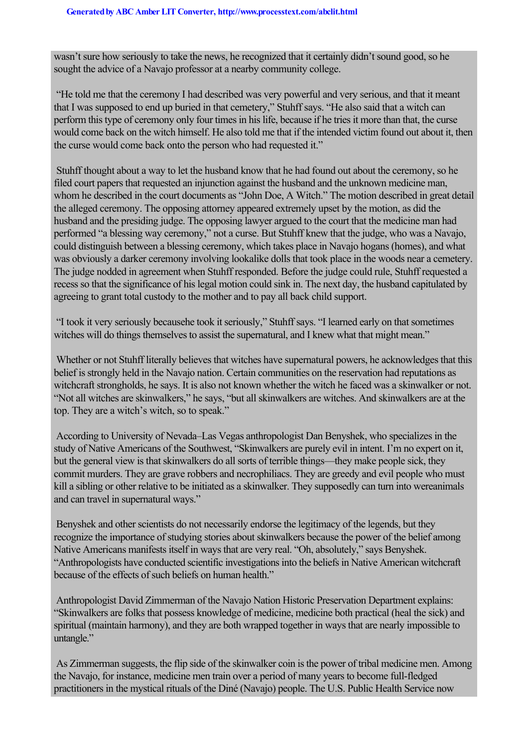wasn't sure how seriously to take the news, he recognized that it certainly didn't sound good, so he sought the advice of a Navajo professor at a nearby community college.

"He told me that the ceremony I had described was very powerful and very serious, and that it meant that I was supposed to end up buried in that cemetery," Stuhff says. "He also said that a witch can perform this type of ceremony only four times in his life, because if he tries it more than that, the curse would come back on the witch himself. He also told me that if the intended victim found out about it, then the curse would come back onto the person who had requested it."

Stuhff thought about a way to let the husband know that he had found out about the ceremony, so he filed court papers that requested an injunction against the husband and the unknown medicine man, whom he described in the court documents as "John Doe, A Witch." The motion described in great detail the alleged ceremony. The opposing attorney appeared extremely upset by the motion, as did the husband and the presiding judge. The opposing lawyer argued to the court that the medicine man had performed "a blessing way ceremony," not a curse. But Stuhff knew that the judge, who was a Navajo, could distinguish between a blessing ceremony, which takes place in Navajo hogans (homes), and what was obviously a darker ceremony involving lookalike dolls that took place in the woods near a cemetery. The judge nodded in agreement when Stuhff responded. Before the judge could rule, Stuhff requested a recess so that the significance of his legal motion could sink in. The next day, the husband capitulated by agreeing to grant total custody to the mother and to pay all back child support.

"I took it very seriously becausehe took it seriously," Stuhff says. "I learned early on that sometimes witches will do things themselves to assist the supernatural, and I knew what that might mean."

Whether or not Stuhff literally believes that witches have supernatural powers, he acknowledges that this belief is strongly held in the Navajo nation. Certain communities on the reservation had reputations as witchcraft strongholds, he says. It is also not known whether the witch he faced was a skinwalker or not. "Not all witches are skinwalkers," he says, "but all skinwalkers are witches. And skinwalkers are at the top. They are a witch's witch, so to speak."

According to University of Nevada–Las Vegas anthropologist Dan Benyshek, who specializes in the study of Native Americans of the Southwest, "Skinwalkers are purely evil in intent. I'm no expert on it, but the general view is that skinwalkers do all sorts of terrible things—they make people sick, they commit murders. They are grave robbers and necrophiliacs. They are greedy and evil people who must kill a sibling or other relative to be initiated as a skinwalker. They supposedly can turn into wereanimals and can travel in supernatural ways."

Benyshek and other scientists do not necessarily endorse the legitimacy of the legends, but they recognize the importance of studying stories about skinwalkers because the power of the belief among Native Americans manifests itself in ways that are very real. "Oh, absolutely," says Benyshek. "Anthropologists have conducted scientific investigations into the beliefs in Native American witchcraft because of the effects of such beliefs on human health."

Anthropologist David Zimmerman of the Navajo Nation Historic Preservation Department explains: "Skinwalkers are folks that possess knowledge of medicine, medicine both practical (heal the sick) and spiritual (maintain harmony), and they are both wrapped together in ways that are nearly impossible to untangle."

As Zimmerman suggests, the flip side of the skinwalker coin is the power of tribal medicine men. Among the Navajo, for instance, medicine men train over a period of many years to become full-fledged practitioners in the mystical rituals of the Diné (Navajo) people. The U.S. Public Health Service now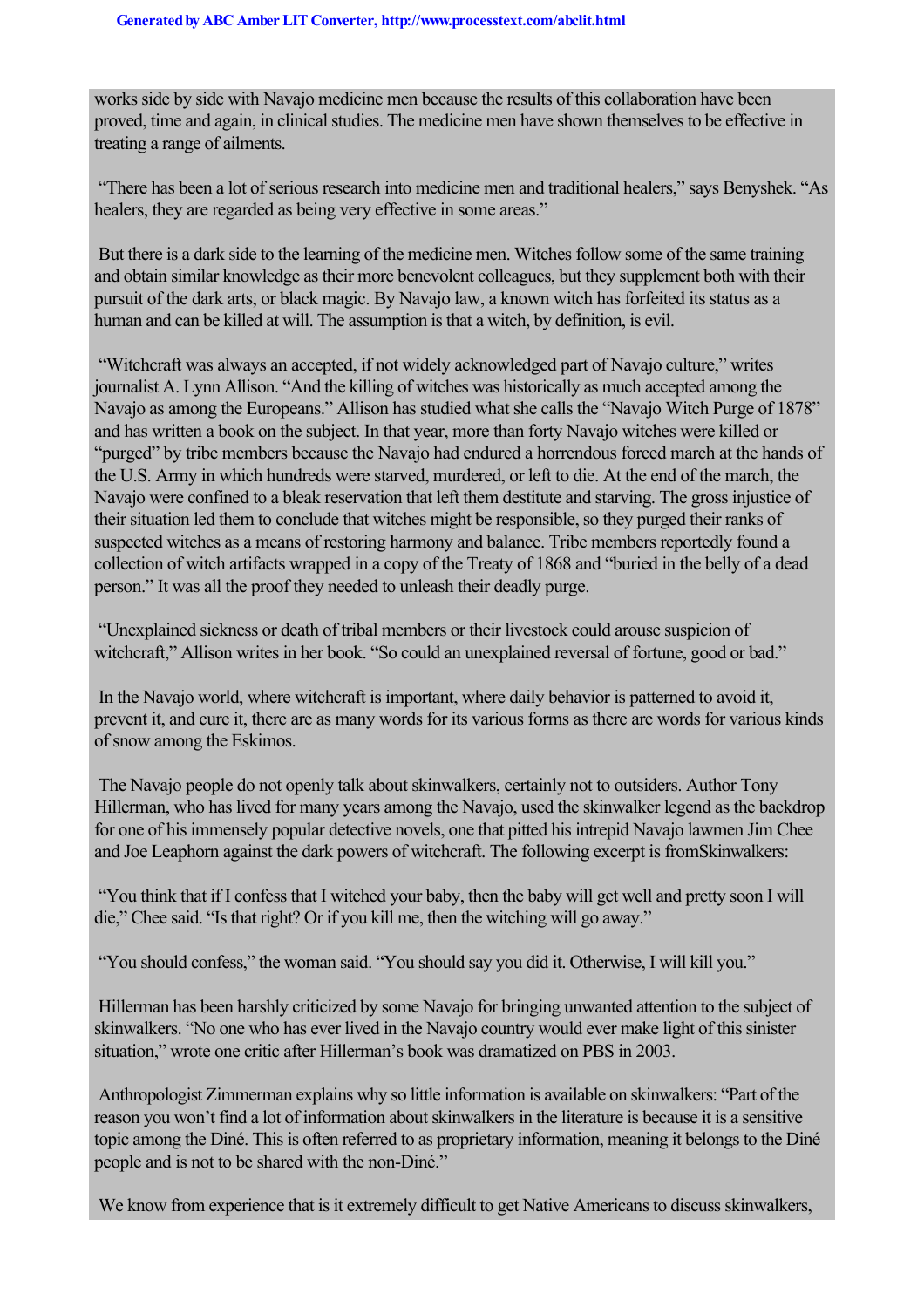works side by side with Navajo medicine men because the results of this collaboration have been proved, time and again, in clinical studies. The medicine men have shown themselves to be effective in treating a range of ailments.

"There has been a lot of serious research into medicine men and traditional healers," says Benyshek. "As healers, they are regarded as being very effective in some areas."

But there is a dark side to the learning of the medicine men. Witches follow some of the same training and obtain similar knowledge as their more benevolent colleagues, but they supplement both with their pursuit of the dark arts, or black magic. By Navajo law, a known witch has forfeited its status as a human and can be killed at will. The assumption is that a witch, by definition, is evil.

"Witchcraft was always an accepted, if not widely acknowledged part of Navajo culture," writes journalist A. Lynn Allison. "And the killing of witches was historically as much accepted among the Navajo as among the Europeans." Allison has studied what she calls the "Navajo Witch Purge of 1878" and has written a book on the subject. In that year, more than forty Navajo witches were killed or "purged" by tribe members because the Navajo had endured a horrendous forced march at the hands of the U.S. Army in which hundreds were starved, murdered, or left to die. At the end of the march, the Navajo were confined to a bleak reservation that left them destitute and starving. The gross injustice of their situation led them to conclude that witches might be responsible, so they purged their ranks of suspected witches as a means of restoring harmony and balance. Tribe members reportedly found a collection of witch artifacts wrapped in a copy of the Treaty of 1868 and "buried in the belly of a dead person." It was all the proof they needed to unleash their deadly purge.

"Unexplained sickness or death of tribal members or their livestock could arouse suspicion of witchcraft," Allison writes in her book. "So could an unexplained reversal of fortune, good or bad."

In the Navajo world, where witchcraft is important, where daily behavior is patterned to avoid it, prevent it, and cure it, there are as many words for its various forms as there are words for various kinds of snow among the Eskimos.

The Navajo people do not openly talk about skinwalkers, certainly not to outsiders. Author Tony Hillerman, who has lived for many years among the Navajo, used the skinwalker legend as the backdrop for one of his immensely popular detective novels, one that pitted his intrepid Navajo lawmen Jim Chee and Joe Leaphorn against the dark powers of witchcraft. The following excerpt is from *Skinwalkers*:

"You think that if I confess that I witched your baby, then the baby will get well and pretty soon I will die," Chee said. "Is that right? Or if you kill me, then the witching will go away."

"You should confess," the woman said. "You should say you did it. Otherwise, I will kill you."

Hillerman has been harshly criticized by some Navajo for bringing unwanted attention to the subject of skinwalkers. "No one who has ever lived in the Navajo country would ever make light of this sinister situation," wrote one critic after Hillerman's book was dramatized on PBS in 2003.

Anthropologist Zimmerman explains why so little information is available on skinwalkers: "Part of the reason you won't find a lot of information about skinwalkers in the literature is because it is a sensitive topic among the Diné. This is often referred to as proprietary information, meaning it belongs to the Diné people and is not to be shared with the non-Diné."

We know from experience that is it extremely difficult to get Native Americans to discuss skinwalkers,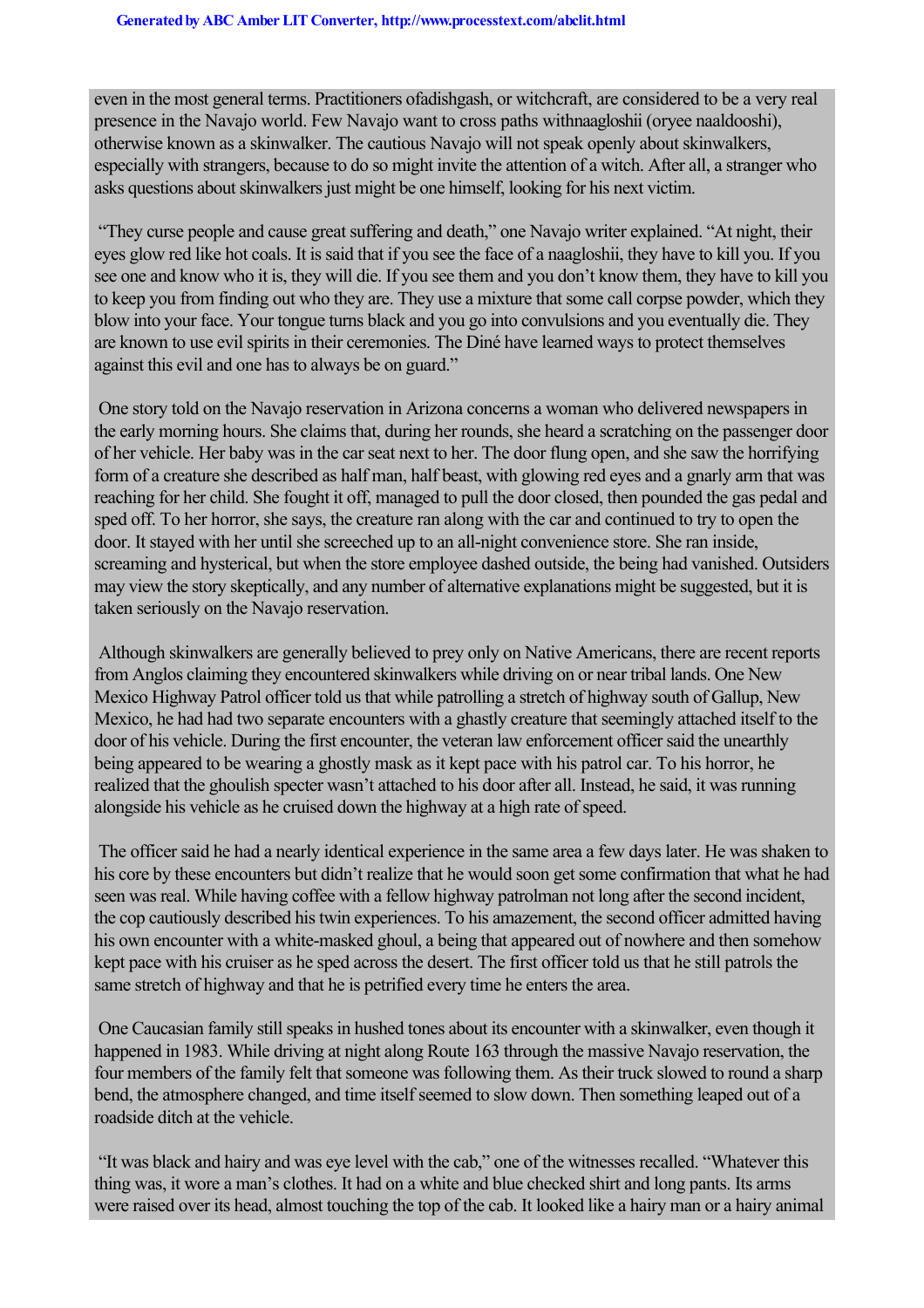even in the most general terms. Practitioners ofadishgash, or witchcraft, are considered to be a very real presence in the Navajo world. Few Navajo want to cross paths withnaagloshii (oryee naaldooshi), otherwise known as a skinwalker. The cautious Navajo will not speak openly about skinwalkers, especially with strangers, because to do so might invite the attention of a witch. After all, a stranger who asks questions about skinwalkers just might be one himself, looking for his next victim.

"They curse people and cause great suffering and death," one Navajo writer explained. "At night, their eyes glow red like hot coals. It is said that if you see the face of a naagloshii, they have to kill you. If you see one and know who it is, they will die. If you see them and you don't know them, they have to kill you to keep you from finding out who they are. They use a mixture that some call corpse powder, which they blow into your face. Your tongue turns black and you go into convulsions and you eventually die. They are known to use evil spirits in their ceremonies. The Diné have learned ways to protect themselves against this evil and one has to always be on guard."

One story told on the Navajo reservation in Arizona concerns a woman who delivered newspapers in the early morning hours. She claims that, during her rounds, she heard a scratching on the passenger door of her vehicle. Her baby was in the car seat next to her. The door flung open, and she saw the horrifying form of a creature she described as half man, half beast, with glowing red eyes and a gnarly arm that was reaching for her child. She fought it off, managed to pull the door closed, then pounded the gas pedal and sped off. To her horror, she says, the creature ran along with the car and continued to try to open the door. It stayed with her until she screeched up to an all-night convenience store. She ran inside, screaming and hysterical, but when the store employee dashed outside, the being had vanished. Outsiders may view the story skeptically, and any number of alternative explanations might be suggested, but it is taken seriously on the Navajo reservation.

Although skinwalkers are generally believed to prey only on Native Americans, there are recent reports from Anglos claiming they encountered skinwalkers while driving on or near tribal lands. One New Mexico Highway Patrol officer told us that while patrolling a stretch of highway south of Gallup, New Mexico, he had had two separate encounters with a ghastly creature that seemingly attached itself to the door of his vehicle. During the first encounter, the veteran law enforcement officer said the unearthly being appeared to be wearing a ghostly mask as it kept pace with his patrol car. To his horror, he realized that the ghoulish specter wasn't attached to his door after all. Instead, he said, it was running alongside his vehicle as he cruised down the highway at a high rate of speed.

The officer said he had a nearly identical experience in the same area a few days later. He was shaken to his core by these encounters but didn't realize that he would soon get some confirmation that what he had seen was real. While having coffee with a fellow highway patrolman not long after the second incident, the cop cautiously described his twin experiences. To his amazement, the second officer admitted having his own encounter with a white-masked ghoul, a being that appeared out of nowhere and then somehow kept pace with his cruiser as he sped across the desert. The first officer told us that he still patrols the same stretch of highway and that he is petrified every time he enters the area.

One Caucasian family still speaks in hushed tones about its encounter with a skinwalker, even though it happened in 1983. While driving at night along Route 163 through the massive Navajo reservation, the four members of the family felt that someone was following them. As their truck slowed to round a sharp bend, the atmosphere changed, and time itself seemed to slow down. Then something leaped out of a roadside ditch at the vehicle.

"It was black and hairy and was eye level with the cab," one of the witnesses recalled. "Whatever this thing was, it wore a man's clothes. It had on a white and blue checked shirt and long pants. Its arms were raised over its head, almost touching the top of the cab. It looked like a hairy man or a hairy animal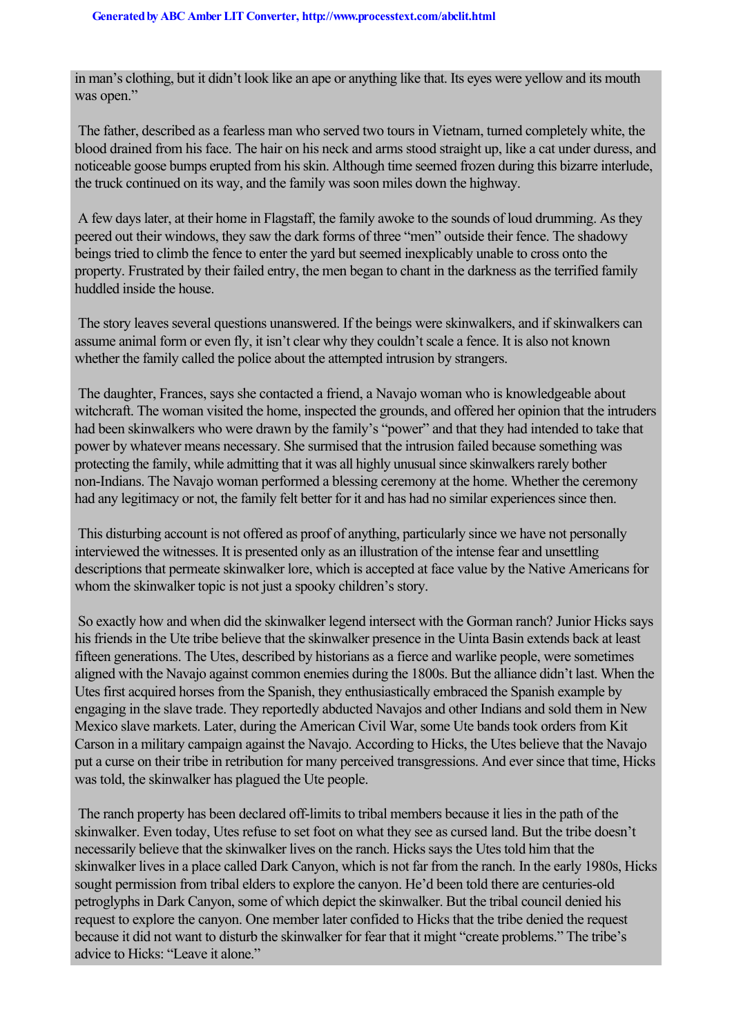in man's clothing, but it didn't look like an ape or anything like that. Its eyes were yellow and its mouth was open."

The father, described as a fearless man who served two tours in Vietnam, turned completely white, the blood drained from his face. The hair on his neck and arms stood straight up, like a cat under duress, and noticeable goose bumps erupted from his skin. Although time seemed frozen during this bizarre interlude, the truck continued on its way, and the family was soon miles down the highway.

A few days later, at their home in Flagstaff, the family awoke to the sounds of loud drumming. As they peered out their windows, they saw the dark forms of three "men" outside their fence. The shadowy beings tried to climb the fence to enter the yard but seemed inexplicably unable to cross onto the property. Frustrated by their failed entry, the men began to chant in the darkness as the terrified family huddled inside the house.

The story leaves several questions unanswered. If the beings were skinwalkers, and if skinwalkers can assume animal form or even fly, it isn't clear why they couldn't scale a fence. It is also not known whether the family called the police about the attempted intrusion by strangers.

The daughter, Frances, says she contacted a friend, a Navajo woman who is knowledgeable about witchcraft. The woman visited the home, inspected the grounds, and offered her opinion that the intruders had been skinwalkers who were drawn by the family's "power" and that they had intended to take that power by whatever means necessary. She surmised that the intrusion failed because something was protecting the family, while admitting that it was all highly unusual since skinwalkers rarely bother non-Indians. The Navajo woman performed a blessing ceremony at the home. Whether the ceremony had any legitimacy or not, the family felt better for it and has had no similar experiences since then.

This disturbing account is not offered as proof of anything, particularly since we have not personally interviewed the witnesses. It is presented only as an illustration of the intense fear and unsettling descriptions that permeate skinwalker lore, which is accepted at face value by the Native Americans for whom the skinwalker topic is not just a spooky children's story.

So exactly how and when did the skinwalker legend intersect with the Gorman ranch? Junior Hicks says his friends in the Ute tribe believe that the skinwalker presence in the Uinta Basin extends back at least fifteen generations. The Utes, described by historians as a fierce and warlike people, were sometimes aligned with the Navajo against common enemies during the 1800s. But the alliance didn't last. When the Utes first acquired horses from the Spanish, they enthusiastically embraced the Spanish example by engaging in the slave trade. They reportedly abducted Navajos and other Indians and sold them in New Mexico slave markets. Later, during the American Civil War, some Ute bands took orders from Kit Carson in a military campaign against the Navajo. According to Hicks, the Utes believe that the Navajo put a curse on their tribe in retribution for many perceived transgressions. And ever since that time, Hicks was told, the skinwalker has plagued the Ute people.

The ranch property has been declared off-limits to tribal members because it lies in the path of the skinwalker. Even today, Utes refuse to set foot on what they see as cursed land. But the tribe doesn't necessarily believe that the skinwalker lives on the ranch. Hicks says the Utes told him that the skinwalker lives in a place called Dark Canyon, which is not far from the ranch. In the early 1980s, Hicks sought permission from tribal elders to explore the canyon. He'd been told there are centuries-old petroglyphs in Dark Canyon, some of which depict the skinwalker. But the tribal council denied his request to explore the canyon. One member later confided to Hicks that the tribe denied the request because it did not want to disturb the skinwalker for fear that it might "create problems." The tribe's advice to Hicks: "Leave it alone."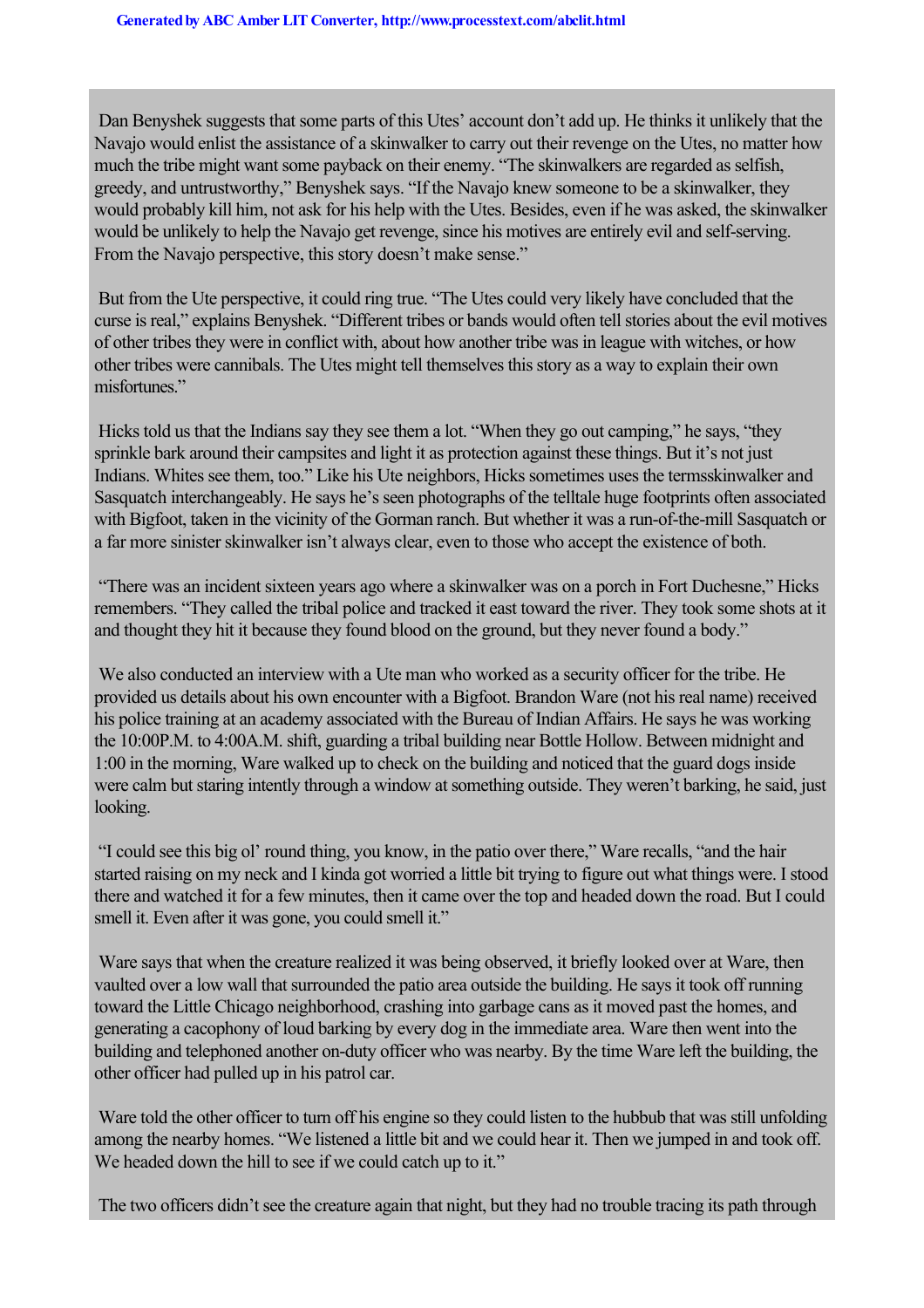Dan Benyshek suggests that some parts of this Utes' account don't add up. He thinks it unlikely that the Navajo would enlist the assistance of a skinwalker to carry out their revenge on the Utes, no matter how much the tribe might want some payback on their enemy. "The skinwalkers are regarded as selfish, greedy, and untrustworthy," Benyshek says. "If the Navajo knew someone to be a skinwalker, they would probably kill him, not ask for his help with the Utes. Besides, even if he was asked, the skinwalker would be unlikely to help the Navajo get revenge, since his motives are entirely evil and self-serving. From the Navajo perspective, this story doesn't make sense."

But from the Ute perspective, it could ring true. "The Utes could very likely have concluded that the curse is real," explains Benyshek. "Different tribes or bands would often tell stories about the evil motives of other tribes they were in conflict with, about how another tribe was in league with witches, or how other tribes were cannibals. The Utes might tell themselves this story as a way to explain their own misfortunes."

Hicks told us that the Indians say they see them a lot. "When they go out camping," he says, "they sprinkle bark around their campsites and light it as protection against these things. But it's not just Indians. Whites see them, too." Like his Ute neighbors, Hicks sometimes uses the termsskinwalker and Sasquatch interchangeably. He says he's seen photographs of the telltale huge footprints often associated with Bigfoot, taken in the vicinity of the Gorman ranch. But whether it was a run-of-the-mill Sasquatch or a far more sinister skinwalker isn't always clear, even to those who accept the existence of both.

"There was an incident sixteen years ago where a skinwalker was on a porch in Fort Duchesne," Hicks remembers. "They called the tribal police and tracked it east toward the river. They took some shots at it and thought they hit it because they found blood on the ground, but they never found a body."

We also conducted an interview with a Ute man who worked as a security officer for the tribe. He provided us details about his own encounter with a Bigfoot. Brandon Ware (not his real name) received his police training at an academy associated with the Bureau of Indian Affairs. He says he was working the 10:00P.M. to 4:00A.M. shift, guarding a tribal building near Bottle Hollow. Between midnight and 1:00 in the morning, Ware walked up to check on the building and noticed that the guard dogs inside were calm but staring intently through a window at something outside. They weren't barking, he said, just looking.

"I could see this big ol' round thing, you know, in the patio over there," Ware recalls, "and the hair started raising on my neck and I kinda got worried a little bit trying to figure out what things were. I stood there and watched it for a few minutes, then it came over the top and headed down the road. But I could smell it. Even after it was gone, you could smell it."

Ware says that when the creature realized it was being observed, it briefly looked over at Ware, then vaulted over a low wall that surrounded the patio area outside the building. He says it took off running toward the Little Chicago neighborhood, crashing into garbage cans as it moved past the homes, and generating a cacophony of loud barking by every dog in the immediate area. Ware then went into the building and telephoned another on-duty officer who was nearby. By the time Ware left the building, the other officer had pulled up in his patrol car.

Ware told the other officer to turn off his engine so they could listen to the hubbub that was still unfolding among the nearby homes. "We listened a little bit and we could hear it. Then we jumped in and took off. We headed down the hill to see if we could catch up to it."

The two officers didn't see the creature again that night, but they had no trouble tracing its path through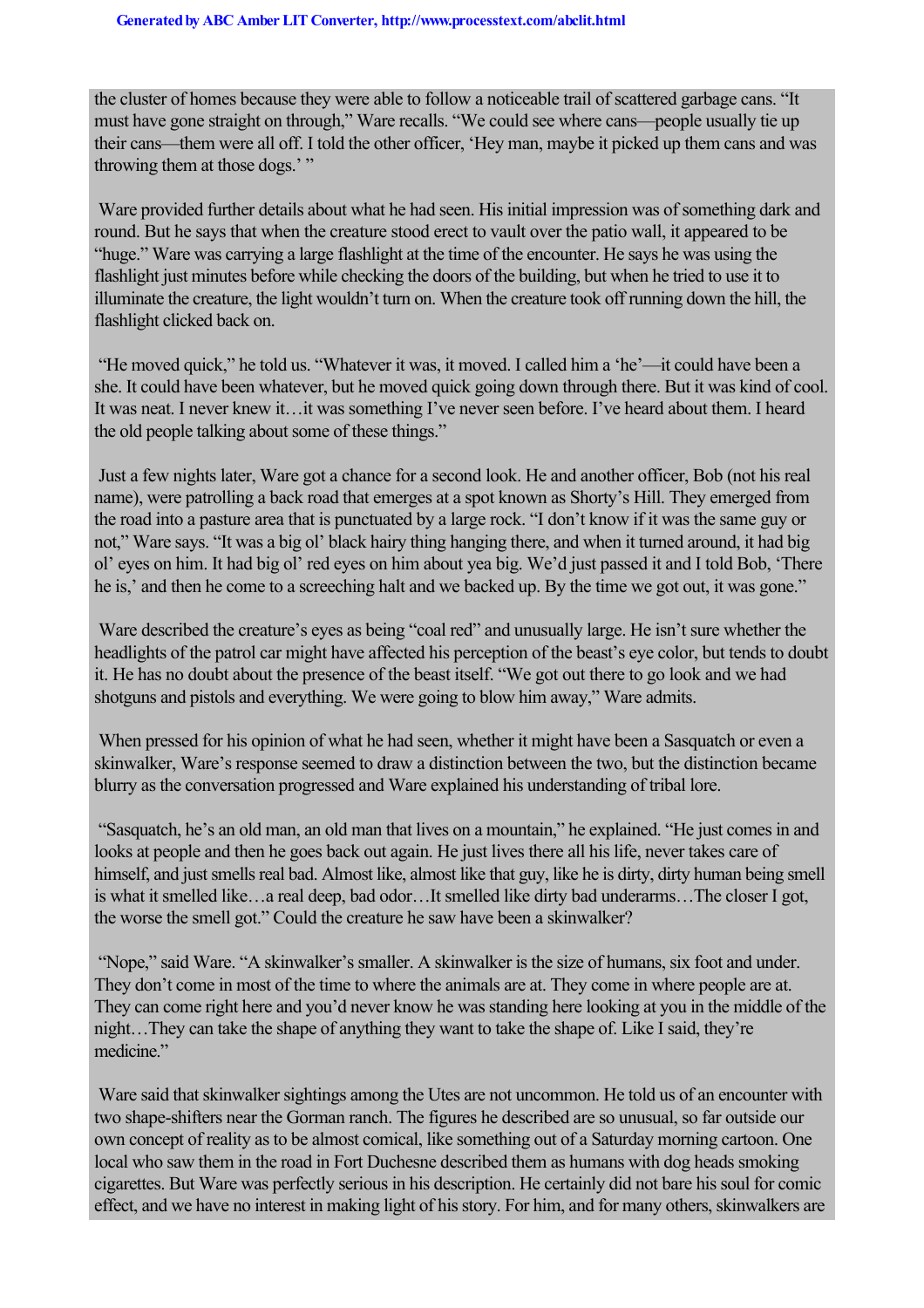the cluster of homes because they were able to follow a noticeable trail of scattered garbage cans. "It must have gone straight on through," Ware recalls. "We could see where cans—people usually tie up their cans—them were all off. I told the other officer, 'Hey man, maybe it picked up them cans and was throwing them at those dogs.' "

Ware provided further details about what he had seen. His initial impression was of something dark and round. But he says that when the creature stood erect to vault over the patio wall, it appeared to be "huge." Ware was carrying a large flashlight at the time of the encounter. He says he was using the flashlight just minutes before while checking the doors of the building, but when he tried to use it to illuminate the creature, the light wouldn't turn on. When the creature took off running down the hill, the flashlight clicked back on.

"He moved quick," he told us. "Whatever it was, it moved. I called him a 'he'—it could have been a she. It could have been whatever, but he moved quick going down through there. But it was kind of cool. It was neat. I never knew it…it was something I've never seen before. I've heard about them. I heard the old people talking about some of these things."

Just a few nights later, Ware got a chance for a second look. He and another officer, Bob (not his real name), were patrolling a back road that emerges at a spot known as Shorty's Hill. They emerged from the road into a pasture area that is punctuated by a large rock. "I don't know if it was the same guy or not," Ware says. "It was a big ol' black hairy thing hanging there, and when it turned around, it had big ol' eyes on him. It had big ol' red eyes on him about yea big. We'd just passed it and I told Bob, 'There he is,' and then he come to a screeching halt and we backed up. By the time we got out, it was gone."

Ware described the creature's eyes as being "coal red" and unusually large. He isn't sure whether the headlights of the patrol car might have affected his perception of the beast's eye color, but tends to doubt it. He has no doubt about the presence of the beast itself. "We got out there to go look and we had shotguns and pistols and everything. We were going to blow him away," Ware admits.

When pressed for his opinion of what he had seen, whether it might have been a Sasquatch or even a skinwalker, Ware's response seemed to draw a distinction between the two, but the distinction became blurry as the conversation progressed and Ware explained his understanding of tribal lore.

"Sasquatch, he's an old man, an old man that lives on a mountain," he explained. "He just comes in and looks at people and then he goes back out again. He just lives there all his life, never takes care of himself, and just smells real bad. Almost like, almost like that guy, like he is dirty, dirty human being smell is what it smelled like…a real deep, bad odor…It smelled like dirty bad underarms…The closer I got, the worse the smell got." Could the creature he saw have been a skinwalker?

"Nope," said Ware. "A skinwalker's smaller. A skinwalker is the size of humans, six foot and under. They don't come in most of the time to where the animals are at. They come in where people are at. They can come right here and you'd never know he was standing here looking at you in the middle of the night…They can take the shape of anything they want to take the shape of. Like I said, they're medicine."

Ware said that skinwalker sightings among the Utes are not uncommon. He told us of an encounter with two shape-shifters near the Gorman ranch. The figures he described are so unusual, so far outside our own concept of reality as to be almost comical, like something out of a Saturday morning cartoon. One local who saw them in the road in Fort Duchesne described them as humans with dog heads smoking cigarettes. But Ware was perfectly serious in his description. He certainly did not bare his soul for comic effect, and we have no interest in making light of his story. For him, and for many others, skinwalkers are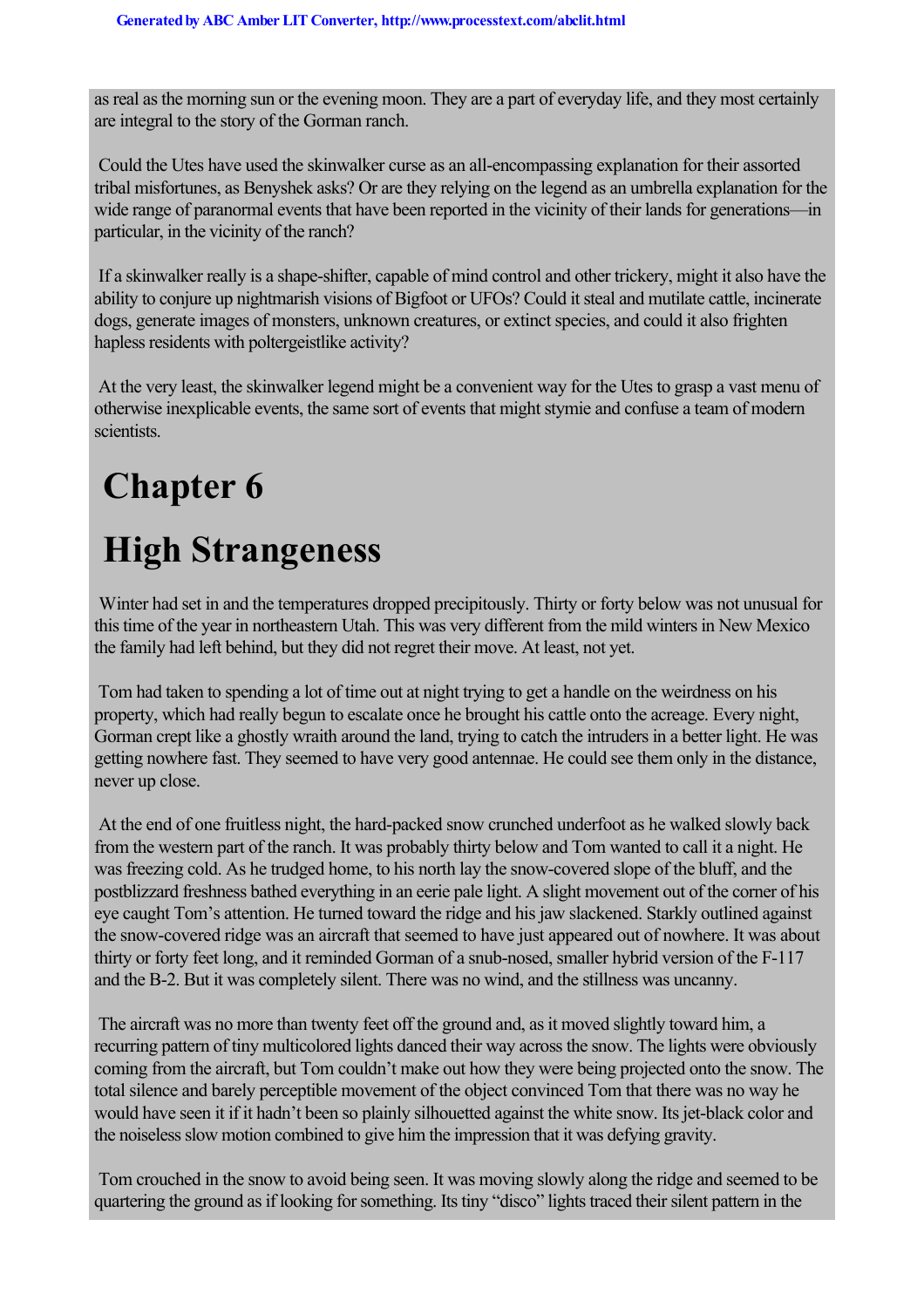as real as the morning sun or the evening moon. They are a part of everyday life, and they most certainly are integral to the story of the Gorman ranch.

Could the Utes have used the skinwalker curse as an all-encompassing explanation for their assorted tribal misfortunes, as Benyshek asks? Or are they relying on the legend as an umbrella explanation for the wide range of paranormal events that have been reported in the vicinity of their lands for generations—in particular, in the vicinity of the ranch?

If a skinwalker really is a shape-shifter, capable of mind control and other trickery, might it also have the ability to conjure up nightmarish visions of Bigfoot or UFOs? Could it steal and mutilate cattle, incinerate dogs, generate images of monsters, unknown creatures, or extinct species, and could it also frighten hapless residents with poltergeistlike activity?

At the very least, the skinwalker legend might be a convenient way for the Utes to grasp a vast menu of otherwise inexplicable events, the same sort of events that might stymie and confuse a team of modern scientists.

# Chapter 6

# High Strangeness

Winter had set in and the temperatures dropped precipitously. Thirty or forty below was not unusual for this time of the year in northeastern Utah. This was very different from the mild winters in New Mexico the family had left behind, but they did not regret their move. At least, not yet.

Tom had taken to spending a lot of time out at night trying to get a handle on the weirdness on his property, which had really begun to escalate once he brought his cattle onto the acreage. Every night, Gorman crept like a ghostly wraith around the land, trying to catch the intruders in a better light. He was getting nowhere fast. They seemed to have very good antennae. He could see them only in the distance, never up close.

At the end of one fruitless night, the hard-packed snow crunched underfoot as he walked slowly back from the western part of the ranch. It was probably thirty below and Tom wanted to call it a night. He was freezing cold. As he trudged home, to his north lay the snow-covered slope of the bluff, and the postblizzard freshness bathed everything in an eerie pale light. A slight movement out of the corner of his eye caught Tom's attention. He turned toward the ridge and his jaw slackened. Starkly outlined against the snow-covered ridge was an aircraft that seemed to have just appeared out of nowhere. It was about thirty or forty feet long, and it reminded Gorman of a snub-nosed, smaller hybrid version of the F-117 and the B-2. But it was completely silent. There was no wind, and the stillness was uncanny.

The aircraft was no more than twenty feet off the ground and, as it moved slightly toward him, a recurring pattern of tiny multicolored lights danced their way across the snow. The lights were obviously coming from the aircraft, but Tom couldn't make out how they were being projected onto the snow. The total silence and barely perceptible movement of the object convinced Tom that there was no way he would have seen it if it hadn't been so plainly silhouetted against the white snow. Its jet-black color and the noiseless slow motion combined to give him the impression that it was defying gravity.

Tom crouched in the snow to avoid being seen. It was moving slowly along the ridge and seemed to be quartering the ground as if looking for something. Its tiny "disco" lights traced their silent pattern in the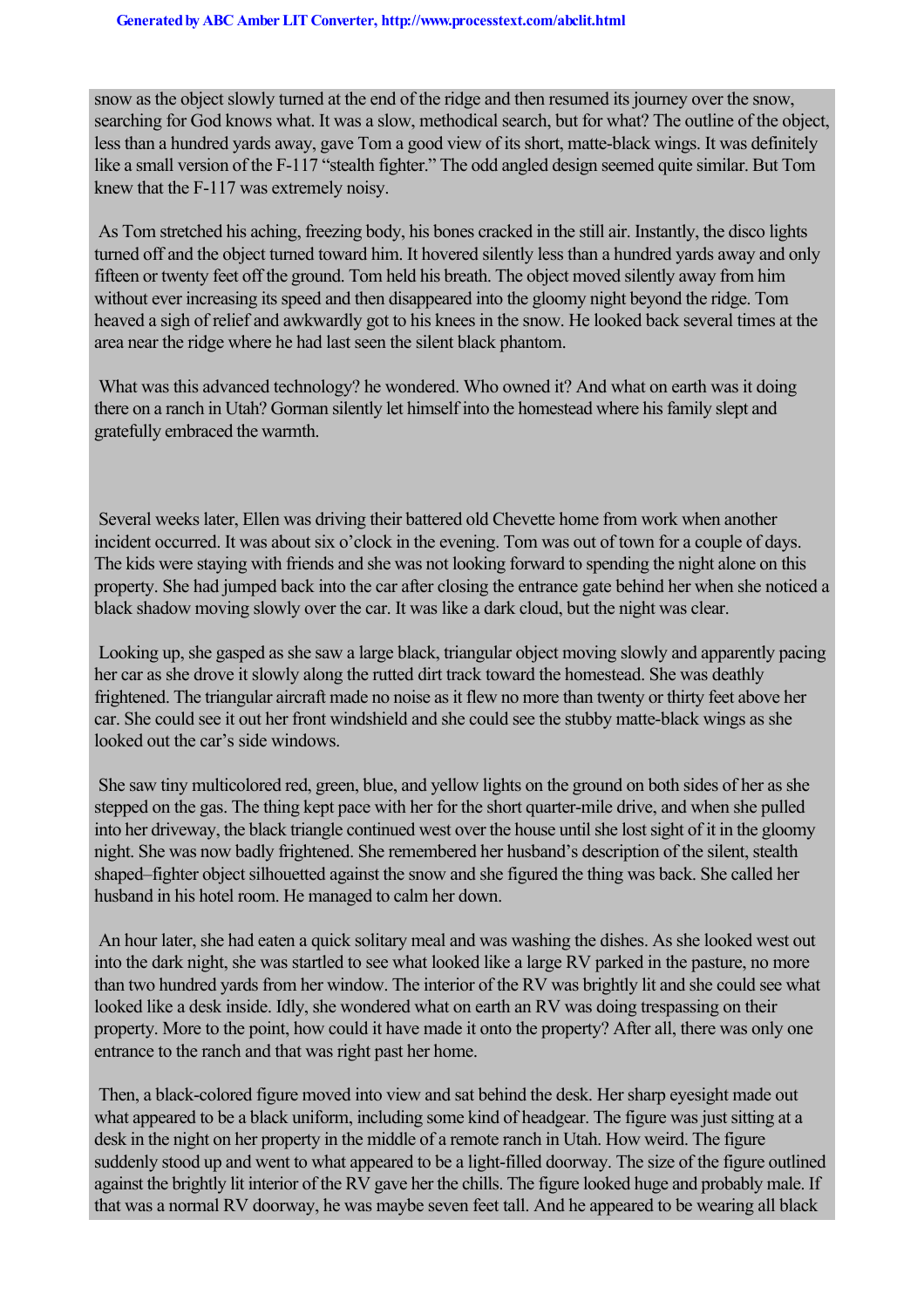snow as the object slowly turned at the end of the ridge and then resumed its journey over the snow, searching for God knows what. It was a slow, methodical search, but for what? The outline of the object, less than a hundred yards away, gave Tom a good view of its short, matte-black wings. It was definitely like a small version of the F-117 "stealth fighter." The odd angled design seemed quite similar. But Tom knew that the F-117 was extremely noisy.

As Tom stretched his aching, freezing body, his bones cracked in the still air. Instantly, the disco lights turned off and the object turned toward him. It hovered silently less than a hundred yards away and only fifteen or twenty feet off the ground. Tom held his breath. The object moved silently away from him without ever increasing its speed and then disappeared into the gloomy night beyond the ridge. Tom heaved a sigh of relief and awkwardly got to his knees in the snow. He looked back several times at the area near the ridge where he had last seen the silent black phantom.

What was this advanced technology? he wondered. Who owned it? And what on earth was it doing there on a ranch in Utah? Gorman silently let himself into the homestead where his family slept and gratefully embraced the warmth.

Several weeks later, Ellen was driving their battered old Chevette home from work when another incident occurred. It was about six o'clock in the evening. Tom was out of town for a couple of days. The kids were staying with friends and she was not looking forward to spending the night alone on this property. She had jumped back into the car after closing the entrance gate behind her when she noticed a black shadow moving slowly over the car. It was like a dark cloud, but the night was clear.

Looking up, she gasped as she saw a large black, triangular object moving slowly and apparently pacing her car as she drove it slowly along the rutted dirt track toward the homestead. She was deathly frightened. The triangular aircraft made no noise as it flew no more than twenty or thirty feet above her car. She could see it out her front windshield and she could see the stubby matte-black wings as she looked out the car's side windows.

She saw tiny multicolored red, green, blue, and yellow lights on the ground on both sides of her as she stepped on the gas. The thing kept pace with her for the short quarter-mile drive, and when she pulled into her driveway, the black triangle continued west over the house until she lost sight of it in the gloomy night. She was now badly frightened. She remembered her husband's description of the silent, stealth shaped–fighter object silhouetted against the snow and she figured the thing was back. She called her husband in his hotel room. He managed to calm her down.

An hour later, she had eaten a quick solitary meal and was washing the dishes. As she looked west out into the dark night, she was startled to see what looked like a large RV parked in the pasture, no more than two hundred yards from her window. The interior of the RV was brightly lit and she could see what looked like a desk inside. Idly, she wondered what on earth an RV was doing trespassing on their property. More to the point, how could it have made it onto the property? After all, there was only one entrance to the ranch and that was right past her home.

Then, a black-colored figure moved into view and sat behind the desk. Her sharp eyesight made out what appeared to be a black uniform, including some kind of headgear. The figure was just sitting at a desk in the night on her property in the middle of a remote ranch in Utah. How weird. The figure suddenly stood up and went to what appeared to be a light-filled doorway. The size of the figure outlined against the brightly lit interior of the RV gave her the chills. The figure looked huge and probably male. If that was a normal RV doorway, he was maybe seven feet tall. And he appeared to be wearing all black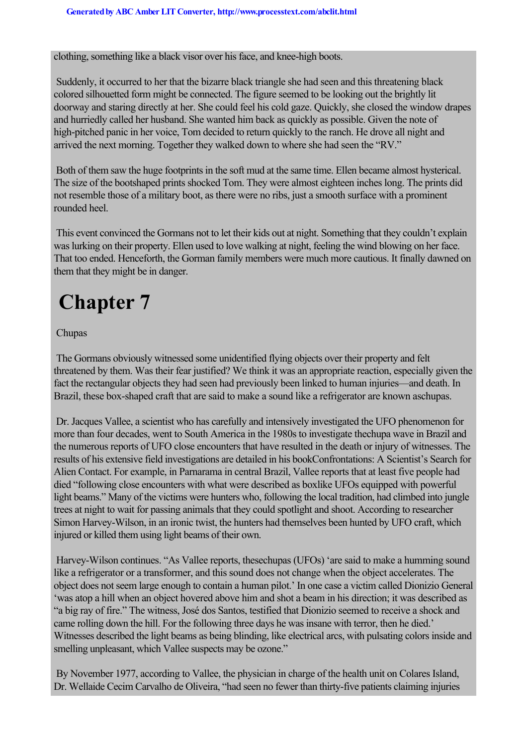clothing, something like a black visor over his face, and knee-high boots.

Suddenly, it occurred to her that the bizarre black triangle she had seen and this threatening black colored silhouetted form might be connected. The figure seemed to be looking out the brightly lit doorway and staring directly at her. She could feel his cold gaze. Quickly, she closed the window drapes and hurriedly called her husband. She wanted him back as quickly as possible. Given the note of high-pitched panic in her voice, Tom decided to return quickly to the ranch. He drove all night and arrived the next morning. Together they walked down to where she had seen the "RV."

Both of them saw the huge footprints in the soft mud at the same time. Ellen became almost hysterical. The size of the bootshaped prints shocked Tom. They were almost eighteen inches long. The prints did not resemble those of a military boot, as there were no ribs, just a smooth surface with a prominent rounded heel.

This event convinced the Gormans not to let their kids out at night. Something that they couldn't explain was lurking on their property. Ellen used to love walking at night, feeling the wind blowing on her face. That too ended. Henceforth, the Gorman family members were much more cautious. It finally dawned on them that they might be in danger.

# Chapter 7

Chupas

The Gormans obviously witnessed some unidentified flying objects over their property and felt threatened by them. Was their fear justified? We think it was an appropriate reaction, especially given the fact the rectangular objects they had seen had previously been linked to human injuries—and death. In Brazil, these box-shaped craft that are said to make a sound like a refrigerator are known aschupas.

Dr. Jacques Vallee, a scientist who has carefully and intensively investigated the UFO phenomenon for more than four decades, went to South America in the 1980s to investigate thechupa wave in Brazil and the numerous reports of UFO close encounters that have resulted in the death or injury of witnesses. The results of his extensive field investigations are detailed in his bookConfrontations: A Scientist's Search for Alien Contact. For example, in Parnarama in central Brazil, Vallee reports that at least five people had died "following close encounters with what were described as boxlike UFOs equipped with powerful light beams." Many of the victims were hunters who, following the local tradition, had climbed into jungle trees at night to wait for passing animals that they could spotlight and shoot. According to researcher Simon Harvey-Wilson, in an ironic twist, the hunters had themselves been hunted by UFO craft, which injured or killed them using light beams of their own.

Harvey-Wilson continues. "As Vallee reports, thesechupas (UFOs) 'are said to make a humming sound like a refrigerator or a transformer, and this sound does not change when the object accelerates. The object does not seem large enough to contain a human pilot.' In one case a victim called Dionizio General 'was atop a hill when an object hovered above him and shot a beam in his direction; it was described as "a big ray of fire." The witness, José dos Santos, testified that Dionizio seemed to receive a shock and came rolling down the hill. For the following three days he was insane with terror, then he died.' Witnesses described the light beams as being blinding, like electrical arcs, with pulsating colors inside and smelling unpleasant, which Vallee suspects may be ozone."

By November 1977, according to Vallee, the physician in charge of the health unit on Colares Island, Dr. Wellaide Cecim Carvalho de Oliveira, "had seen no fewer than thirty-five patients claiming injuries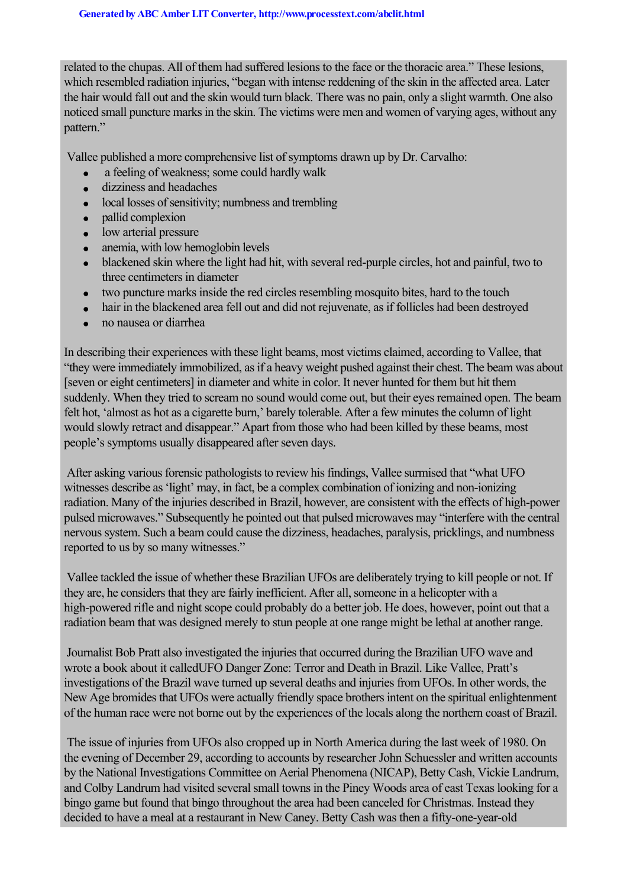related to the chupas. All of them had suffered lesions to the face or the thoracic area." These lesions, which resembled radiation injuries, "began with intense reddening of the skin in the affected area. Later the hair would fall out and the skin would turn black. There was no pain, only a slight warmth. One also noticed small puncture marks in the skin. The victims were men and women of varying ages, without any pattern."

Vallee published a more comprehensive list of symptoms drawn up by Dr. Carvalho:

- a feeling of weakness; some could hardly walk
- dizziness and headaches
- local losses of sensitivity; numbness and trembling
- pallid complexion
- low arterial pressure
- anemia, with low hemoglobin levels
- blackened skin where the light had hit, with several red-purple circles, hot and painful, two to three centimeters in diameter
- two puncture marks inside the red circles resembling mosquito bites, hard to the touch
- hair in the blackened area fell out and did not rejuvenate, as if follicles had been destroyed
- no nausea or diarrhea

In describing their experiences with these light beams, most victims claimed, according to Vallee, that "they were immediately immobilized, as if a heavy weight pushed against their chest. The beam was about [seven or eight centimeters] in diameter and white in color. It never hunted for them but hit them suddenly. When they tried to scream no sound would come out, but their eyes remained open. The beam felt hot, 'almost as hot as a cigarette burn,' barely tolerable. After a few minutes the column of light would slowly retract and disappear." Apart from those who had been killed by these beams, most people's symptoms usually disappeared after seven days.

After asking various forensic pathologists to review his findings, Vallee surmised that "what UFO witnesses describe as 'light' may, in fact, be a complex combination of ionizing and non-ionizing radiation. Many of the injuries described in Brazil, however, are consistent with the effects of high-power pulsed microwaves." Subsequently he pointed out that pulsed microwaves may "interfere with the central nervous system. Such a beam could cause the dizziness, headaches, paralysis, pricklings, and numbness reported to us by so many witnesses."

Vallee tackled the issue of whether these Brazilian UFOs are deliberately trying to kill people or not. If they are, he considers that they are fairly inefficient. After all, someone in a helicopter with a high-powered rifle and night scope could probably do a better job. He does, however, point out that a radiation beam that was designed merely to stun people at one range might be lethal at another range.

Journalist Bob Pratt also investigated the injuries that occurred during the Brazilian UFO wave and wrote a book about it called *UFO Danger Zone: Terror and Death in Brazil*. Like Vallee, Pratt's investigations of the Brazil wave turned up several deaths and injuries from UFOs. In other words, the New Age bromides that UFOs were actually friendly space brothers intent on the spiritual enlightenment of the human race were not borne out by the experiences of the locals along the northern coast of Brazil.

The issue of injuries from UFOs also cropped up in North America during the last week of 1980. On the evening of December 29, according to accounts by researcher John Schuessler and written accounts by the National Investigations Committee on Aerial Phenomena (NICAP), Betty Cash, Vickie Landrum, and Colby Landrum had visited several small towns in the Piney Woods area of east Texas looking for a bingo game but found that bingo throughout the area had been canceled for Christmas. Instead they decided to have a meal at a restaurant in New Caney. Betty Cash was then a fifty-one-year-old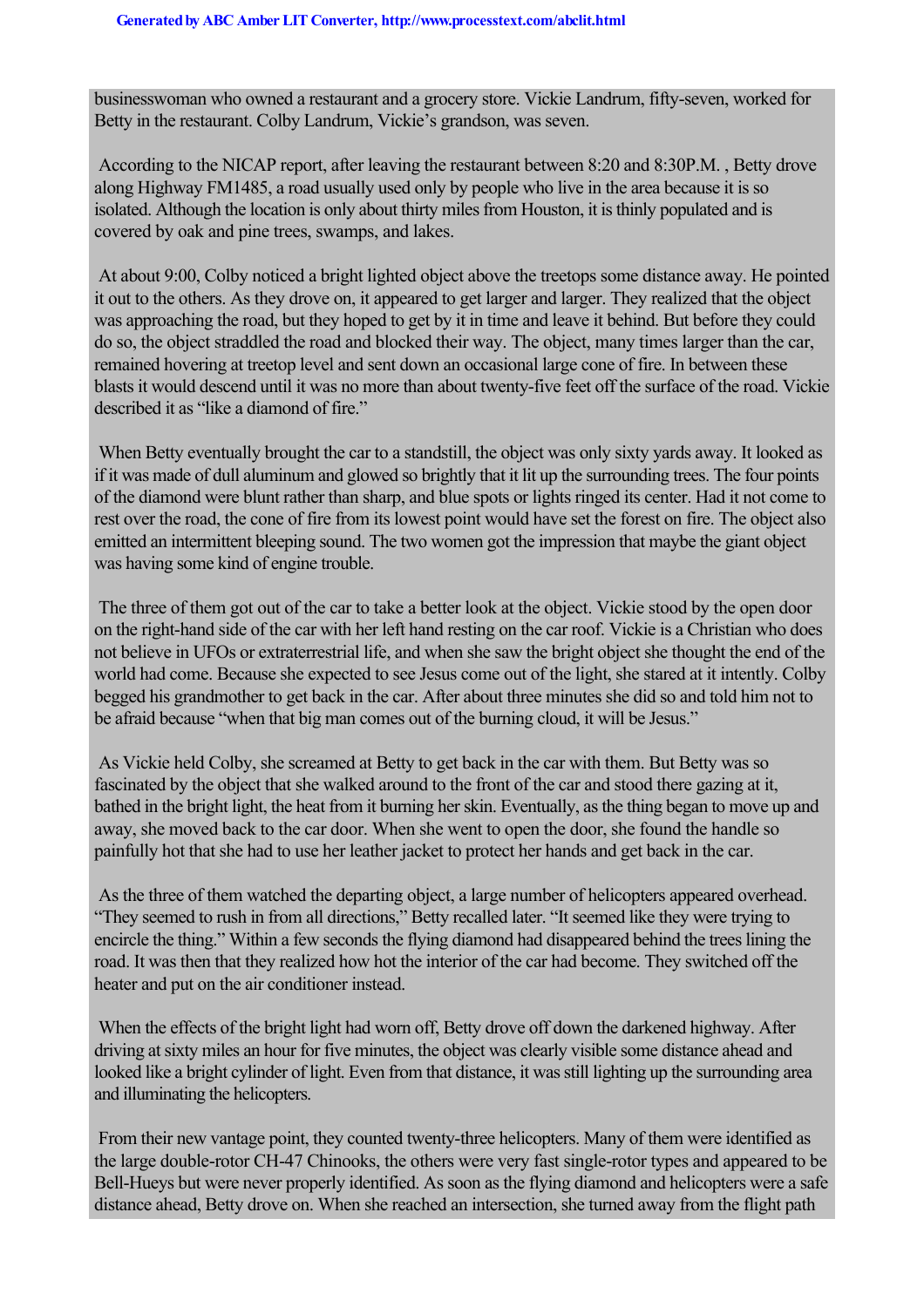businesswoman who owned a restaurant and a grocery store. Vickie Landrum, fifty-seven, worked for Betty in the restaurant. Colby Landrum, Vickie's grandson, was seven.

According to the NICAP report, after leaving the restaurant between 8:20 and 8:30P.M. , Betty drove along Highway FM1485, a road usually used only by people who live in the area because it is so isolated. Although the location is only about thirty miles from Houston, it is thinly populated and is covered by oak and pine trees, swamps, and lakes.

At about 9:00, Colby noticed a bright lighted object above the treetops some distance away. He pointed it out to the others. As they drove on, it appeared to get larger and larger. They realized that the object was approaching the road, but they hoped to get by it in time and leave it behind. But before they could do so, the object straddled the road and blocked their way. The object, many times larger than the car, remained hovering at treetop level and sent down an occasional large cone of fire. In between these blasts it would descend until it was no more than about twenty-five feet off the surface of the road. Vickie described it as "like a diamond of fire."

When Betty eventually brought the car to a standstill, the object was only sixty yards away. It looked as if it was made of dull aluminum and glowed so brightly that it lit up the surrounding trees. The four points of the diamond were blunt rather than sharp, and blue spots or lights ringed its center. Had it not come to rest over the road, the cone of fire from its lowest point would have set the forest on fire. The object also emitted an intermittent bleeping sound. The two women got the impression that maybe the giant object was having some kind of engine trouble.

The three of them got out of the car to take a better look at the object. Vickie stood by the open door on the right-hand side of the car with her left hand resting on the car roof. Vickie is a Christian who does not believe in UFOs or extraterrestrial life, and when she saw the bright object she thought the end of the world had come. Because she expected to see Jesus come out of the light, she stared at it intently. Colby begged his grandmother to get back in the car. After about three minutes she did so and told him not to be afraid because "when that big man comes out of the burning cloud, it will be Jesus."

As Vickie held Colby, she screamed at Betty to get back in the car with them. But Betty was so fascinated by the object that she walked around to the front of the car and stood there gazing at it, bathed in the bright light, the heat from it burning her skin. Eventually, as the thing began to move up and away, she moved back to the car door. When she went to open the door, she found the handle so painfully hot that she had to use her leather jacket to protect her hands and get back in the car.

As the three of them watched the departing object, a large number of helicopters appeared overhead. "They seemed to rush in from all directions," Betty recalled later. "It seemed like they were trying to encircle the thing." Within a few seconds the flying diamond had disappeared behind the trees lining the road. It was then that they realized how hot the interior of the car had become. They switched off the heater and put on the air conditioner instead.

When the effects of the bright light had worn off, Betty drove off down the darkened highway. After driving at sixty miles an hour for five minutes, the object was clearly visible some distance ahead and looked like a bright cylinder of light. Even from that distance, it was still lighting up the surrounding area and illuminating the helicopters.

From their new vantage point, they counted twenty-three helicopters. Many of them were identified as the large double-rotor CH-47 Chinooks, the others were very fast single-rotor types and appeared to be Bell-Hueys but were never properly identified. As soon as the flying diamond and helicopters were a safe distance ahead, Betty drove on. When she reached an intersection, she turned away from the flight path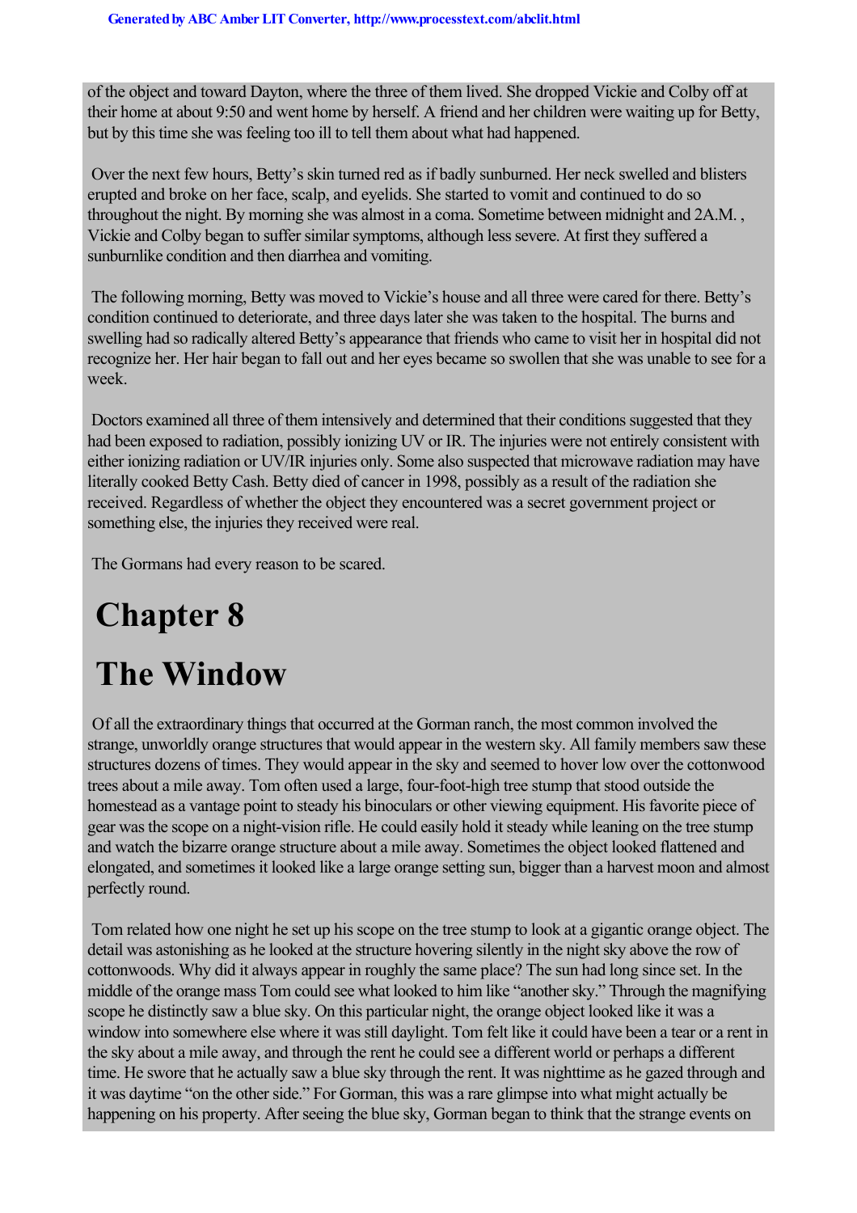of the object and toward Dayton, where the three of them lived. She dropped Vickie and Colby off at their home at about 9:50 and went home by herself. A friend and her children were waiting up for Betty, but by this time she was feeling too ill to tell them about what had happened.

Over the next few hours, Betty's skin turned red as if badly sunburned. Her neck swelled and blisters erupted and broke on her face, scalp, and eyelids. She started to vomit and continued to do so throughout the night. By morning she was almost in a coma. Sometime between midnight and 2A.M. , Vickie and Colby began to suffer similar symptoms, although less severe. At first they suffered a sunburnlike condition and then diarrhea and vomiting.

The following morning, Betty was moved to Vickie's house and all three were cared for there. Betty's condition continued to deteriorate, and three days later she was taken to the hospital. The burns and swelling had so radically altered Betty's appearance that friends who came to visit her in hospital did not recognize her. Her hair began to fall out and her eyes became so swollen that she was unable to see for a week.

Doctors examined all three of them intensively and determined that their conditions suggested that they had been exposed to radiation, possibly ionizing UV or IR. The injuries were not entirely consistent with either ionizing radiation or UV/IR injuries only. Some also suspected that microwave radiation may have literally cooked Betty Cash. Betty died of cancer in 1998, possibly as a result of the radiation she received. Regardless of whether the object they encountered was a secret government project or something else, the injuries they received were real.

The Gormans had every reason to be scared.

# Chapter 8

# The Window

Of all the extraordinary things that occurred at the Gorman ranch, the most common involved the strange, unworldly orange structures that would appear in the western sky. All family members saw these structures dozens of times. They would appear in the sky and seemed to hover low over the cottonwood trees about a mile away. Tom often used a large, four-foot-high tree stump that stood outside the homestead as a vantage point to steady his binoculars or other viewing equipment. His favorite piece of gear was the scope on a night-vision rifle. He could easily hold it steady while leaning on the tree stump and watch the bizarre orange structure about a mile away. Sometimes the object looked flattened and elongated, and sometimes it looked like a large orange setting sun, bigger than a harvest moon and almost perfectly round.

Tom related how one night he set up his scope on the tree stump to look at a gigantic orange object. The detail was astonishing as he looked at the structure hovering silently in the night sky above the row of cottonwoods. Why did it always appear in roughly the same place? The sun had long since set. In the middle of the orange mass Tom could see what looked to him like "another sky." Through the magnifying scope he distinctly saw a blue sky. On this particular night, the orange object looked like it was a window into somewhere else where it was still daylight. Tom felt like it could have been a tear or a rent in the sky about a mile away, and through the rent he could see a different world or perhaps a different time. He swore that he actually saw a blue sky through the rent. It was nighttime as he gazed through and it was daytime "on the other side." For Gorman, this was a rare glimpse into what might actually be happening on his property. After seeing the blue sky, Gorman began to think that the strange events on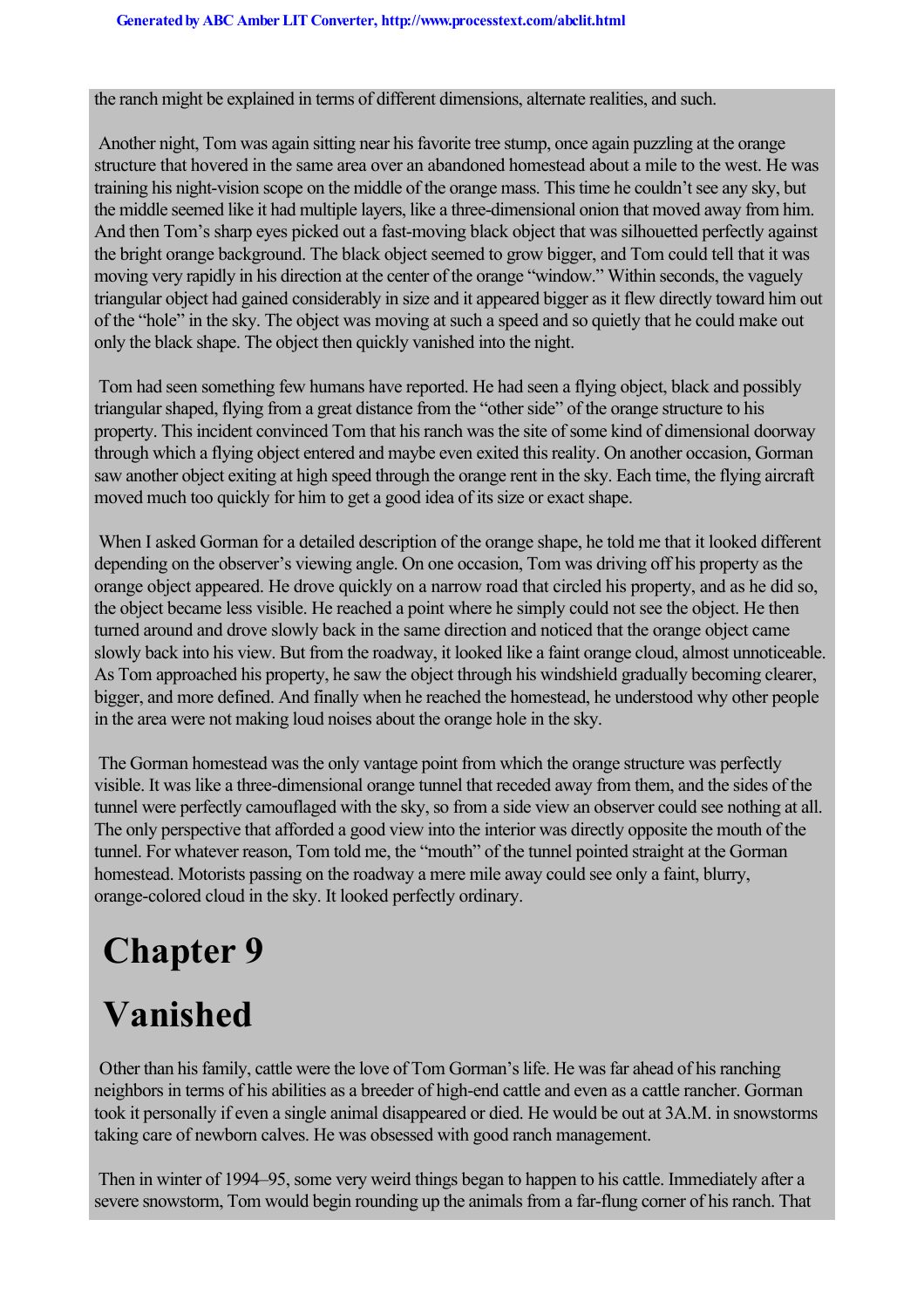the ranch might be explained in terms of different dimensions, alternate realities, and such.

Another night, Tom was again sitting near his favorite tree stump, once again puzzling at the orange structure that hovered in the same area over an abandoned homestead about a mile to the west. He was training his night-vision scope on the middle of the orange mass. This time he couldn't see any sky, but the middle seemed like it had multiple layers, like a three-dimensional onion that moved away from him. And then Tom's sharp eyes picked out a fast-moving black object that was silhouetted perfectly against the bright orange background. The black object seemed to grow bigger, and Tom could tell that it was moving very rapidly in his direction at the center of the orange "window." Within seconds, the vaguely triangular object had gained considerably in size and it appeared bigger as it flew directly toward him out of the "hole" in the sky. The object was moving at such a speed and so quietly that he could make out only the black shape. The object then quickly vanished into the night.

Tom had seen something few humans have reported. He had seen a flying object, black and possibly triangular shaped, flying from a great distance from the "other side" of the orange structure to his property. This incident convinced Tom that his ranch was the site of some kind of dimensional doorway through which a flying object entered and maybe even exited this reality. On another occasion, Gorman saw another object exiting at high speed through the orange rent in the sky. Each time, the flying aircraft moved much too quickly for him to get a good idea of its size or exact shape.

When I asked Gorman for a detailed description of the orange shape, he told me that it looked different depending on the observer's viewing angle. On one occasion, Tom was driving off his property as the orange object appeared. He drove quickly on a narrow road that circled his property, and as he did so, the object became less visible. He reached a point where he simply could not see the object. He then turned around and drove slowly back in the same direction and noticed that the orange object came slowly back into his view. But from the roadway, it looked like a faint orange cloud, almost unnoticeable. As Tom approached his property, he saw the object through his windshield gradually becoming clearer, bigger, and more defined. And finally when he reached the homestead, he understood why other people in the area were not making loud noises about the orange hole in the sky.

The Gorman homestead was the only vantage point from which the orange structure was perfectly visible. It was like a three-dimensional orange tunnel that receded away from them, and the sides of the tunnel were perfectly camouflaged with the sky, so from a side view an observer could see nothing at all. The only perspective that afforded a good view into the interior was directly opposite the mouth of the tunnel. For whatever reason, Tom told me, the "mouth" of the tunnel pointed straight at the Gorman homestead. Motorists passing on the roadway a mere mile away could see only a faint, blurry, orange-colored cloud in the sky. It looked perfectly ordinary.

# Chapter 9

# Vanished

Other than his family, cattle were the love of Tom Gorman's life. He was far ahead of his ranching neighbors in terms of his abilities as a breeder of high-end cattle and even as a cattle rancher. Gorman took it personally if even a single animal disappeared or died. He would be out at 3A.M. in snowstorms taking care of newborn calves. He was obsessed with good ranch management.

Then in winter of 1994–95, some very weird things began to happen to his cattle. Immediately after a severe snowstorm, Tom would begin rounding up the animals from a far-flung corner of his ranch. That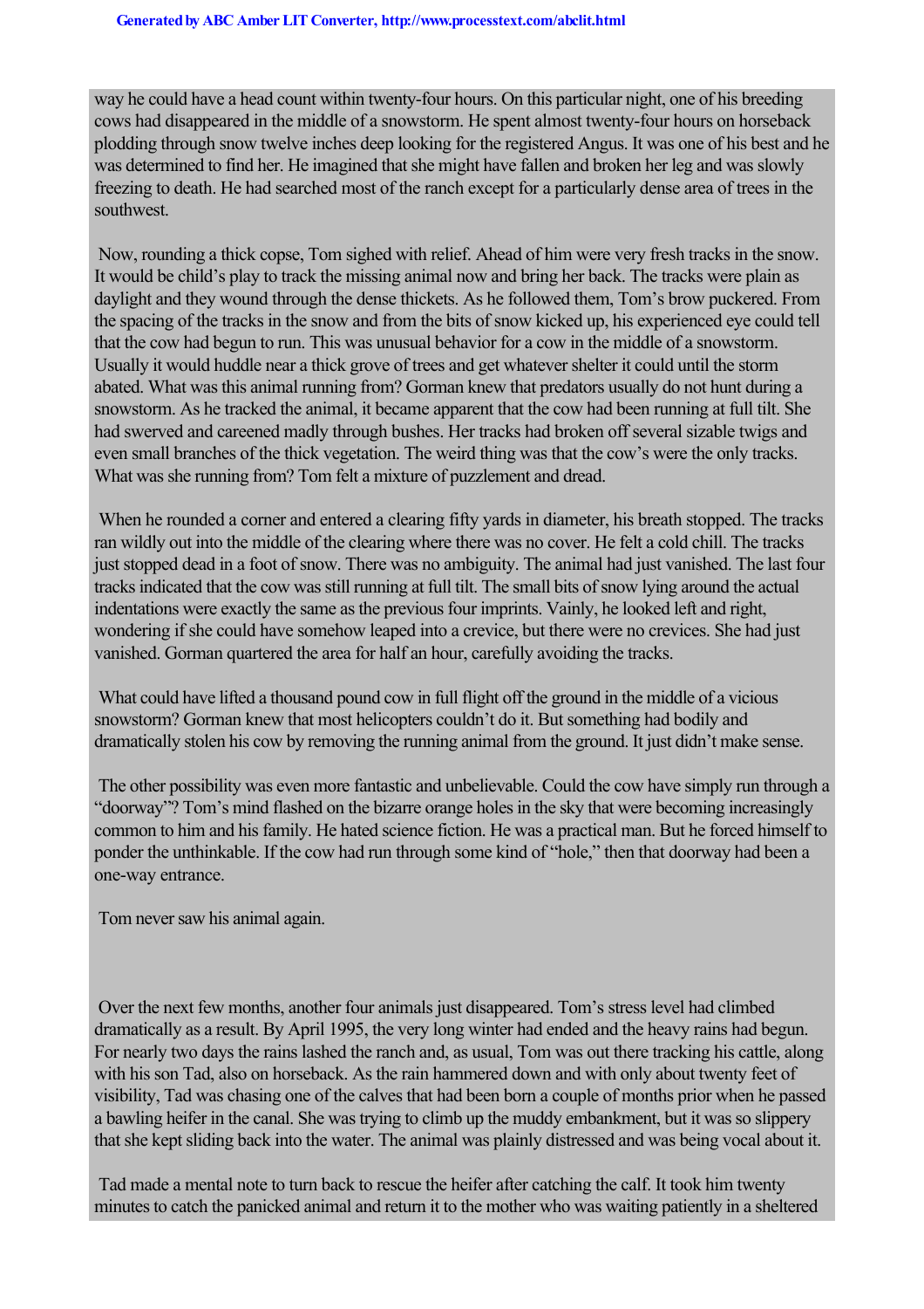way he could have a head count within twenty-four hours. On this particular night, one of his breeding cows had disappeared in the middle of a snowstorm. He spent almost twenty-four hours on horseback plodding through snow twelve inches deep looking for the registered Angus. It was one of his best and he was determined to find her. He imagined that she might have fallen and broken her leg and was slowly freezing to death. He had searched most of the ranch except for a particularly dense area of trees in the southwest.

Now, rounding a thick copse, Tom sighed with relief. Ahead of him were very fresh tracks in the snow. It would be child's play to track the missing animal now and bring her back. The tracks were plain as daylight and they wound through the dense thickets. As he followed them, Tom's brow puckered. From the spacing of the tracks in the snow and from the bits of snow kicked up, his experienced eye could tell that the cow had begun to run. This was unusual behavior for a cow in the middle of a snowstorm. Usually it would huddle near a thick grove of trees and get whatever shelter it could until the storm abated. What was this animal running from? Gorman knew that predators usually do not hunt during a snowstorm. As he tracked the animal, it became apparent that the cow had been running at full tilt. She had swerved and careened madly through bushes. Her tracks had broken off several sizable twigs and even small branches of the thick vegetation. The weird thing was that the cow's were the only tracks. What was she running from? Tom felt a mixture of puzzlement and dread.

When he rounded a corner and entered a clearing fifty yards in diameter, his breath stopped. The tracks ran wildly out into the middle of the clearing where there was no cover. He felt a cold chill. The tracks just stopped dead in a foot of snow. There was no ambiguity. The animal had just vanished. The last four tracks indicated that the cow was still running at full tilt. The small bits of snow lying around the actual indentations were exactly the same as the previous four imprints. Vainly, he looked left and right, wondering if she could have somehow leaped into a crevice, but there were no crevices. She had just vanished. Gorman quartered the area for half an hour, carefully avoiding the tracks.

What could have lifted a thousand pound cow in full flight off the ground in the middle of a vicious snowstorm? Gorman knew that most helicopters couldn't do it. But something had bodily and dramatically stolen his cow by removing the running animal from the ground. It just didn't make sense.

The other possibility was even more fantastic and unbelievable. Could the cow have simply run through a "doorway"? Tom's mind flashed on the bizarre orange holes in the sky that were becoming increasingly common to him and his family. He hated science fiction. He was a practical man. But he forced himself to ponder the unthinkable. If the cow had run through some kind of "hole," then that doorway had been a one-way entrance.

Tom never saw his animal again.

Over the next few months, another four animals just disappeared. Tom's stress level had climbed dramatically as a result. By April 1995, the very long winter had ended and the heavy rains had begun. For nearly two days the rains lashed the ranch and, as usual, Tom was out there tracking his cattle, along with his son Tad, also on horseback. As the rain hammered down and with only about twenty feet of visibility, Tad was chasing one of the calves that had been born a couple of months prior when he passed a bawling heifer in the canal. She was trying to climb up the muddy embankment, but it was so slippery that she kept sliding back into the water. The animal was plainly distressed and was being vocal about it.

Tad made a mental note to turn back to rescue the heifer after catching the calf. It took him twenty minutes to catch the panicked animal and return it to the mother who was waiting patiently in a sheltered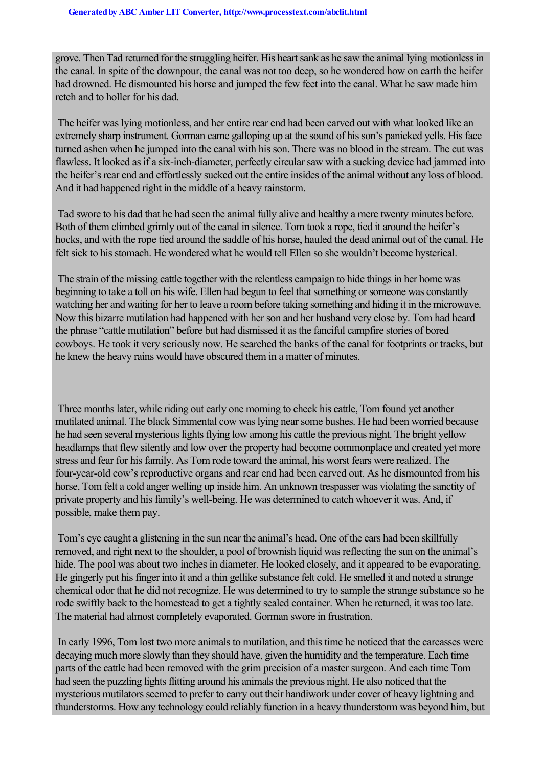grove. Then Tad returned for the struggling heifer. His heart sank as he saw the animal lying motionless in the canal. In spite of the downpour, the canal was not too deep, so he wondered how on earth the heifer had drowned. He dismounted his horse and jumped the few feet into the canal. What he saw made him retch and to holler for his dad.

The heifer was lying motionless, and her entire rear end had been carved out with what looked like an extremely sharp instrument. Gorman came galloping up at the sound of his son's panicked yells. His face turned ashen when he jumped into the canal with his son. There was no blood in the stream. The cut was flawless. It looked as if a six-inch-diameter, perfectly circular saw with a sucking device had jammed into the heifer's rear end and effortlessly sucked out the entire insides of the animal without any loss of blood. And it had happened right in the middle of a heavy rainstorm.

Tad swore to his dad that he had seen the animal fully alive and healthy a mere twenty minutes before. Both of them climbed grimly out of the canal in silence. Tom took a rope, tied it around the heifer's hocks, and with the rope tied around the saddle of his horse, hauled the dead animal out of the canal. He felt sick to his stomach. He wondered what he would tell Ellen so she wouldn't become hysterical.

The strain of the missing cattle together with the relentless campaign to hide things in her home was beginning to take a toll on his wife. Ellen had begun to feel that something or someone was constantly watching her and waiting for her to leave a room before taking something and hiding it in the microwave. Now this bizarre mutilation had happened with her son and her husband very close by. Tom had heard the phrase "cattle mutilation" before but had dismissed it as the fanciful campfire stories of bored cowboys. He took it very seriously now. He searched the banks of the canal for footprints or tracks, but he knew the heavy rains would have obscured them in a matter of minutes.

Three months later, while riding out early one morning to check his cattle, Tom found yet another mutilated animal. The black Simmental cow was lying near some bushes. He had been worried because he had seen several mysterious lights flying low among his cattle the previous night. The bright yellow headlamps that flew silently and low over the property had become commonplace and created yet more stress and fear for his family. As Tom rode toward the animal, his worst fears were realized. The four-year-old cow's reproductive organs and rear end had been carved out. As he dismounted from his horse, Tom felt a cold anger welling up inside him. An unknown trespasser was violating the sanctity of private property and his family's well-being. He was determined to catch whoever it was. And, if possible, make them pay.

Tom's eye caught a glistening in the sun near the animal's head. One of the ears had been skillfully removed, and right next to the shoulder, a pool of brownish liquid was reflecting the sun on the animal's hide. The pool was about two inches in diameter. He looked closely, and it appeared to be evaporating. He gingerly put his finger into it and a thin gellike substance felt cold. He smelled it and noted a strange chemical odor that he did not recognize. He was determined to try to sample the strange substance so he rode swiftly back to the homestead to get a tightly sealed container. When he returned, it was too late. The material had almost completely evaporated. Gorman swore in frustration.

In early 1996, Tom lost two more animals to mutilation, and this time he noticed that the carcasses were decaying much more slowly than they should have, given the humidity and the temperature. Each time parts of the cattle had been removed with the grim precision of a master surgeon. And each time Tom had seen the puzzling lights flitting around his animals the previous night. He also noticed that the mysterious mutilators seemed to prefer to carry out their handiwork under cover of heavy lightning and thunderstorms. How any technology could reliably function in a heavy thunderstorm was beyond him, but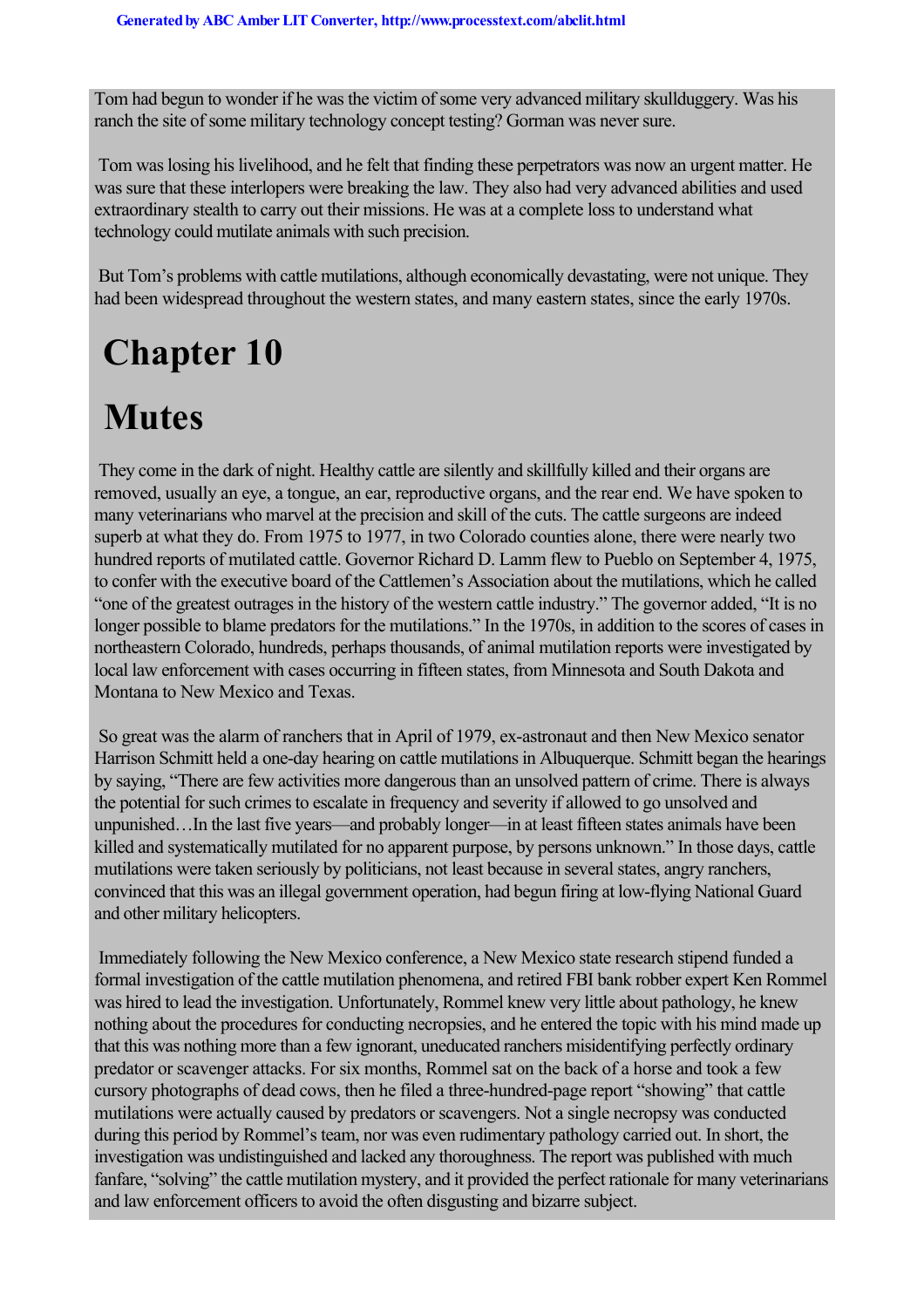Tom had begun to wonder if he was the victim of some very advanced military skullduggery. Was his ranch the site of some military technology concept testing? Gorman was never sure.

Tom was losing his livelihood, and he felt that finding these perpetrators was now an urgent matter. He was sure that these interlopers were breaking the law. They also had very advanced abilities and used extraordinary stealth to carry out their missions. He was at a complete loss to understand what technology could mutilate animals with such precision.

But Tom's problems with cattle mutilations, although economically devastating, were not unique. They had been widespread throughout the western states, and many eastern states, since the early 1970s.

# Chapter 10

# Mutes

They come in the dark of night. Healthy cattle are silently and skillfully killed and their organs are removed, usually an eye, a tongue, an ear, reproductive organs, and the rear end. We have spoken to many veterinarians who marvel at the precision and skill of the cuts. The cattle surgeons are indeed superb at what they do. From 1975 to 1977, in two Colorado counties alone, there were nearly two hundred reports of mutilated cattle. Governor Richard D. Lamm flew to Pueblo on September 4, 1975, to confer with the executive board of the Cattlemen's Association about the mutilations, which he called "one of the greatest outrages in the history of the western cattle industry." The governor added, "It is no longer possible to blame predators for the mutilations." In the 1970s, in addition to the scores of cases in northeastern Colorado, hundreds, perhaps thousands, of animal mutilation reports were investigated by local law enforcement with cases occurring in fifteen states, from Minnesota and South Dakota and Montana to New Mexico and Texas.

So great was the alarm of ranchers that in April of 1979, ex-astronaut and then New Mexico senator Harrison Schmitt held a one-day hearing on cattle mutilations in Albuquerque. Schmitt began the hearings by saying, "There are few activities more dangerous than an unsolved pattern of crime. There is always the potential for such crimes to escalate in frequency and severity if allowed to go unsolved and unpunished…In the last five years—and probably longer—in at least fifteen states animals have been killed and systematically mutilated for no apparent purpose, by persons unknown." In those days, cattle mutilations were taken seriously by politicians, not least because in several states, angry ranchers, convinced that this was an illegal government operation, had begun firing at low-flying National Guard and other military helicopters.

Immediately following the New Mexico conference, a New Mexico state research stipend funded a formal investigation of the cattle mutilation phenomena, and retired FBI bank robber expert Ken Rommel was hired to lead the investigation. Unfortunately, Rommel knew very little about pathology, he knew nothing about the procedures for conducting necropsies, and he entered the topic with his mind made up that this was nothing more than a few ignorant, uneducated ranchers misidentifying perfectly ordinary predator or scavenger attacks. For six months, Rommel sat on the back of a horse and took a few cursory photographs of dead cows, then he filed a three-hundred-page report "showing" that cattle mutilations were actually caused by predators or scavengers. Not a single necropsy was conducted during this period by Rommel's team, nor was even rudimentary pathology carried out. In short, the investigation was undistinguished and lacked any thoroughness. The report was published with much fanfare, "solving" the cattle mutilation mystery, and it provided the perfect rationale for many veterinarians and law enforcement officers to avoid the often disgusting and bizarre subject.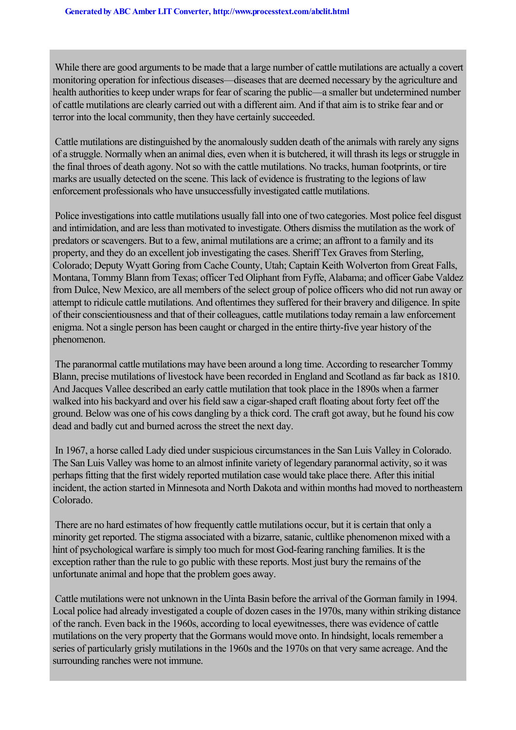While there are good arguments to be made that a large number of cattle mutilations are actually a covert monitoring operation for infectious diseases—diseases that are deemed necessary by the agriculture and health authorities to keep under wraps for fear of scaring the public—a smaller but undetermined number of cattle mutilations are clearly carried out with a different aim. And if that aim is to strike fear and or terror into the local community, then they have certainly succeeded.

Cattle mutilations are distinguished by the anomalously sudden death of the animals with rarely any signs of a struggle. Normally when an animal dies, even when it is butchered, it will thrash its legs or struggle in the final throes of death agony. Not so with the cattle mutilations. No tracks, human footprints, or tire marks are usually detected on the scene. This lack of evidence is frustrating to the legions of law enforcement professionals who have unsuccessfully investigated cattle mutilations.

Police investigations into cattle mutilations usually fall into one of two categories. Most police feel disgust and intimidation, and are less than motivated to investigate. Others dismiss the mutilation as the work of predators or scavengers. But to a few, animal mutilations are a crime; an affront to a family and its property, and they do an excellent job investigating the cases. Sheriff Tex Graves from Sterling, Colorado; Deputy Wyatt Goring from Cache County, Utah; Captain Keith Wolverton from Great Falls, Montana, Tommy Blann from Texas; officer Ted Oliphant from Fyffe, Alabama; and officer Gabe Valdez from Dulce, New Mexico, are all members of the select group of police officers who did not run away or attempt to ridicule cattle mutilations. And oftentimes they suffered for their bravery and diligence. In spite of their conscientiousness and that of their colleagues, cattle mutilations today remain a law enforcement enigma. Not a single person has been caught or charged in the entire thirty-five year history of the phenomenon.

The paranormal cattle mutilations may have been around a long time. According to researcher Tommy Blann, precise mutilations of livestock have been recorded in England and Scotland as far back as 1810. And Jacques Vallee described an early cattle mutilation that took place in the 1890s when a farmer walked into his backyard and over his field saw a cigar-shaped craft floating about forty feet off the ground. Below was one of his cows dangling by a thick cord. The craft got away, but he found his cow dead and badly cut and burned across the street the next day.

In 1967, a horse called Lady died under suspicious circumstances in the San Luis Valley in Colorado. The San Luis Valley was home to an almost infinite variety of legendary paranormal activity, so it was perhaps fitting that the first widely reported mutilation case would take place there. After this initial incident, the action started in Minnesota and North Dakota and within months had moved to northeastern Colorado.

There are no hard estimates of how frequently cattle mutilations occur, but it is certain that only a minority get reported. The stigma associated with a bizarre, satanic, cultlike phenomenon mixed with a hint of psychological warfare is simply too much for most God-fearing ranching families. It is the exception rather than the rule to go public with these reports. Most just bury the remains of the unfortunate animal and hope that the problem goes away.

Cattle mutilations were not unknown in the Uinta Basin before the arrival of the Gorman family in 1994. Local police had already investigated a couple of dozen cases in the 1970s, many within striking distance of the ranch. Even back in the 1960s, according to local eyewitnesses, there was evidence of cattle mutilations on the very property that the Gormans would move onto. In hindsight, locals remember a series of particularly grisly mutilations in the 1960s and the 1970s on that very same acreage. And the surrounding ranches were not immune.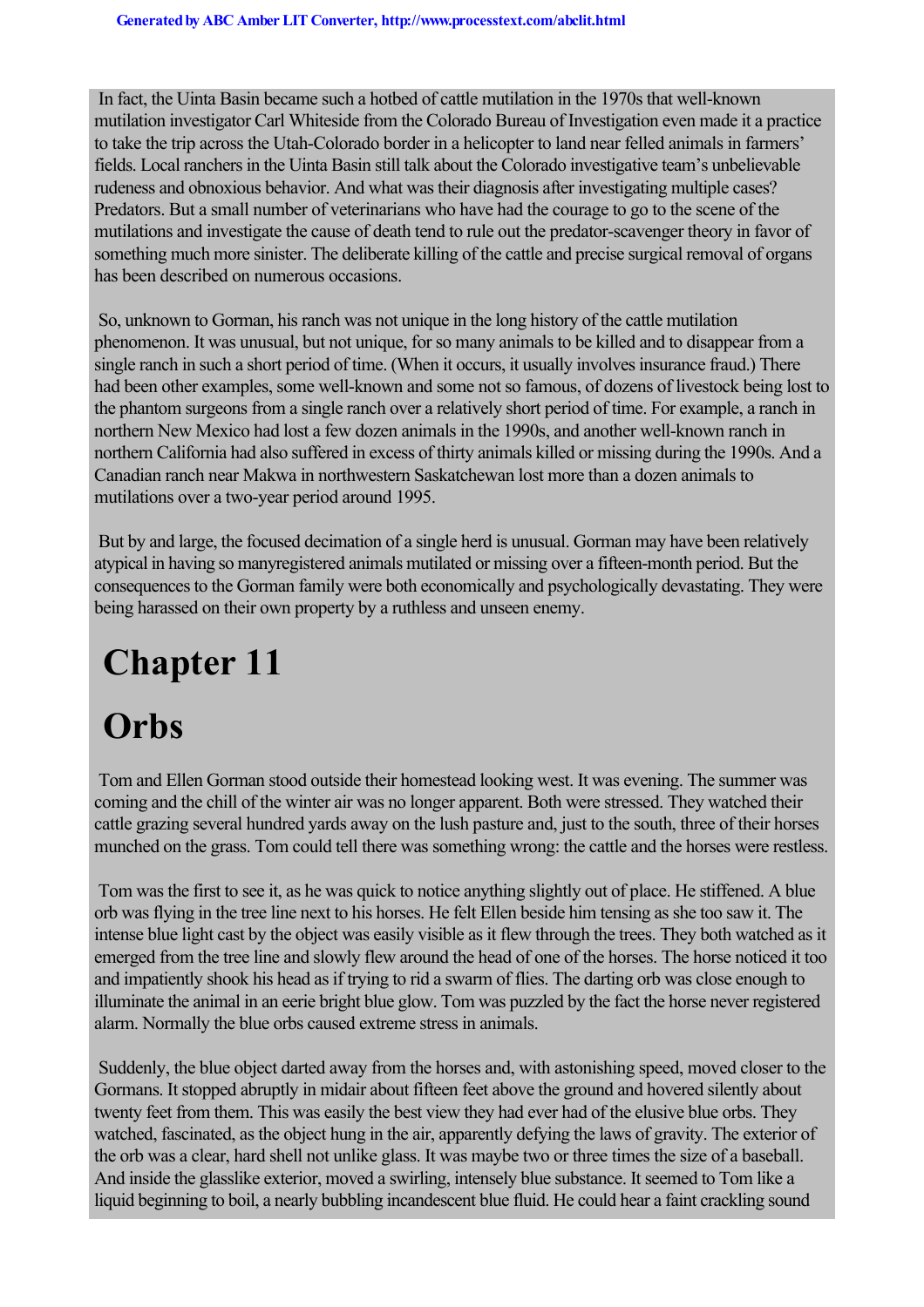In fact, the Uinta Basin became such a hotbed of cattle mutilation in the 1970s that well-known mutilation investigator Carl Whiteside from the Colorado Bureau of Investigation even made it a practice to take the trip across the Utah-Colorado border in a helicopter to land near felled animals in farmers' fields. Local ranchers in the Uinta Basin still talk about the Colorado investigative team's unbelievable rudeness and obnoxious behavior. And what was their diagnosis after investigating multiple cases? Predators. But a small number of veterinarians who have had the courage to go to the scene of the mutilations and investigate the cause of death tend to rule out the predator-scavenger theory in favor of something much more sinister. The deliberate killing of the cattle and precise surgical removal of organs has been described on numerous occasions.

So, unknown to Gorman, his ranch was not unique in the long history of the cattle mutilation phenomenon. It was unusual, but not unique, for so many animals to be killed and to disappear from a single ranch in such a short period of time. (When it occurs, it usually involves insurance fraud.) There had been other examples, some well-known and some not so famous, of dozens of livestock being lost to the phantom surgeons from a single ranch over a relatively short period of time. For example, a ranch in northern New Mexico had lost a few dozen animals in the 1990s, and another well-known ranch in northern California had also suffered in excess of thirty animals killed or missing during the 1990s. And a Canadian ranch near Makwa in northwestern Saskatchewan lost more than a dozen animals to mutilations over a two-year period around 1995.

But by and large, the focused decimation of a single herd is unusual. Gorman may have been relatively atypical in having so manyregistered animals mutilated or missing over a fifteen-month period. But the consequences to the Gorman family were both economically and psychologically devastating. They were being harassed on their own property by a ruthless and unseen enemy.

# Chapter 11

# Orbs

Tom and Ellen Gorman stood outside their homestead looking west. It was evening. The summer was coming and the chill of the winter air was no longer apparent. Both were stressed. They watched their cattle grazing several hundred yards away on the lush pasture and, just to the south, three of their horses munched on the grass. Tom could tell there was something wrong: the cattle and the horses were restless.

Tom was the first to see it, as he was quick to notice anything slightly out of place. He stiffened. A blue orb was flying in the tree line next to his horses. He felt Ellen beside him tensing as she too saw it. The intense blue light cast by the object was easily visible as it flew through the trees. They both watched as it emerged from the tree line and slowly flew around the head of one of the horses. The horse noticed it too and impatiently shook his head as if trying to rid a swarm of flies. The darting orb was close enough to illuminate the animal in an eerie bright blue glow. Tom was puzzled by the fact the horse never registered alarm. Normally the blue orbs caused extreme stress in animals.

Suddenly, the blue object darted away from the horses and, with astonishing speed, moved closer to the Gormans. It stopped abruptly in midair about fifteen feet above the ground and hovered silently about twenty feet from them. This was easily the best view they had ever had of the elusive blue orbs. They watched, fascinated, as the object hung in the air, apparently defying the laws of gravity. The exterior of the orb was a clear, hard shell not unlike glass. It was maybe two or three times the size of a baseball. And inside the glasslike exterior, moved a swirling, intensely blue substance. It seemed to Tom like a liquid beginning to boil, a nearly bubbling incandescent blue fluid. He could hear a faint crackling sound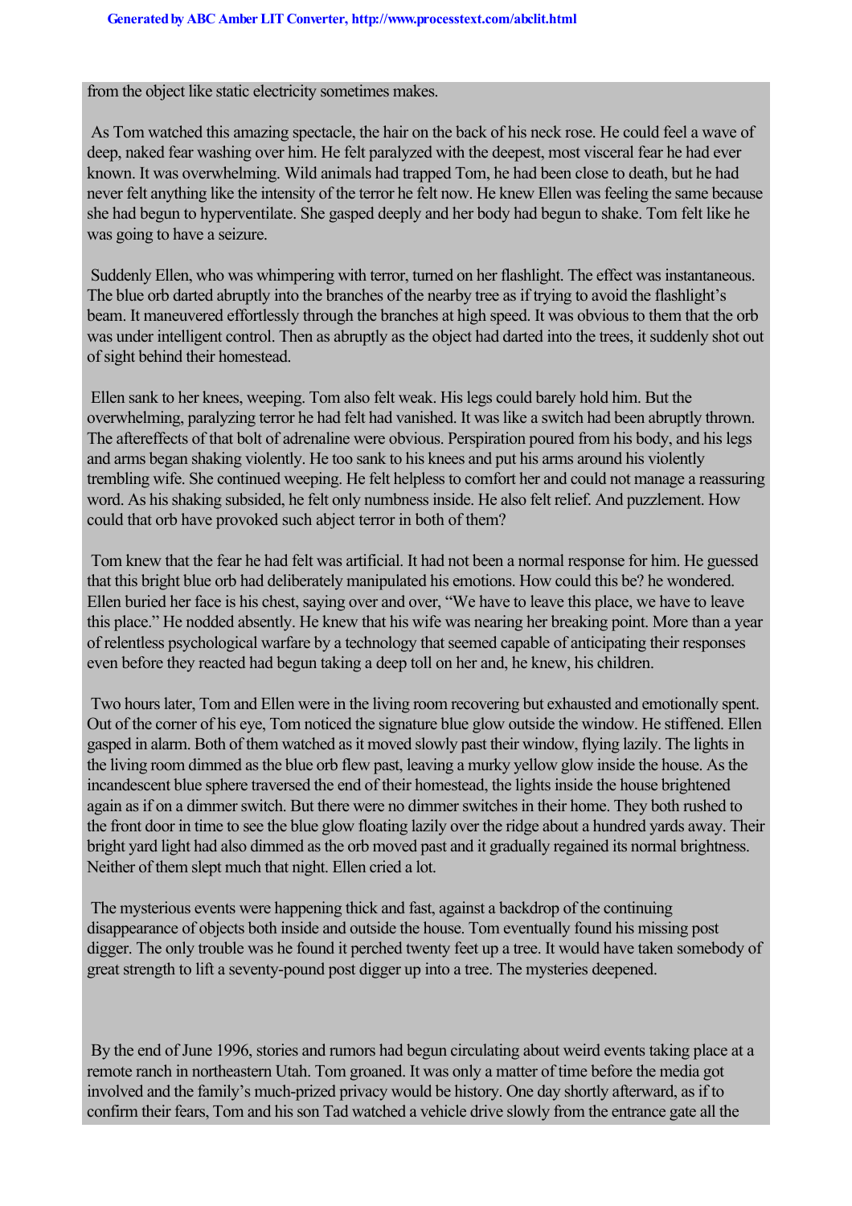from the object like static electricity sometimes makes.

As Tom watched this amazing spectacle, the hair on the back of his neck rose. He could feel a wave of deep, naked fear washing over him. He felt paralyzed with the deepest, most visceral fear he had ever known. It was overwhelming. Wild animals had trapped Tom, he had been close to death, but he had never felt anything like the intensity of the terror he felt now. He knew Ellen was feeling the same because she had begun to hyperventilate. She gasped deeply and her body had begun to shake. Tom felt like he was going to have a seizure.

Suddenly Ellen, who was whimpering with terror, turned on her flashlight. The effect was instantaneous. The blue orb darted abruptly into the branches of the nearby tree as if trying to avoid the flashlight's beam. It maneuvered effortlessly through the branches at high speed. It was obvious to them that the orb was under intelligent control. Then as abruptly as the object had darted into the trees, it suddenly shot out of sight behind their homestead.

Ellen sank to her knees, weeping. Tom also felt weak. His legs could barely hold him. But the overwhelming, paralyzing terror he had felt had vanished. It was like a switch had been abruptly thrown. The aftereffects of that bolt of adrenaline were obvious. Perspiration poured from his body, and his legs and arms began shaking violently. He too sank to his knees and put his arms around his violently trembling wife. She continued weeping. He felt helpless to comfort her and could not manage a reassuring word. As his shaking subsided, he felt only numbness inside. He also felt relief. And puzzlement. How could that orb have provoked such abject terror in both of them?

Tom knew that the fear he had felt was artificial. It had not been a normal response for him. He guessed that this bright blue orb had deliberately manipulated his emotions. How could this be? he wondered. Ellen buried her face is his chest, saying over and over, "We have to leave this place, we have to leave this place." He nodded absently. He knew that his wife was nearing her breaking point. More than a year of relentless psychological warfare by a technology that seemed capable of anticipating their responses even before they reacted had begun taking a deep toll on her and, he knew, his children.

Two hours later, Tom and Ellen were in the living room recovering but exhausted and emotionally spent. Out of the corner of his eye, Tom noticed the signature blue glow outside the window. He stiffened. Ellen gasped in alarm. Both of them watched as it moved slowly past their window, flying lazily. The lights in the living room dimmed as the blue orb flew past, leaving a murky yellow glow inside the house. As the incandescent blue sphere traversed the end of their homestead, the lights inside the house brightened again as if on a dimmer switch. But there were no dimmer switches in their home. They both rushed to the front door in time to see the blue glow floating lazily over the ridge about a hundred yards away. Their bright yard light had also dimmed as the orb moved past and it gradually regained its normal brightness. Neither of them slept much that night. Ellen cried a lot.

The mysterious events were happening thick and fast, against a backdrop of the continuing disappearance of objects both inside and outside the house. Tom eventually found his missing post digger. The only trouble was he found it perched twenty feet up a tree. It would have taken somebody of great strength to lift a seventy-pound post digger up into a tree. The mysteries deepened.

By the end of June 1996, stories and rumors had begun circulating about weird events taking place at a remote ranch in northeastern Utah. Tom groaned. It was only a matter of time before the media got involved and the family's much-prized privacy would be history. One day shortly afterward, as if to confirm their fears, Tom and his son Tad watched a vehicle drive slowly from the entrance gate all the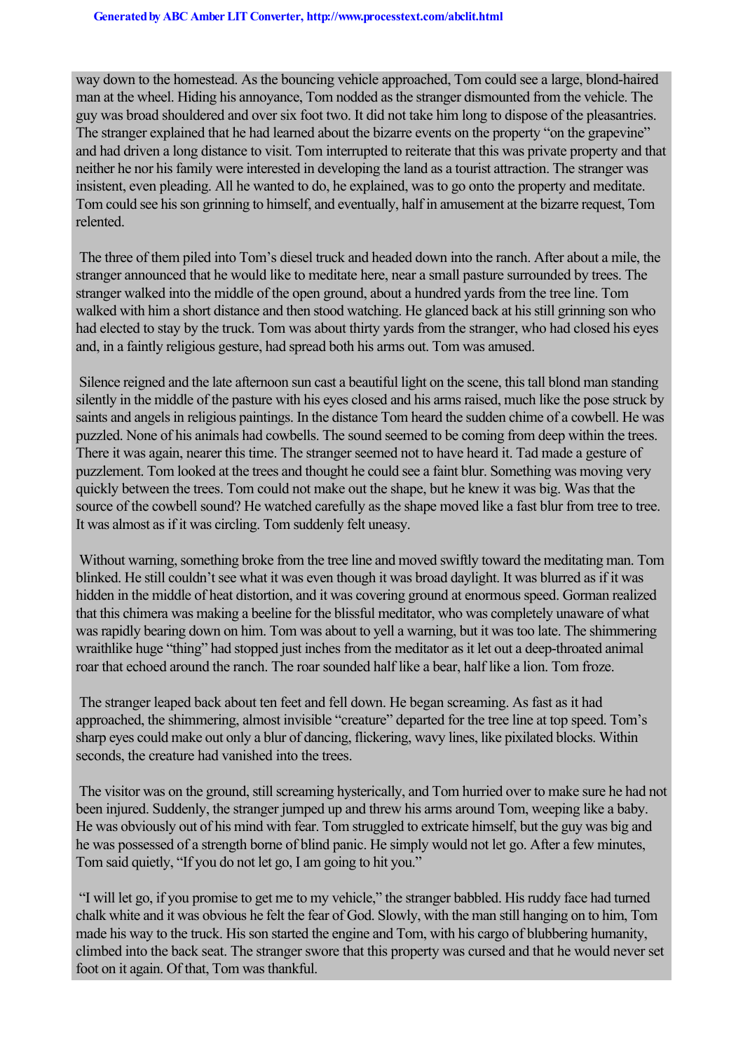way down to the homestead. As the bouncing vehicle approached, Tom could see a large, blond-haired man at the wheel. Hiding his annoyance, Tom nodded as the stranger dismounted from the vehicle. The guy was broad shouldered and over six foot two. It did not take him long to dispose of the pleasantries. The stranger explained that he had learned about the bizarre events on the property "on the grapevine" and had driven a long distance to visit. Tom interrupted to reiterate that this was private property and that neither he nor his family were interested in developing the land as a tourist attraction. The stranger was insistent, even pleading. All he wanted to do, he explained, was to go onto the property and meditate. Tom could see his son grinning to himself, and eventually, half in amusement at the bizarre request, Tom relented.

The three of them piled into Tom's diesel truck and headed down into the ranch. After about a mile, the stranger announced that he would like to meditate here, near a small pasture surrounded by trees. The stranger walked into the middle of the open ground, about a hundred yards from the tree line. Tom walked with him a short distance and then stood watching. He glanced back at his still grinning son who had elected to stay by the truck. Tom was about thirty yards from the stranger, who had closed his eyes and, in a faintly religious gesture, had spread both his arms out. Tom was amused.

Silence reigned and the late afternoon sun cast a beautiful light on the scene, this tall blond man standing silently in the middle of the pasture with his eyes closed and his arms raised, much like the pose struck by saints and angels in religious paintings. In the distance Tom heard the sudden chime of a cowbell. He was puzzled. None of his animals had cowbells. The sound seemed to be coming from deep within the trees. There it was again, nearer this time. The stranger seemed not to have heard it. Tad made a gesture of puzzlement. Tom looked at the trees and thought he could see a faint blur. Something was moving very quickly between the trees. Tom could not make out the shape, but he knew it was big. Was that the source of the cowbell sound? He watched carefully as the shape moved like a fast blur from tree to tree. It was almost as if it was circling. Tom suddenly felt uneasy.

Without warning, something broke from the tree line and moved swiftly toward the meditating man. Tom blinked. He still couldn't see what it was even though it was broad daylight. It was blurred as if it was hidden in the middle of heat distortion, and it was covering ground at enormous speed. Gorman realized that this chimera was making a beeline for the blissful meditator, who was completely unaware of what was rapidly bearing down on him. Tom was about to yell a warning, but it was too late. The shimmering wraithlike huge "thing" had stopped just inches from the meditator as it let out a deep-throated animal roar that echoed around the ranch. The roar sounded half like a bear, half like a lion. Tom froze.

The stranger leaped back about ten feet and fell down. He began screaming. As fast as it had approached, the shimmering, almost invisible "creature" departed for the tree line at top speed. Tom's sharp eyes could make out only a blur of dancing, flickering, wavy lines, like pixilated blocks. Within seconds, the creature had vanished into the trees.

The visitor was on the ground, still screaming hysterically, and Tom hurried over to make sure he had not been injured. Suddenly, the stranger jumped up and threw his arms around Tom, weeping like a baby. He was obviously out of his mind with fear. Tom struggled to extricate himself, but the guy was big and he was possessed of a strength borne of blind panic. He simply would not let go. After a few minutes, Tom said quietly, "If you do not let go, I am going to hit you."

"I will let go, if you promise to get me to my vehicle," the stranger babbled. His ruddy face had turned chalk white and it was obvious he felt the fear of God. Slowly, with the man still hanging on to him, Tom made his way to the truck. His son started the engine and Tom, with his cargo of blubbering humanity, climbed into the back seat. The stranger swore that this property was cursed and that he would never set foot on it again. Of that, Tom was thankful.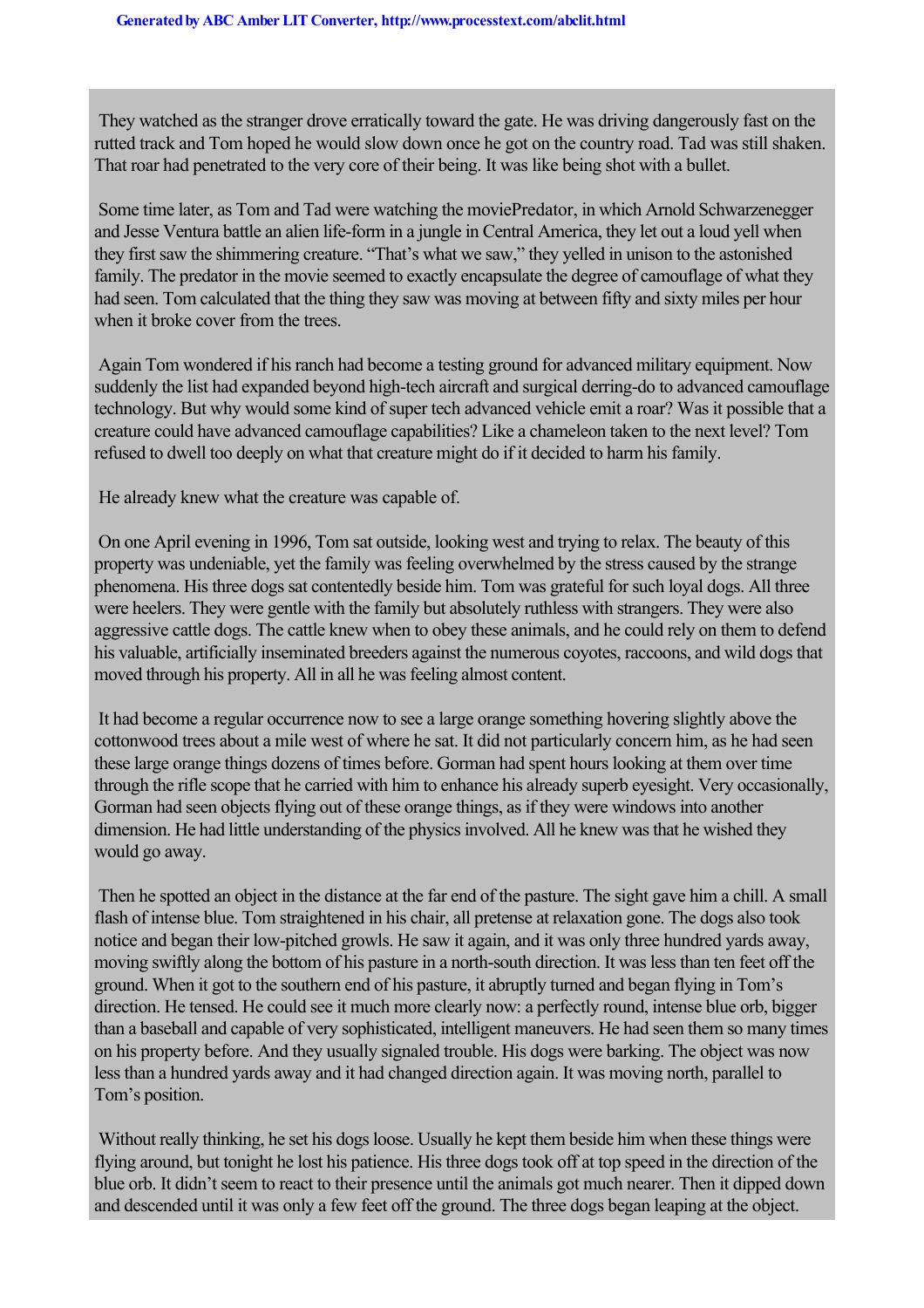They watched as the stranger drove erratically toward the gate. He was driving dangerously fast on the rutted track and Tom hoped he would slow down once he got on the country road. Tad was still shaken. That roar had penetrated to the very core of their being. It was like being shot with a bullet.

Some time later, as Tom and Tad were watching the moviePredator, in which Arnold Schwarzenegger and Jesse Ventura battle an alien life-form in a jungle in Central America, they let out a loud yell when they first saw the shimmering creature. "That's what we saw," they yelled in unison to the astonished family. The predator in the movie seemed to exactly encapsulate the degree of camouflage of what they had seen. Tom calculated that the thing they saw was moving at between fifty and sixty miles per hour when it broke cover from the trees.

Again Tom wondered if his ranch had become a testing ground for advanced military equipment. Now suddenly the list had expanded beyond high-tech aircraft and surgical derring-do to advanced camouflage technology. But why would some kind of super tech advanced vehicle emit a roar? Was it possible that a creature could have advanced camouflage capabilities? Like a chameleon taken to the next level? Tom refused to dwell too deeply on what that creature might do if it decided to harm his family.

He already knew what the creature was capable of.

On one April evening in 1996, Tom sat outside, looking west and trying to relax. The beauty of this property was undeniable, yet the family was feeling overwhelmed by the stress caused by the strange phenomena. His three dogs sat contentedly beside him. Tom was grateful for such loyal dogs. All three were heelers. They were gentle with the family but absolutely ruthless with strangers. They were also aggressive cattle dogs. The cattle knew when to obey these animals, and he could rely on them to defend his valuable, artificially inseminated breeders against the numerous coyotes, raccoons, and wild dogs that moved through his property. All in all he was feeling almost content.

It had become a regular occurrence now to see a large orange something hovering slightly above the cottonwood trees about a mile west of where he sat. It did not particularly concern him, as he had seen these large orange things dozens of times before. Gorman had spent hours looking at them over time through the rifle scope that he carried with him to enhance his already superb eyesight. Very occasionally, Gorman had seen objects flying out of these orange things, as if they were windows into another dimension. He had little understanding of the physics involved. All he knew was that he wished they would go away.

Then he spotted an object in the distance at the far end of the pasture. The sight gave him a chill. A small flash of intense blue. Tom straightened in his chair, all pretense at relaxation gone. The dogs also took notice and began their low-pitched growls. He saw it again, and it was only three hundred yards away, moving swiftly along the bottom of his pasture in a north-south direction. It was less than ten feet off the ground. When it got to the southern end of his pasture, it abruptly turned and began flying in Tom's direction. He tensed. He could see it much more clearly now: a perfectly round, intense blue orb, bigger than a baseball and capable of very sophisticated, intelligent maneuvers. He had seen them so many times on his property before. And they usually signaled trouble. His dogs were barking. The object was now less than a hundred yards away and it had changed direction again. It was moving north, parallel to Tom's position.

Without really thinking, he set his dogs loose. Usually he kept them beside him when these things were flying around, but tonight he lost his patience. His three dogs took off at top speed in the direction of the blue orb. It didn't seem to react to their presence until the animals got much nearer. Then it dipped down and descended until it was only a few feet off the ground. The three dogs began leaping at the object.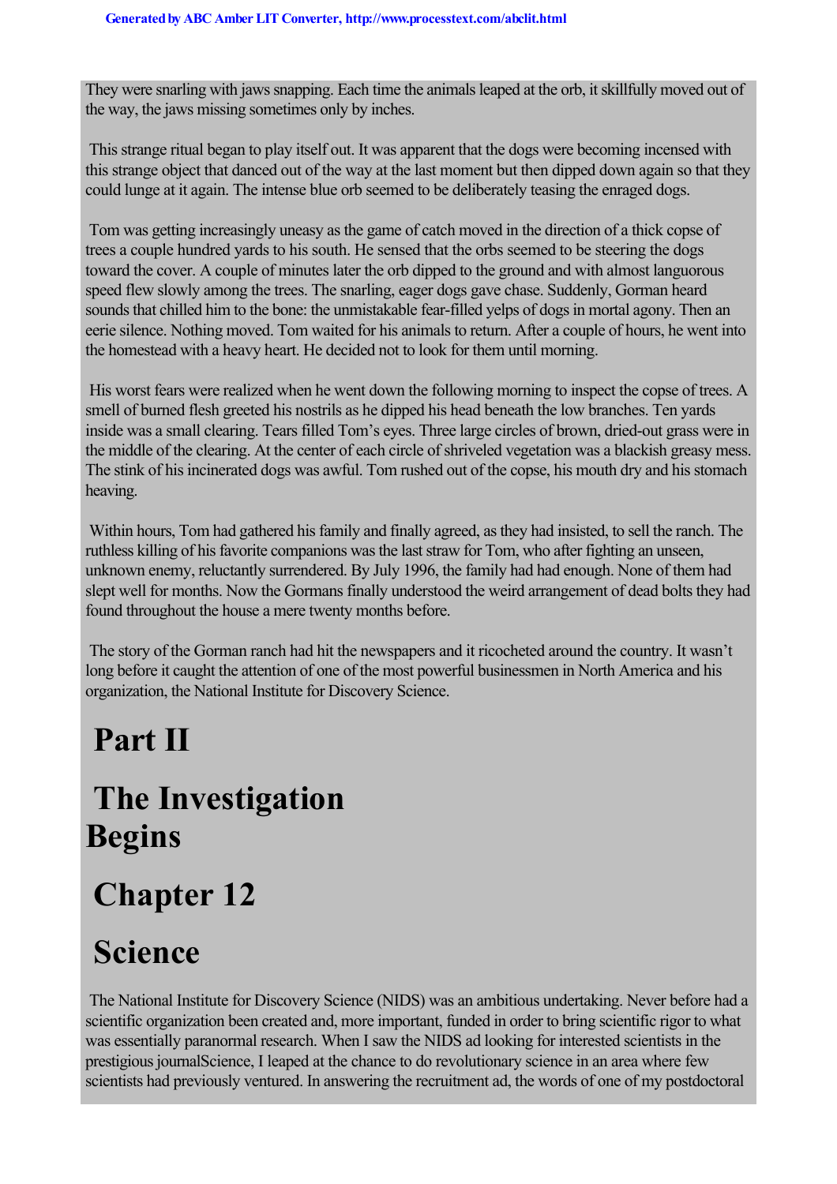They were snarling with jaws snapping. Each time the animals leaped at the orb, it skillfully moved out of the way, the jaws missing sometimes only by inches.

This strange ritual began to play itself out. It was apparent that the dogs were becoming incensed with this strange object that danced out of the way at the last moment but then dipped down again so that they could lunge at it again. The intense blue orb seemed to be deliberately teasing the enraged dogs.

Tom was getting increasingly uneasy as the game of catch moved in the direction of a thick copse of trees a couple hundred yards to his south. He sensed that the orbs seemed to be steering the dogs toward the cover. A couple of minutes later the orb dipped to the ground and with almost languorous speed flew slowly among the trees. The snarling, eager dogs gave chase. Suddenly, Gorman heard sounds that chilled him to the bone: the unmistakable fear-filled yelps of dogs in mortal agony. Then an eerie silence. Nothing moved. Tom waited for his animals to return. After a couple of hours, he went into the homestead with a heavy heart. He decided not to look for them until morning.

His worst fears were realized when he went down the following morning to inspect the copse of trees. A smell of burned flesh greeted his nostrils as he dipped his head beneath the low branches. Ten yards inside was a small clearing. Tears filled Tom's eyes. Three large circles of brown, dried-out grass were in the middle of the clearing. At the center of each circle of shriveled vegetation was a blackish greasy mess. The stink of his incinerated dogs was awful. Tom rushed out of the copse, his mouth dry and his stomach heaving.

Within hours, Tom had gathered his family and finally agreed, as they had insisted, to sell the ranch. The ruthless killing of his favorite companions was the last straw for Tom, who after fighting an unseen, unknown enemy, reluctantly surrendered. By July 1996, the family had had enough. None of them had slept well for months. Now the Gormans finally understood the weird arrangement of dead bolts they had found throughout the house a mere twenty months before.

The story of the Gorman ranch had hit the newspapers and it ricocheted around the country. It wasn't long before it caught the attention of one of the most powerful businessmen in North America and his organization, the National Institute for Discovery Science.

# Part II

# The Investigation Begins

## Chapter 12

## Science

The National Institute for Discovery Science (NIDS) was an ambitious undertaking. Never before had a scientific organization been created and, more important, funded in order to bring scientific rigor to what was essentially paranormal research. When I saw the NIDS ad looking for interested scientists in the prestigious journal *Science*, I leaped at the chance to do revolutionary science in an area where few scientists had previously ventured. In answering the recruitment ad, the words of one of my postdoctoral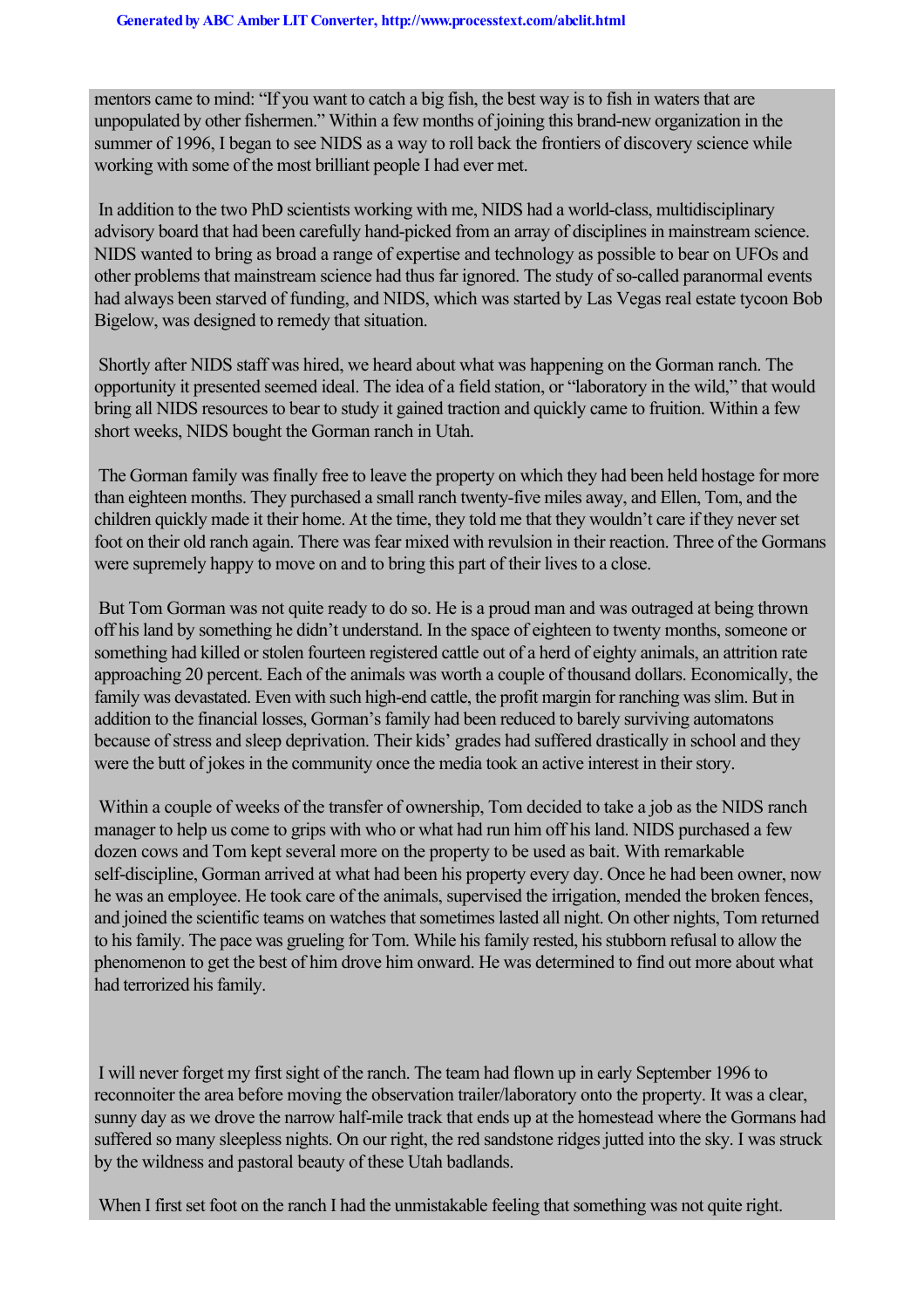mentors came to mind: "If you want to catch a big fish, the best way is to fish in waters that are unpopulated by other fishermen." Within a few months of joining this brand-new organization in the summer of 1996, I began to see NIDS as a way to roll back the frontiers of discovery science while working with some of the most brilliant people I had ever met.

In addition to the two PhD scientists working with me, NIDS had a world-class, multidisciplinary advisory board that had been carefully hand-picked from an array of disciplines in mainstream science. NIDS wanted to bring as broad a range of expertise and technology as possible to bear on UFOs and other problems that mainstream science had thus far ignored. The study of so-called paranormal events had always been starved of funding, and NIDS, which was started by Las Vegas real estate tycoon Bob Bigelow, was designed to remedy that situation.

Shortly after NIDS staff was hired, we heard about what was happening on the Gorman ranch. The opportunity it presented seemed ideal. The idea of a field station, or "laboratory in the wild," that would bring all NIDS resources to bear to study it gained traction and quickly came to fruition. Within a few short weeks, NIDS bought the Gorman ranch in Utah.

The Gorman family was finally free to leave the property on which they had been held hostage for more than eighteen months. They purchased a small ranch twenty-five miles away, and Ellen, Tom, and the children quickly made it their home. At the time, they told me that they wouldn't care if they never set foot on their old ranch again. There was fear mixed with revulsion in their reaction. Three of the Gormans were supremely happy to move on and to bring this part of their lives to a close.

But Tom Gorman was not quite ready to do so. He is a proud man and was outraged at being thrown off his land by something he didn't understand. In the space of eighteen to twenty months, someone or something had killed or stolen fourteen registered cattle out of a herd of eighty animals, an attrition rate approaching 20 percent. Each of the animals was worth a couple of thousand dollars. Economically, the family was devastated. Even with such high-end cattle, the profit margin for ranching was slim. But in addition to the financial losses, Gorman's family had been reduced to barely surviving automatons because of stress and sleep deprivation. Their kids' grades had suffered drastically in school and they were the butt of jokes in the community once the media took an active interest in their story.

Within a couple of weeks of the transfer of ownership, Tom decided to take a job as the NIDS ranch manager to help us come to grips with who or what had run him off his land. NIDS purchased a few dozen cows and Tom kept several more on the property to be used as bait. With remarkable self-discipline, Gorman arrived at what had been his property every day. Once he had been owner, now he was an employee. He took care of the animals, supervised the irrigation, mended the broken fences, and joined the scientific teams on watches that sometimes lasted all night. On other nights, Tom returned to his family. The pace was grueling for Tom. While his family rested, his stubborn refusal to allow the phenomenon to get the best of him drove him onward. He was determined to find out more about what had terrorized his family.

I will never forget my first sight of the ranch. The team had flown up in early September 1996 to reconnoiter the area before moving the observation trailer/laboratory onto the property. It was a clear, sunny day as we drove the narrow half-mile track that ends up at the homestead where the Gormans had suffered so many sleepless nights. On our right, the red sandstone ridges jutted into the sky. I was struck by the wildness and pastoral beauty of these Utah badlands.

When I first set foot on the ranch I had the unmistakable feeling that something was not quite right.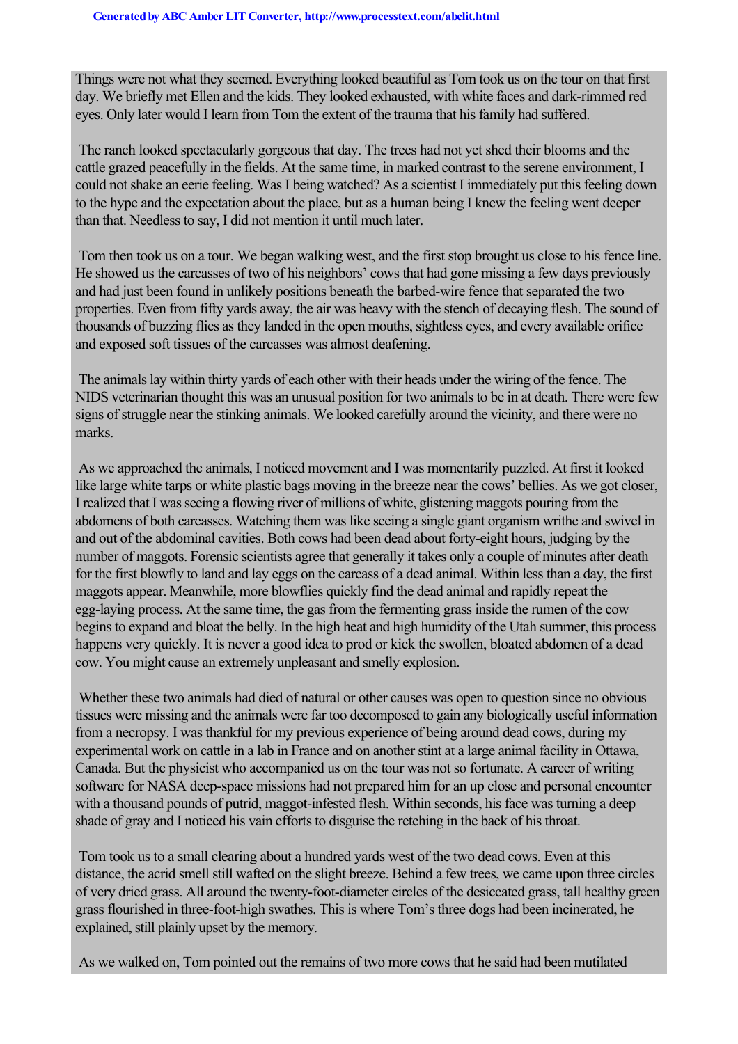Things were not what they seemed. Everything looked beautiful as Tom took us on the tour on that first day. We briefly met Ellen and the kids. They looked exhausted, with white faces and dark-rimmed red eyes. Only later would I learn from Tom the extent of the trauma that his family had suffered.

The ranch looked spectacularly gorgeous that day. The trees had not yet shed their blooms and the cattle grazed peacefully in the fields. At the same time, in marked contrast to the serene environment, I could not shake an eerie feeling. Was I being watched? As a scientist I immediately put this feeling down to the hype and the expectation about the place, but as a human being I knew the feeling went deeper than that. Needless to say, I did not mention it until much later.

Tom then took us on a tour. We began walking west, and the first stop brought us close to his fence line. He showed us the carcasses of two of his neighbors' cows that had gone missing a few days previously and had just been found in unlikely positions beneath the barbed-wire fence that separated the two properties. Even from fifty yards away, the air was heavy with the stench of decaying flesh. The sound of thousands of buzzing flies as they landed in the open mouths, sightless eyes, and every available orifice and exposed soft tissues of the carcasses was almost deafening.

The animals lay within thirty yards of each other with their heads under the wiring of the fence. The NIDS veterinarian thought this was an unusual position for two animals to be in at death. There were few signs of struggle near the stinking animals. We looked carefully around the vicinity, and there were no marks.

As we approached the animals, I noticed movement and I was momentarily puzzled. At first it looked like large white tarps or white plastic bags moving in the breeze near the cows' bellies. As we got closer, I realized that I was seeing a flowing river of millions of white, glistening maggots pouring from the abdomens of both carcasses. Watching them was like seeing a single giant organism writhe and swivel in and out of the abdominal cavities. Both cows had been dead about forty-eight hours, judging by the number of maggots. Forensic scientists agree that generally it takes only a couple of minutes after death for the first blowfly to land and lay eggs on the carcass of a dead animal. Within less than a day, the first maggots appear. Meanwhile, more blowflies quickly find the dead animal and rapidly repeat the egg-laying process. At the same time, the gas from the fermenting grass inside the rumen of the cow begins to expand and bloat the belly. In the high heat and high humidity of the Utah summer, this process happens very quickly. It is never a good idea to prod or kick the swollen, bloated abdomen of a dead cow. You might cause an extremely unpleasant and smelly explosion.

Whether these two animals had died of natural or other causes was open to question since no obvious tissues were missing and the animals were far too decomposed to gain any biologically useful information from a necropsy. I was thankful for my previous experience of being around dead cows, during my experimental work on cattle in a lab in France and on another stint at a large animal facility in Ottawa, Canada. But the physicist who accompanied us on the tour was not so fortunate. A career of writing software for NASA deep-space missions had not prepared him for an up close and personal encounter with a thousand pounds of putrid, maggot-infested flesh. Within seconds, his face was turning a deep shade of gray and I noticed his vain efforts to disguise the retching in the back of his throat.

Tom took us to a small clearing about a hundred yards west of the two dead cows. Even at this distance, the acrid smell still wafted on the slight breeze. Behind a few trees, we came upon three circles of very dried grass. All around the twenty-foot-diameter circles of the desiccated grass, tall healthy green grass flourished in three-foot-high swathes. This is where Tom's three dogs had been incinerated, he explained, still plainly upset by the memory.

As we walked on, Tom pointed out the remains of two more cows that he said had been mutilated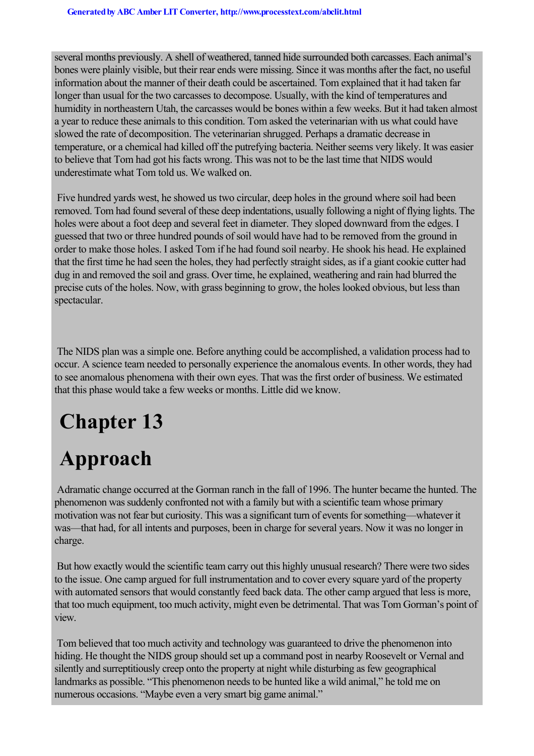several months previously. A shell of weathered, tanned hide surrounded both carcasses. Each animal's bones were plainly visible, but their rear ends were missing. Since it was months after the fact, no useful information about the manner of their death could be ascertained. Tom explained that it had taken far longer than usual for the two carcasses to decompose. Usually, with the kind of temperatures and humidity in northeastern Utah, the carcasses would be bones within a few weeks. But it had taken almost a year to reduce these animals to this condition. Tom asked the veterinarian with us what could have slowed the rate of decomposition. The veterinarian shrugged. Perhaps a dramatic decrease in temperature, or a chemical had killed off the putrefying bacteria. Neither seems very likely. It was easier to believe that Tom had got his facts wrong. This was not to be the last time that NIDS would underestimate what Tom told us. We walked on.

Five hundred yards west, he showed us two circular, deep holes in the ground where soil had been removed. Tom had found several of these deep indentations, usually following a night of flying lights. The holes were about a foot deep and several feet in diameter. They sloped downward from the edges. I guessed that two or three hundred pounds of soil would have had to be removed from the ground in order to make those holes. I asked Tom if he had found soil nearby. He shook his head. He explained that the first time he had seen the holes, they had perfectly straight sides, as if a giant cookie cutter had dug in and removed the soil and grass. Over time, he explained, weathering and rain had blurred the precise cuts of the holes. Now, with grass beginning to grow, the holes looked obvious, but less than spectacular.

The NIDS plan was a simple one. Before anything could be accomplished, a validation process had to occur. A science team needed to personally experience the anomalous events. In other words, they had to see anomalous phenomena with their own eyes. That was the first order of business. We estimated that this phase would take a few weeks or months. Little did we know.

# Chapter 13

# Approach

A dramatic change occurred at the Gorman ranch in the fall of 1996. The hunter became the hunted. The phenomenon was suddenly confronted not with a family but with a scientific team whose primary motivation was not fear but curiosity. This was a significant turn of events for something—whatever it was—that had, for all intents and purposes, been in charge for several years. Now it was no longer in charge.

But how exactly would the scientific team carry out this highly unusual research? There were two sides to the issue. One camp argued for full instrumentation and to cover every square yard of the property with automated sensors that would constantly feed back data. The other camp argued that less is more, that too much equipment, too much activity, might even be detrimental. That was Tom Gorman's point of view.

Tom believed that too much activity and technology was guaranteed to drive the phenomenon into hiding. He thought the NIDS group should set up a command post in nearby Roosevelt or Vernal and silently and surreptitiously creep onto the property at night while disturbing as few geographical landmarks as possible. "This phenomenon needs to be hunted like a wild animal," he told me on numerous occasions. "Maybe even a very smart big game animal."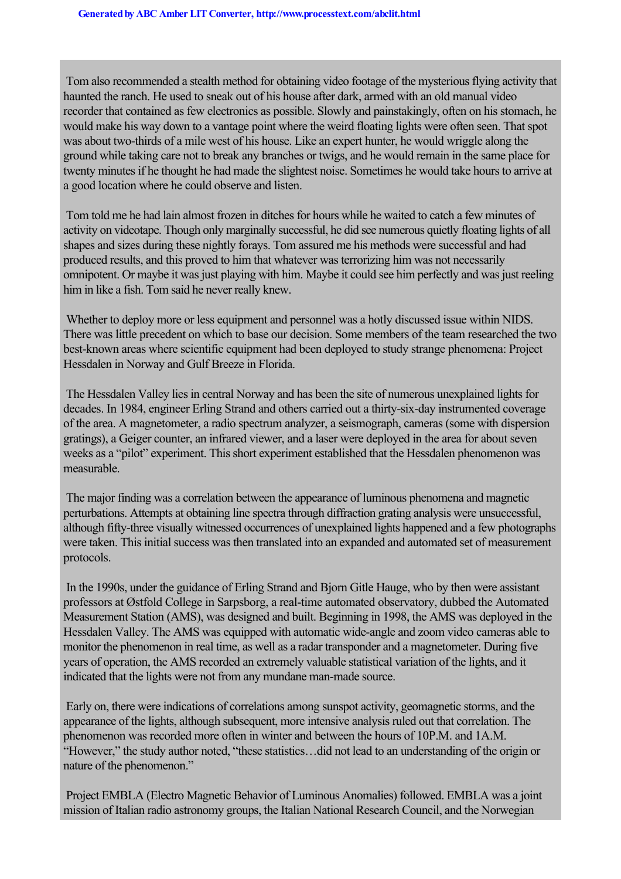Tom also recommended a stealth method for obtaining video footage of the mysterious flying activity that haunted the ranch. He used to sneak out of his house after dark, armed with an old manual video recorder that contained as few electronics as possible. Slowly and painstakingly, often on his stomach, he would make his way down to a vantage point where the weird floating lights were often seen. That spot was about two-thirds of a mile west of his house. Like an expert hunter, he would wriggle along the ground while taking care not to break any branches or twigs, and he would remain in the same place for twenty minutes if he thought he had made the slightest noise. Sometimes he would take hours to arrive at a good location where he could observe and listen.

Tom told me he had lain almost frozen in ditches for hours while he waited to catch a few minutes of activity on videotape. Though only marginally successful, he did see numerous quietly floating lights of all shapes and sizes during these nightly forays. Tom assured me his methods were successful and had produced results, and this proved to him that whatever was terrorizing him was not necessarily omnipotent. Or maybe it was just playing with him. Maybe it could see him perfectly and was just reeling him in like a fish. Tom said he never really knew.

Whether to deploy more or less equipment and personnel was a hotly discussed issue within NIDS. There was little precedent on which to base our decision. Some members of the team researched the two best-known areas where scientific equipment had been deployed to study strange phenomena: Project Hessdalen in Norway and Gulf Breeze in Florida.

The Hessdalen Valley lies in central Norway and has been the site of numerous unexplained lights for decades. In 1984, engineer Erling Strand and others carried out a thirty-six-day instrumented coverage of the area. A magnetometer, a radio spectrum analyzer, a seismograph, cameras (some with dispersion gratings), a Geiger counter, an infrared viewer, and a laser were deployed in the area for about seven weeks as a “pilot” experiment. This short experiment established that the Hessdalen phenomenon was measurable.

The major finding was a correlation between the appearance of luminous phenomena and magnetic perturbations. Attempts at obtaining line spectra through diffraction grating analysis were unsuccessful, although fifty-three visually witnessed occurrences of unexplained lights happened and a few photographs were taken. This initial success was then translated into an expanded and automated set of measurement protocols.

In the 1990s, under the guidance of Erling Strand and Bjorn Gitle Hauge, who by then were assistant professors at Østfold College in Sarpsborg, a real-time automated observatory, dubbed the Automated Measurement Station (AMS), was designed and built. Beginning in 1998, the AMS was deployed in the Hessdalen Valley. The AMS was equipped with automatic wide-angle and zoom video cameras able to monitor the phenomenon in real time, as well as a radar transponder and a magnetometer. During five years of operation, the AMS recorded an extremely valuable statistical variation of the lights, and it indicated that the lights were not from any mundane man-made source.

Early on, there were indications of correlations among sunspot activity, geomagnetic storms, and the appearance of the lights, although subsequent, more intensive analysis ruled out that correlation. The phenomenon was recorded more often in winter and between the hours of 10P.M. and 1A.M. “However,” the study author noted, “these statistics…did not lead to an understanding of the origin or nature of the phenomenon.”

Project EMBLA (Electro Magnetic Behavior of Luminous Anomalies) followed. EMBLA was a joint mission of Italian radio astronomy groups, the Italian National Research Council, and the Norwegian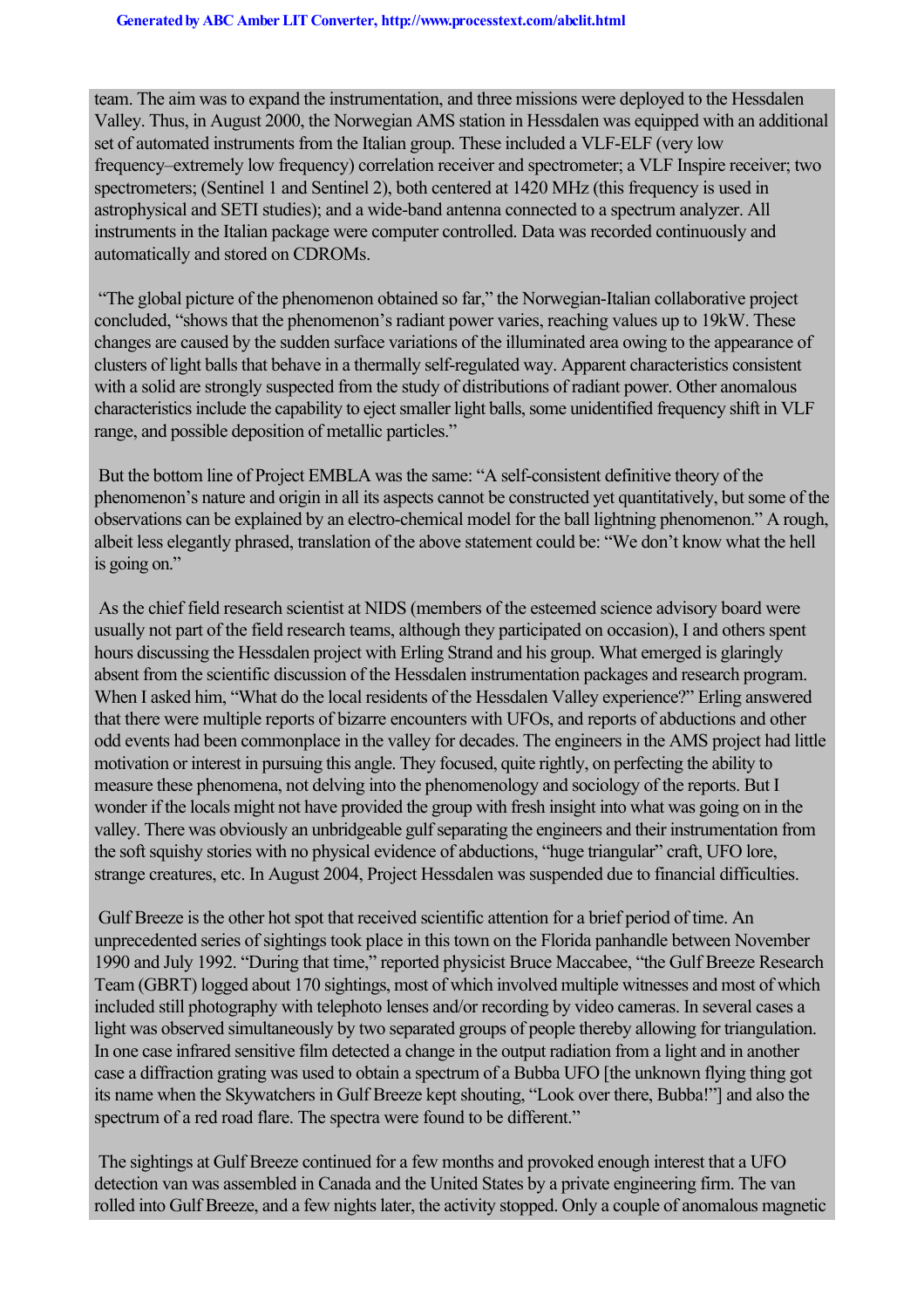team. The aim was to expand the instrumentation, and three missions were deployed to the Hessdalen Valley. Thus, in August 2000, the Norwegian AMS station in Hessdalen was equipped with an additional set of automated instruments from the Italian group. These included a VLF-ELF (very low frequency–extremely low frequency) correlation receiver and spectrometer; a VLF Inspire receiver; two spectrometers; (Sentinel 1 and Sentinel 2), both centered at 1420 MHz (this frequency is used in astrophysical and SETI studies); and a wide-band antenna connected to a spectrum analyzer. All instruments in the Italian package were computer controlled. Data was recorded continuously and automatically and stored on CDROMs.

"The global picture of the phenomenon obtained so far," the Norwegian-Italian collaborative project concluded, "shows that the phenomenon's radiant power varies, reaching values up to 19kW. These changes are caused by the sudden surface variations of the illuminated area owing to the appearance of clusters of light balls that behave in a thermally self-regulated way. Apparent characteristics consistent with a solid are strongly suspected from the study of distributions of radiant power. Other anomalous characteristics include the capability to eject smaller light balls, some unidentified frequency shift in VLF range, and possible deposition of metallic particles."

But the bottom line of Project EMBLA was the same: "A self-consistent definitive theory of the phenomenon's nature and origin in all its aspects cannot be constructed yet quantitatively, but some of the observations can be explained by an electro-chemical model for the ball lightning phenomenon." A rough, albeit less elegantly phrased, translation of the above statement could be: "We don't know what the hell is going on."

As the chief field research scientist at NIDS (members of the esteemed science advisory board were usually not part of the field research teams, although they participated on occasion), I and others spent hours discussing the Hessdalen project with Erling Strand and his group. What emerged is glaringly absent from the scientific discussion of the Hessdalen instrumentation packages and research program. When I asked him, "What do the local residents of the Hessdalen Valley experience?" Erling answered that there were multiple reports of bizarre encounters with UFOs, and reports of abductions and other odd events had been commonplace in the valley for decades. The engineers in the AMS project had little motivation or interest in pursuing this angle. They focused, quite rightly, on perfecting the ability to measure these phenomena, not delving into the phenomenology and sociology of the reports. But I wonder if the locals might not have provided the group with fresh insight into what was going on in the valley. There was obviously an unbridgeable gulf separating the engineers and their instrumentation from the soft squishy stories with no physical evidence of abductions, "huge triangular" craft, UFO lore, strange creatures, etc. In August 2004, Project Hessdalen was suspended due to financial difficulties.

Gulf Breeze is the other hot spot that received scientific attention for a brief period of time. An unprecedented series of sightings took place in this town on the Florida panhandle between November 1990 and July 1992. "During that time," reported physicist Bruce Maccabee, "the Gulf Breeze Research Team (GBRT) logged about 170 sightings, most of which involved multiple witnesses and most of which included still photography with telephoto lenses and/or recording by video cameras. In several cases a light was observed simultaneously by two separated groups of people thereby allowing for triangulation. In one case infrared sensitive film detected a change in the output radiation from a light and in another case a diffraction grating was used to obtain a spectrum of a Bubba UFO [the unknown flying thing got its name when the Skywatchers in Gulf Breeze kept shouting, "Look over there, Bubba!"] and also the spectrum of a red road flare. The spectra were found to be different."

The sightings at Gulf Breeze continued for a few months and provoked enough interest that a UFO detection van was assembled in Canada and the United States by a private engineering firm. The van rolled into Gulf Breeze, and a few nights later, the activity stopped. Only a couple of anomalous magnetic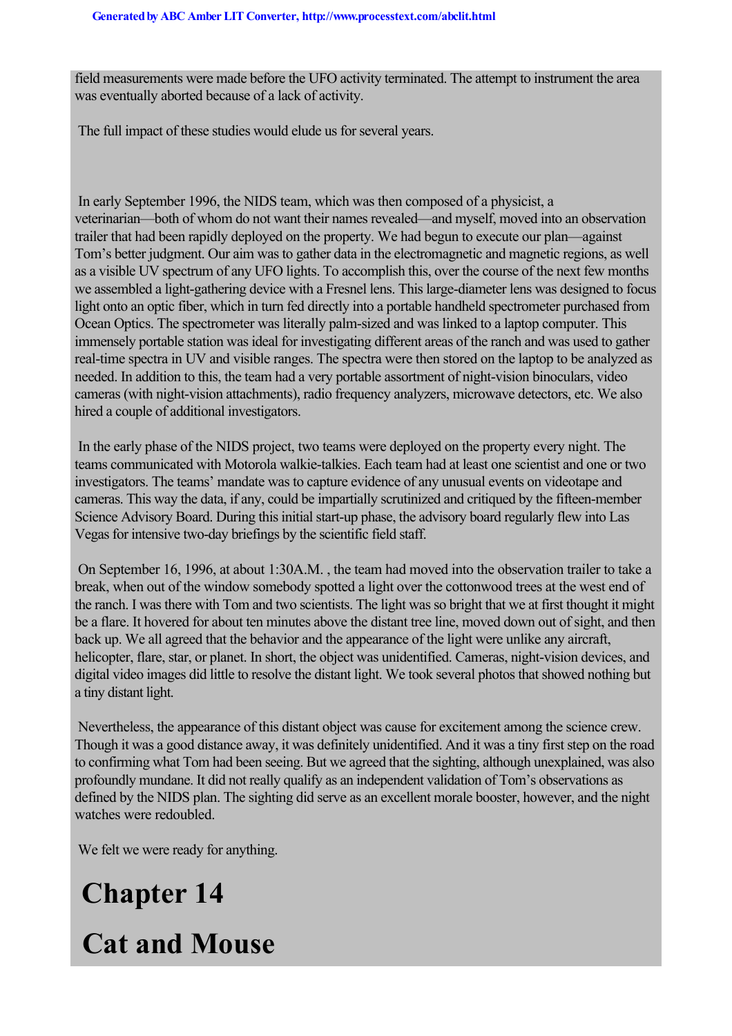field measurements were made before the UFO activity terminated. The attempt to instrument the area was eventually aborted because of a lack of activity.

The full impact of these studies would elude us for several years.

In early September 1996, the NIDS team, which was then composed of a physicist, a veterinarian—both of whom do not want their names revealed—and myself, moved into an observation trailer that had been rapidly deployed on the property. We had begun to execute our plan—against Tom's better judgment. Our aim was to gather data in the electromagnetic and magnetic regions, as well as a visible UV spectrum of any UFO lights. To accomplish this, over the course of the next few months we assembled a light-gathering device with a Fresnel lens. This large-diameter lens was designed to focus light onto an optic fiber, which in turn fed directly into a portable handheld spectrometer purchased from Ocean Optics. The spectrometer was literally palm-sized and was linked to a laptop computer. This immensely portable station was ideal for investigating different areas of the ranch and was used to gather real-time spectra in UV and visible ranges. The spectra were then stored on the laptop to be analyzed as needed. In addition to this, the team had a very portable assortment of night-vision binoculars, video cameras (with night-vision attachments), radio frequency analyzers, microwave detectors, etc. We also hired a couple of additional investigators.

In the early phase of the NIDS project, two teams were deployed on the property every night. The teams communicated with Motorola walkie-talkies. Each team had at least one scientist and one or two investigators. The teams' mandate was to capture evidence of any unusual events on videotape and cameras. This way the data, if any, could be impartially scrutinized and critiqued by the fifteen-member Science Advisory Board. During this initial start-up phase, the advisory board regularly flew into Las Vegas for intensive two-day briefings by the scientific field staff.

On September 16, 1996, at about 1:30A.M. , the team had moved into the observation trailer to take a break, when out of the window somebody spotted a light over the cottonwood trees at the west end of the ranch. I was there with Tom and two scientists. The light was so bright that we at first thought it might be a flare. It hovered for about ten minutes above the distant tree line, moved down out of sight, and then back up. We all agreed that the behavior and the appearance of the light were unlike any aircraft, helicopter, flare, star, or planet. In short, the object was unidentified. Cameras, night-vision devices, and digital video images did little to resolve the distant light. We took several photos that showed nothing but a tiny distant light.

Nevertheless, the appearance of this distant object was cause for excitement among the science crew. Though it was a good distance away, it was definitely unidentified. And it was a tiny first step on the road to confirming what Tom had been seeing. But we agreed that the sighting, although unexplained, was also profoundly mundane. It did not really qualify as an independent validation of Tom's observations as defined by the NIDS plan. The sighting did serve as an excellent morale booster, however, and the night watches were redoubled.

We felt we were ready for anything.

# Chapter 14

# Cat and Mouse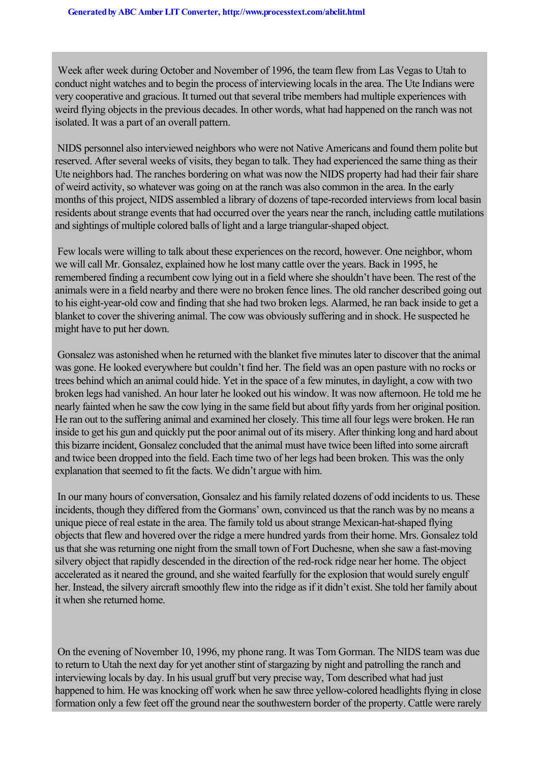Week after week during October and November of 1996, the team flew from Las Vegas to Utah to conduct night watches and to begin the process of interviewing locals in the area. The Ute Indians were very cooperative and gracious. It turned out that several tribe members had multiple experiences with weird flying objects in the previous decades. In other words, what had happened on the ranch was not isolated. It was a part of an overall pattern.

NIDS personnel also interviewed neighbors who were not Native Americans and found them polite but reserved. After several weeks of visits, they began to talk. They had experienced the same thing as their Ute neighbors had. The ranches bordering on what was now the NIDS property had had their fair share of weird activity, so whatever was going on at the ranch was also common in the area. In the early months of this project, NIDS assembled a library of dozens of tape-recorded interviews from local basin residents about strange events that had occurred over the years near the ranch, including cattle mutilations and sightings of multiple colored balls of light and a large triangular-shaped object.

Few locals were willing to talk about these experiences on the record, however. One neighbor, whom we will call Mr. Gonsalez, explained how he lost many cattle over the years. Back in 1995, he remembered finding a recumbent cow lying out in a field where she shouldn't have been. The rest of the animals were in a field nearby and there were no broken fence lines. The old rancher described going out to his eight-year-old cow and finding that she had two broken legs. Alarmed, he ran back inside to get a blanket to cover the shivering animal. The cow was obviously suffering and in shock. He suspected he might have to put her down.

Gonsalez was astonished when he returned with the blanket five minutes later to discover that the animal was gone. He looked everywhere but couldn't find her. The field was an open pasture with no rocks or trees behind which an animal could hide. Yet in the space of a few minutes, in daylight, a cow with two broken legs had vanished. An hour later he looked out his window. It was now afternoon. He told me he nearly fainted when he saw the cow lying in the same field but about fifty yards from her original position. He ran out to the suffering animal and examined her closely. This time all four legs were broken. He ran inside to get his gun and quickly put the poor animal out of its misery. After thinking long and hard about this bizarre incident, Gonsalez concluded that the animal must have twice been lifted into some aircraft and twice been dropped into the field. Each time two of her legs had been broken. This was the only explanation that seemed to fit the facts. We didn't argue with him.

In our many hours of conversation, Gonsalez and his family related dozens of odd incidents to us. These incidents, though they differed from the Gormans' own, convinced us that the ranch was by no means a unique piece of real estate in the area. The family told us about strange Mexican-hat-shaped flying objects that flew and hovered over the ridge a mere hundred yards from their home. Mrs. Gonsalez told us that she was returning one night from the small town of Fort Duchesne, when she saw a fast-moving silvery object that rapidly descended in the direction of the red-rock ridge near her home. The object accelerated as it neared the ground, and she waited fearfully for the explosion that would surely engulf her. Instead, the silvery aircraft smoothly flew into the ridge as if it didn't exist. She told her family about it when she returned home.

On the evening of November 10, 1996, my phone rang. It was Tom Gorman. The NIDS team was due to return to Utah the next day for yet another stint of stargazing by night and patrolling the ranch and interviewing locals by day. In his usual gruff but very precise way, Tom described what had just happened to him. He was knocking off work when he saw three yellow-colored headlights flying in close formation only a few feet off the ground near the southwestern border of the property. Cattle were rarely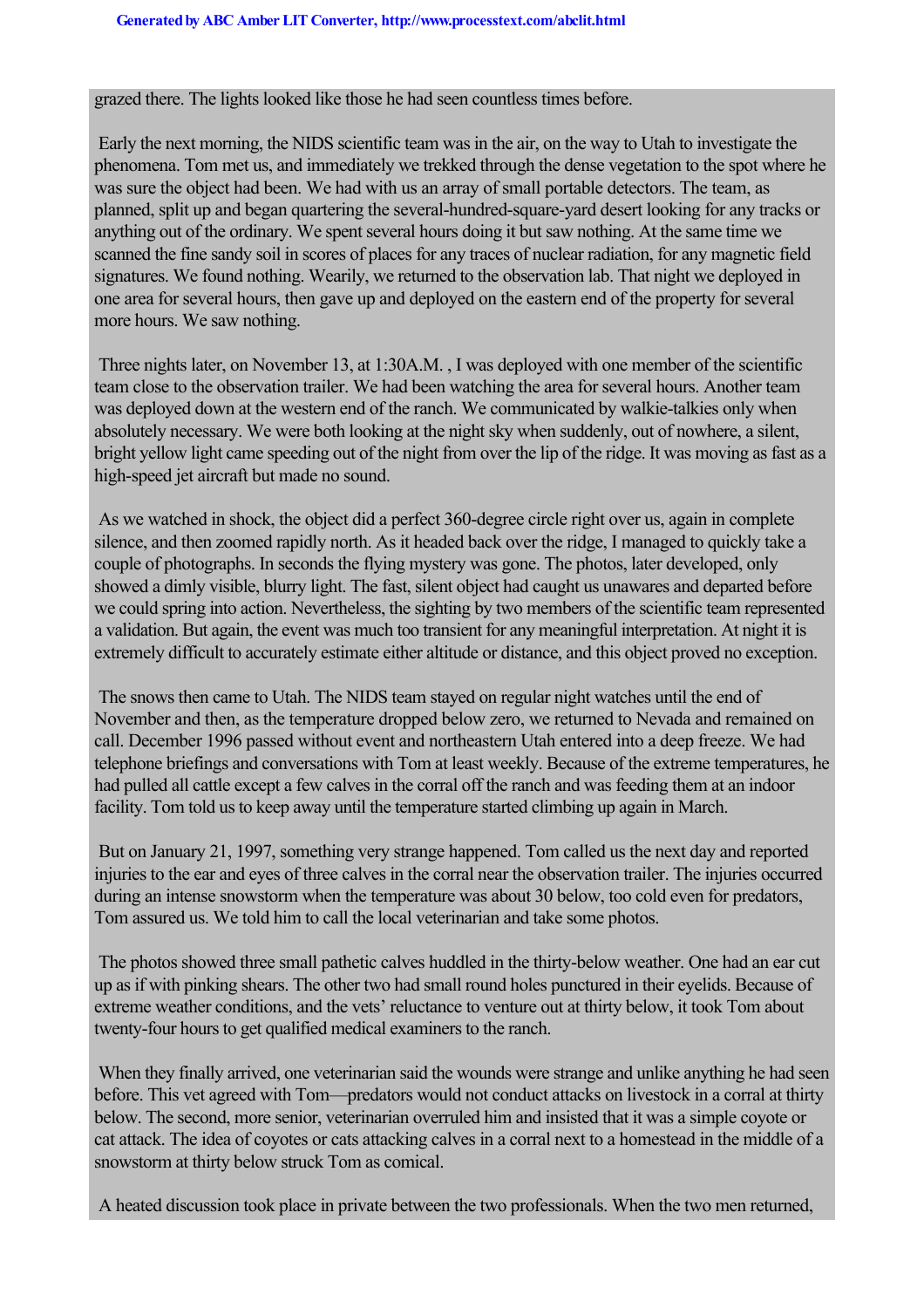grazed there. The lights looked like those he had seen countless times before.

Early the next morning, the NIDS scientific team was in the air, on the way to Utah to investigate the phenomena. Tom met us, and immediately we trekked through the dense vegetation to the spot where he was sure the object had been. We had with us an array of small portable detectors. The team, as planned, split up and began quartering the several-hundred-square-yard desert looking for any tracks or anything out of the ordinary. We spent several hours doing it but saw nothing. At the same time we scanned the fine sandy soil in scores of places for any traces of nuclear radiation, for any magnetic field signatures. We found nothing. Wearily, we returned to the observation lab. That night we deployed in one area for several hours, then gave up and deployed on the eastern end of the property for several more hours. We saw nothing.

Three nights later, on November 13, at 1:30A.M. , I was deployed with one member of the scientific team close to the observation trailer. We had been watching the area for several hours. Another team was deployed down at the western end of the ranch. We communicated by walkie-talkies only when absolutely necessary. We were both looking at the night sky when suddenly, out of nowhere, a silent, bright yellow light came speeding out of the night from over the lip of the ridge. It was moving as fast as a high-speed jet aircraft but made no sound.

As we watched in shock, the object did a perfect 360-degree circle right over us, again in complete silence, and then zoomed rapidly north. As it headed back over the ridge, I managed to quickly take a couple of photographs. In seconds the flying mystery was gone. The photos, later developed, only showed a dimly visible, blurry light. The fast, silent object had caught us unawares and departed before we could spring into action. Nevertheless, the sighting by two members of the scientific team represented a validation. But again, the event was much too transient for any meaningful interpretation. At night it is extremely difficult to accurately estimate either altitude or distance, and this object proved no exception.

The snows then came to Utah. The NIDS team stayed on regular night watches until the end of November and then, as the temperature dropped below zero, we returned to Nevada and remained on call. December 1996 passed without event and northeastern Utah entered into a deep freeze. We had telephone briefings and conversations with Tom at least weekly. Because of the extreme temperatures, he had pulled all cattle except a few calves in the corral off the ranch and was feeding them at an indoor facility. Tom told us to keep away until the temperature started climbing up again in March.

But on January 21, 1997, something very strange happened. Tom called us the next day and reported injuries to the ear and eyes of three calves in the corral near the observation trailer. The injuries occurred during an intense snowstorm when the temperature was about 30 below, too cold even for predators, Tom assured us. We told him to call the local veterinarian and take some photos.

The photos showed three small pathetic calves huddled in the thirty-below weather. One had an ear cut up as if with pinking shears. The other two had small round holes punctured in their eyelids. Because of extreme weather conditions, and the vets' reluctance to venture out at thirty below, it took Tom about twenty-four hours to get qualified medical examiners to the ranch.

When they finally arrived, one veterinarian said the wounds were strange and unlike anything he had seen before. This vet agreed with Tom—predators would not conduct attacks on livestock in a corral at thirty below. The second, more senior, veterinarian overruled him and insisted that it was a simple coyote or cat attack. The idea of coyotes or cats attacking calves in a corral next to a homestead in the middle of a snowstorm at thirty below struck Tom as comical.

A heated discussion took place in private between the two professionals. When the two men returned,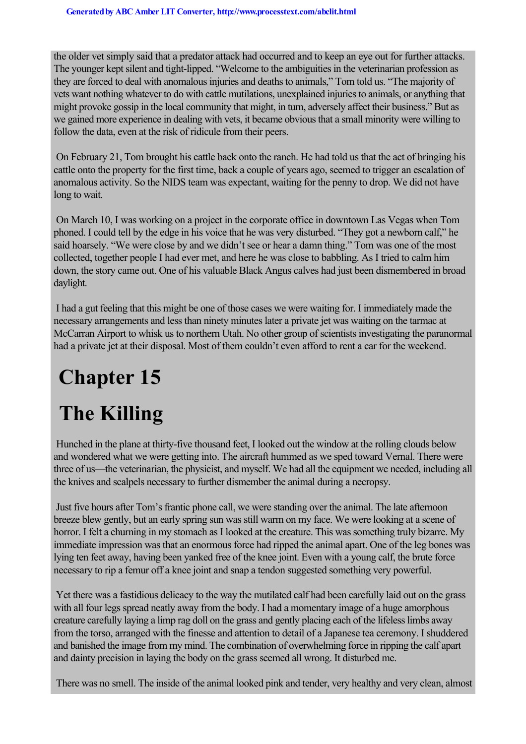the older vet simply said that a predator attack had occurred and to keep an eye out for further attacks. The younger kept silent and tight-lipped. “Welcome to the ambiguities in the veterinarian profession as they are forced to deal with anomalous injuries and deaths to animals,” Tom told us. “The majority of vets want nothing whatever to do with cattle mutilations, unexplained injuries to animals, or anything that might provoke gossip in the local community that might, in turn, adversely affect their business.” But as we gained more experience in dealing with vets, it became obvious that a small minority were willing to follow the data, even at the risk of ridicule from their peers.

On February 21, Tom brought his cattle back onto the ranch. He had told us that the act of bringing his cattle onto the property for the first time, back a couple of years ago, seemed to trigger an escalation of anomalous activity. So the NIDS team was expectant, waiting for the penny to drop. We did not have long to wait.

On March 10, I was working on a project in the corporate office in downtown Las Vegas when Tom phoned. I could tell by the edge in his voice that he was very disturbed. “They got a newborn calf,” he said hoarsely. “We were close by and we didn’t see or hear a damn thing.” Tom was one of the most collected, together people I had ever met, and here he was close to babbling. As I tried to calm him down, the story came out. One of his valuable Black Angus calves had just been dismembered in broad daylight.

I had a gut feeling that this might be one of those cases we were waiting for. I immediately made the necessary arrangements and less than ninety minutes later a private jet was waiting on the tarmac at McCarran Airport to whisk us to northern Utah. No other group of scientists investigating the paranormal had a private jet at their disposal. Most of them couldn’t even afford to rent a car for the weekend.

# Chapter 15

# The Killing

Hunched in the plane at thirty-five thousand feet, I looked out the window at the rolling clouds below and wondered what we were getting into. The aircraft hummed as we sped toward Vernal. There were three of us—the veterinarian, the physicist, and myself. We had all the equipment we needed, including all the knives and scalpels necessary to further dismember the animal during a necropsy.

Just five hours after Tom’s frantic phone call, we were standing over the animal. The late afternoon breeze blew gently, but an early spring sun was still warm on my face. We were looking at a scene of horror. I felt a churning in my stomach as I looked at the creature. This was something truly bizarre. My immediate impression was that an enormous force had ripped the animal apart. One of the leg bones was lying ten feet away, having been yanked free of the knee joint. Even with a young calf, the brute force necessary to rip a femur off a knee joint and snap a tendon suggested something very powerful.

Yet there was a fastidious delicacy to the way the mutilated calf had been carefully laid out on the grass with all four legs spread neatly away from the body. I had a momentary image of a huge amorphous creature carefully laying a limp rag doll on the grass and gently placing each of the lifeless limbs away from the torso, arranged with the finesse and attention to detail of a Japanese tea ceremony. I shuddered and banished the image from my mind. The combination of overwhelming force in ripping the calf apart and dainty precision in laying the body on the grass seemed all wrong. It disturbed me.

There was no smell. The inside of the animal looked pink and tender, very healthy and very clean, almost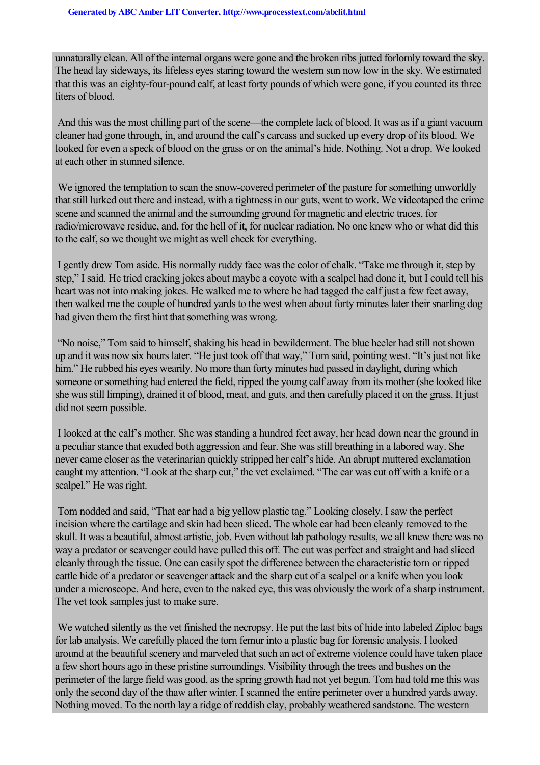unnaturally clean. All of the internal organs were gone and the broken ribs jutted forlornly toward the sky. The head lay sideways, its lifeless eyes staring toward the western sun now low in the sky. We estimated that this was an eighty-four-pound calf, at least forty pounds of which were gone, if you counted its three liters of blood.

And this was the most chilling part of the scene—the complete lack of blood. It was as if a giant vacuum cleaner had gone through, in, and around the calf's carcass and sucked up every drop of its blood. We looked for even a speck of blood on the grass or on the animal's hide. Nothing. Not a drop. We looked at each other in stunned silence.

We ignored the temptation to scan the snow-covered perimeter of the pasture for something unworldly that still lurked out there and instead, with a tightness in our guts, went to work. We videotaped the crime scene and scanned the animal and the surrounding ground for magnetic and electric traces, for radio/microwave residue, and, for the hell of it, for nuclear radiation. No one knew who or what did this to the calf, so we thought we might as well check for everything.

I gently drew Tom aside. His normally ruddy face was the color of chalk. "Take me through it, step by step," I said. He tried cracking jokes about maybe a coyote with a scalpel had done it, but I could tell his heart was not into making jokes. He walked me to where he had tagged the calf just a few feet away, then walked me the couple of hundred yards to the west when about forty minutes later their snarling dog had given them the first hint that something was wrong.

"No noise," Tom said to himself, shaking his head in bewilderment. The blue heeler had still not shown up and it was now six hours later. "He just took off that way," Tom said, pointing west. "It's just not like him." He rubbed his eyes wearily. No more than forty minutes had passed in daylight, during which someone or something had entered the field, ripped the young calf away from its mother (she looked like she was still limping), drained it of blood, meat, and guts, and then carefully placed it on the grass. It just did not seem possible.

I looked at the calf's mother. She was standing a hundred feet away, her head down near the ground in a peculiar stance that exuded both aggression and fear. She was still breathing in a labored way. She never came closer as the veterinarian quickly stripped her calf's hide. An abrupt muttered exclamation caught my attention. "Look at the sharp cut," the vet exclaimed. "The ear was cut off with a knife or a scalpel." He was right.

Tom nodded and said, "That ear had a big yellow plastic tag." Looking closely, I saw the perfect incision where the cartilage and skin had been sliced. The whole ear had been cleanly removed to the skull. It was a beautiful, almost artistic, job. Even without lab pathology results, we all knew there was no way a predator or scavenger could have pulled this off. The cut was perfect and straight and had sliced cleanly through the tissue. One can easily spot the difference between the characteristic torn or ripped cattle hide of a predator or scavenger attack and the sharp cut of a scalpel or a knife when you look under a microscope. And here, even to the naked eye, this was obviously the work of a sharp instrument. The vet took samples just to make sure.

We watched silently as the vet finished the necropsy. He put the last bits of hide into labeled Ziploc bags for lab analysis. We carefully placed the torn femur into a plastic bag for forensic analysis. I looked around at the beautiful scenery and marveled that such an act of extreme violence could have taken place a few short hours ago in these pristine surroundings. Visibility through the trees and bushes on the perimeter of the large field was good, as the spring growth had not yet begun. Tom had told me this was only the second day of the thaw after winter. I scanned the entire perimeter over a hundred yards away. Nothing moved. To the north lay a ridge of reddish clay, probably weathered sandstone. The western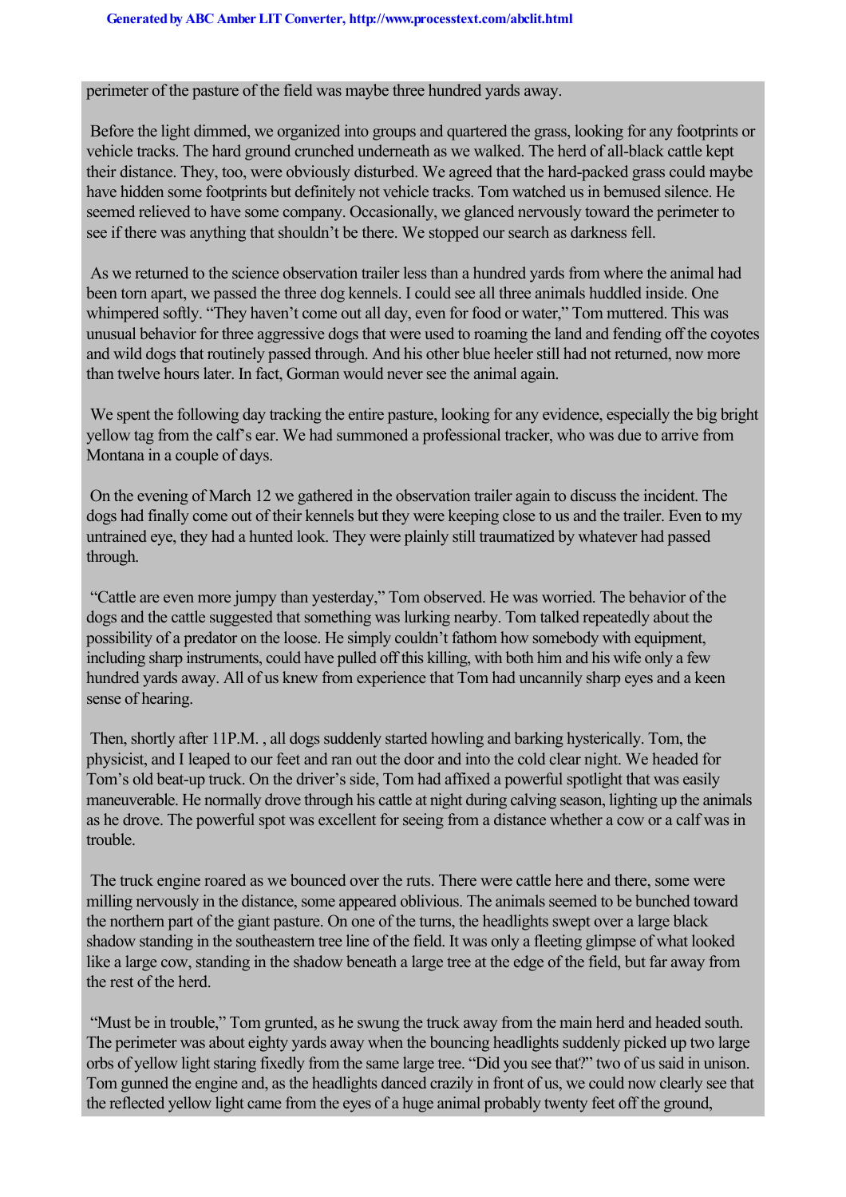perimeter of the pasture of the field was maybe three hundred yards away.

Before the light dimmed, we organized into groups and quartered the grass, looking for any footprints or vehicle tracks. The hard ground crunched underneath as we walked. The herd of all-black cattle kept their distance. They, too, were obviously disturbed. We agreed that the hard-packed grass could maybe have hidden some footprints but definitely not vehicle tracks. Tom watched us in bemused silence. He seemed relieved to have some company. Occasionally, we glanced nervously toward the perimeter to see if there was anything that shouldn't be there. We stopped our search as darkness fell.

As we returned to the science observation trailer less than a hundred yards from where the animal had been torn apart, we passed the three dog kennels. I could see all three animals huddled inside. One whimpered softly. "They haven't come out all day, even for food or water," Tom muttered. This was unusual behavior for three aggressive dogs that were used to roaming the land and fending off the coyotes and wild dogs that routinely passed through. And his other blue heeler still had not returned, now more than twelve hours later. In fact, Gorman would never see the animal again.

We spent the following day tracking the entire pasture, looking for any evidence, especially the big bright yellow tag from the calf's ear. We had summoned a professional tracker, who was due to arrive from Montana in a couple of days.

On the evening of March 12 we gathered in the observation trailer again to discuss the incident. The dogs had finally come out of their kennels but they were keeping close to us and the trailer. Even to my untrained eye, they had a hunted look. They were plainly still traumatized by whatever had passed through.

"Cattle are even more jumpy than yesterday," Tom observed. He was worried. The behavior of the dogs and the cattle suggested that something was lurking nearby. Tom talked repeatedly about the possibility of a predator on the loose. He simply couldn't fathom how somebody with equipment, including sharp instruments, could have pulled off this killing, with both him and his wife only a few hundred yards away. All of us knew from experience that Tom had uncannily sharp eyes and a keen sense of hearing.

Then, shortly after 11P.M. , all dogs suddenly started howling and barking hysterically. Tom, the physicist, and I leaped to our feet and ran out the door and into the cold clear night. We headed for Tom's old beat-up truck. On the driver's side, Tom had affixed a powerful spotlight that was easily maneuverable. He normally drove through his cattle at night during calving season, lighting up the animals as he drove. The powerful spot was excellent for seeing from a distance whether a cow or a calf was in trouble.

The truck engine roared as we bounced over the ruts. There were cattle here and there, some were milling nervously in the distance, some appeared oblivious. The animals seemed to be bunched toward the northern part of the giant pasture. On one of the turns, the headlights swept over a large black shadow standing in the southeastern tree line of the field. It was only a fleeting glimpse of what looked like a large cow, standing in the shadow beneath a large tree at the edge of the field, but far away from the rest of the herd.

"Must be in trouble," Tom grunted, as he swung the truck away from the main herd and headed south. The perimeter was about eighty yards away when the bouncing headlights suddenly picked up two large orbs of yellow light staring fixedly from the same large tree. "Did you see that?" two of us said in unison. Tom gunned the engine and, as the headlights danced crazily in front of us, we could now clearly see that the reflected yellow light came from the eyes of a huge animal probably twenty feet off the ground,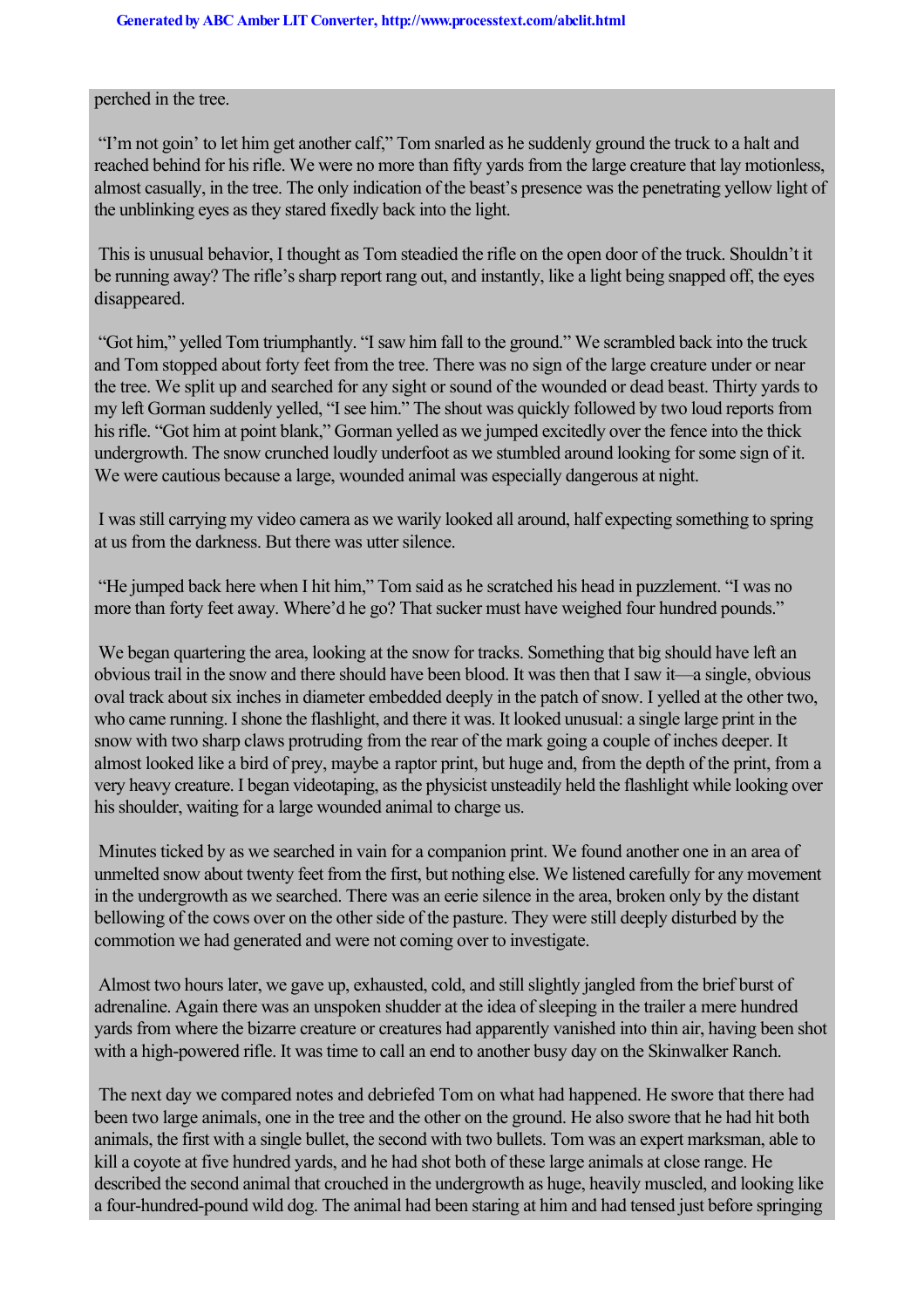perched in the tree.

"I'm not goin' to let him get another calf," Tom snarled as he suddenly ground the truck to a halt and reached behind for his rifle. We were no more than fifty yards from the large creature that lay motionless, almost casually, in the tree. The only indication of the beast's presence was the penetrating yellow light of the unblinking eyes as they stared fixedly back into the light.

This is unusual behavior, I thought as Tom steadied the rifle on the open door of the truck. Shouldn't it be running away? The rifle's sharp report rang out, and instantly, like a light being snapped off, the eyes disappeared.

"Got him," yelled Tom triumphantly. "I saw him fall to the ground." We scrambled back into the truck and Tom stopped about forty feet from the tree. There was no sign of the large creature under or near the tree. We split up and searched for any sight or sound of the wounded or dead beast. Thirty yards to my left Gorman suddenly yelled, "I see him." The shout was quickly followed by two loud reports from his rifle. "Got him at point blank," Gorman yelled as we jumped excitedly over the fence into the thick undergrowth. The snow crunched loudly underfoot as we stumbled around looking for some sign of it. We were cautious because a large, wounded animal was especially dangerous at night.

I was still carrying my video camera as we warily looked all around, half expecting something to spring at us from the darkness. But there was utter silence.

"He jumped back here when I hit him," Tom said as he scratched his head in puzzlement. "I was no more than forty feet away. Where'd he go? That sucker must have weighed four hundred pounds."

We began quartering the area, looking at the snow for tracks. Something that big should have left an obvious trail in the snow and there should have been blood. It was then that I saw it—a single, obvious oval track about six inches in diameter embedded deeply in the patch of snow. I yelled at the other two, who came running. I shone the flashlight, and there it was. It looked unusual: a single large print in the snow with two sharp claws protruding from the rear of the mark going a couple of inches deeper. It almost looked like a bird of prey, maybe a raptor print, but huge and, from the depth of the print, from a very heavy creature. I began videotaping, as the physicist unsteadily held the flashlight while looking over his shoulder, waiting for a large wounded animal to charge us.

Minutes ticked by as we searched in vain for a companion print. We found another one in an area of unmelted snow about twenty feet from the first, but nothing else. We listened carefully for any movement in the undergrowth as we searched. There was an eerie silence in the area, broken only by the distant bellowing of the cows over on the other side of the pasture. They were still deeply disturbed by the commotion we had generated and were not coming over to investigate.

Almost two hours later, we gave up, exhausted, cold, and still slightly jangled from the brief burst of adrenaline. Again there was an unspoken shudder at the idea of sleeping in the trailer a mere hundred yards from where the bizarre creature or creatures had apparently vanished into thin air, having been shot with a high-powered rifle. It was time to call an end to another busy day on the Skinwalker Ranch.

The next day we compared notes and debriefed Tom on what had happened. He swore that there had been two large animals, one in the tree and the other on the ground. He also swore that he had hit both animals, the first with a single bullet, the second with two bullets. Tom was an expert marksman, able to kill a coyote at five hundred yards, and he had shot both of these large animals at close range. He described the second animal that crouched in the undergrowth as huge, heavily muscled, and looking like a four-hundred-pound wild dog. The animal had been staring at him and had tensed just before springing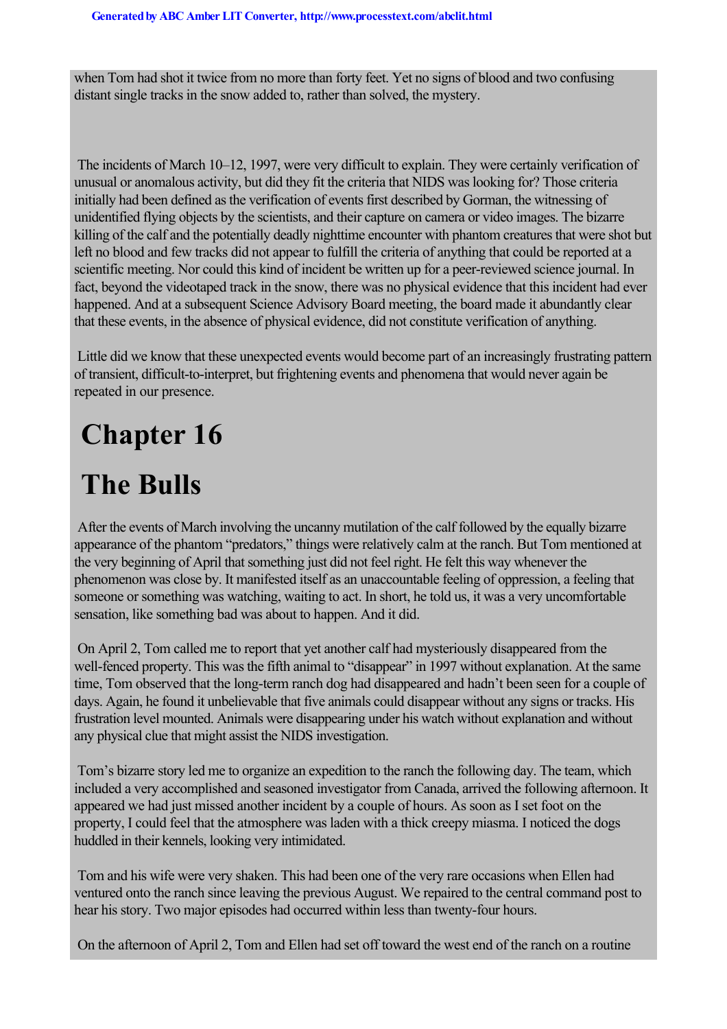when Tom had shot it twice from no more than forty feet. Yet no signs of blood and two confusing distant single tracks in the snow added to, rather than solved, the mystery.

The incidents of March 10–12, 1997, were very difficult to explain. They were certainly verification of unusual or anomalous activity, but did they fit the criteria that NIDS was looking for? Those criteria initially had been defined as the verification of events first described by Gorman, the witnessing of unidentified flying objects by the scientists, and their capture on camera or video images. The bizarre killing of the calf and the potentially deadly nighttime encounter with phantom creatures that were shot but left no blood and few tracks did not appear to fulfill the criteria of anything that could be reported at a scientific meeting. Nor could this kind of incident be written up for a peer-reviewed science journal. In fact, beyond the videotaped track in the snow, there was no physical evidence that this incident had ever happened. And at a subsequent Science Advisory Board meeting, the board made it abundantly clear that these events, in the absence of physical evidence, did not constitute verification of anything.

Little did we know that these unexpected events would become part of an increasingly frustrating pattern of transient, difficult-to-interpret, but frightening events and phenomena that would never again be repeated in our presence.

# Chapter 16

# The Bulls

After the events of March involving the uncanny mutilation of the calf followed by the equally bizarre appearance of the phantom "predators," things were relatively calm at the ranch. But Tom mentioned at the very beginning of April that something just did not feel right. He felt this way whenever the phenomenon was close by. It manifested itself as an unaccountable feeling of oppression, a feeling that someone or something was watching, waiting to act. In short, he told us, it was a very uncomfortable sensation, like something bad was about to happen. And it did.

On April 2, Tom called me to report that yet another calf had mysteriously disappeared from the well-fenced property. This was the fifth animal to "disappear" in 1997 without explanation. At the same time, Tom observed that the long-term ranch dog had disappeared and hadn't been seen for a couple of days. Again, he found it unbelievable that five animals could disappear without any signs or tracks. His frustration level mounted. Animals were disappearing under his watch without explanation and without any physical clue that might assist the NIDS investigation.

Tom's bizarre story led me to organize an expedition to the ranch the following day. The team, which included a very accomplished and seasoned investigator from Canada, arrived the following afternoon. It appeared we had just missed another incident by a couple of hours. As soon as I set foot on the property, I could feel that the atmosphere was laden with a thick creepy miasma. I noticed the dogs huddled in their kennels, looking very intimidated.

Tom and his wife were very shaken. This had been one of the very rare occasions when Ellen had ventured onto the ranch since leaving the previous August. We repaired to the central command post to hear his story. Two major episodes had occurred within less than twenty-four hours.

On the afternoon of April 2, Tom and Ellen had set off toward the west end of the ranch on a routine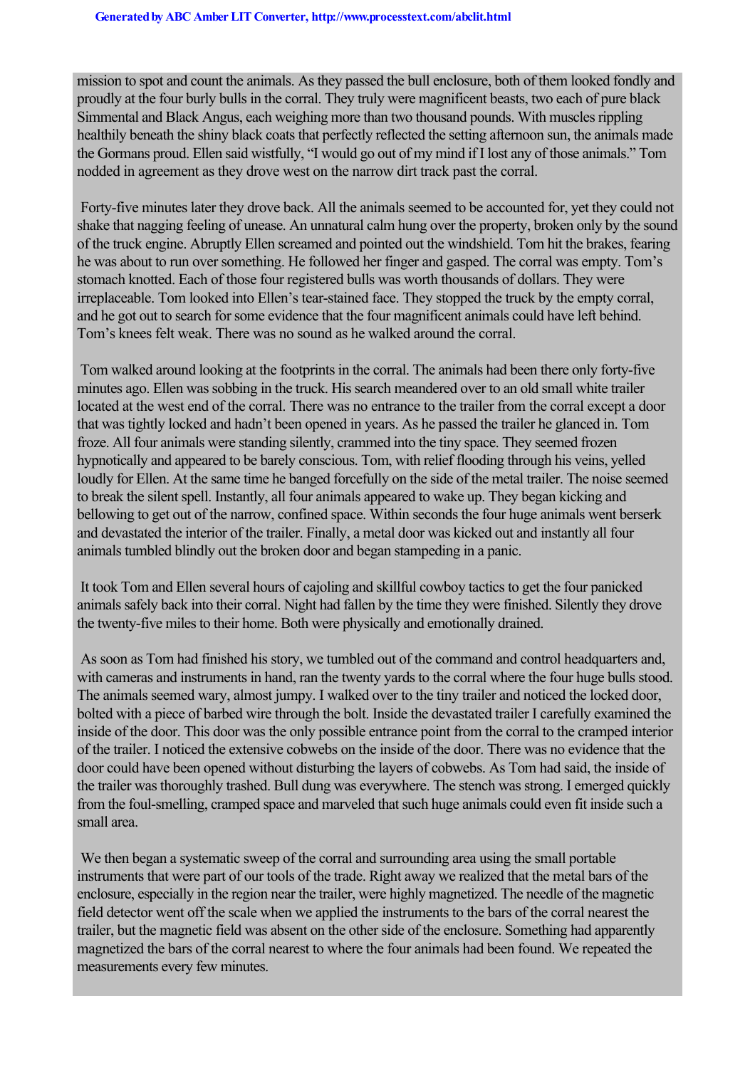mission to spot and count the animals. As they passed the bull enclosure, both of them looked fondly and proudly at the four burly bulls in the corral. They truly were magnificent beasts, two each of pure black Simmental and Black Angus, each weighing more than two thousand pounds. With muscles rippling healthily beneath the shiny black coats that perfectly reflected the setting afternoon sun, the animals made the Gormans proud. Ellen said wistfully, “I would go out of my mind if I lost any of those animals.” Tom nodded in agreement as they drove west on the narrow dirt track past the corral.

Forty-five minutes later they drove back. All the animals seemed to be accounted for, yet they could not shake that nagging feeling of unease. An unnatural calm hung over the property, broken only by the sound of the truck engine. Abruptly Ellen screamed and pointed out the windshield. Tom hit the brakes, fearing he was about to run over something. He followed her finger and gasped. The corral was empty. Tom’s stomach knotted. Each of those four registered bulls was worth thousands of dollars. They were irreplaceable. Tom looked into Ellen’s tear-stained face. They stopped the truck by the empty corral, and he got out to search for some evidence that the four magnificent animals could have left behind. Tom’s knees felt weak. There was no sound as he walked around the corral.

Tom walked around looking at the footprints in the corral. The animals had been there only forty-five minutes ago. Ellen was sobbing in the truck. His search meandered over to an old small white trailer located at the west end of the corral. There was no entrance to the trailer from the corral except a door that was tightly locked and hadn’t been opened in years. As he passed the trailer he glanced in. Tom froze. All four animals were standing silently, crammed into the tiny space. They seemed frozen hypnotically and appeared to be barely conscious. Tom, with relief flooding through his veins, yelled loudly for Ellen. At the same time he banged forcefully on the side of the metal trailer. The noise seemed to break the silent spell. Instantly, all four animals appeared to wake up. They began kicking and bellowing to get out of the narrow, confined space. Within seconds the four huge animals went berserk and devastated the interior of the trailer. Finally, a metal door was kicked out and instantly all four animals tumbled blindly out the broken door and began stampeding in a panic.

It took Tom and Ellen several hours of cajoling and skillful cowboy tactics to get the four panicked animals safely back into their corral. Night had fallen by the time they were finished. Silently they drove the twenty-five miles to their home. Both were physically and emotionally drained.

As soon as Tom had finished his story, we tumbled out of the command and control headquarters and, with cameras and instruments in hand, ran the twenty yards to the corral where the four huge bulls stood. The animals seemed wary, almost jumpy. I walked over to the tiny trailer and noticed the locked door, bolted with a piece of barbed wire through the bolt. Inside the devastated trailer I carefully examined the inside of the door. This door was the only possible entrance point from the corral to the cramped interior of the trailer. I noticed the extensive cobwebs on the inside of the door. There was no evidence that the door could have been opened without disturbing the layers of cobwebs. As Tom had said, the inside of the trailer was thoroughly trashed. Bull dung was everywhere. The stench was strong. I emerged quickly from the foul-smelling, cramped space and marveled that such huge animals could even fit inside such a small area.

We then began a systematic sweep of the corral and surrounding area using the small portable instruments that were part of our tools of the trade. Right away we realized that the metal bars of the enclosure, especially in the region near the trailer, were highly magnetized. The needle of the magnetic field detector went off the scale when we applied the instruments to the bars of the corral nearest the trailer, but the magnetic field was absent on the other side of the enclosure. Something had apparently magnetized the bars of the corral nearest to where the four animals had been found. We repeated the measurements every few minutes.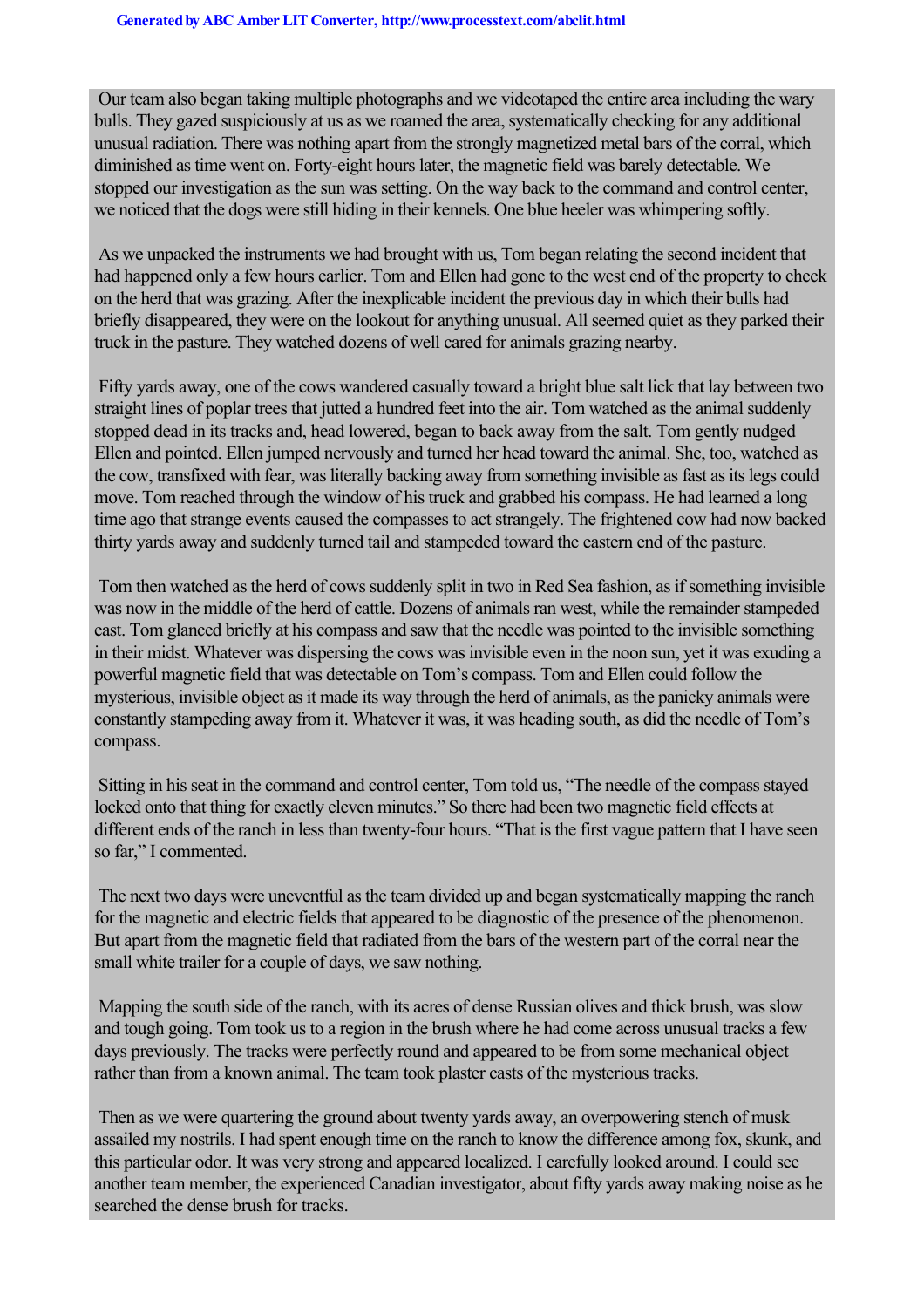Our team also began taking multiple photographs and we videotaped the entire area including the wary bulls. They gazed suspiciously at us as we roamed the area, systematically checking for any additional unusual radiation. There was nothing apart from the strongly magnetized metal bars of the corral, which diminished as time went on. Forty-eight hours later, the magnetic field was barely detectable. We stopped our investigation as the sun was setting. On the way back to the command and control center, we noticed that the dogs were still hiding in their kennels. One blue heeler was whimpering softly.

As we unpacked the instruments we had brought with us, Tom began relating the second incident that had happened only a few hours earlier. Tom and Ellen had gone to the west end of the property to check on the herd that was grazing. After the inexplicable incident the previous day in which their bulls had briefly disappeared, they were on the lookout for anything unusual. All seemed quiet as they parked their truck in the pasture. They watched dozens of well cared for animals grazing nearby.

Fifty yards away, one of the cows wandered casually toward a bright blue salt lick that lay between two straight lines of poplar trees that jutted a hundred feet into the air. Tom watched as the animal suddenly stopped dead in its tracks and, head lowered, began to back away from the salt. Tom gently nudged Ellen and pointed. Ellen jumped nervously and turned her head toward the animal. She, too, watched as the cow, transfixed with fear, was literally backing away from something invisible as fast as its legs could move. Tom reached through the window of his truck and grabbed his compass. He had learned a long time ago that strange events caused the compasses to act strangely. The frightened cow had now backed thirty yards away and suddenly turned tail and stampeded toward the eastern end of the pasture.

Tom then watched as the herd of cows suddenly split in two in Red Sea fashion, as if something invisible was now in the middle of the herd of cattle. Dozens of animals ran west, while the remainder stampeded east. Tom glanced briefly at his compass and saw that the needle was pointed to the invisible something in their midst. Whatever was dispersing the cows was invisible even in the noon sun, yet it was exuding a powerful magnetic field that was detectable on Tom's compass. Tom and Ellen could follow the mysterious, invisible object as it made its way through the herd of animals, as the panicky animals were constantly stampeding away from it. Whatever it was, it was heading south, as did the needle of Tom's compass.

Sitting in his seat in the command and control center, Tom told us, "The needle of the compass stayed locked onto that thing for exactly eleven minutes." So there had been two magnetic field effects at different ends of the ranch in less than twenty-four hours. "That is the first vague pattern that I have seen so far," I commented.

The next two days were uneventful as the team divided up and began systematically mapping the ranch for the magnetic and electric fields that appeared to be diagnostic of the presence of the phenomenon. But apart from the magnetic field that radiated from the bars of the western part of the corral near the small white trailer for a couple of days, we saw nothing.

Mapping the south side of the ranch, with its acres of dense Russian olives and thick brush, was slow and tough going. Tom took us to a region in the brush where he had come across unusual tracks a few days previously. The tracks were perfectly round and appeared to be from some mechanical object rather than from a known animal. The team took plaster casts of the mysterious tracks.

Then as we were quartering the ground about twenty yards away, an overpowering stench of musk assailed my nostrils. I had spent enough time on the ranch to know the difference among fox, skunk, and this particular odor. It was very strong and appeared localized. I carefully looked around. I could see another team member, the experienced Canadian investigator, about fifty yards away making noise as he searched the dense brush for tracks.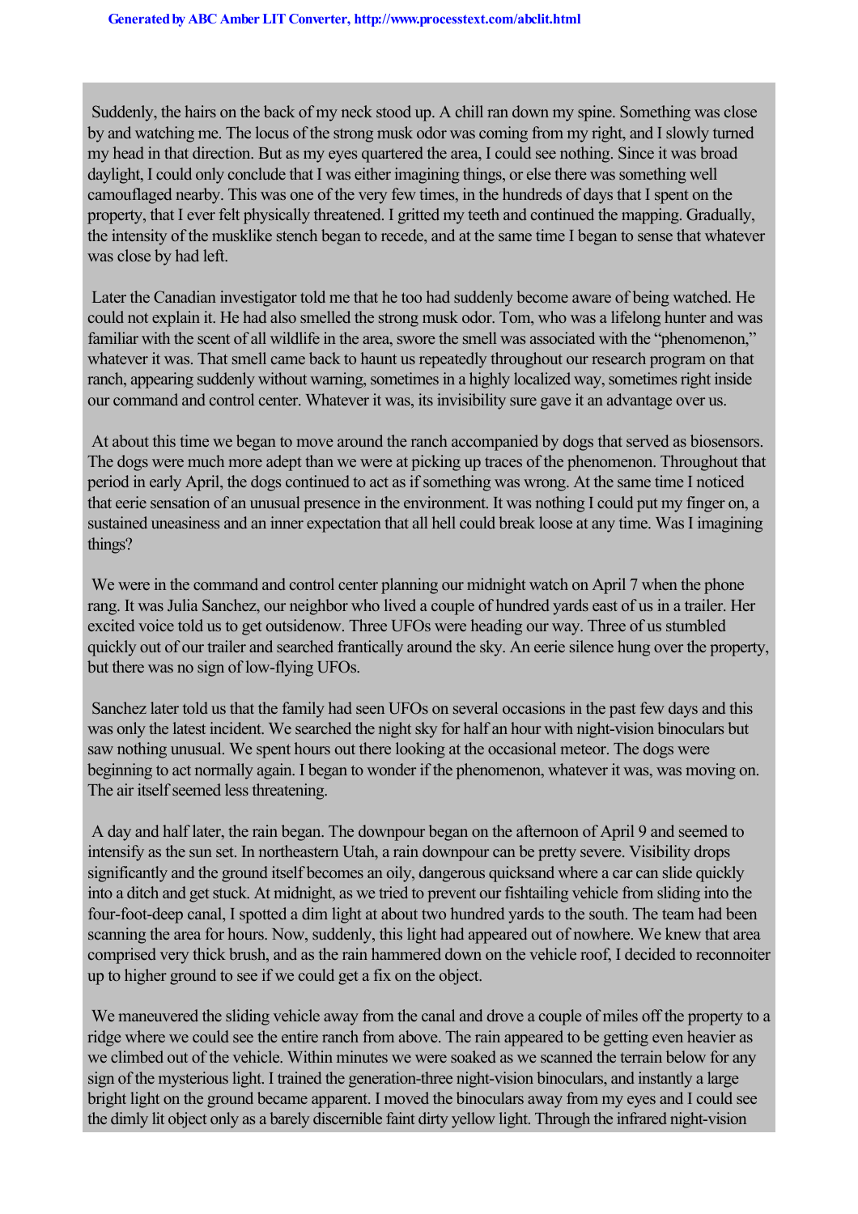Suddenly, the hairs on the back of my neck stood up. A chill ran down my spine. Something was close by and watching me. The locus of the strong musk odor was coming from my right, and I slowly turned my head in that direction. But as my eyes quartered the area, I could see nothing. Since it was broad daylight, I could only conclude that I was either imagining things, or else there was something well camouflaged nearby. This was one of the very few times, in the hundreds of days that I spent on the property, that I ever felt physically threatened. I gritted my teeth and continued the mapping. Gradually, the intensity of the musklike stench began to recede, and at the same time I began to sense that whatever was close by had left.

Later the Canadian investigator told me that he too had suddenly become aware of being watched. He could not explain it. He had also smelled the strong musk odor. Tom, who was a lifelong hunter and was familiar with the scent of all wildlife in the area, swore the smell was associated with the "phenomenon," whatever it was. That smell came back to haunt us repeatedly throughout our research program on that ranch, appearing suddenly without warning, sometimes in a highly localized way, sometimes right inside our command and control center. Whatever it was, its invisibility sure gave it an advantage over us.

At about this time we began to move around the ranch accompanied by dogs that served as biosensors. The dogs were much more adept than we were at picking up traces of the phenomenon. Throughout that period in early April, the dogs continued to act as if something was wrong. At the same time I noticed that eerie sensation of an unusual presence in the environment. It was nothing I could put my finger on, a sustained uneasiness and an inner expectation that all hell could break loose at any time. Was I imagining things?

We were in the command and control center planning our midnight watch on April 7 when the phone rang. It was Julia Sanchez, our neighbor who lived a couple of hundred yards east of us in a trailer. Her excited voice told us to get outsidenow. Three UFOs were heading our way. Three of us stumbled quickly out of our trailer and searched frantically around the sky. An eerie silence hung over the property, but there was no sign of low-flying UFOs.

Sanchez later told us that the family had seen UFOs on several occasions in the past few days and this was only the latest incident. We searched the night sky for half an hour with night-vision binoculars but saw nothing unusual. We spent hours out there looking at the occasional meteor. The dogs were beginning to act normally again. I began to wonder if the phenomenon, whatever it was, was moving on. The air itself seemed less threatening.

A day and half later, the rain began. The downpour began on the afternoon of April 9 and seemed to intensify as the sun set. In northeastern Utah, a rain downpour can be pretty severe. Visibility drops significantly and the ground itself becomes an oily, dangerous quicksand where a car can slide quickly into a ditch and get stuck. At midnight, as we tried to prevent our fishtailing vehicle from sliding into the four-foot-deep canal, I spotted a dim light at about two hundred yards to the south. The team had been scanning the area for hours. Now, suddenly, this light had appeared out of nowhere. We knew that area comprised very thick brush, and as the rain hammered down on the vehicle roof, I decided to reconnoiter up to higher ground to see if we could get a fix on the object.

We maneuvered the sliding vehicle away from the canal and drove a couple of miles off the property to a ridge where we could see the entire ranch from above. The rain appeared to be getting even heavier as we climbed out of the vehicle. Within minutes we were soaked as we scanned the terrain below for any sign of the mysterious light. I trained the generation-three night-vision binoculars, and instantly a large bright light on the ground became apparent. I moved the binoculars away from my eyes and I could see the dimly lit object only as a barely discernible faint dirty yellow light. Through the infrared night-vision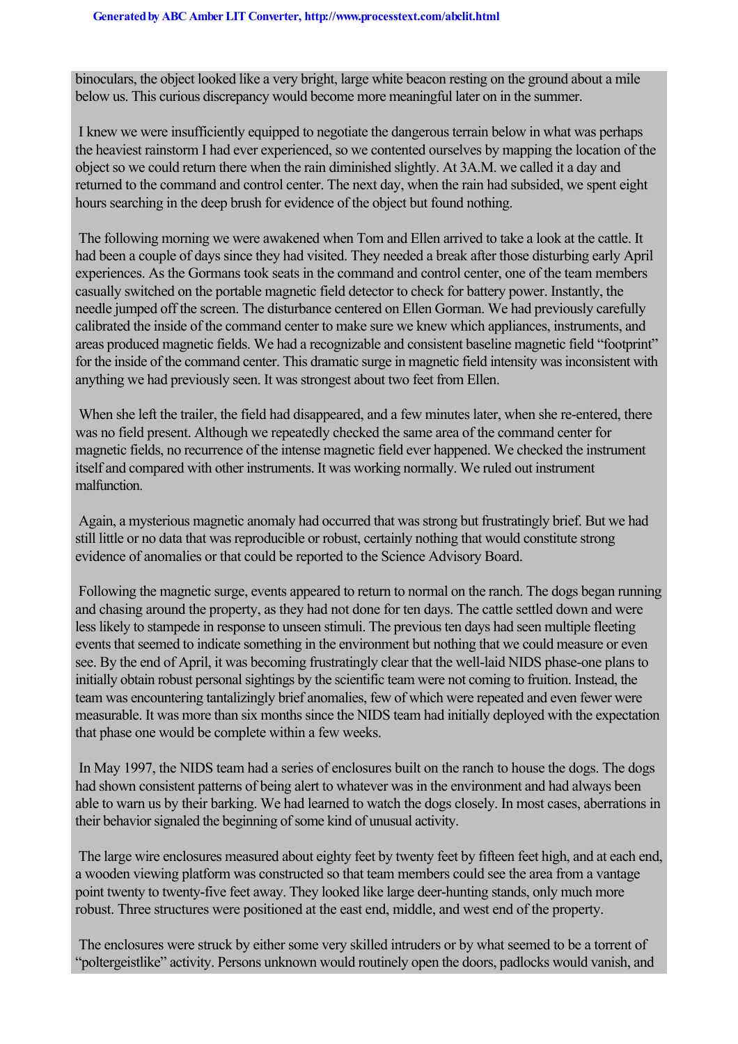binoculars, the object looked like a very bright, large white beacon resting on the ground about a mile below us. This curious discrepancy would become more meaningful later on in the summer.

I knew we were insufficiently equipped to negotiate the dangerous terrain below in what was perhaps the heaviest rainstorm I had ever experienced, so we contented ourselves by mapping the location of the object so we could return there when the rain diminished slightly. At 3A.M. we called it a day and returned to the command and control center. The next day, when the rain had subsided, we spent eight hours searching in the deep brush for evidence of the object but found nothing.

The following morning we were awakened when Tom and Ellen arrived to take a look at the cattle. It had been a couple of days since they had visited. They needed a break after those disturbing early April experiences. As the Gormans took seats in the command and control center, one of the team members casually switched on the portable magnetic field detector to check for battery power. Instantly, the needle jumped off the screen. The disturbance centered on Ellen Gorman. We had previously carefully calibrated the inside of the command center to make sure we knew which appliances, instruments, and areas produced magnetic fields. We had a recognizable and consistent baseline magnetic field "footprint" for the inside of the command center. This dramatic surge in magnetic field intensity was inconsistent with anything we had previously seen. It was strongest about two feet from Ellen.

When she left the trailer, the field had disappeared, and a few minutes later, when she re-entered, there was no field present. Although we repeatedly checked the same area of the command center for magnetic fields, no recurrence of the intense magnetic field ever happened. We checked the instrument itself and compared with other instruments. It was working normally. We ruled out instrument malfunction.

Again, a mysterious magnetic anomaly had occurred that was strong but frustratingly brief. But we had still little or no data that was reproducible or robust, certainly nothing that would constitute strong evidence of anomalies or that could be reported to the Science Advisory Board.

Following the magnetic surge, events appeared to return to normal on the ranch. The dogs began running and chasing around the property, as they had not done for ten days. The cattle settled down and were less likely to stampede in response to unseen stimuli. The previous ten days had seen multiple fleeting events that seemed to indicate something in the environment but nothing that we could measure or even see. By the end of April, it was becoming frustratingly clear that the well-laid NIDS phase-one plans to initially obtain robust personal sightings by the scientific team were not coming to fruition. Instead, the team was encountering tantalizingly brief anomalies, few of which were repeated and even fewer were measurable. It was more than six months since the NIDS team had initially deployed with the expectation that phase one would be complete within a few weeks.

In May 1997, the NIDS team had a series of enclosures built on the ranch to house the dogs. The dogs had shown consistent patterns of being alert to whatever was in the environment and had always been able to warn us by their barking. We had learned to watch the dogs closely. In most cases, aberrations in their behavior signaled the beginning of some kind of unusual activity.

The large wire enclosures measured about eighty feet by twenty feet by fifteen feet high, and at each end, a wooden viewing platform was constructed so that team members could see the area from a vantage point twenty to twenty-five feet away. They looked like large deer-hunting stands, only much more robust. Three structures were positioned at the east end, middle, and west end of the property.

The enclosures were struck by either some very skilled intruders or by what seemed to be a torrent of "poltergeistlike" activity. Persons unknown would routinely open the doors, padlocks would vanish, and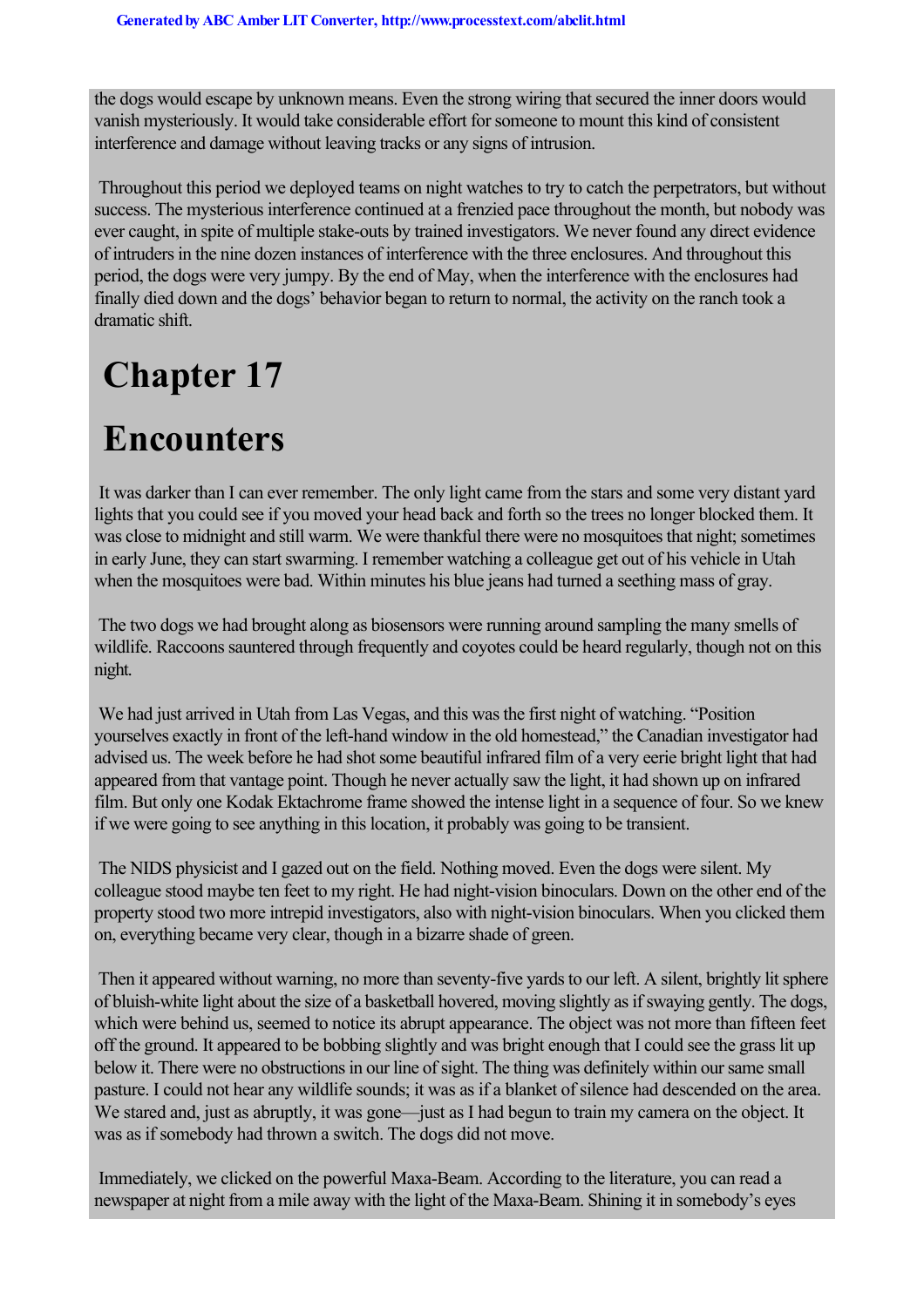the dogs would escape by unknown means. Even the strong wiring that secured the inner doors would vanish mysteriously. It would take considerable effort for someone to mount this kind of consistent interference and damage without leaving tracks or any signs of intrusion.

Throughout this period we deployed teams on night watches to try to catch the perpetrators, but without success. The mysterious interference continued at a frenzied pace throughout the month, but nobody was ever caught, in spite of multiple stake-outs by trained investigators. We never found any direct evidence of intruders in the nine dozen instances of interference with the three enclosures. And throughout this period, the dogs were very jumpy. By the end of May, when the interference with the enclosures had finally died down and the dogs' behavior began to return to normal, the activity on the ranch took a dramatic shift.

# Chapter 17

# Encounters

It was darker than I can ever remember. The only light came from the stars and some very distant yard lights that you could see if you moved your head back and forth so the trees no longer blocked them. It was close to midnight and still warm. We were thankful there were no mosquitoes that night; sometimes in early June, they can start swarming. I remember watching a colleague get out of his vehicle in Utah when the mosquitoes were bad. Within minutes his blue jeans had turned a seething mass of gray.

The two dogs we had brought along as biosensors were running around sampling the many smells of wildlife. Raccoons sauntered through frequently and coyotes could be heard regularly, though not on this night.

We had just arrived in Utah from Las Vegas, and this was the first night of watching. "Position yourselves exactly in front of the left-hand window in the old homestead," the Canadian investigator had advised us. The week before he had shot some beautiful infrared film of a very eerie bright light that had appeared from that vantage point. Though he never actually saw the light, it had shown up on infrared film. But only one Kodak Ektachrome frame showed the intense light in a sequence of four. So we knew if we were going to see anything in this location, it probably was going to be transient.

The NIDS physicist and I gazed out on the field. Nothing moved. Even the dogs were silent. My colleague stood maybe ten feet to my right. He had night-vision binoculars. Down on the other end of the property stood two more intrepid investigators, also with night-vision binoculars. When you clicked them on, everything became very clear, though in a bizarre shade of green.

Then it appeared without warning, no more than seventy-five yards to our left. A silent, brightly lit sphere of bluish-white light about the size of a basketball hovered, moving slightly as if swaying gently. The dogs, which were behind us, seemed to notice its abrupt appearance. The object was not more than fifteen feet off the ground. It appeared to be bobbing slightly and was bright enough that I could see the grass lit up below it. There were no obstructions in our line of sight. The thing was definitely within our same small pasture. I could not hear any wildlife sounds; it was as if a blanket of silence had descended on the area. We stared and, just as abruptly, it was gone—just as I had begun to train my camera on the object. It was as if somebody had thrown a switch. The dogs did not move.

Immediately, we clicked on the powerful Maxa-Beam. According to the literature, you can read a newspaper at night from a mile away with the light of the Maxa-Beam. Shining it in somebody's eyes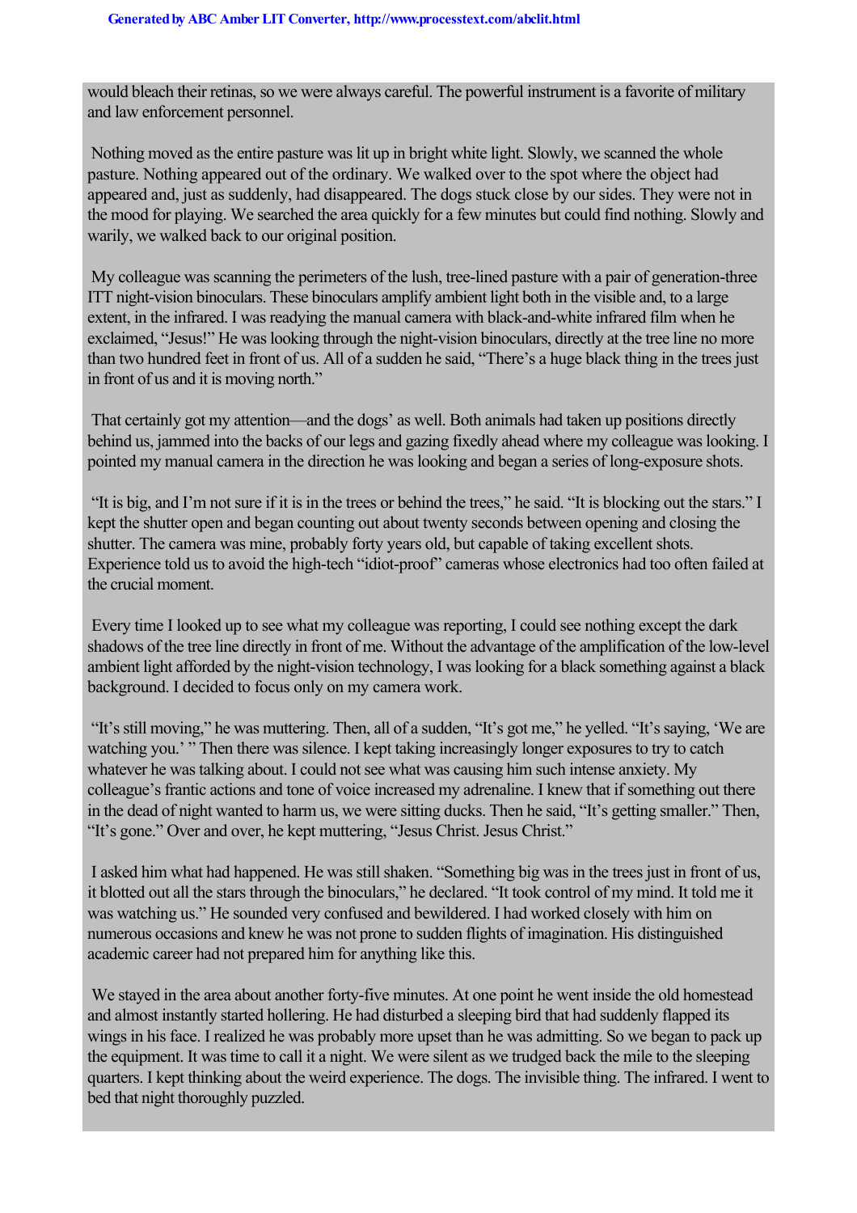would bleach their retinas, so we were always careful. The powerful instrument is a favorite of military and law enforcement personnel.

Nothing moved as the entire pasture was lit up in bright white light. Slowly, we scanned the whole pasture. Nothing appeared out of the ordinary. We walked over to the spot where the object had appeared and, just as suddenly, had disappeared. The dogs stuck close by our sides. They were not in the mood for playing. We searched the area quickly for a few minutes but could find nothing. Slowly and warily, we walked back to our original position.

My colleague was scanning the perimeters of the lush, tree-lined pasture with a pair of generation-three ITT night-vision binoculars. These binoculars amplify ambient light both in the visible and, to a large extent, in the infrared. I was readying the manual camera with black-and-white infrared film when he exclaimed, "Jesus!" He was looking through the night-vision binoculars, directly at the tree line no more than two hundred feet in front of us. All of a sudden he said, "There's a huge black thing in the trees just in front of us and it is moving north."

That certainly got my attention—and the dogs' as well. Both animals had taken up positions directly behind us, jammed into the backs of our legs and gazing fixedly ahead where my colleague was looking. I pointed my manual camera in the direction he was looking and began a series of long-exposure shots.

"It is big, and I'm not sure if it is in the trees or behind the trees," he said. "It is blocking out the stars." I kept the shutter open and began counting out about twenty seconds between opening and closing the shutter. The camera was mine, probably forty years old, but capable of taking excellent shots. Experience told us to avoid the high-tech "idiot-proof" cameras whose electronics had too often failed at the crucial moment.

Every time I looked up to see what my colleague was reporting, I could see nothing except the dark shadows of the tree line directly in front of me. Without the advantage of the amplification of the low-level ambient light afforded by the night-vision technology, I was looking for a black something against a black background. I decided to focus only on my camera work.

"It's still moving," he was muttering. Then, all of a sudden, "It's got me," he yelled. "It's saying, 'We are watching you.' " Then there was silence. I kept taking increasingly longer exposures to try to catch whatever he was talking about. I could not see what was causing him such intense anxiety. My colleague's frantic actions and tone of voice increased my adrenaline. I knew that if something out there in the dead of night wanted to harm us, we were sitting ducks. Then he said, "It's getting smaller." Then, "It's gone." Over and over, he kept muttering, "Jesus Christ. Jesus Christ."

I asked him what had happened. He was still shaken. "Something big was in the trees just in front of us, it blotted out all the stars through the binoculars," he declared. "It took control of my mind. It told me it was watching us." He sounded very confused and bewildered. I had worked closely with him on numerous occasions and knew he was not prone to sudden flights of imagination. His distinguished academic career had not prepared him for anything like this.

We stayed in the area about another forty-five minutes. At one point he went inside the old homestead and almost instantly started hollering. He had disturbed a sleeping bird that had suddenly flapped its wings in his face. I realized he was probably more upset than he was admitting. So we began to pack up the equipment. It was time to call it a night. We were silent as we trudged back the mile to the sleeping quarters. I kept thinking about the weird experience. The dogs. The invisible thing. The infrared. I went to bed that night thoroughly puzzled.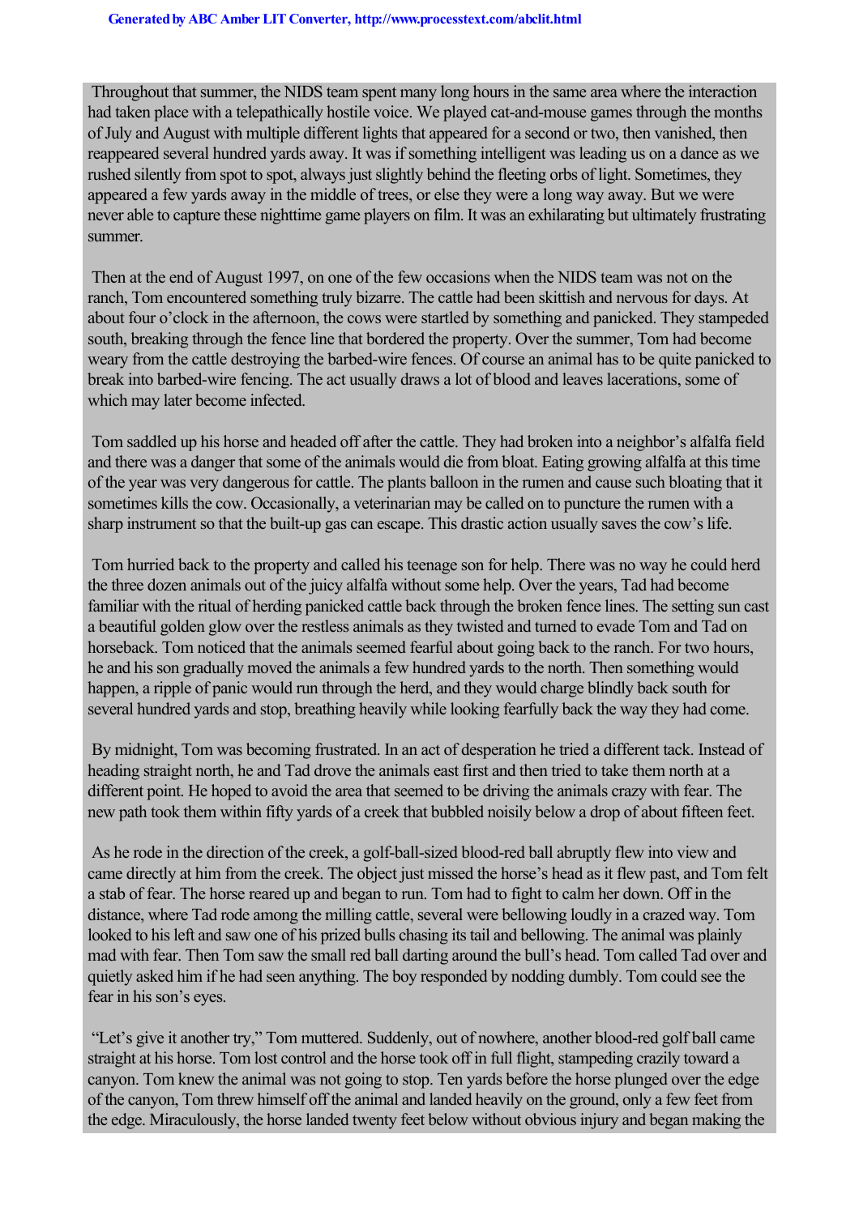Throughout that summer, the NIDS team spent many long hours in the same area where the interaction had taken place with a telepathically hostile voice. We played cat-and-mouse games through the months of July and August with multiple different lights that appeared for a second or two, then vanished, then reappeared several hundred yards away. It was if something intelligent was leading us on a dance as we rushed silently from spot to spot, always just slightly behind the fleeting orbs of light. Sometimes, they appeared a few yards away in the middle of trees, or else they were a long way away. But we were never able to capture these nighttime game players on film. It was an exhilarating but ultimately frustrating summer.

Then at the end of August 1997, on one of the few occasions when the NIDS team was not on the ranch, Tom encountered something truly bizarre. The cattle had been skittish and nervous for days. At about four o'clock in the afternoon, the cows were startled by something and panicked. They stampeded south, breaking through the fence line that bordered the property. Over the summer, Tom had become weary from the cattle destroying the barbed-wire fences. Of course an animal has to be quite panicked to break into barbed-wire fencing. The act usually draws a lot of blood and leaves lacerations, some of which may later become infected.

Tom saddled up his horse and headed off after the cattle. They had broken into a neighbor's alfalfa field and there was a danger that some of the animals would die from bloat. Eating growing alfalfa at this time of the year was very dangerous for cattle. The plants balloon in the rumen and cause such bloating that it sometimes kills the cow. Occasionally, a veterinarian may be called on to puncture the rumen with a sharp instrument so that the built-up gas can escape. This drastic action usually saves the cow's life.

Tom hurried back to the property and called his teenage son for help. There was no way he could herd the three dozen animals out of the juicy alfalfa without some help. Over the years, Tad had become familiar with the ritual of herding panicked cattle back through the broken fence lines. The setting sun cast a beautiful golden glow over the restless animals as they twisted and turned to evade Tom and Tad on horseback. Tom noticed that the animals seemed fearful about going back to the ranch. For two hours, he and his son gradually moved the animals a few hundred yards to the north. Then something would happen, a ripple of panic would run through the herd, and they would charge blindly back south for several hundred yards and stop, breathing heavily while looking fearfully back the way they had come.

By midnight, Tom was becoming frustrated. In an act of desperation he tried a different tack. Instead of heading straight north, he and Tad drove the animals east first and then tried to take them north at a different point. He hoped to avoid the area that seemed to be driving the animals crazy with fear. The new path took them within fifty yards of a creek that bubbled noisily below a drop of about fifteen feet.

As he rode in the direction of the creek, a golf-ball-sized blood-red ball abruptly flew into view and came directly at him from the creek. The object just missed the horse's head as it flew past, and Tom felt a stab of fear. The horse reared up and began to run. Tom had to fight to calm her down. Off in the distance, where Tad rode among the milling cattle, several were bellowing loudly in a crazed way. Tom looked to his left and saw one of his prized bulls chasing its tail and bellowing. The animal was plainly mad with fear. Then Tom saw the small red ball darting around the bull's head. Tom called Tad over and quietly asked him if he had seen anything. The boy responded by nodding dumbly. Tom could see the fear in his son's eyes.

"Let's give it another try," Tom muttered. Suddenly, out of nowhere, another blood-red golf ball came straight at his horse. Tom lost control and the horse took off in full flight, stampeding crazily toward a canyon. Tom knew the animal was not going to stop. Ten yards before the horse plunged over the edge of the canyon, Tom threw himself off the animal and landed heavily on the ground, only a few feet from the edge. Miraculously, the horse landed twenty feet below without obvious injury and began making the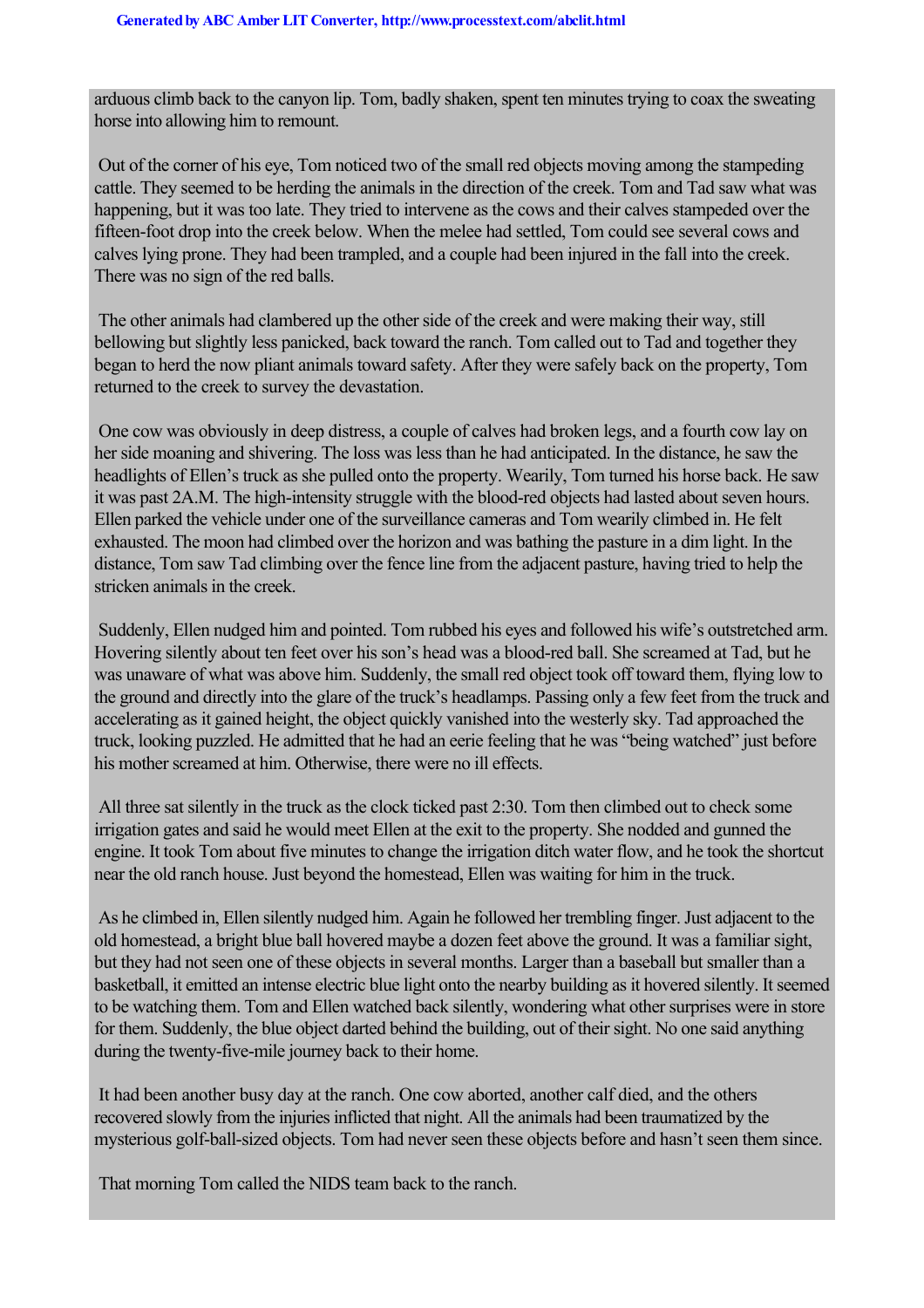arduous climb back to the canyon lip. Tom, badly shaken, spent ten minutes trying to coax the sweating horse into allowing him to remount.

Out of the corner of his eye, Tom noticed two of the small red objects moving among the stampeding cattle. They seemed to be herding the animals in the direction of the creek. Tom and Tad saw what was happening, but it was too late. They tried to intervene as the cows and their calves stampeded over the fifteen-foot drop into the creek below. When the melee had settled, Tom could see several cows and calves lying prone. They had been trampled, and a couple had been injured in the fall into the creek. There was no sign of the red balls.

The other animals had clambered up the other side of the creek and were making their way, still bellowing but slightly less panicked, back toward the ranch. Tom called out to Tad and together they began to herd the now pliant animals toward safety. After they were safely back on the property, Tom returned to the creek to survey the devastation.

One cow was obviously in deep distress, a couple of calves had broken legs, and a fourth cow lay on her side moaning and shivering. The loss was less than he had anticipated. In the distance, he saw the headlights of Ellen's truck as she pulled onto the property. Wearily, Tom turned his horse back. He saw it was past 2A.M. The high-intensity struggle with the blood-red objects had lasted about seven hours. Ellen parked the vehicle under one of the surveillance cameras and Tom wearily climbed in. He felt exhausted. The moon had climbed over the horizon and was bathing the pasture in a dim light. In the distance, Tom saw Tad climbing over the fence line from the adjacent pasture, having tried to help the stricken animals in the creek.

Suddenly, Ellen nudged him and pointed. Tom rubbed his eyes and followed his wife's outstretched arm. Hovering silently about ten feet over his son's head was a blood-red ball. She screamed at Tad, but he was unaware of what was above him. Suddenly, the small red object took off toward them, flying low to the ground and directly into the glare of the truck's headlamps. Passing only a few feet from the truck and accelerating as it gained height, the object quickly vanished into the westerly sky. Tad approached the truck, looking puzzled. He admitted that he had an eerie feeling that he was "being watched" just before his mother screamed at him. Otherwise, there were no ill effects.

All three sat silently in the truck as the clock ticked past 2:30. Tom then climbed out to check some irrigation gates and said he would meet Ellen at the exit to the property. She nodded and gunned the engine. It took Tom about five minutes to change the irrigation ditch water flow, and he took the shortcut near the old ranch house. Just beyond the homestead, Ellen was waiting for him in the truck.

As he climbed in, Ellen silently nudged him. Again he followed her trembling finger. Just adjacent to the old homestead, a bright blue ball hovered maybe a dozen feet above the ground. It was a familiar sight, but they had not seen one of these objects in several months. Larger than a baseball but smaller than a basketball, it emitted an intense electric blue light onto the nearby building as it hovered silently. It seemed to be watching them. Tom and Ellen watched back silently, wondering what other surprises were in store for them. Suddenly, the blue object darted behind the building, out of their sight. No one said anything during the twenty-five-mile journey back to their home.

It had been another busy day at the ranch. One cow aborted, another calf died, and the others recovered slowly from the injuries inflicted that night. All the animals had been traumatized by the mysterious golf-ball-sized objects. Tom had never seen these objects before and hasn't seen them since.

That morning Tom called the NIDS team back to the ranch.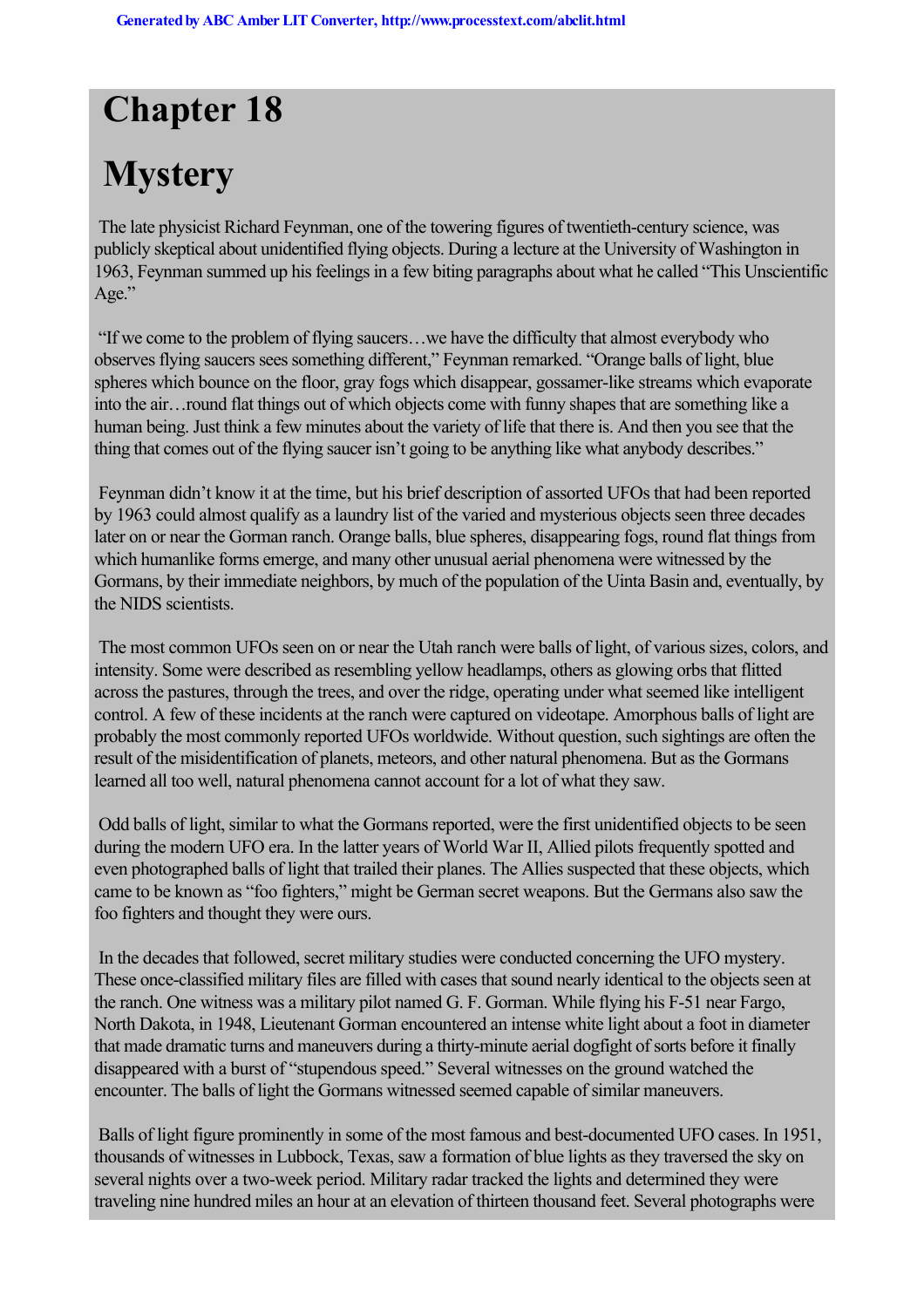# Chapter 18

# Mystery

The late physicist Richard Feynman, one of the towering figures of twentieth-century science, was publicly skeptical about unidentified flying objects. During a lecture at the University of Washington in 1963, Feynman summed up his feelings in a few biting paragraphs about what he called "This Unscientific Age."

"If we come to the problem of flying saucers…we have the difficulty that almost everybody who observes flying saucers sees something different," Feynman remarked. "Orange balls of light, blue spheres which bounce on the floor, gray fogs which disappear, gossamer-like streams which evaporate into the air…round flat things out of which objects come with funny shapes that are something like a human being. Just think a few minutes about the variety of life that there is. And then you see that the thing that comes out of the flying saucer isn't going to be anything like what anybody describes."

Feynman didn't know it at the time, but his brief description of assorted UFOs that had been reported by 1963 could almost qualify as a laundry list of the varied and mysterious objects seen three decades later on or near the Gorman ranch. Orange balls, blue spheres, disappearing fogs, round flat things from which humanlike forms emerge, and many other unusual aerial phenomena were witnessed by the Gormans, by their immediate neighbors, by much of the population of the Uinta Basin and, eventually, by the NIDS scientists.

The most common UFOs seen on or near the Utah ranch were balls of light, of various sizes, colors, and intensity. Some were described as resembling yellow headlamps, others as glowing orbs that flitted across the pastures, through the trees, and over the ridge, operating under what seemed like intelligent control. A few of these incidents at the ranch were captured on videotape. Amorphous balls of light are probably the most commonly reported UFOs worldwide. Without question, such sightings are often the result of the misidentification of planets, meteors, and other natural phenomena. But as the Gormans learned all too well, natural phenomena cannot account for a lot of what they saw.

Odd balls of light, similar to what the Gormans reported, were the first unidentified objects to be seen during the modern UFO era. In the latter years of World War II, Allied pilots frequently spotted and even photographed balls of light that trailed their planes. The Allies suspected that these objects, which came to be known as "foo fighters," might be German secret weapons. But the Germans also saw the foo fighters and thought they were ours.

In the decades that followed, secret military studies were conducted concerning the UFO mystery. These once-classified military files are filled with cases that sound nearly identical to the objects seen at the ranch. One witness was a military pilot named G. F. Gorman. While flying his F-51 near Fargo, North Dakota, in 1948, Lieutenant Gorman encountered an intense white light about a foot in diameter that made dramatic turns and maneuvers during a thirty-minute aerial dogfight of sorts before it finally disappeared with a burst of "stupendous speed." Several witnesses on the ground watched the encounter. The balls of light the Gormans witnessed seemed capable of similar maneuvers.

Balls of light figure prominently in some of the most famous and best-documented UFO cases. In 1951, thousands of witnesses in Lubbock, Texas, saw a formation of blue lights as they traversed the sky on several nights over a two-week period. Military radar tracked the lights and determined they were traveling nine hundred miles an hour at an elevation of thirteen thousand feet. Several photographs were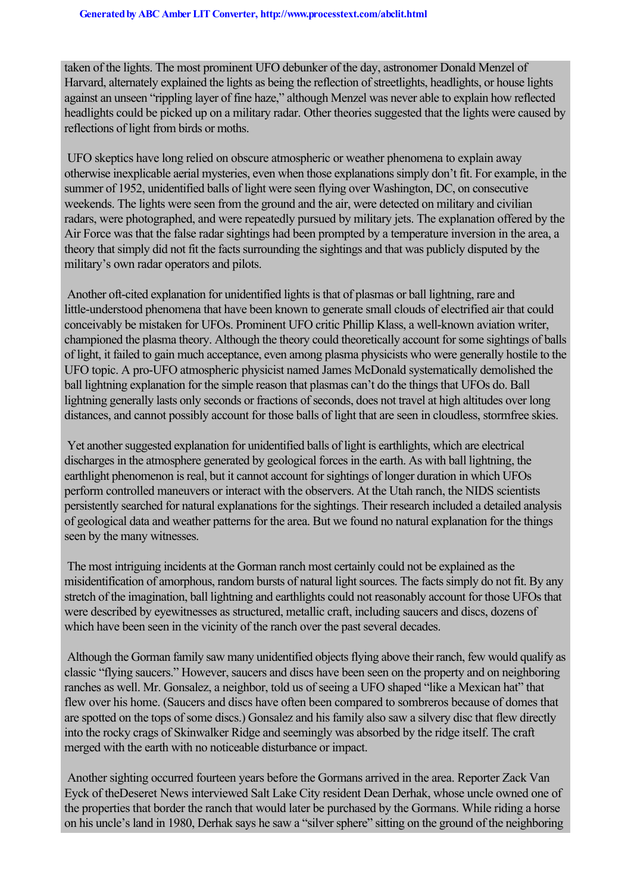taken of the lights. The most prominent UFO debunker of the day, astronomer Donald Menzel of Harvard, alternately explained the lights as being the reflection of streetlights, headlights, or house lights against an unseen "rippling layer of fine haze," although Menzel was never able to explain how reflected headlights could be picked up on a military radar. Other theories suggested that the lights were caused by reflections of light from birds or moths.

UFO skeptics have long relied on obscure atmospheric or weather phenomena to explain away otherwise inexplicable aerial mysteries, even when those explanations simply don't fit. For example, in the summer of 1952, unidentified balls of light were seen flying over Washington, DC, on consecutive weekends. The lights were seen from the ground and the air, were detected on military and civilian radars, were photographed, and were repeatedly pursued by military jets. The explanation offered by the Air Force was that the false radar sightings had been prompted by a temperature inversion in the area, a theory that simply did not fit the facts surrounding the sightings and that was publicly disputed by the military's own radar operators and pilots.

Another oft-cited explanation for unidentified lights is that of plasmas or ball lightning, rare and little-understood phenomena that have been known to generate small clouds of electrified air that could conceivably be mistaken for UFOs. Prominent UFO critic Phillip Klass, a well-known aviation writer, championed the plasma theory. Although the theory could theoretically account for some sightings of balls of light, it failed to gain much acceptance, even among plasma physicists who were generally hostile to the UFO topic. A pro-UFO atmospheric physicist named James McDonald systematically demolished the ball lightning explanation for the simple reason that plasmas can't do the things that UFOs do. Ball lightning generally lasts only seconds or fractions of seconds, does not travel at high altitudes over long distances, and cannot possibly account for those balls of light that are seen in cloudless, stormfree skies.

Yet another suggested explanation for unidentified balls of light is earthlights, which are electrical discharges in the atmosphere generated by geological forces in the earth. As with ball lightning, the earthlight phenomenon is real, but it cannot account for sightings of longer duration in which UFOs perform controlled maneuvers or interact with the observers. At the Utah ranch, the NIDS scientists persistently searched for natural explanations for the sightings. Their research included a detailed analysis of geological data and weather patterns for the area. But we found no natural explanation for the things seen by the many witnesses.

The most intriguing incidents at the Gorman ranch most certainly could not be explained as the misidentification of amorphous, random bursts of natural light sources. The facts simply do not fit. By any stretch of the imagination, ball lightning and earthlights could not reasonably account for those UFOs that were described by eyewitnesses as structured, metallic craft, including saucers and discs, dozens of which have been seen in the vicinity of the ranch over the past several decades.

Although the Gorman family saw many unidentified objects flying above their ranch, few would qualify as classic "flying saucers." However, saucers and discs have been seen on the property and on neighboring ranches as well. Mr. Gonsalez, a neighbor, told us of seeing a UFO shaped "like a Mexican hat" that flew over his home. (Saucers and discs have often been compared to sombreros because of domes that are spotted on the tops of some discs.) Gonsalez and his family also saw a silvery disc that flew directly into the rocky crags of Skinwalker Ridge and seemingly was absorbed by the ridge itself. The craft merged with the earth with no noticeable disturbance or impact.

Another sighting occurred fourteen years before the Gormans arrived in the area. Reporter Zack Van Eyck of the *Deseret News* interviewed Salt Lake City resident Dean Derhak, whose uncle owned one of the properties that border the ranch that would later be purchased by the Gormans. While riding a horse on his uncle's land in 1980, Derhak says he saw a "silver sphere" sitting on the ground of the neighboring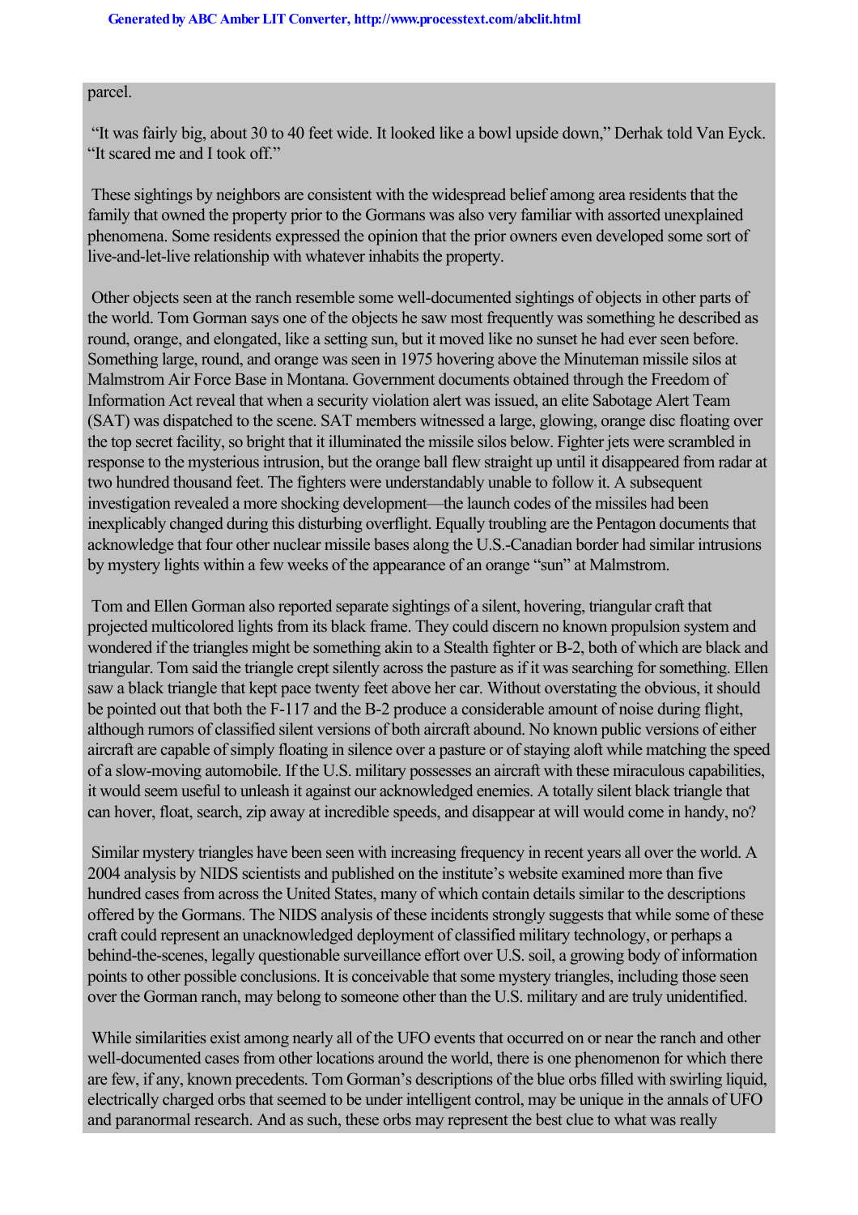parcel.

“It was fairly big, about 30 to 40 feet wide. It looked like a bowl upside down,” Derhak told Van Eyck. “It scared me and I took off.”

These sightings by neighbors are consistent with the widespread belief among area residents that the family that owned the property prior to the Gormans was also very familiar with assorted unexplained phenomena. Some residents expressed the opinion that the prior owners even developed some sort of live-and-let-live relationship with whatever inhabits the property.

Other objects seen at the ranch resemble some well-documented sightings of objects in other parts of the world. Tom Gorman says one of the objects he saw most frequently was something he described as round, orange, and elongated, like a setting sun, but it moved like no sunset he had ever seen before. Something large, round, and orange was seen in 1975 hovering above the Minuteman missile silos at Malmstrom Air Force Base in Montana. Government documents obtained through the Freedom of Information Act reveal that when a security violation alert was issued, an elite Sabotage Alert Team (SAT) was dispatched to the scene. SAT members witnessed a large, glowing, orange disc floating over the top secret facility, so bright that it illuminated the missile silos below. Fighter jets were scrambled in response to the mysterious intrusion, but the orange ball flew straight up until it disappeared from radar at two hundred thousand feet. The fighters were understandably unable to follow it. A subsequent investigation revealed a more shocking development—the launch codes of the missiles had been inexplicably changed during this disturbing overflight. Equally troubling are the Pentagon documents that acknowledge that four other nuclear missile bases along the U.S.-Canadian border had similar intrusions by mystery lights within a few weeks of the appearance of an orange “sun” at Malmstrom.

Tom and Ellen Gorman also reported separate sightings of a silent, hovering, triangular craft that projected multicolored lights from its black frame. They could discern no known propulsion system and wondered if the triangles might be something akin to a Stealth fighter or B-2, both of which are black and triangular. Tom said the triangle crept silently across the pasture as if it was searching for something. Ellen saw a black triangle that kept pace twenty feet above her car. Without overstating the obvious, it should be pointed out that both the F-117 and the B-2 produce a considerable amount of noise during flight, although rumors of classified silent versions of both aircraft abound. No known public versions of either aircraft are capable of simply floating in silence over a pasture or of staying aloft while matching the speed of a slow-moving automobile. If the U.S. military possesses an aircraft with these miraculous capabilities, it would seem useful to unleash it against our acknowledged enemies. A totally silent black triangle that can hover, float, search, zip away at incredible speeds, and disappear at will would come in handy, no?

Similar mystery triangles have been seen with increasing frequency in recent years all over the world. A 2004 analysis by NIDS scientists and published on the institute’s website examined more than five hundred cases from across the United States, many of which contain details similar to the descriptions offered by the Gormans. The NIDS analysis of these incidents strongly suggests that while some of these craft could represent an unacknowledged deployment of classified military technology, or perhaps a behind-the-scenes, legally questionable surveillance effort over U.S. soil, a growing body of information points to other possible conclusions. It is conceivable that some mystery triangles, including those seen over the Gorman ranch, may belong to someone other than the U.S. military and are truly unidentified.

While similarities exist among nearly all of the UFO events that occurred on or near the ranch and other well-documented cases from other locations around the world, there is one phenomenon for which there are few, if any, known precedents. Tom Gorman’s descriptions of the blue orbs filled with swirling liquid, electrically charged orbs that seemed to be under intelligent control, may be unique in the annals of UFO and paranormal research. And as such, these orbs may represent the best clue to what was really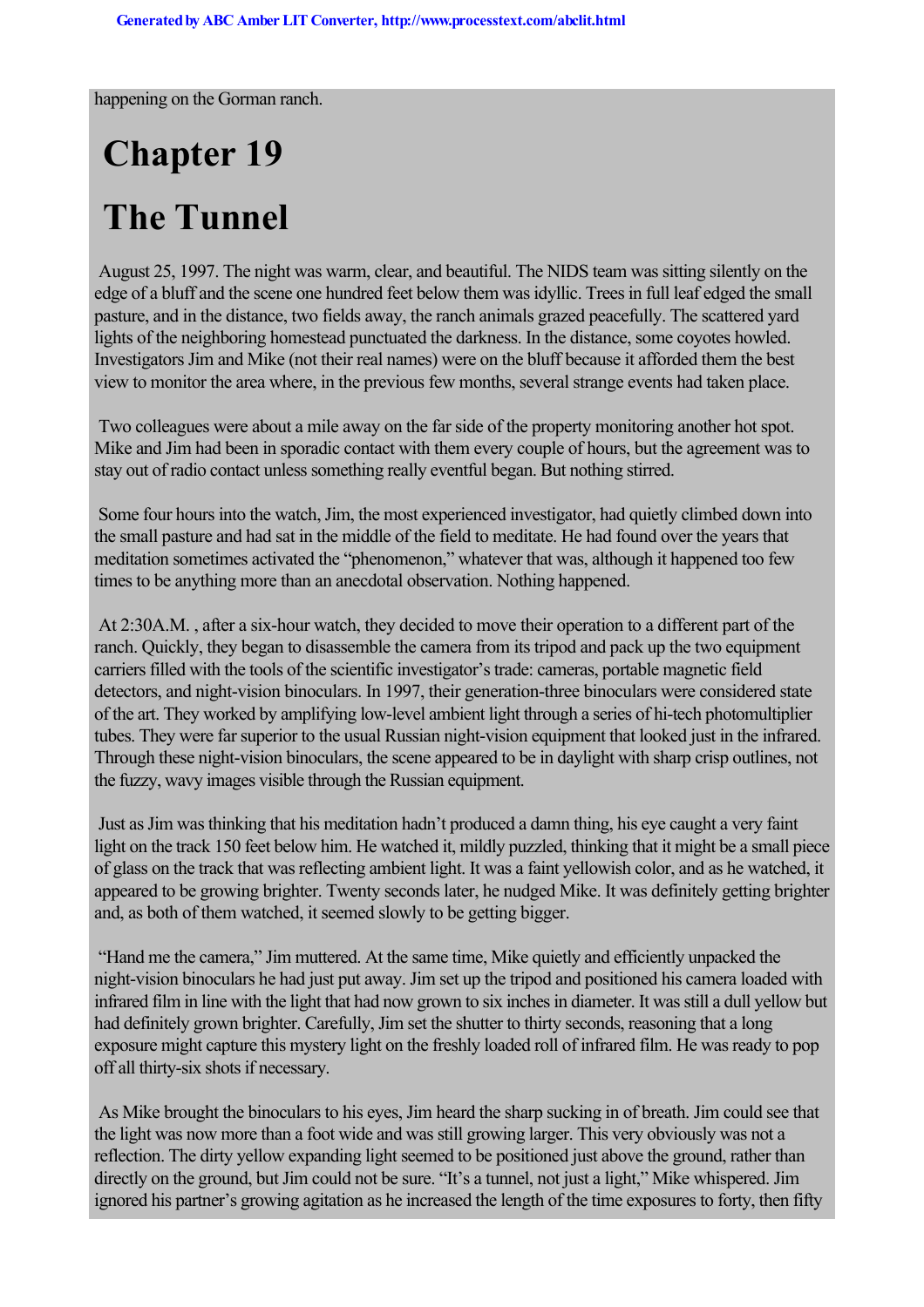happening on the Gorman ranch.

# Chapter 19

# The Tunnel

August 25, 1997. The night was warm, clear, and beautiful. The NIDS team was sitting silently on the edge of a bluff and the scene one hundred feet below them was idyllic. Trees in full leaf edged the small pasture, and in the distance, two fields away, the ranch animals grazed peacefully. The scattered yard lights of the neighboring homestead punctuated the darkness. In the distance, some coyotes howled. Investigators Jim and Mike (not their real names) were on the bluff because it afforded them the best view to monitor the area where, in the previous few months, several strange events had taken place.

Two colleagues were about a mile away on the far side of the property monitoring another hot spot. Mike and Jim had been in sporadic contact with them every couple of hours, but the agreement was to stay out of radio contact unless something really eventful began. But nothing stirred.

Some four hours into the watch, Jim, the most experienced investigator, had quietly climbed down into the small pasture and had sat in the middle of the field to meditate. He had found over the years that meditation sometimes activated the "phenomenon," whatever that was, although it happened too few times to be anything more than an anecdotal observation. Nothing happened.

At 2:30A.M. , after a six-hour watch, they decided to move their operation to a different part of the ranch. Quickly, they began to disassemble the camera from its tripod and pack up the two equipment carriers filled with the tools of the scientific investigator's trade: cameras, portable magnetic field detectors, and night-vision binoculars. In 1997, their generation-three binoculars were considered state of the art. They worked by amplifying low-level ambient light through a series of hi-tech photomultiplier tubes. They were far superior to the usual Russian night-vision equipment that looked just in the infrared. Through these night-vision binoculars, the scene appeared to be in daylight with sharp crisp outlines, not the fuzzy, wavy images visible through the Russian equipment.

Just as Jim was thinking that his meditation hadn't produced a damn thing, his eye caught a very faint light on the track 150 feet below him. He watched it, mildly puzzled, thinking that it might be a small piece of glass on the track that was reflecting ambient light. It was a faint yellowish color, and as he watched, it appeared to be growing brighter. Twenty seconds later, he nudged Mike. It was definitely getting brighter and, as both of them watched, it seemed slowly to be getting bigger.

"Hand me the camera," Jim muttered. At the same time, Mike quietly and efficiently unpacked the night-vision binoculars he had just put away. Jim set up the tripod and positioned his camera loaded with infrared film in line with the light that had now grown to six inches in diameter. It was still a dull yellow but had definitely grown brighter. Carefully, Jim set the shutter to thirty seconds, reasoning that a long exposure might capture this mystery light on the freshly loaded roll of infrared film. He was ready to pop off all thirty-six shots if necessary.

As Mike brought the binoculars to his eyes, Jim heard the sharp sucking in of breath. Jim could see that the light was now more than a foot wide and was still growing larger. This very obviously was not a reflection. The dirty yellow expanding light seemed to be positioned just above the ground, rather than directly on the ground, but Jim could not be sure. "It's a tunnel, not just a light," Mike whispered. Jim ignored his partner's growing agitation as he increased the length of the time exposures to forty, then fifty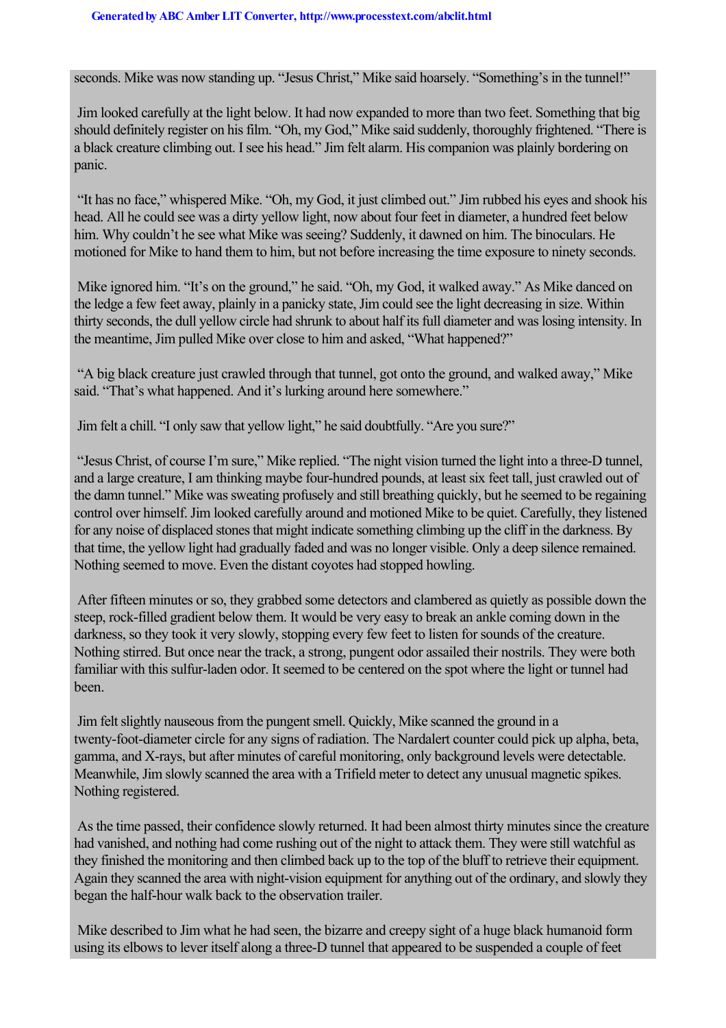seconds. Mike was now standing up. “Jesus Christ,” Mike said hoarsely. “Something’s in the tunnel!”

Jim looked carefully at the light below. It had now expanded to more than two feet. Something that big should definitely register on his film. “Oh, my God,” Mike said suddenly, thoroughly frightened. “There is a black creature climbing out. I see his head.” Jim felt alarm. His companion was plainly bordering on panic.

“It has no face,” whispered Mike. “Oh, my God, it just climbed out.” Jim rubbed his eyes and shook his head. All he could see was a dirty yellow light, now about four feet in diameter, a hundred feet below him. Why couldn’t he see what Mike was seeing? Suddenly, it dawned on him. The binoculars. He motioned for Mike to hand them to him, but not before increasing the time exposure to ninety seconds.

Mike ignored him. “It’s on the ground,” he said. “Oh, my God, it walked away.” As Mike danced on the ledge a few feet away, plainly in a panicky state, Jim could see the light decreasing in size. Within thirty seconds, the dull yellow circle had shrunk to about half its full diameter and was losing intensity. In the meantime, Jim pulled Mike over close to him and asked, “What happened?”

“A big black creature just crawled through that tunnel, got onto the ground, and walked away,” Mike said. “That’s what happened. And it’s lurking around here somewhere.”

Jim felt a chill. “I only saw that yellow light,” he said doubtfully. “Are you sure?”

“Jesus Christ, of course I’m sure,” Mike replied. “The night vision turned the light into a three-D tunnel, and a large creature, I am thinking maybe four-hundred pounds, at least six feet tall, just crawled out of the damn tunnel.” Mike was sweating profusely and still breathing quickly, but he seemed to be regaining control over himself. Jim looked carefully around and motioned Mike to be quiet. Carefully, they listened for any noise of displaced stones that might indicate something climbing up the cliff in the darkness. By that time, the yellow light had gradually faded and was no longer visible. Only a deep silence remained. Nothing seemed to move. Even the distant coyotes had stopped howling.

After fifteen minutes or so, they grabbed some detectors and clambered as quietly as possible down the steep, rock-filled gradient below them. It would be very easy to break an ankle coming down in the darkness, so they took it very slowly, stopping every few feet to listen for sounds of the creature. Nothing stirred. But once near the track, a strong, pungent odor assailed their nostrils. They were both familiar with this sulfur-laden odor. It seemed to be centered on the spot where the light or tunnel had been.

Jim felt slightly nauseous from the pungent smell. Quickly, Mike scanned the ground in a twenty-foot-diameter circle for any signs of radiation. The Nardalert counter could pick up alpha, beta, gamma, and X-rays, but after minutes of careful monitoring, only background levels were detectable. Meanwhile, Jim slowly scanned the area with a Trifield meter to detect any unusual magnetic spikes. Nothing registered.

As the time passed, their confidence slowly returned. It had been almost thirty minutes since the creature had vanished, and nothing had come rushing out of the night to attack them. They were still watchful as they finished the monitoring and then climbed back up to the top of the bluff to retrieve their equipment. Again they scanned the area with night-vision equipment for anything out of the ordinary, and slowly they began the half-hour walk back to the observation trailer.

Mike described to Jim what he had seen, the bizarre and creepy sight of a huge black humanoid form using its elbows to lever itself along a three-D tunnel that appeared to be suspended a couple of feet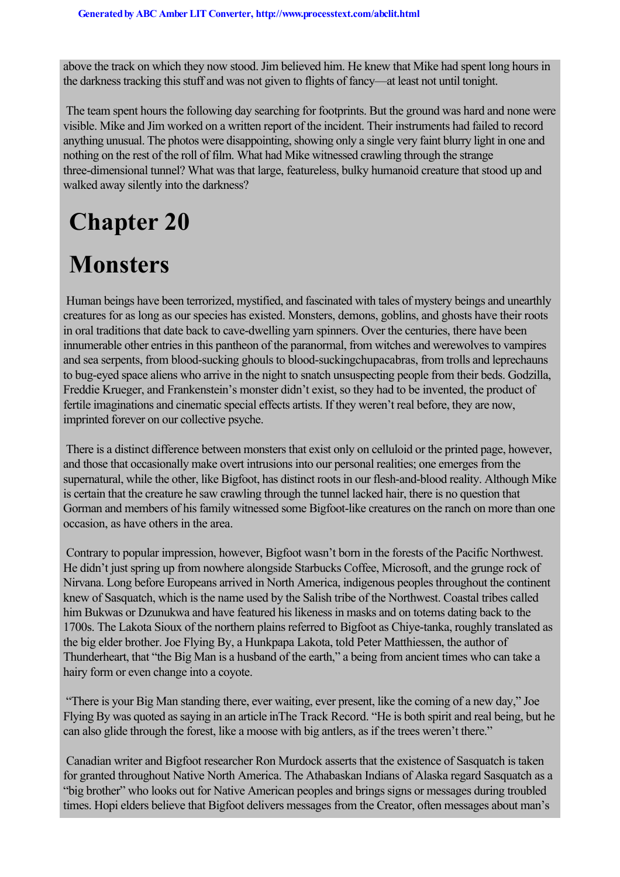above the track on which they now stood. Jim believed him. He knew that Mike had spent long hours in the darkness tracking this stuff and was not given to flights of fancy—at least not until tonight.

The team spent hours the following day searching for footprints. But the ground was hard and none were visible. Mike and Jim worked on a written report of the incident. Their instruments had failed to record anything unusual. The photos were disappointing, showing only a single very faint blurry light in one and nothing on the rest of the roll of film. What had Mike witnessed crawling through the strange three-dimensional tunnel? What was that large, featureless, bulky humanoid creature that stood up and walked away silently into the darkness?

# Chapter 20

# Monsters

Human beings have been terrorized, mystified, and fascinated with tales of mystery beings and unearthly creatures for as long as our species has existed. Monsters, demons, goblins, and ghosts have their roots in oral traditions that date back to cave-dwelling yarn spinners. Over the centuries, there have been innumerable other entries in this pantheon of the paranormal, from witches and werewolves to vampires and sea serpents, from blood-sucking ghouls to blood-suckingchupacabras, from trolls and leprechauns to bug-eyed space aliens who arrive in the night to snatch unsuspecting people from their beds. Godzilla, Freddie Krueger, and Frankenstein's monster didn't exist, so they had to be invented, the product of fertile imaginations and cinematic special effects artists. If they weren't real before, they are now, imprinted forever on our collective psyche.

There is a distinct difference between monsters that exist only on celluloid or the printed page, however, and those that occasionally make overt intrusions into our personal realities; one emerges from the supernatural, while the other, like Bigfoot, has distinct roots in our flesh-and-blood reality. Although Mike is certain that the creature he saw crawling through the tunnel lacked hair, there is no question that Gorman and members of his family witnessed some Bigfoot-like creatures on the ranch on more than one occasion, as have others in the area.

Contrary to popular impression, however, Bigfoot wasn't born in the forests of the Pacific Northwest. He didn't just spring up from nowhere alongside Starbucks Coffee, Microsoft, and the grunge rock of Nirvana. Long before Europeans arrived in North America, indigenous peoples throughout the continent knew of Sasquatch, which is the name used by the Salish tribe of the Northwest. Coastal tribes called him Bukwas or Dzunukwa and have featured his likeness in masks and on totems dating back to the 1700s. The Lakota Sioux of the northern plains referred to Bigfoot as Chiye-tanka, roughly translated as the big elder brother. Joe Flying By, a Hunkpapa Lakota, told Peter Matthiessen, the author of Thunderheart, that "the Big Man is a husband of the earth," a being from ancient times who can take a hairy form or even change into a coyote.

"There is your Big Man standing there, ever waiting, ever present, like the coming of a new day," Joe Flying By was quoted as saying in an article inThe Track Record. "He is both spirit and real being, but he can also glide through the forest, like a moose with big antlers, as if the trees weren't there."

Canadian writer and Bigfoot researcher Ron Murdock asserts that the existence of Sasquatch is taken for granted throughout Native North America. The Athabaskan Indians of Alaska regard Sasquatch as a "big brother" who looks out for Native American peoples and brings signs or messages during troubled times. Hopi elders believe that Bigfoot delivers messages from the Creator, often messages about man's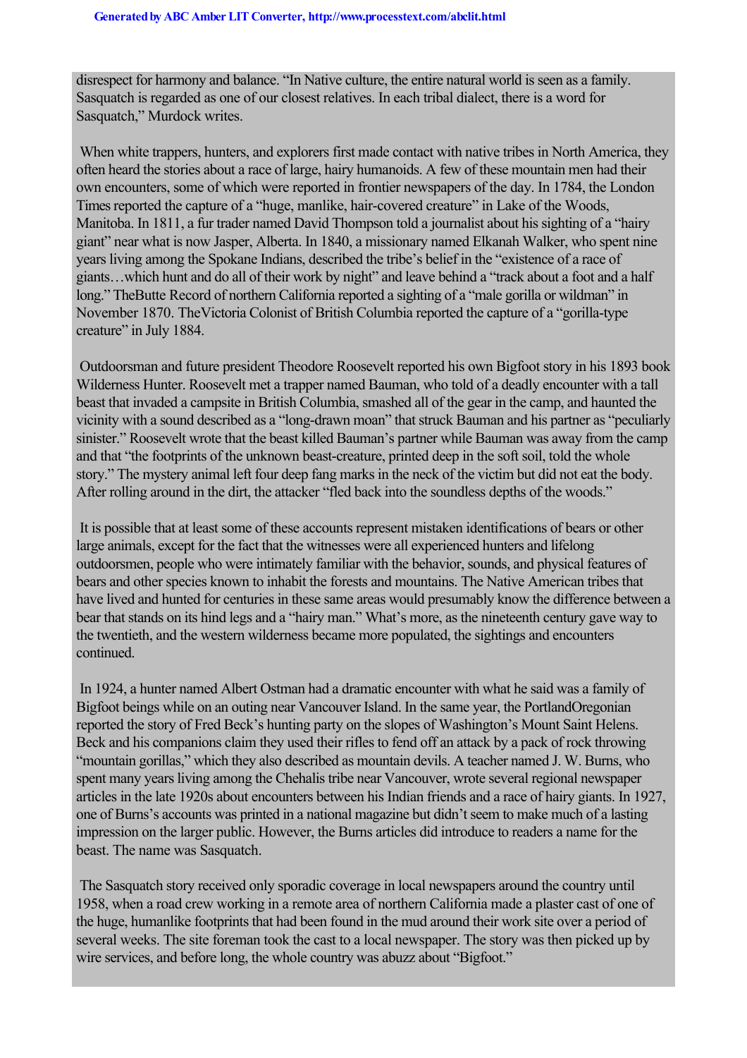disrespect for harmony and balance. “In Native culture, the entire natural world is seen as a family. Sasquatch is regarded as one of our closest relatives. In each tribal dialect, there is a word for Sasquatch,” Murdock writes.

When white trappers, hunters, and explorers first made contact with native tribes in North America, they often heard the stories about a race of large, hairy humanoids. A few of these mountain men had their own encounters, some of which were reported in frontier newspapers of the day. In 1784, the London Times reported the capture of a “huge, manlike, hair-covered creature” in Lake of the Woods, Manitoba. In 1811, a fur trader named David Thompson told a journalist about his sighting of a “hairy giant” near what is now Jasper, Alberta. In 1840, a missionary named Elkanah Walker, who spent nine years living among the Spokane Indians, described the tribe’s belief in the “existence of a race of giants…which hunt and do all of their work by night” and leave behind a “track about a foot and a half long.” TheButte Record of northern California reported a sighting of a “male gorilla or wildman” in November 1870. TheVictoria Colonist of British Columbia reported the capture of a “gorilla-type creature” in July 1884.

Outdoorsman and future president Theodore Roosevelt reported his own Bigfoot story in his 1893 book Wilderness Hunter. Roosevelt met a trapper named Bauman, who told of a deadly encounter with a tall beast that invaded a campsite in British Columbia, smashed all of the gear in the camp, and haunted the vicinity with a sound described as a “long-drawn moan” that struck Bauman and his partner as “peculiarly sinister.” Roosevelt wrote that the beast killed Bauman’s partner while Bauman was away from the camp and that “the footprints of the unknown beast-creature, printed deep in the soft soil, told the whole story.” The mystery animal left four deep fang marks in the neck of the victim but did not eat the body. After rolling around in the dirt, the attacker “fled back into the soundless depths of the woods.”

It is possible that at least some of these accounts represent mistaken identifications of bears or other large animals, except for the fact that the witnesses were all experienced hunters and lifelong outdoorsmen, people who were intimately familiar with the behavior, sounds, and physical features of bears and other species known to inhabit the forests and mountains. The Native American tribes that have lived and hunted for centuries in these same areas would presumably know the difference between a bear that stands on its hind legs and a “hairy man.” What’s more, as the nineteenth century gave way to the twentieth, and the western wilderness became more populated, the sightings and encounters continued.

In 1924, a hunter named Albert Ostman had a dramatic encounter with what he said was a family of Bigfoot beings while on an outing near Vancouver Island. In the same year, the PortlandOregonian reported the story of Fred Beck’s hunting party on the slopes of Washington’s Mount Saint Helens. Beck and his companions claim they used their rifles to fend off an attack by a pack of rock throwing “mountain gorillas,” which they also described as mountain devils. A teacher named J. W. Burns, who spent many years living among the Chehalis tribe near Vancouver, wrote several regional newspaper articles in the late 1920s about encounters between his Indian friends and a race of hairy giants. In 1927, one of Burns’s accounts was printed in a national magazine but didn’t seem to make much of a lasting impression on the larger public. However, the Burns articles did introduce to readers a name for the beast. The name was Sasquatch.

The Sasquatch story received only sporadic coverage in local newspapers around the country until 1958, when a road crew working in a remote area of northern California made a plaster cast of one of the huge, humanlike footprints that had been found in the mud around their work site over a period of several weeks. The site foreman took the cast to a local newspaper. The story was then picked up by wire services, and before long, the whole country was abuzz about “Bigfoot.”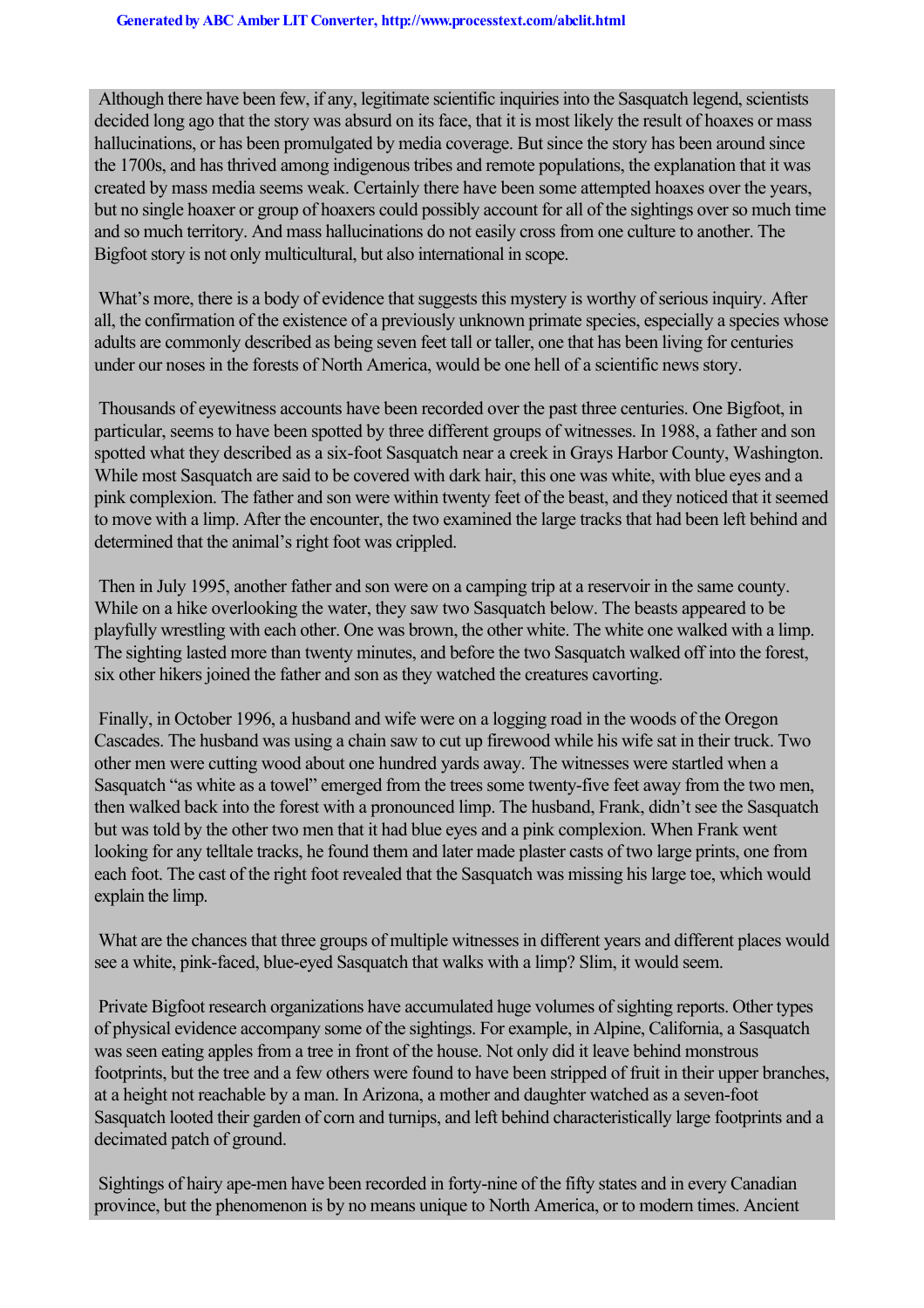Although there have been few, if any, legitimate scientific inquiries into the Sasquatch legend, scientists decided long ago that the story was absurd on its face, that it is most likely the result of hoaxes or mass hallucinations, or has been promulgated by media coverage. But since the story has been around since the 1700s, and has thrived among indigenous tribes and remote populations, the explanation that it was created by mass media seems weak. Certainly there have been some attempted hoaxes over the years, but no single hoaxer or group of hoaxers could possibly account for all of the sightings over so much time and so much territory. And mass hallucinations do not easily cross from one culture to another. The Bigfoot story is not only multicultural, but also international in scope.

What's more, there is a body of evidence that suggests this mystery is worthy of serious inquiry. After all, the confirmation of the existence of a previously unknown primate species, especially a species whose adults are commonly described as being seven feet tall or taller, one that has been living for centuries under our noses in the forests of North America, would be one hell of a scientific news story.

Thousands of eyewitness accounts have been recorded over the past three centuries. One Bigfoot, in particular, seems to have been spotted by three different groups of witnesses. In 1988, a father and son spotted what they described as a six-foot Sasquatch near a creek in Grays Harbor County, Washington. While most Sasquatch are said to be covered with dark hair, this one was white, with blue eyes and a pink complexion. The father and son were within twenty feet of the beast, and they noticed that it seemed to move with a limp. After the encounter, the two examined the large tracks that had been left behind and determined that the animal's right foot was crippled.

Then in July 1995, another father and son were on a camping trip at a reservoir in the same county. While on a hike overlooking the water, they saw two Sasquatch below. The beasts appeared to be playfully wrestling with each other. One was brown, the other white. The white one walked with a limp. The sighting lasted more than twenty minutes, and before the two Sasquatch walked off into the forest, six other hikers joined the father and son as they watched the creatures cavorting.

Finally, in October 1996, a husband and wife were on a logging road in the woods of the Oregon Cascades. The husband was using a chain saw to cut up firewood while his wife sat in their truck. Two other men were cutting wood about one hundred yards away. The witnesses were startled when a Sasquatch "as white as a towel" emerged from the trees some twenty-five feet away from the two men, then walked back into the forest with a pronounced limp. The husband, Frank, didn't see the Sasquatch but was told by the other two men that it had blue eyes and a pink complexion. When Frank went looking for any telltale tracks, he found them and later made plaster casts of two large prints, one from each foot. The cast of the right foot revealed that the Sasquatch was missing his large toe, which would explain the limp.

What are the chances that three groups of multiple witnesses in different years and different places would see a white, pink-faced, blue-eyed Sasquatch that walks with a limp? Slim, it would seem.

Private Bigfoot research organizations have accumulated huge volumes of sighting reports. Other types of physical evidence accompany some of the sightings. For example, in Alpine, California, a Sasquatch was seen eating apples from a tree in front of the house. Not only did it leave behind monstrous footprints, but the tree and a few others were found to have been stripped of fruit in their upper branches, at a height not reachable by a man. In Arizona, a mother and daughter watched as a seven-foot Sasquatch looted their garden of corn and turnips, and left behind characteristically large footprints and a decimated patch of ground.

Sightings of hairy ape-men have been recorded in forty-nine of the fifty states and in every Canadian province, but the phenomenon is by no means unique to North America, or to modern times. Ancient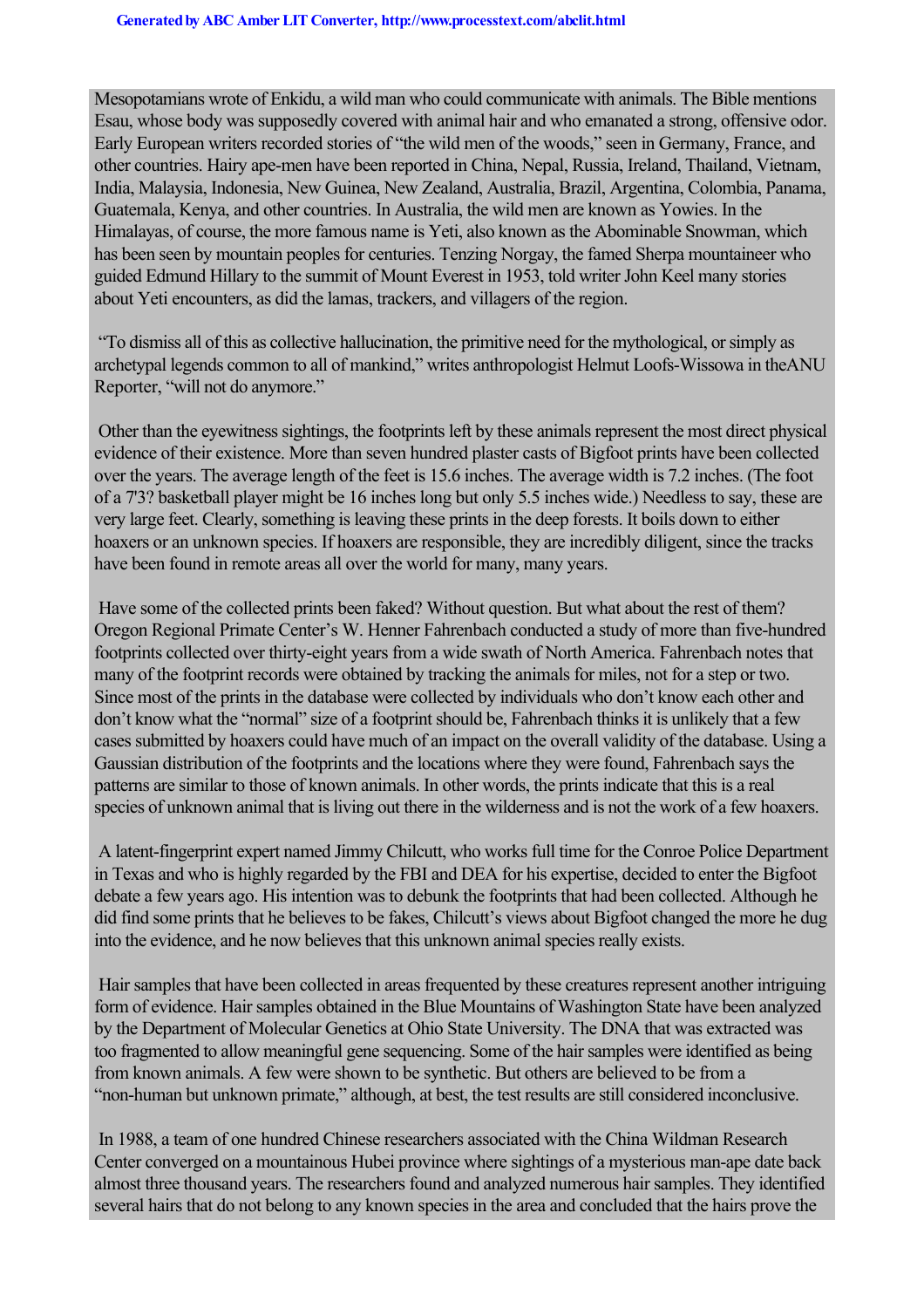Mesopotamians wrote of Enkidu, a wild man who could communicate with animals. The Bible mentions Esau, whose body was supposedly covered with animal hair and who emanated a strong, offensive odor. Early European writers recorded stories of "the wild men of the woods," seen in Germany, France, and other countries. Hairy ape-men have been reported in China, Nepal, Russia, Ireland, Thailand, Vietnam, India, Malaysia, Indonesia, New Guinea, New Zealand, Australia, Brazil, Argentina, Colombia, Panama, Guatemala, Kenya, and other countries. In Australia, the wild men are known as Yowies. In the Himalayas, of course, the more famous name is Yeti, also known as the Abominable Snowman, which has been seen by mountain peoples for centuries. Tenzing Norgay, the famed Sherpa mountaineer who guided Edmund Hillary to the summit of Mount Everest in 1953, told writer John Keel many stories about Yeti encounters, as did the lamas, trackers, and villagers of the region.

"To dismiss all of this as collective hallucination, the primitive need for the mythological, or simply as archetypal legends common to all of mankind," writes anthropologist Helmut Loofs-Wissowa in the*ANU Reporter*, "will not do anymore."

Other than the eyewitness sightings, the footprints left by these animals represent the most direct physical evidence of their existence. More than seven hundred plaster casts of Bigfoot prints have been collected over the years. The average length of the feet is 15.6 inches. The average width is 7.2 inches. (The foot of a 7'3? basketball player might be 16 inches long but only 5.5 inches wide.) Needless to say, these are very large feet. Clearly, something is leaving these prints in the deep forests. It boils down to either hoaxers or an unknown species. If hoaxers are responsible, they are incredibly diligent, since the tracks have been found in remote areas all over the world for many, many years.

Have some of the collected prints been faked? Without question. But what about the rest of them? Oregon Regional Primate Center's W. Henner Fahrenbach conducted a study of more than five-hundred footprints collected over thirty-eight years from a wide swath of North America. Fahrenbach notes that many of the footprint records were obtained by tracking the animals for miles, not for a step or two. Since most of the prints in the database were collected by individuals who don't know each other and don't know what the "normal" size of a footprint should be, Fahrenbach thinks it is unlikely that a few cases submitted by hoaxers could have much of an impact on the overall validity of the database. Using a Gaussian distribution of the footprints and the locations where they were found, Fahrenbach says the patterns are similar to those of known animals. In other words, the prints indicate that this is a real species of unknown animal that is living out there in the wilderness and is not the work of a few hoaxers.

A latent-fingerprint expert named Jimmy Chilcutt, who works full time for the Conroe Police Department in Texas and who is highly regarded by the FBI and DEA for his expertise, decided to enter the Bigfoot debate a few years ago. His intention was to debunk the footprints that had been collected. Although he did find some prints that he believes to be fakes, Chilcutt's views about Bigfoot changed the more he dug into the evidence, and he now believes that this unknown animal species really exists.

Hair samples that have been collected in areas frequented by these creatures represent another intriguing form of evidence. Hair samples obtained in the Blue Mountains of Washington State have been analyzed by the Department of Molecular Genetics at Ohio State University. The DNA that was extracted was too fragmented to allow meaningful gene sequencing. Some of the hair samples were identified as being from known animals. A few were shown to be synthetic. But others are believed to be from a "non-human but unknown primate," although, at best, the test results are still considered inconclusive.

In 1988, a team of one hundred Chinese researchers associated with the China Wildman Research Center converged on a mountainous Hubei province where sightings of a mysterious man-ape date back almost three thousand years. The researchers found and analyzed numerous hair samples. They identified several hairs that do not belong to any known species in the area and concluded that the hairs prove the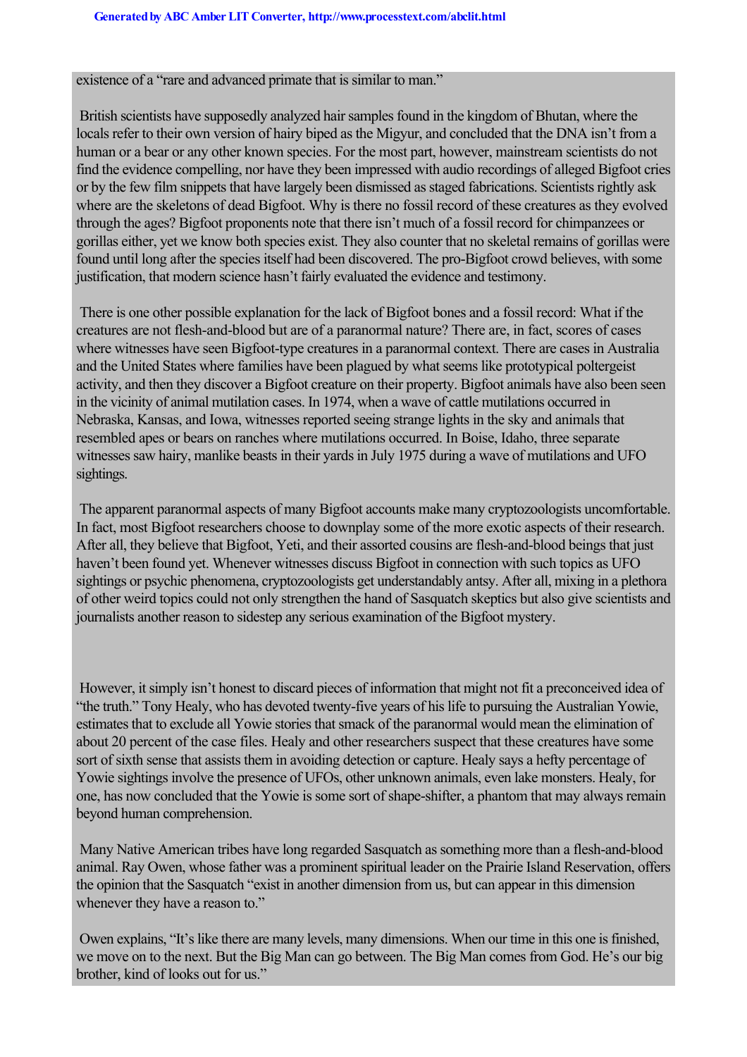existence of a “rare and advanced primate that is similar to man.”

British scientists have supposedly analyzed hair samples found in the kingdom of Bhutan, where the locals refer to their own version of hairy biped as the Migyur, and concluded that the DNA isn’t from a human or a bear or any other known species. For the most part, however, mainstream scientists do not find the evidence compelling, nor have they been impressed with audio recordings of alleged Bigfoot cries or by the few film snippets that have largely been dismissed as staged fabrications. Scientists rightly ask where are the skeletons of dead Bigfoot. Why is there no fossil record of these creatures as they evolved through the ages? Bigfoot proponents note that there isn’t much of a fossil record for chimpanzees or gorillas either, yet we know both species exist. They also counter that no skeletal remains of gorillas were found until long after the species itself had been discovered. The pro-Bigfoot crowd believes, with some justification, that modern science hasn’t fairly evaluated the evidence and testimony.

There is one other possible explanation for the lack of Bigfoot bones and a fossil record: What if the creatures are not flesh-and-blood but are of a paranormal nature? There are, in fact, scores of cases where witnesses have seen Bigfoot-type creatures in a paranormal context. There are cases in Australia and the United States where families have been plagued by what seems like prototypical poltergeist activity, and then they discover a Bigfoot creature on their property. Bigfoot animals have also been seen in the vicinity of animal mutilation cases. In 1974, when a wave of cattle mutilations occurred in Nebraska, Kansas, and Iowa, witnesses reported seeing strange lights in the sky and animals that resembled apes or bears on ranches where mutilations occurred. In Boise, Idaho, three separate witnesses saw hairy, manlike beasts in their yards in July 1975 during a wave of mutilations and UFO sightings.

The apparent paranormal aspects of many Bigfoot accounts make many cryptozoologists uncomfortable. In fact, most Bigfoot researchers choose to downplay some of the more exotic aspects of their research. After all, they believe that Bigfoot, Yeti, and their assorted cousins are flesh-and-blood beings that just haven’t been found yet. Whenever witnesses discuss Bigfoot in connection with such topics as UFO sightings or psychic phenomena, cryptozoologists get understandably antsy. After all, mixing in a plethora of other weird topics could not only strengthen the hand of Sasquatch skeptics but also give scientists and journalists another reason to sidestep any serious examination of the Bigfoot mystery.

However, it simply isn’t honest to discard pieces of information that might not fit a preconceived idea of “the truth.” Tony Healy, who has devoted twenty-five years of his life to pursuing the Australian Yowie, estimates that to exclude all Yowie stories that smack of the paranormal would mean the elimination of about 20 percent of the case files. Healy and other researchers suspect that these creatures have some sort of sixth sense that assists them in avoiding detection or capture. Healy says a hefty percentage of Yowie sightings involve the presence of UFOs, other unknown animals, even lake monsters. Healy, for one, has now concluded that the Yowie is some sort of shape-shifter, a phantom that may always remain beyond human comprehension.

Many Native American tribes have long regarded Sasquatch as something more than a flesh-and-blood animal. Ray Owen, whose father was a prominent spiritual leader on the Prairie Island Reservation, offers the opinion that the Sasquatch “exist in another dimension from us, but can appear in this dimension whenever they have a reason to.”

Owen explains, “It’s like there are many levels, many dimensions. When our time in this one is finished, we move on to the next. But the Big Man can go between. The Big Man comes from God. He’s our big brother, kind of looks out for us.”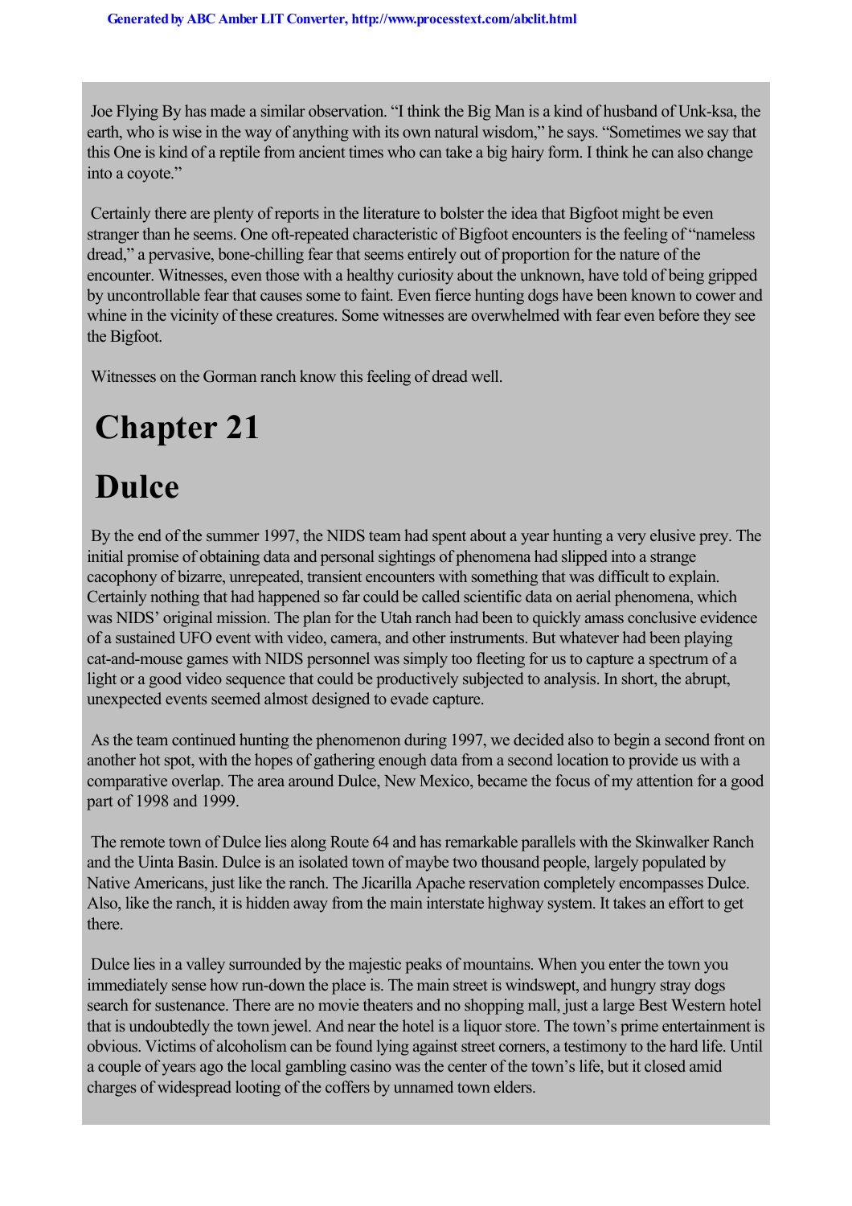Joe Flying By has made a similar observation. "I think the Big Man is a kind of husband of Unk-ksa, the earth, who is wise in the way of anything with its own natural wisdom," he says. "Sometimes we say that this One is kind of a reptile from ancient times who can take a big hairy form. I think he can also change into a coyote."

Certainly there are plenty of reports in the literature to bolster the idea that Bigfoot might be even stranger than he seems. One oft-repeated characteristic of Bigfoot encounters is the feeling of "nameless dread," a pervasive, bone-chilling fear that seems entirely out of proportion for the nature of the encounter. Witnesses, even those with a healthy curiosity about the unknown, have told of being gripped by uncontrollable fear that causes some to faint. Even fierce hunting dogs have been known to cower and whine in the vicinity of these creatures. Some witnesses are overwhelmed with fear even before they see the Bigfoot.

Witnesses on the Gorman ranch know this feeling of dread well.

# Chapter 21

# Dulce

By the end of the summer 1997, the NIDS team had spent about a year hunting a very elusive prey. The initial promise of obtaining data and personal sightings of phenomena had slipped into a strange cacophony of bizarre, unrepeated, transient encounters with something that was difficult to explain. Certainly nothing that had happened so far could be called scientific data on aerial phenomena, which was NIDS' original mission. The plan for the Utah ranch had been to quickly amass conclusive evidence of a sustained UFO event with video, camera, and other instruments. But whatever had been playing cat-and-mouse games with NIDS personnel was simply too fleeting for us to capture a spectrum of a light or a good video sequence that could be productively subjected to analysis. In short, the abrupt, unexpected events seemed almost designed to evade capture.

As the team continued hunting the phenomenon during 1997, we decided also to begin a second front on another hot spot, with the hopes of gathering enough data from a second location to provide us with a comparative overlap. The area around Dulce, New Mexico, became the focus of my attention for a good part of 1998 and 1999.

The remote town of Dulce lies along Route 64 and has remarkable parallels with the Skinwalker Ranch and the Uinta Basin. Dulce is an isolated town of maybe two thousand people, largely populated by Native Americans, just like the ranch. The Jicarilla Apache reservation completely encompasses Dulce. Also, like the ranch, it is hidden away from the main interstate highway system. It takes an effort to get there.

Dulce lies in a valley surrounded by the majestic peaks of mountains. When you enter the town you immediately sense how run-down the place is. The main street is windswept, and hungry stray dogs search for sustenance. There are no movie theaters and no shopping mall, just a large Best Western hotel that is undoubtedly the town jewel. And near the hotel is a liquor store. The town's prime entertainment is obvious. Victims of alcoholism can be found lying against street corners, a testimony to the hard life. Until a couple of years ago the local gambling casino was the center of the town's life, but it closed amid charges of widespread looting of the coffers by unnamed town elders.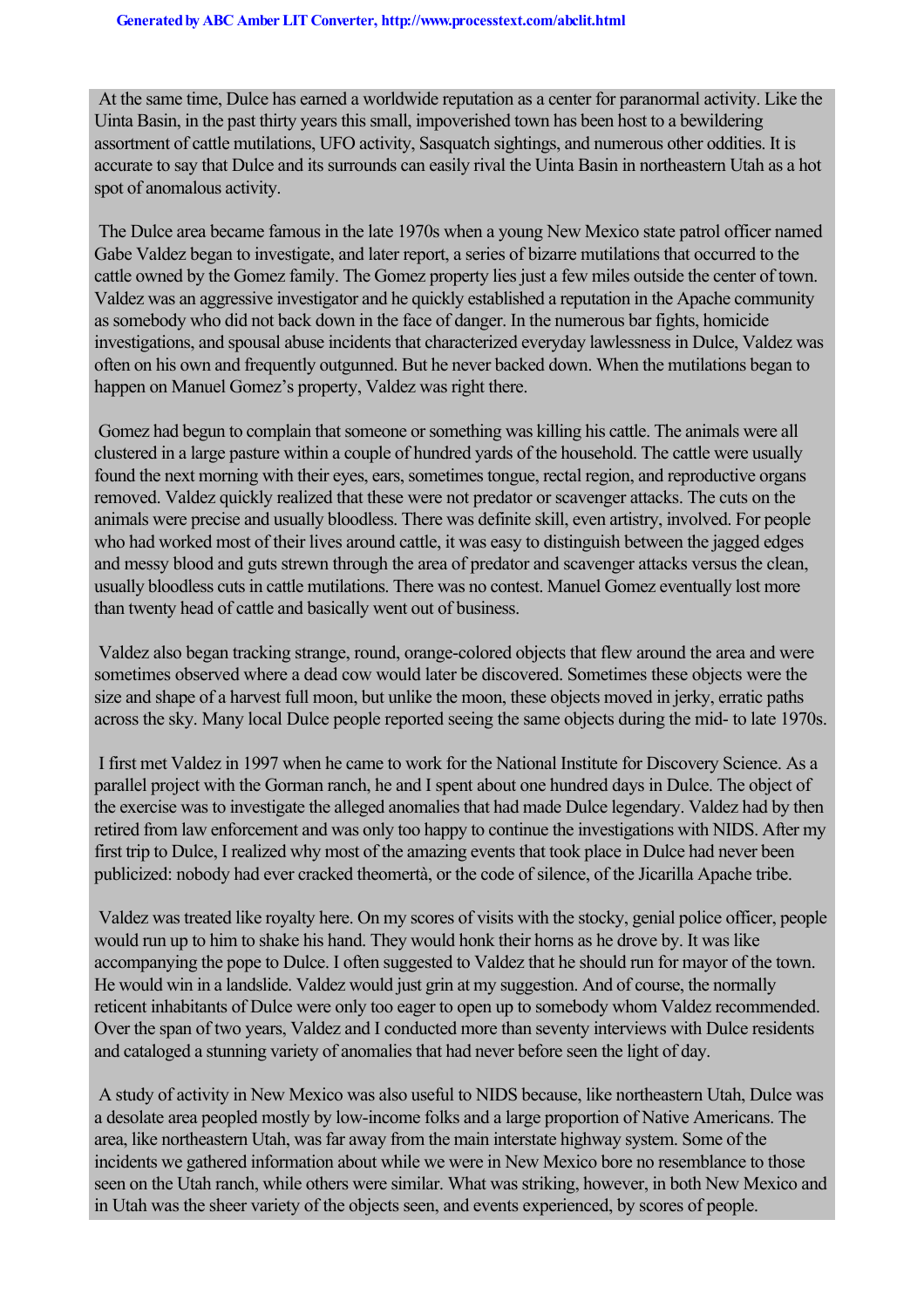At the same time, Dulce has earned a worldwide reputation as a center for paranormal activity. Like the Uinta Basin, in the past thirty years this small, impoverished town has been host to a bewildering assortment of cattle mutilations, UFO activity, Sasquatch sightings, and numerous other oddities. It is accurate to say that Dulce and its surrounds can easily rival the Uinta Basin in northeastern Utah as a hot spot of anomalous activity.

The Dulce area became famous in the late 1970s when a young New Mexico state patrol officer named Gabe Valdez began to investigate, and later report, a series of bizarre mutilations that occurred to the cattle owned by the Gomez family. The Gomez property lies just a few miles outside the center of town. Valdez was an aggressive investigator and he quickly established a reputation in the Apache community as somebody who did not back down in the face of danger. In the numerous bar fights, homicide investigations, and spousal abuse incidents that characterized everyday lawlessness in Dulce, Valdez was often on his own and frequently outgunned. But he never backed down. When the mutilations began to happen on Manuel Gomez's property, Valdez was right there.

Gomez had begun to complain that someone or something was killing his cattle. The animals were all clustered in a large pasture within a couple of hundred yards of the household. The cattle were usually found the next morning with their eyes, ears, sometimes tongue, rectal region, and reproductive organs removed. Valdez quickly realized that these were not predator or scavenger attacks. The cuts on the animals were precise and usually bloodless. There was definite skill, even artistry, involved. For people who had worked most of their lives around cattle, it was easy to distinguish between the jagged edges and messy blood and guts strewn through the area of predator and scavenger attacks versus the clean, usually bloodless cuts in cattle mutilations. There was no contest. Manuel Gomez eventually lost more than twenty head of cattle and basically went out of business.

Valdez also began tracking strange, round, orange-colored objects that flew around the area and were sometimes observed where a dead cow would later be discovered. Sometimes these objects were the size and shape of a harvest full moon, but unlike the moon, these objects moved in jerky, erratic paths across the sky. Many local Dulce people reported seeing the same objects during the mid- to late 1970s.

I first met Valdez in 1997 when he came to work for the National Institute for Discovery Science. As a parallel project with the Gorman ranch, he and I spent about one hundred days in Dulce. The object of the exercise was to investigate the alleged anomalies that had made Dulce legendary. Valdez had by then retired from law enforcement and was only too happy to continue the investigations with NIDS. After my first trip to Dulce, I realized why most of the amazing events that took place in Dulce had never been publicized: nobody had ever cracked theomertà, or the code of silence, of the Jicarilla Apache tribe.

Valdez was treated like royalty here. On my scores of visits with the stocky, genial police officer, people would run up to him to shake his hand. They would honk their horns as he drove by. It was like accompanying the pope to Dulce. I often suggested to Valdez that he should run for mayor of the town. He would win in a landslide. Valdez would just grin at my suggestion. And of course, the normally reticent inhabitants of Dulce were only too eager to open up to somebody whom Valdez recommended. Over the span of two years, Valdez and I conducted more than seventy interviews with Dulce residents and cataloged a stunning variety of anomalies that had never before seen the light of day.

A study of activity in New Mexico was also useful to NIDS because, like northeastern Utah, Dulce was a desolate area peopled mostly by low-income folks and a large proportion of Native Americans. The area, like northeastern Utah, was far away from the main interstate highway system. Some of the incidents we gathered information about while we were in New Mexico bore no resemblance to those seen on the Utah ranch, while others were similar. What was striking, however, in both New Mexico and in Utah was the sheer variety of the objects seen, and events experienced, by scores of people.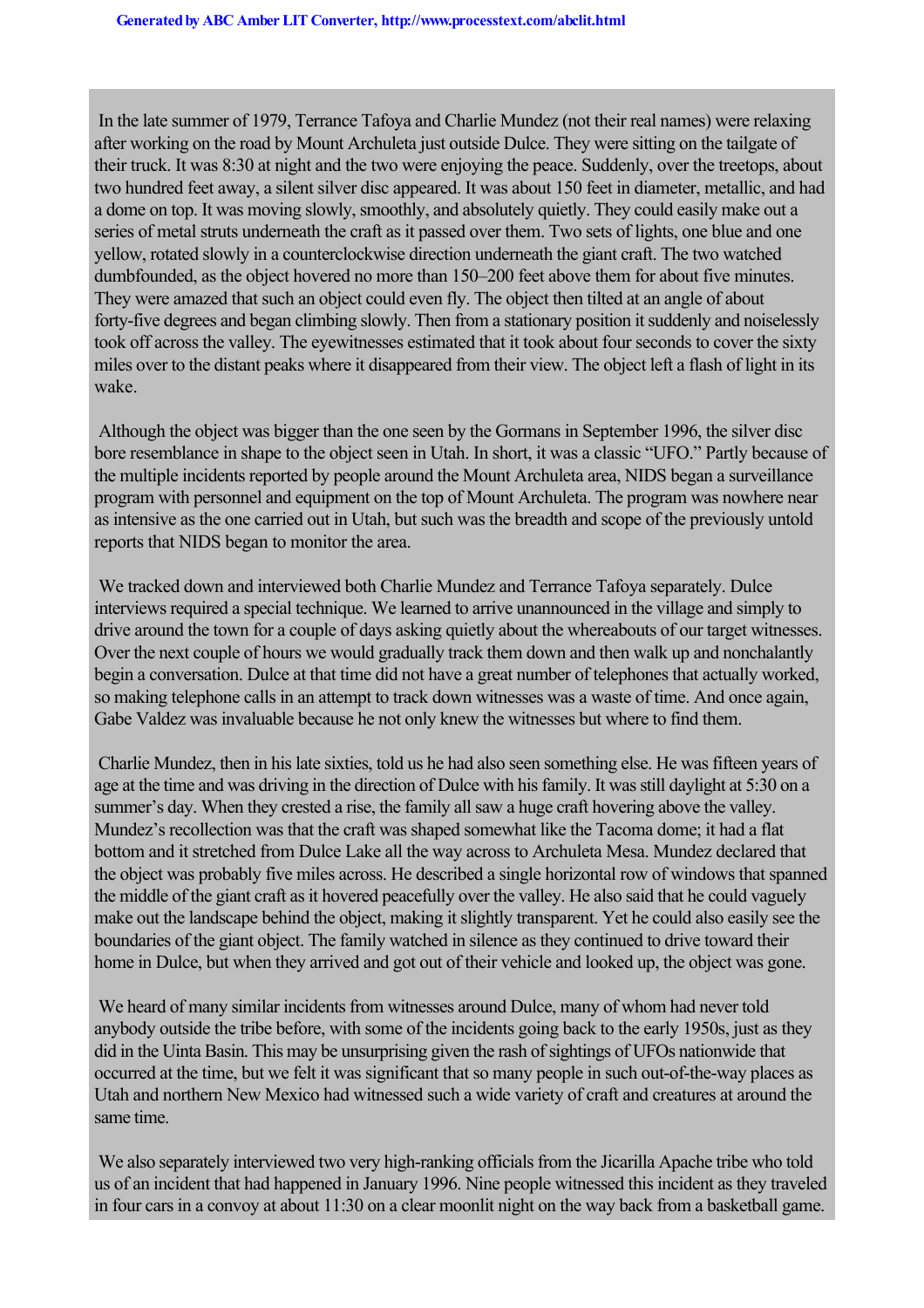In the late summer of 1979, Terrance Tafoya and Charlie Mundez (not their real names) were relaxing after working on the road by Mount Archuleta just outside Dulce. They were sitting on the tailgate of their truck. It was 8:30 at night and the two were enjoying the peace. Suddenly, over the treetops, about two hundred feet away, a silent silver disc appeared. It was about 150 feet in diameter, metallic, and had a dome on top. It was moving slowly, smoothly, and absolutely quietly. They could easily make out a series of metal struts underneath the craft as it passed over them. Two sets of lights, one blue and one yellow, rotated slowly in a counterclockwise direction underneath the giant craft. The two watched dumbfounded, as the object hovered no more than 150–200 feet above them for about five minutes. They were amazed that such an object could even fly. The object then tilted at an angle of about forty-five degrees and began climbing slowly. Then from a stationary position it suddenly and noiselessly took off across the valley. The eyewitnesses estimated that it took about four seconds to cover the sixty miles over to the distant peaks where it disappeared from their view. The object left a flash of light in its wake.

Although the object was bigger than the one seen by the Gormans in September 1996, the silver disc bore resemblance in shape to the object seen in Utah. In short, it was a classic "UFO." Partly because of the multiple incidents reported by people around the Mount Archuleta area, NIDS began a surveillance program with personnel and equipment on the top of Mount Archuleta. The program was nowhere near as intensive as the one carried out in Utah, but such was the breadth and scope of the previously untold reports that NIDS began to monitor the area.

We tracked down and interviewed both Charlie Mundez and Terrance Tafoya separately. Dulce interviews required a special technique. We learned to arrive unannounced in the village and simply to drive around the town for a couple of days asking quietly about the whereabouts of our target witnesses. Over the next couple of hours we would gradually track them down and then walk up and nonchalantly begin a conversation. Dulce at that time did not have a great number of telephones that actually worked, so making telephone calls in an attempt to track down witnesses was a waste of time. And once again, Gabe Valdez was invaluable because he not only knew the witnesses but where to find them.

Charlie Mundez, then in his late sixties, told us he had also seen something else. He was fifteen years of age at the time and was driving in the direction of Dulce with his family. It was still daylight at 5:30 on a summer's day. When they crested a rise, the family all saw a huge craft hovering above the valley. Mundez's recollection was that the craft was shaped somewhat like the Tacoma dome; it had a flat bottom and it stretched from Dulce Lake all the way across to Archuleta Mesa. Mundez declared that the object was probably five miles across. He described a single horizontal row of windows that spanned the middle of the giant craft as it hovered peacefully over the valley. He also said that he could vaguely make out the landscape behind the object, making it slightly transparent. Yet he could also easily see the boundaries of the giant object. The family watched in silence as they continued to drive toward their home in Dulce, but when they arrived and got out of their vehicle and looked up, the object was gone.

We heard of many similar incidents from witnesses around Dulce, many of whom had never told anybody outside the tribe before, with some of the incidents going back to the early 1950s, just as they did in the Uinta Basin. This may be unsurprising given the rash of sightings of UFOs nationwide that occurred at the time, but we felt it was significant that so many people in such out-of-the-way places as Utah and northern New Mexico had witnessed such a wide variety of craft and creatures at around the same time.

We also separately interviewed two very high-ranking officials from the Jicarilla Apache tribe who told us of an incident that had happened in January 1996. Nine people witnessed this incident as they traveled in four cars in a convoy at about 11:30 on a clear moonlit night on the way back from a basketball game.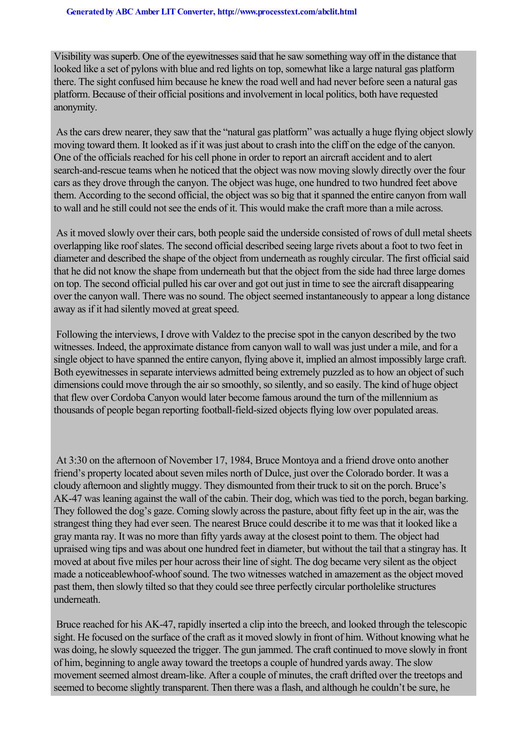Visibility was superb. One of the eyewitnesses said that he saw something way off in the distance that looked like a set of pylons with blue and red lights on top, somewhat like a large natural gas platform there. The sight confused him because he knew the road well and had never before seen a natural gas platform. Because of their official positions and involvement in local politics, both have requested anonymity.

As the cars drew nearer, they saw that the "natural gas platform" was actually a huge flying object slowly moving toward them. It looked as if it was just about to crash into the cliff on the edge of the canyon. One of the officials reached for his cell phone in order to report an aircraft accident and to alert search-and-rescue teams when he noticed that the object was now moving slowly directly over the four cars as they drove through the canyon. The object was huge, one hundred to two hundred feet above them. According to the second official, the object was so big that it spanned the entire canyon from wall to wall and he still could not see the ends of it. This would make the craft more than a mile across.

As it moved slowly over their cars, both people said the underside consisted of rows of dull metal sheets overlapping like roof slates. The second official described seeing large rivets about a foot to two feet in diameter and described the shape of the object from underneath as roughly circular. The first official said that he did not know the shape from underneath but that the object from the side had three large domes on top. The second official pulled his car over and got out just in time to see the aircraft disappearing over the canyon wall. There was no sound. The object seemed instantaneously to appear a long distance away as if it had silently moved at great speed.

Following the interviews, I drove with Valdez to the precise spot in the canyon described by the two witnesses. Indeed, the approximate distance from canyon wall to wall was just under a mile, and for a single object to have spanned the entire canyon, flying above it, implied an almost impossibly large craft. Both eyewitnesses in separate interviews admitted being extremely puzzled as to how an object of such dimensions could move through the air so smoothly, so silently, and so easily. The kind of huge object that flew over Cordoba Canyon would later become famous around the turn of the millennium as thousands of people began reporting football-field-sized objects flying low over populated areas.

At 3:30 on the afternoon of November 17, 1984, Bruce Montoya and a friend drove onto another friend's property located about seven miles north of Dulce, just over the Colorado border. It was a cloudy afternoon and slightly muggy. They dismounted from their truck to sit on the porch. Bruce's AK-47 was leaning against the wall of the cabin. Their dog, which was tied to the porch, began barking. They followed the dog's gaze. Coming slowly across the pasture, about fifty feet up in the air, was the strangest thing they had ever seen. The nearest Bruce could describe it to me was that it looked like a gray manta ray. It was no more than fifty yards away at the closest point to them. The object had upraised wing tips and was about one hundred feet in diameter, but without the tail that a stingray has. It moved at about five miles per hour across their line of sight. The dog became very silent as the object made a noticeable*whoof-whoof* sound. The two witnesses watched in amazement as the object moved past them, then slowly tilted so that they could see three perfectly circular portholelike structures underneath.

Bruce reached for his AK-47, rapidly inserted a clip into the breech, and looked through the telescopic sight. He focused on the surface of the craft as it moved slowly in front of him. Without knowing what he was doing, he slowly squeezed the trigger. The gun jammed. The craft continued to move slowly in front of him, beginning to angle away toward the treetops a couple of hundred yards away. The slow movement seemed almost dream-like. After a couple of minutes, the craft drifted over the treetops and seemed to become slightly transparent. Then there was a flash, and although he couldn't be sure, he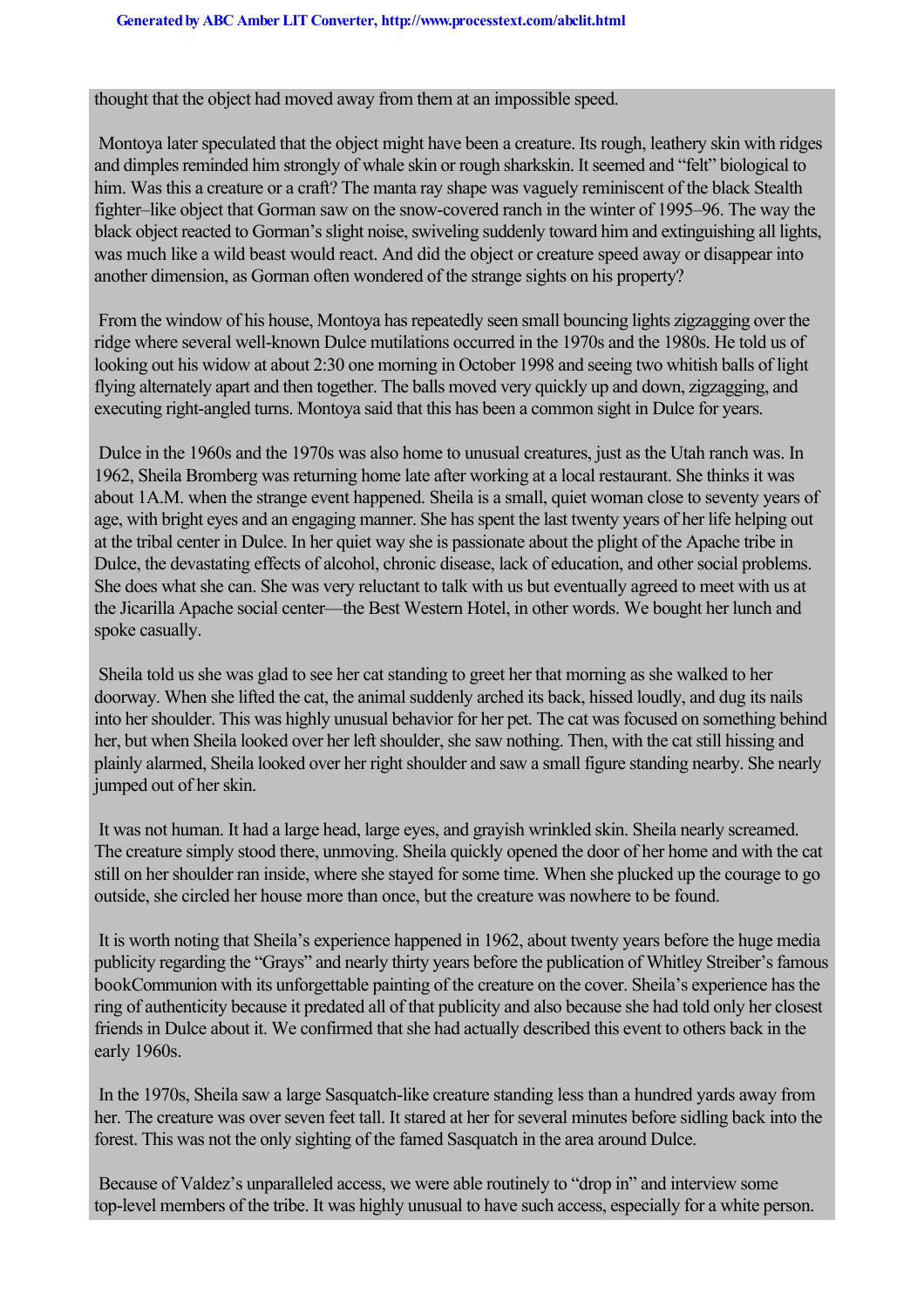thought that the object had moved away from them at an impossible speed.

Montoya later speculated that the object might have been a creature. Its rough, leathery skin with ridges and dimples reminded him strongly of whale skin or rough sharkskin. It seemed and "felt" biological to him. Was this a creature or a craft? The manta ray shape was vaguely reminiscent of the black Stealth fighter–like object that Gorman saw on the snow-covered ranch in the winter of 1995–96. The way the black object reacted to Gorman's slight noise, swiveling suddenly toward him and extinguishing all lights, was much like a wild beast would react. And did the object or creature speed away or disappear into another dimension, as Gorman often wondered of the strange sights on his property?

From the window of his house, Montoya has repeatedly seen small bouncing lights zigzagging over the ridge where several well-known Dulce mutilations occurred in the 1970s and the 1980s. He told us of looking out his widow at about 2:30 one morning in October 1998 and seeing two whitish balls of light flying alternately apart and then together. The balls moved very quickly up and down, zigzagging, and executing right-angled turns. Montoya said that this has been a common sight in Dulce for years.

Dulce in the 1960s and the 1970s was also home to unusual creatures, just as the Utah ranch was. In 1962, Sheila Bromberg was returning home late after working at a local restaurant. She thinks it was about 1A.M. when the strange event happened. Sheila is a small, quiet woman close to seventy years of age, with bright eyes and an engaging manner. She has spent the last twenty years of her life helping out at the tribal center in Dulce. In her quiet way she is passionate about the plight of the Apache tribe in Dulce, the devastating effects of alcohol, chronic disease, lack of education, and other social problems. She does what she can. She was very reluctant to talk with us but eventually agreed to meet with us at the Jicarilla Apache social center—the Best Western Hotel, in other words. We bought her lunch and spoke casually.

Sheila told us she was glad to see her cat standing to greet her that morning as she walked to her doorway. When she lifted the cat, the animal suddenly arched its back, hissed loudly, and dug its nails into her shoulder. This was highly unusual behavior for her pet. The cat was focused on something behind her, but when Sheila looked over her left shoulder, she saw nothing. Then, with the cat still hissing and plainly alarmed, Sheila looked over her right shoulder and saw a small figure standing nearby. She nearly jumped out of her skin.

It was not human. It had a large head, large eyes, and grayish wrinkled skin. Sheila nearly screamed. The creature simply stood there, unmoving. Sheila quickly opened the door of her home and with the cat still on her shoulder ran inside, where she stayed for some time. When she plucked up the courage to go outside, she circled her house more than once, but the creature was nowhere to be found.

It is worth noting that Sheila's experience happened in 1962, about twenty years before the huge media publicity regarding the "Grays" and nearly thirty years before the publication of Whitley Streiber's famous book*Communion* with its unforgettable painting of the creature on the cover. Sheila's experience has the ring of authenticity because it predated all of that publicity and also because she had told only her closest friends in Dulce about it. We confirmed that she had actually described this event to others back in the early 1960s.

In the 1970s, Sheila saw a large Sasquatch-like creature standing less than a hundred yards away from her. The creature was over seven feet tall. It stared at her for several minutes before sidling back into the forest. This was not the only sighting of the famed Sasquatch in the area around Dulce.

Because of Valdez's unparalleled access, we were able routinely to "drop in" and interview some top-level members of the tribe. It was highly unusual to have such access, especially for a white person.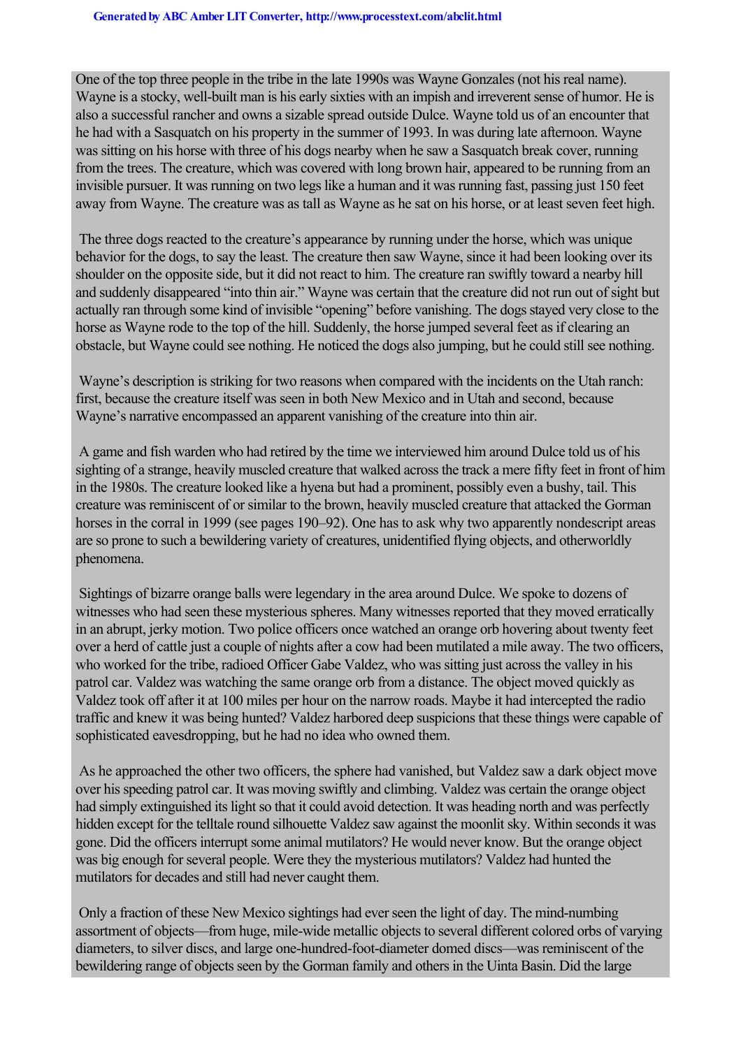One of the top three people in the tribe in the late 1990s was Wayne Gonzales (not his real name). Wayne is a stocky, well-built man is his early sixties with an impish and irreverent sense of humor. He is also a successful rancher and owns a sizable spread outside Dulce. Wayne told us of an encounter that he had with a Sasquatch on his property in the summer of 1993. In was during late afternoon. Wayne was sitting on his horse with three of his dogs nearby when he saw a Sasquatch break cover, running from the trees. The creature, which was covered with long brown hair, appeared to be running from an invisible pursuer. It was running on two legs like a human and it was running fast, passing just 150 feet away from Wayne. The creature was as tall as Wayne as he sat on his horse, or at least seven feet high.

The three dogs reacted to the creature's appearance by running under the horse, which was unique behavior for the dogs, to say the least. The creature then saw Wayne, since it had been looking over its shoulder on the opposite side, but it did not react to him. The creature ran swiftly toward a nearby hill and suddenly disappeared "into thin air." Wayne was certain that the creature did not run out of sight but actually ran through some kind of invisible "opening" before vanishing. The dogs stayed very close to the horse as Wayne rode to the top of the hill. Suddenly, the horse jumped several feet as if clearing an obstacle, but Wayne could see nothing. He noticed the dogs also jumping, but he could still see nothing.

Wayne's description is striking for two reasons when compared with the incidents on the Utah ranch: first, because the creature itself was seen in both New Mexico and in Utah and second, because Wayne's narrative encompassed an apparent vanishing of the creature into thin air.

A game and fish warden who had retired by the time we interviewed him around Dulce told us of his sighting of a strange, heavily muscled creature that walked across the track a mere fifty feet in front of him in the 1980s. The creature looked like a hyena but had a prominent, possibly even a bushy, tail. This creature was reminiscent of or similar to the brown, heavily muscled creature that attacked the Gorman horses in the corral in 1999 (see pages 190–92). One has to ask why two apparently nondescript areas are so prone to such a bewildering variety of creatures, unidentified flying objects, and otherworldly phenomena.

Sightings of bizarre orange balls were legendary in the area around Dulce. We spoke to dozens of witnesses who had seen these mysterious spheres. Many witnesses reported that they moved erratically in an abrupt, jerky motion. Two police officers once watched an orange orb hovering about twenty feet over a herd of cattle just a couple of nights after a cow had been mutilated a mile away. The two officers, who worked for the tribe, radioed Officer Gabe Valdez, who was sitting just across the valley in his patrol car. Valdez was watching the same orange orb from a distance. The object moved quickly as Valdez took off after it at 100 miles per hour on the narrow roads. Maybe it had intercepted the radio traffic and knew it was being hunted? Valdez harbored deep suspicions that these things were capable of sophisticated eavesdropping, but he had no idea who owned them.

As he approached the other two officers, the sphere had vanished, but Valdez saw a dark object move over his speeding patrol car. It was moving swiftly and climbing. Valdez was certain the orange object had simply extinguished its light so that it could avoid detection. It was heading north and was perfectly hidden except for the telltale round silhouette Valdez saw against the moonlit sky. Within seconds it was gone. Did the officers interrupt some animal mutilators? He would never know. But the orange object was big enough for several people. Were they the mysterious mutilators? Valdez had hunted the mutilators for decades and still had never caught them.

Only a fraction of these New Mexico sightings had ever seen the light of day. The mind-numbing assortment of objects—from huge, mile-wide metallic objects to several different colored orbs of varying diameters, to silver discs, and large one-hundred-foot-diameter domed discs—was reminiscent of the bewildering range of objects seen by the Gorman family and others in the Uinta Basin. Did the large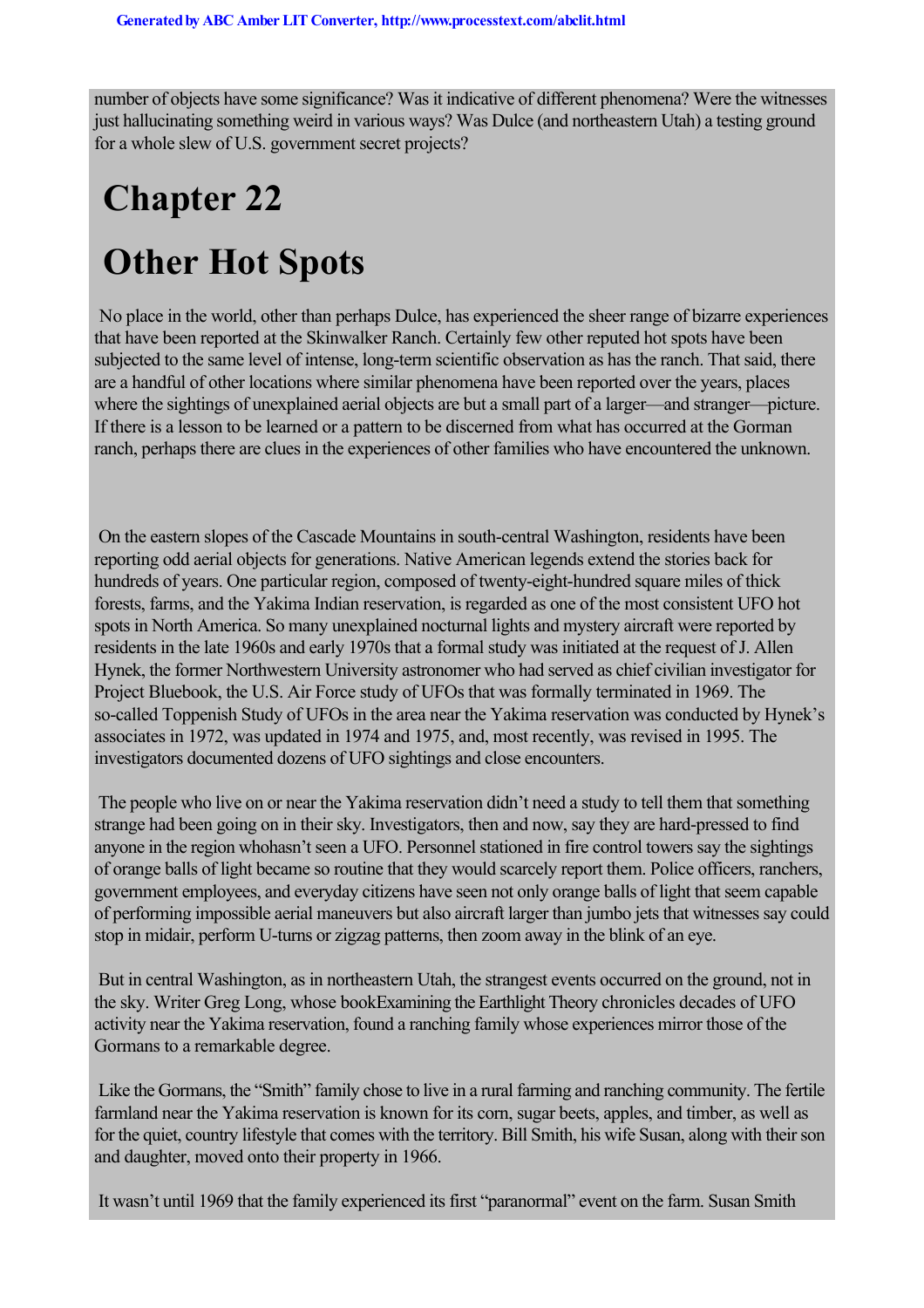number of objects have some significance? Was it indicative of different phenomena? Were the witnesses just hallucinating something weird in various ways? Was Dulce (and northeastern Utah) a testing ground for a whole slew of U.S. government secret projects?

# Chapter 22

# Other Hot Spots

No place in the world, other than perhaps Dulce, has experienced the sheer range of bizarre experiences that have been reported at the Skinwalker Ranch. Certainly few other reputed hot spots have been subjected to the same level of intense, long-term scientific observation as has the ranch. That said, there are a handful of other locations where similar phenomena have been reported over the years, places where the sightings of unexplained aerial objects are but a small part of a larger—and stranger—picture. If there is a lesson to be learned or a pattern to be discerned from what has occurred at the Gorman ranch, perhaps there are clues in the experiences of other families who have encountered the unknown.

On the eastern slopes of the Cascade Mountains in south-central Washington, residents have been reporting odd aerial objects for generations. Native American legends extend the stories back for hundreds of years. One particular region, composed of twenty-eight-hundred square miles of thick forests, farms, and the Yakima Indian reservation, is regarded as one of the most consistent UFO hot spots in North America. So many unexplained nocturnal lights and mystery aircraft were reported by residents in the late 1960s and early 1970s that a formal study was initiated at the request of J. Allen Hynek, the former Northwestern University astronomer who had served as chief civilian investigator for Project Bluebook, the U.S. Air Force study of UFOs that was formally terminated in 1969. The so-called Toppenish Study of UFOs in the area near the Yakima reservation was conducted by Hynek's associates in 1972, was updated in 1974 and 1975, and, most recently, was revised in 1995. The investigators documented dozens of UFO sightings and close encounters.

The people who live on or near the Yakima reservation didn't need a study to tell them that something strange had been going on in their sky. Investigators, then and now, say they are hard-pressed to find anyone in the region who hasn't seen a UFO. Personnel stationed in fire control towers say the sightings of orange balls of light became so routine that they would scarcely report them. Police officers, ranchers, government employees, and everyday citizens have seen not only orange balls of light that seem capable of performing impossible aerial maneuvers but also aircraft larger than jumbo jets that witnesses say could stop in midair, perform U-turns or zigzag patterns, then zoom away in the blink of an eye.

But in central Washington, as in northeastern Utah, the strangest events occurred on the ground, not in the sky. Writer Greg Long, whose book *Examining the Earthlight Theory* chronicles decades of UFO activity near the Yakima reservation, found a ranching family whose experiences mirror those of the Gormans to a remarkable degree.

Like the Gormans, the "Smith" family chose to live in a rural farming and ranching community. The fertile farmland near the Yakima reservation is known for its corn, sugar beets, apples, and timber, as well as for the quiet, country lifestyle that comes with the territory. Bill Smith, his wife Susan, along with their son and daughter, moved onto their property in 1966.

It wasn't until 1969 that the family experienced its first "paranormal" event on the farm. Susan Smith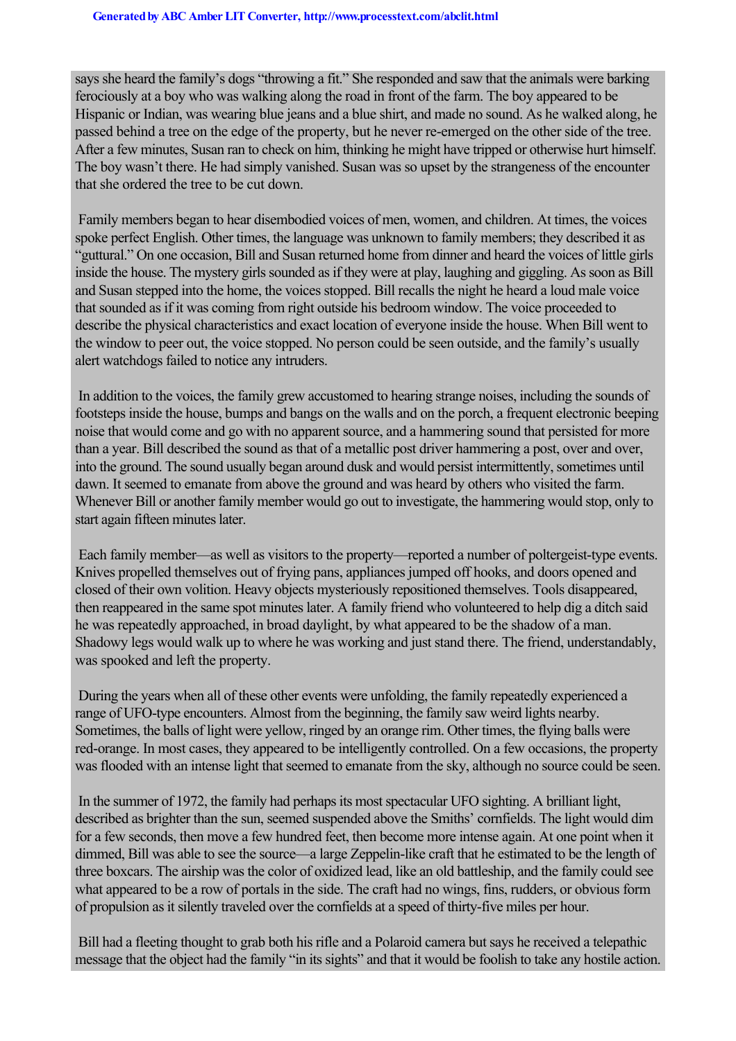says she heard the family's dogs "throwing a fit." She responded and saw that the animals were barking ferociously at a boy who was walking along the road in front of the farm. The boy appeared to be Hispanic or Indian, was wearing blue jeans and a blue shirt, and made no sound. As he walked along, he passed behind a tree on the edge of the property, but he never re-emerged on the other side of the tree. After a few minutes, Susan ran to check on him, thinking he might have tripped or otherwise hurt himself. The boy wasn't there. He had simply vanished. Susan was so upset by the strangeness of the encounter that she ordered the tree to be cut down.

Family members began to hear disembodied voices of men, women, and children. At times, the voices spoke perfect English. Other times, the language was unknown to family members; they described it as "guttural." On one occasion, Bill and Susan returned home from dinner and heard the voices of little girls inside the house. The mystery girls sounded as if they were at play, laughing and giggling. As soon as Bill and Susan stepped into the home, the voices stopped. Bill recalls the night he heard a loud male voice that sounded as if it was coming from right outside his bedroom window. The voice proceeded to describe the physical characteristics and exact location of everyone inside the house. When Bill went to the window to peer out, the voice stopped. No person could be seen outside, and the family's usually alert watchdogs failed to notice any intruders.

In addition to the voices, the family grew accustomed to hearing strange noises, including the sounds of footsteps inside the house, bumps and bangs on the walls and on the porch, a frequent electronic beeping noise that would come and go with no apparent source, and a hammering sound that persisted for more than a year. Bill described the sound as that of a metallic post driver hammering a post, over and over, into the ground. The sound usually began around dusk and would persist intermittently, sometimes until dawn. It seemed to emanate from above the ground and was heard by others who visited the farm. Whenever Bill or another family member would go out to investigate, the hammering would stop, only to start again fifteen minutes later.

Each family member—as well as visitors to the property—reported a number of poltergeist-type events. Knives propelled themselves out of frying pans, appliances jumped off hooks, and doors opened and closed of their own volition. Heavy objects mysteriously repositioned themselves. Tools disappeared, then reappeared in the same spot minutes later. A family friend who volunteered to help dig a ditch said he was repeatedly approached, in broad daylight, by what appeared to be the shadow of a man. Shadowy legs would walk up to where he was working and just stand there. The friend, understandably, was spooked and left the property.

During the years when all of these other events were unfolding, the family repeatedly experienced a range of UFO-type encounters. Almost from the beginning, the family saw weird lights nearby. Sometimes, the balls of light were yellow, ringed by an orange rim. Other times, the flying balls were red-orange. In most cases, they appeared to be intelligently controlled. On a few occasions, the property was flooded with an intense light that seemed to emanate from the sky, although no source could be seen.

In the summer of 1972, the family had perhaps its most spectacular UFO sighting. A brilliant light, described as brighter than the sun, seemed suspended above the Smiths' cornfields. The light would dim for a few seconds, then move a few hundred feet, then become more intense again. At one point when it dimmed, Bill was able to see the source—a large Zeppelin-like craft that he estimated to be the length of three boxcars. The airship was the color of oxidized lead, like an old battleship, and the family could see what appeared to be a row of portals in the side. The craft had no wings, fins, rudders, or obvious form of propulsion as it silently traveled over the cornfields at a speed of thirty-five miles per hour.

Bill had a fleeting thought to grab both his rifle and a Polaroid camera but says he received a telepathic message that the object had the family "in its sights" and that it would be foolish to take any hostile action.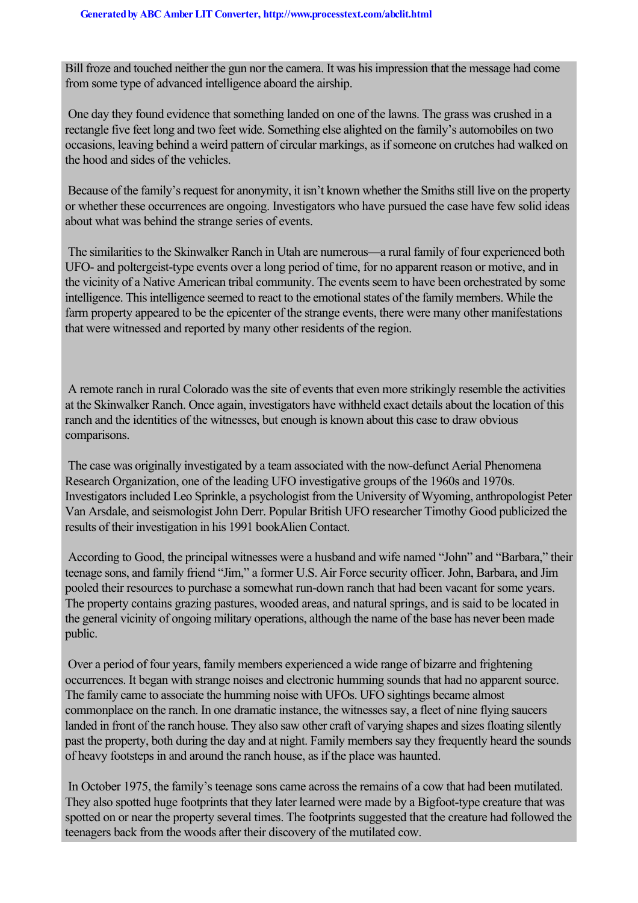Bill froze and touched neither the gun nor the camera. It was his impression that the message had come from some type of advanced intelligence aboard the airship.

One day they found evidence that something landed on one of the lawns. The grass was crushed in a rectangle five feet long and two feet wide. Something else alighted on the family's automobiles on two occasions, leaving behind a weird pattern of circular markings, as if someone on crutches had walked on the hood and sides of the vehicles.

Because of the family's request for anonymity, it isn't known whether the Smiths still live on the property or whether these occurrences are ongoing. Investigators who have pursued the case have few solid ideas about what was behind the strange series of events.

The similarities to the Skinwalker Ranch in Utah are numerous—a rural family of four experienced both UFO- and poltergeist-type events over a long period of time, for no apparent reason or motive, and in the vicinity of a Native American tribal community. The events seem to have been orchestrated by some intelligence. This intelligence seemed to react to the emotional states of the family members. While the farm property appeared to be the epicenter of the strange events, there were many other manifestations that were witnessed and reported by many other residents of the region.

A remote ranch in rural Colorado was the site of events that even more strikingly resemble the activities at the Skinwalker Ranch. Once again, investigators have withheld exact details about the location of this ranch and the identities of the witnesses, but enough is known about this case to draw obvious comparisons.

The case was originally investigated by a team associated with the now-defunct Aerial Phenomena Research Organization, one of the leading UFO investigative groups of the 1960s and 1970s. Investigators included Leo Sprinkle, a psychologist from the University of Wyoming, anthropologist Peter Van Arsdale, and seismologist John Derr. Popular British UFO researcher Timothy Good publicized the results of their investigation in his 1991 book*Alien Contact*.

According to Good, the principal witnesses were a husband and wife named "John" and "Barbara," their teenage sons, and family friend "Jim," a former U.S. Air Force security officer. John, Barbara, and Jim pooled their resources to purchase a somewhat run-down ranch that had been vacant for some years. The property contains grazing pastures, wooded areas, and natural springs, and is said to be located in the general vicinity of ongoing military operations, although the name of the base has never been made public.

Over a period of four years, family members experienced a wide range of bizarre and frightening occurrences. It began with strange noises and electronic humming sounds that had no apparent source. The family came to associate the humming noise with UFOs. UFO sightings became almost commonplace on the ranch. In one dramatic instance, the witnesses say, a fleet of nine flying saucers landed in front of the ranch house. They also saw other craft of varying shapes and sizes floating silently past the property, both during the day and at night. Family members say they frequently heard the sounds of heavy footsteps in and around the ranch house, as if the place was haunted.

In October 1975, the family's teenage sons came across the remains of a cow that had been mutilated. They also spotted huge footprints that they later learned were made by a Bigfoot-type creature that was spotted on or near the property several times. The footprints suggested that the creature had followed the teenagers back from the woods after their discovery of the mutilated cow.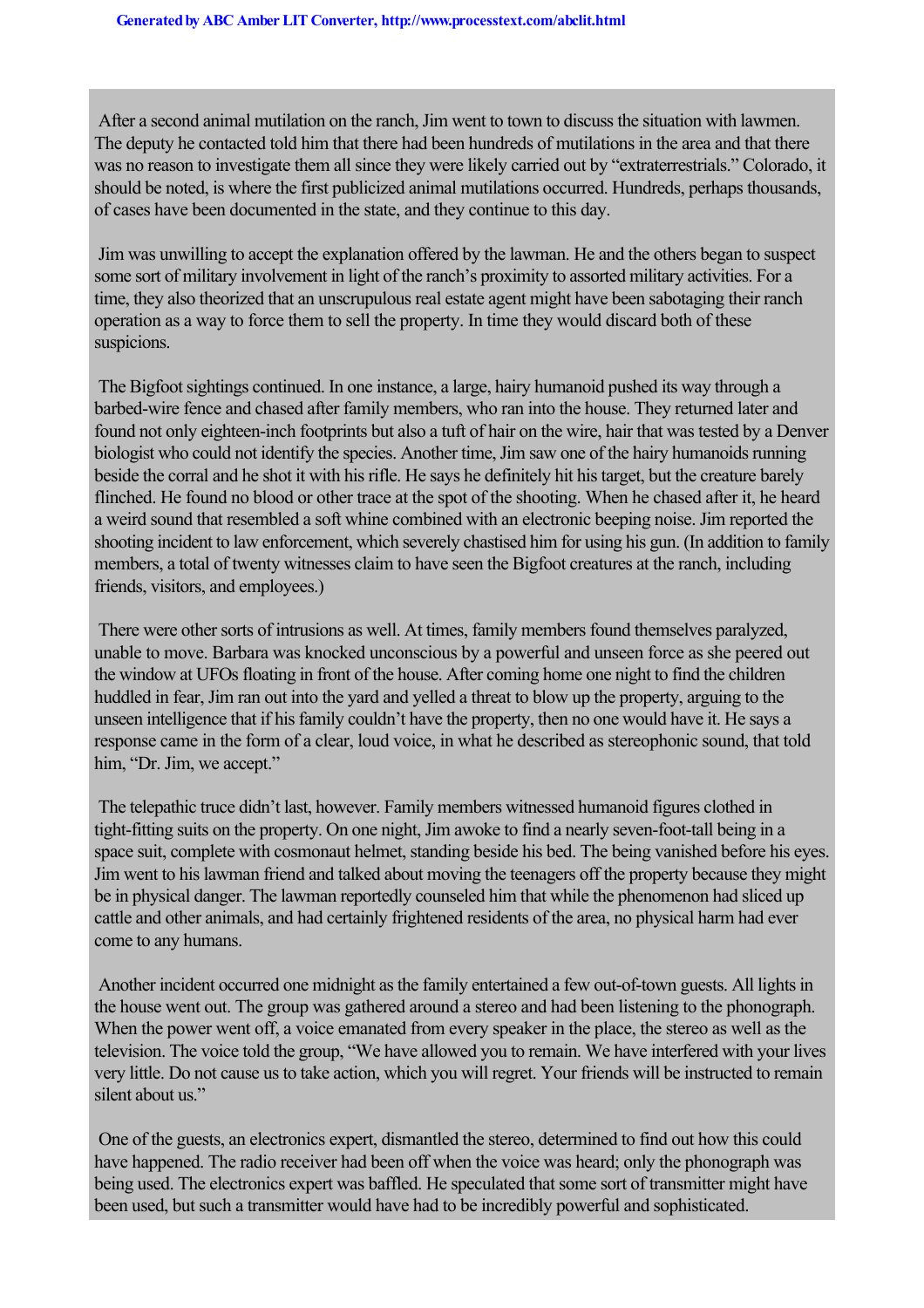After a second animal mutilation on the ranch, Jim went to town to discuss the situation with lawmen. The deputy he contacted told him that there had been hundreds of mutilations in the area and that there was no reason to investigate them all since they were likely carried out by "extraterrestrials." Colorado, it should be noted, is where the first publicized animal mutilations occurred. Hundreds, perhaps thousands, of cases have been documented in the state, and they continue to this day.

Jim was unwilling to accept the explanation offered by the lawman. He and the others began to suspect some sort of military involvement in light of the ranch's proximity to assorted military activities. For a time, they also theorized that an unscrupulous real estate agent might have been sabotaging their ranch operation as a way to force them to sell the property. In time they would discard both of these suspicions.

The Bigfoot sightings continued. In one instance, a large, hairy humanoid pushed its way through a barbed-wire fence and chased after family members, who ran into the house. They returned later and found not only eighteen-inch footprints but also a tuft of hair on the wire, hair that was tested by a Denver biologist who could not identify the species. Another time, Jim saw one of the hairy humanoids running beside the corral and he shot it with his rifle. He says he definitely hit his target, but the creature barely flinched. He found no blood or other trace at the spot of the shooting. When he chased after it, he heard a weird sound that resembled a soft whine combined with an electronic beeping noise. Jim reported the shooting incident to law enforcement, which severely chastised him for using his gun. (In addition to family members, a total of twenty witnesses claim to have seen the Bigfoot creatures at the ranch, including friends, visitors, and employees.)

There were other sorts of intrusions as well. At times, family members found themselves paralyzed, unable to move. Barbara was knocked unconscious by a powerful and unseen force as she peered out the window at UFOs floating in front of the house. After coming home one night to find the children huddled in fear, Jim ran out into the yard and yelled a threat to blow up the property, arguing to the unseen intelligence that if his family couldn't have the property, then no one would have it. He says a response came in the form of a clear, loud voice, in what he described as stereophonic sound, that told him, "Dr. Jim, we accept."

The telepathic truce didn't last, however. Family members witnessed humanoid figures clothed in tight-fitting suits on the property. On one night, Jim awoke to find a nearly seven-foot-tall being in a space suit, complete with cosmonaut helmet, standing beside his bed. The being vanished before his eyes. Jim went to his lawman friend and talked about moving the teenagers off the property because they might be in physical danger. The lawman reportedly counseled him that while the phenomenon had sliced up cattle and other animals, and had certainly frightened residents of the area, no physical harm had ever come to any humans.

Another incident occurred one midnight as the family entertained a few out-of-town guests. All lights in the house went out. The group was gathered around a stereo and had been listening to the phonograph. When the power went off, a voice emanated from every speaker in the place, the stereo as well as the television. The voice told the group, "We have allowed you to remain. We have interfered with your lives very little. Do not cause us to take action, which you will regret. Your friends will be instructed to remain silent about us."

One of the guests, an electronics expert, dismantled the stereo, determined to find out how this could have happened. The radio receiver had been off when the voice was heard; only the phonograph was being used. The electronics expert was baffled. He speculated that some sort of transmitter might have been used, but such a transmitter would have had to be incredibly powerful and sophisticated.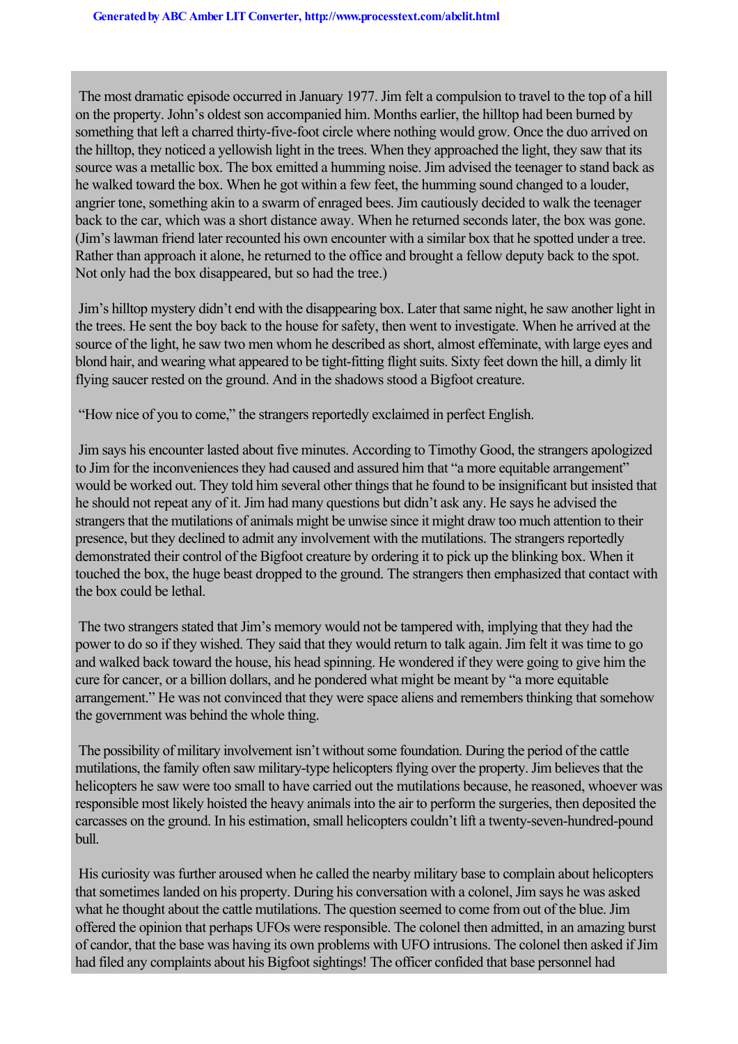The most dramatic episode occurred in January 1977. Jim felt a compulsion to travel to the top of a hill on the property. John's oldest son accompanied him. Months earlier, the hilltop had been burned by something that left a charred thirty-five-foot circle where nothing would grow. Once the duo arrived on the hilltop, they noticed a yellowish light in the trees. When they approached the light, they saw that its source was a metallic box. The box emitted a humming noise. Jim advised the teenager to stand back as he walked toward the box. When he got within a few feet, the humming sound changed to a louder, angrier tone, something akin to a swarm of enraged bees. Jim cautiously decided to walk the teenager back to the car, which was a short distance away. When he returned seconds later, the box was gone. (Jim's lawman friend later recounted his own encounter with a similar box that he spotted under a tree. Rather than approach it alone, he returned to the office and brought a fellow deputy back to the spot. Not only had the box disappeared, but so had the tree.)

Jim's hilltop mystery didn't end with the disappearing box. Later that same night, he saw another light in the trees. He sent the boy back to the house for safety, then went to investigate. When he arrived at the source of the light, he saw two men whom he described as short, almost effeminate, with large eyes and blond hair, and wearing what appeared to be tight-fitting flight suits. Sixty feet down the hill, a dimly lit flying saucer rested on the ground. And in the shadows stood a Bigfoot creature.

"How nice of you to come," the strangers reportedly exclaimed in perfect English.

Jim says his encounter lasted about five minutes. According to Timothy Good, the strangers apologized to Jim for the inconveniences they had caused and assured him that "a more equitable arrangement" would be worked out. They told him several other things that he found to be insignificant but insisted that he should not repeat any of it. Jim had many questions but didn't ask any. He says he advised the strangers that the mutilations of animals might be unwise since it might draw too much attention to their presence, but they declined to admit any involvement with the mutilations. The strangers reportedly demonstrated their control of the Bigfoot creature by ordering it to pick up the blinking box. When it touched the box, the huge beast dropped to the ground. The strangers then emphasized that contact with the box could be lethal.

The two strangers stated that Jim's memory would not be tampered with, implying that they had the power to do so if they wished. They said that they would return to talk again. Jim felt it was time to go and walked back toward the house, his head spinning. He wondered if they were going to give him the cure for cancer, or a billion dollars, and he pondered what might be meant by "a more equitable arrangement." He was not convinced that they were space aliens and remembers thinking that somehow the government was behind the whole thing.

The possibility of military involvement isn't without some foundation. During the period of the cattle mutilations, the family often saw military-type helicopters flying over the property. Jim believes that the helicopters he saw were too small to have carried out the mutilations because, he reasoned, whoever was responsible most likely hoisted the heavy animals into the air to perform the surgeries, then deposited the carcasses on the ground. In his estimation, small helicopters couldn't lift a twenty-seven-hundred-pound bull.

His curiosity was further aroused when he called the nearby military base to complain about helicopters that sometimes landed on his property. During his conversation with a colonel, Jim says he was asked what he thought about the cattle mutilations. The question seemed to come from out of the blue. Jim offered the opinion that perhaps UFOs were responsible. The colonel then admitted, in an amazing burst of candor, that the base was having its own problems with UFO intrusions. The colonel then asked if Jim had filed any complaints about his Bigfoot sightings! The officer confided that base personnel had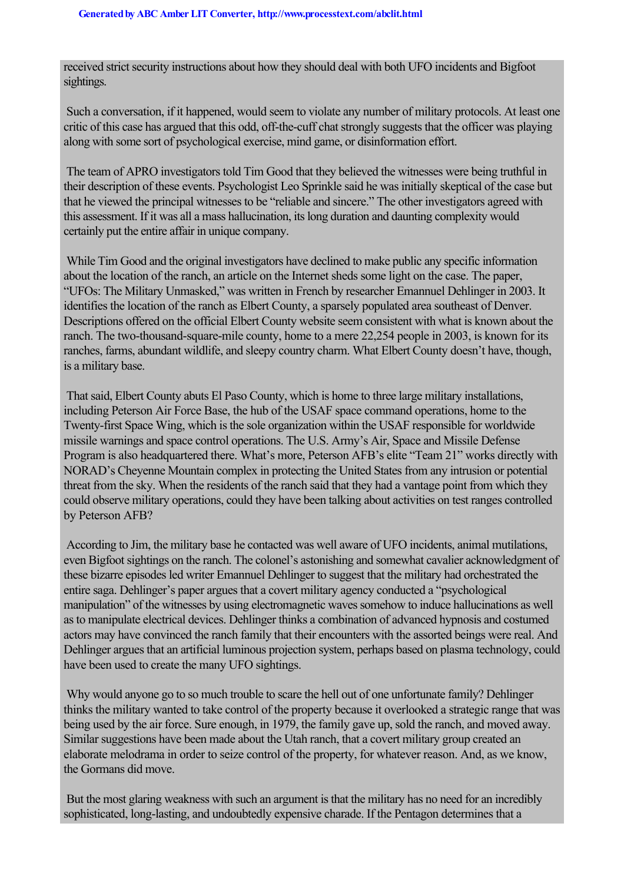received strict security instructions about how they should deal with both UFO incidents and Bigfoot sightings.

Such a conversation, if it happened, would seem to violate any number of military protocols. At least one critic of this case has argued that this odd, off-the-cuff chat strongly suggests that the officer was playing along with some sort of psychological exercise, mind game, or disinformation effort.

The team of APRO investigators told Tim Good that they believed the witnesses were being truthful in their description of these events. Psychologist Leo Sprinkle said he was initially skeptical of the case but that he viewed the principal witnesses to be "reliable and sincere." The other investigators agreed with this assessment. If it was all a mass hallucination, its long duration and daunting complexity would certainly put the entire affair in unique company.

While Tim Good and the original investigators have declined to make public any specific information about the location of the ranch, an article on the Internet sheds some light on the case. The paper, "UFOs: The Military Unmasked," was written in French by researcher Emannuel Dehlinger in 2003. It identifies the location of the ranch as Elbert County, a sparsely populated area southeast of Denver. Descriptions offered on the official Elbert County website seem consistent with what is known about the ranch. The two-thousand-square-mile county, home to a mere 22,254 people in 2003, is known for its ranches, farms, abundant wildlife, and sleepy country charm. What Elbert County doesn't have, though, is a military base.

That said, Elbert County abuts El Paso County, which is home to three large military installations, including Peterson Air Force Base, the hub of the USAF space command operations, home to the Twenty-first Space Wing, which is the sole organization within the USAF responsible for worldwide missile warnings and space control operations. The U.S. Army's Air, Space and Missile Defense Program is also headquartered there. What's more, Peterson AFB's elite "Team 21" works directly with NORAD's Cheyenne Mountain complex in protecting the United States from any intrusion or potential threat from the sky. When the residents of the ranch said that they had a vantage point from which they could observe military operations, could they have been talking about activities on test ranges controlled by Peterson AFB?

According to Jim, the military base he contacted was well aware of UFO incidents, animal mutilations, even Bigfoot sightings on the ranch. The colonel's astonishing and somewhat cavalier acknowledgment of these bizarre episodes led writer Emannuel Dehlinger to suggest that the military had orchestrated the entire saga. Dehlinger's paper argues that a covert military agency conducted a "psychological manipulation" of the witnesses by using electromagnetic waves somehow to induce hallucinations as well as to manipulate electrical devices. Dehlinger thinks a combination of advanced hypnosis and costumed actors may have convinced the ranch family that their encounters with the assorted beings were real. And Dehlinger argues that an artificial luminous projection system, perhaps based on plasma technology, could have been used to create the many UFO sightings.

Why would anyone go to so much trouble to scare the hell out of one unfortunate family? Dehlinger thinks the military wanted to take control of the property because it overlooked a strategic range that was being used by the air force. Sure enough, in 1979, the family gave up, sold the ranch, and moved away. Similar suggestions have been made about the Utah ranch, that a covert military group created an elaborate melodrama in order to seize control of the property, for whatever reason. And, as we know, the Gormans did move.

But the most glaring weakness with such an argument is that the military has no need for an incredibly sophisticated, long-lasting, and undoubtedly expensive charade. If the Pentagon determines that a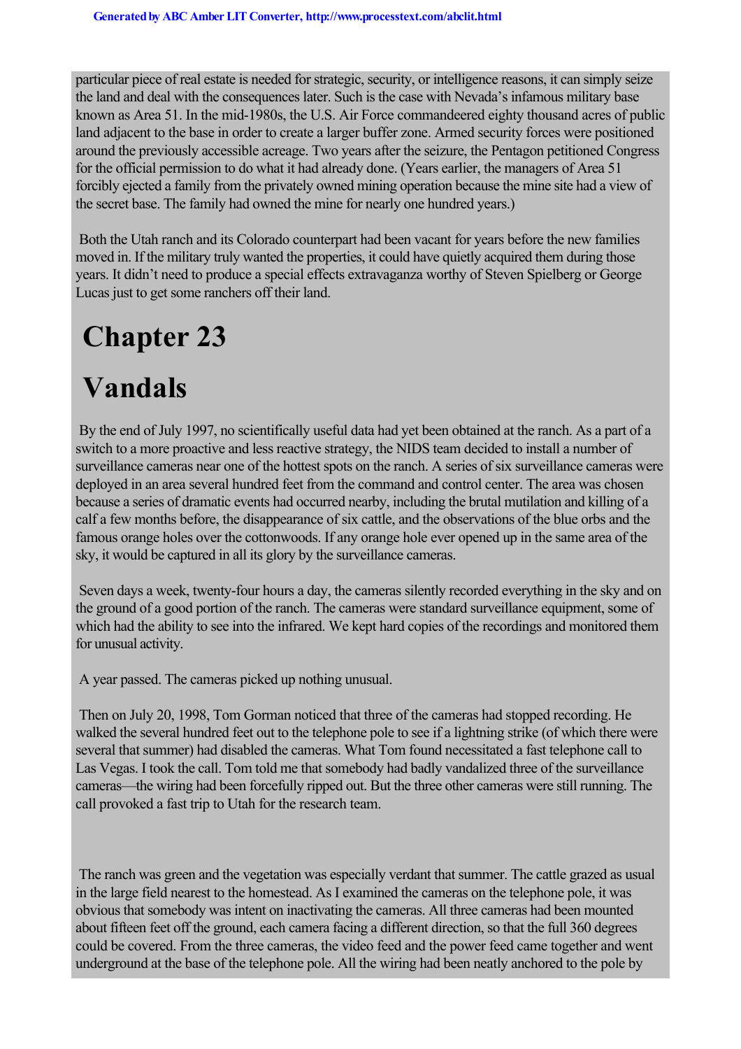particular piece of real estate is needed for strategic, security, or intelligence reasons, it can simply seize the land and deal with the consequences later. Such is the case with Nevada's infamous military base known as Area 51. In the mid-1980s, the U.S. Air Force commandeered eighty thousand acres of public land adjacent to the base in order to create a larger buffer zone. Armed security forces were positioned around the previously accessible acreage. Two years after the seizure, the Pentagon petitioned Congress for the official permission to do what it had already done. (Years earlier, the managers of Area 51 forcibly ejected a family from the privately owned mining operation because the mine site had a view of the secret base. The family had owned the mine for nearly one hundred years.)

Both the Utah ranch and its Colorado counterpart had been vacant for years before the new families moved in. If the military truly wanted the properties, it could have quietly acquired them during those years. It didn't need to produce a special effects extravaganza worthy of Steven Spielberg or George Lucas just to get some ranchers off their land.

# Chapter 23

# Vandals

By the end of July 1997, no scientifically useful data had yet been obtained at the ranch. As a part of a switch to a more proactive and less reactive strategy, the NIDS team decided to install a number of surveillance cameras near one of the hottest spots on the ranch. A series of six surveillance cameras were deployed in an area several hundred feet from the command and control center. The area was chosen because a series of dramatic events had occurred nearby, including the brutal mutilation and killing of a calf a few months before, the disappearance of six cattle, and the observations of the blue orbs and the famous orange holes over the cottonwoods. If any orange hole ever opened up in the same area of the sky, it would be captured in all its glory by the surveillance cameras.

Seven days a week, twenty-four hours a day, the cameras silently recorded everything in the sky and on the ground of a good portion of the ranch. The cameras were standard surveillance equipment, some of which had the ability to see into the infrared. We kept hard copies of the recordings and monitored them for unusual activity.

A year passed. The cameras picked up nothing unusual.

Then on July 20, 1998, Tom Gorman noticed that three of the cameras had stopped recording. He walked the several hundred feet out to the telephone pole to see if a lightning strike (of which there were several that summer) had disabled the cameras. What Tom found necessitated a fast telephone call to Las Vegas. I took the call. Tom told me that somebody had badly vandalized three of the surveillance cameras—the wiring had been forcefully ripped out. But the three other cameras were still running. The call provoked a fast trip to Utah for the research team.

The ranch was green and the vegetation was especially verdant that summer. The cattle grazed as usual in the large field nearest to the homestead. As I examined the cameras on the telephone pole, it was obvious that somebody was intent on inactivating the cameras. All three cameras had been mounted about fifteen feet off the ground, each camera facing a different direction, so that the full 360 degrees could be covered. From the three cameras, the video feed and the power feed came together and went underground at the base of the telephone pole. All the wiring had been neatly anchored to the pole by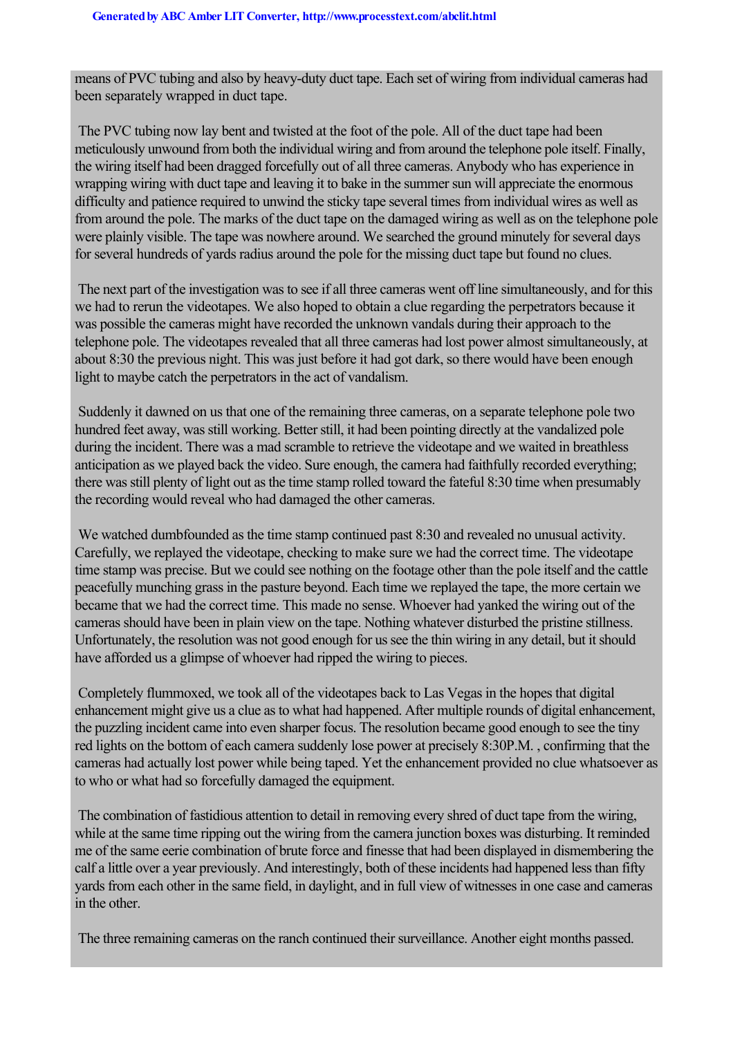means of PVC tubing and also by heavy-duty duct tape. Each set of wiring from individual cameras had been separately wrapped in duct tape.

The PVC tubing now lay bent and twisted at the foot of the pole. All of the duct tape had been meticulously unwound from both the individual wiring and from around the telephone pole itself. Finally, the wiring itself had been dragged forcefully out of all three cameras. Anybody who has experience in wrapping wiring with duct tape and leaving it to bake in the summer sun will appreciate the enormous difficulty and patience required to unwind the sticky tape several times from individual wires as well as from around the pole. The marks of the duct tape on the damaged wiring as well as on the telephone pole were plainly visible. The tape was nowhere around. We searched the ground minutely for several days for several hundreds of yards radius around the pole for the missing duct tape but found no clues.

The next part of the investigation was to see if all three cameras went off line simultaneously, and for this we had to rerun the videotapes. We also hoped to obtain a clue regarding the perpetrators because it was possible the cameras might have recorded the unknown vandals during their approach to the telephone pole. The videotapes revealed that all three cameras had lost power almost simultaneously, at about 8:30 the previous night. This was just before it had got dark, so there would have been enough light to maybe catch the perpetrators in the act of vandalism.

Suddenly it dawned on us that one of the remaining three cameras, on a separate telephone pole two hundred feet away, was still working. Better still, it had been pointing directly at the vandalized pole during the incident. There was a mad scramble to retrieve the videotape and we waited in breathless anticipation as we played back the video. Sure enough, the camera had faithfully recorded everything; there was still plenty of light out as the time stamp rolled toward the fateful 8:30 time when presumably the recording would reveal who had damaged the other cameras.

We watched dumbfounded as the time stamp continued past 8:30 and revealed no unusual activity. Carefully, we replayed the videotape, checking to make sure we had the correct time. The videotape time stamp was precise. But we could see nothing on the footage other than the pole itself and the cattle peacefully munching grass in the pasture beyond. Each time we replayed the tape, the more certain we became that we had the correct time. This made no sense. Whoever had yanked the wiring out of the cameras should have been in plain view on the tape. Nothing whatever disturbed the pristine stillness. Unfortunately, the resolution was not good enough for us see the thin wiring in any detail, but it should have afforded us a glimpse of whoever had ripped the wiring to pieces.

Completely flummoxed, we took all of the videotapes back to Las Vegas in the hopes that digital enhancement might give us a clue as to what had happened. After multiple rounds of digital enhancement, the puzzling incident came into even sharper focus. The resolution became good enough to see the tiny red lights on the bottom of each camera suddenly lose power at precisely 8:30P.M. , confirming that the cameras had actually lost power while being taped. Yet the enhancement provided no clue whatsoever as to who or what had so forcefully damaged the equipment.

The combination of fastidious attention to detail in removing every shred of duct tape from the wiring, while at the same time ripping out the wiring from the camera junction boxes was disturbing. It reminded me of the same eerie combination of brute force and finesse that had been displayed in dismembering the calf a little over a year previously. And interestingly, both of these incidents had happened less than fifty yards from each other in the same field, in daylight, and in full view of witnesses in one case and cameras in the other.

The three remaining cameras on the ranch continued their surveillance. Another eight months passed.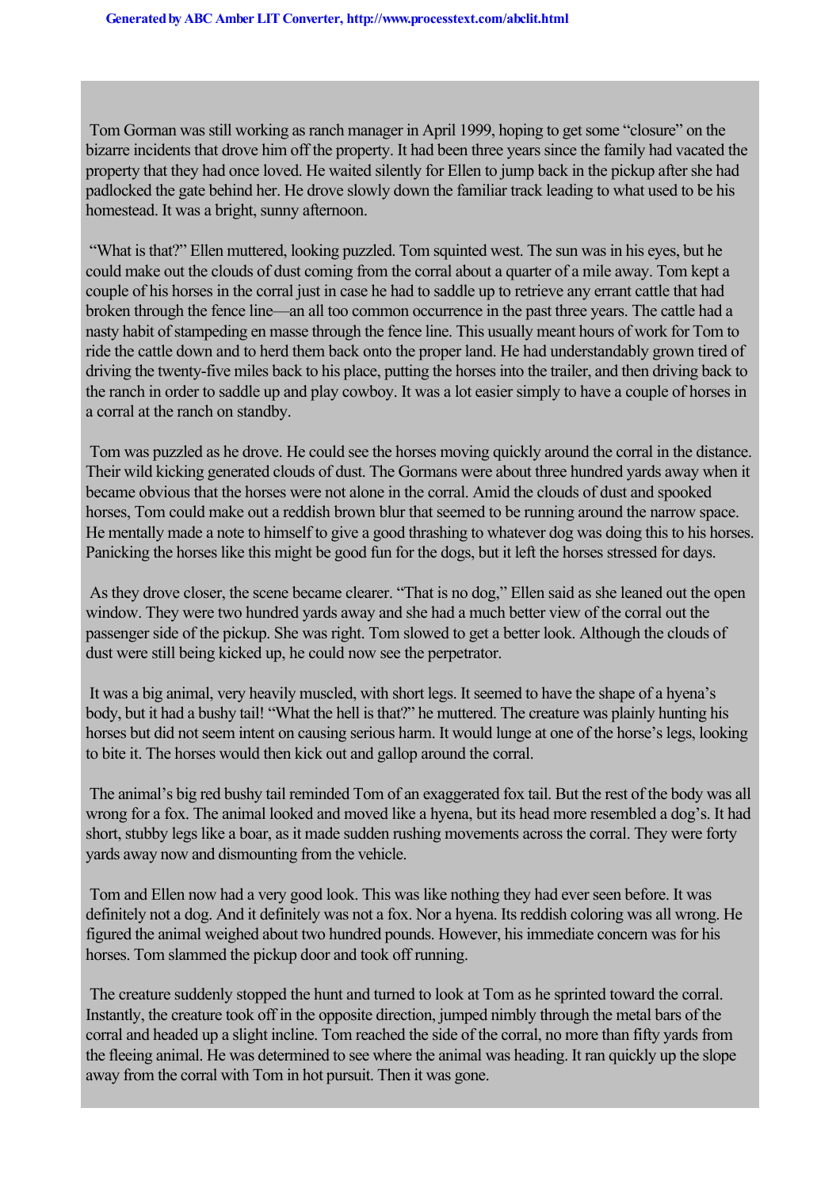Tom Gorman was still working as ranch manager in April 1999, hoping to get some "closure" on the bizarre incidents that drove him off the property. It had been three years since the family had vacated the property that they had once loved. He waited silently for Ellen to jump back in the pickup after she had padlocked the gate behind her. He drove slowly down the familiar track leading to what used to be his homestead. It was a bright, sunny afternoon.

"What is that?" Ellen muttered, looking puzzled. Tom squinted west. The sun was in his eyes, but he could make out the clouds of dust coming from the corral about a quarter of a mile away. Tom kept a couple of his horses in the corral just in case he had to saddle up to retrieve any errant cattle that had broken through the fence line—an all too common occurrence in the past three years. The cattle had a nasty habit of stampeding en masse through the fence line. This usually meant hours of work for Tom to ride the cattle down and to herd them back onto the proper land. He had understandably grown tired of driving the twenty-five miles back to his place, putting the horses into the trailer, and then driving back to the ranch in order to saddle up and play cowboy. It was a lot easier simply to have a couple of horses in a corral at the ranch on standby.

Tom was puzzled as he drove. He could see the horses moving quickly around the corral in the distance. Their wild kicking generated clouds of dust. The Gormans were about three hundred yards away when it became obvious that the horses were not alone in the corral. Amid the clouds of dust and spooked horses, Tom could make out a reddish brown blur that seemed to be running around the narrow space. He mentally made a note to himself to give a good thrashing to whatever dog was doing this to his horses. Panicking the horses like this might be good fun for the dogs, but it left the horses stressed for days.

As they drove closer, the scene became clearer. "That is no dog," Ellen said as she leaned out the open window. They were two hundred yards away and she had a much better view of the corral out the passenger side of the pickup. She was right. Tom slowed to get a better look. Although the clouds of dust were still being kicked up, he could now see the perpetrator.

It was a big animal, very heavily muscled, with short legs. It seemed to have the shape of a hyena's body, but it had a bushy tail! "What the hell is that?" he muttered. The creature was plainly hunting his horses but did not seem intent on causing serious harm. It would lunge at one of the horse's legs, looking to bite it. The horses would then kick out and gallop around the corral.

The animal's big red bushy tail reminded Tom of an exaggerated fox tail. But the rest of the body was all wrong for a fox. The animal looked and moved like a hyena, but its head more resembled a dog's. It had short, stubby legs like a boar, as it made sudden rushing movements across the corral. They were forty yards away now and dismounting from the vehicle.

Tom and Ellen now had a very good look. This was like nothing they had ever seen before. It was definitely not a dog. And it definitely was not a fox. Nor a hyena. Its reddish coloring was all wrong. He figured the animal weighed about two hundred pounds. However, his immediate concern was for his horses. Tom slammed the pickup door and took off running.

The creature suddenly stopped the hunt and turned to look at Tom as he sprinted toward the corral. Instantly, the creature took off in the opposite direction, jumped nimbly through the metal bars of the corral and headed up a slight incline. Tom reached the side of the corral, no more than fifty yards from the fleeing animal. He was determined to see where the animal was heading. It ran quickly up the slope away from the corral with Tom in hot pursuit. Then it was gone.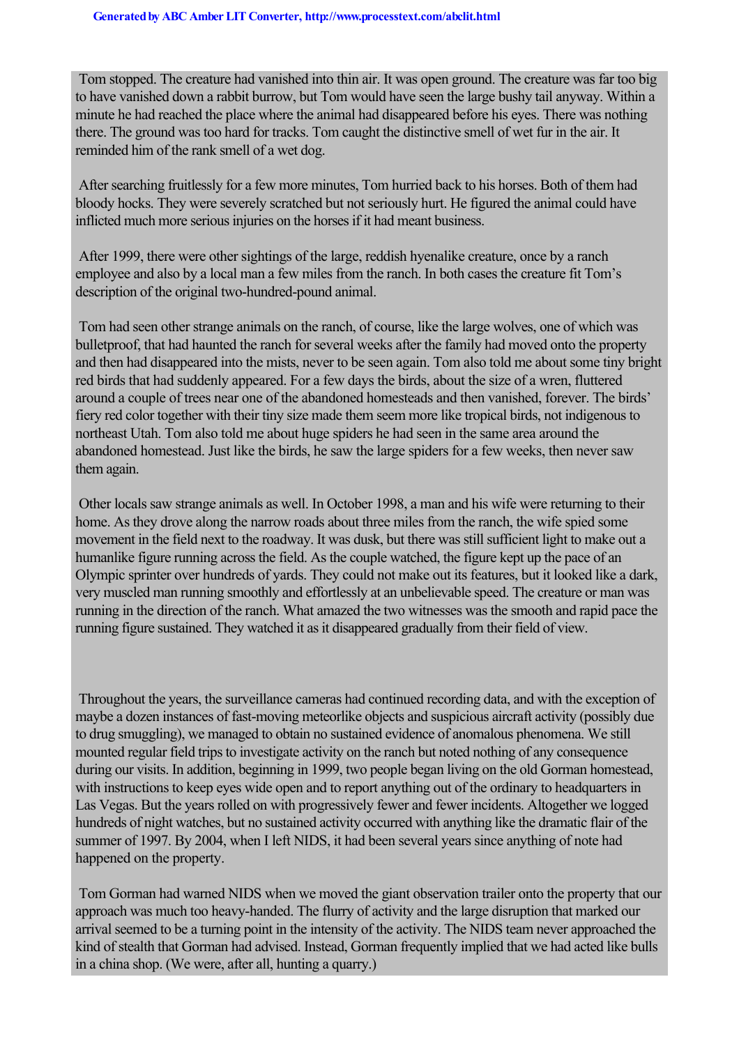Tom stopped. The creature had vanished into thin air. It was open ground. The creature was far too big to have vanished down a rabbit burrow, but Tom would have seen the large bushy tail anyway. Within a minute he had reached the place where the animal had disappeared before his eyes. There was nothing there. The ground was too hard for tracks. Tom caught the distinctive smell of wet fur in the air. It reminded him of the rank smell of a wet dog.

After searching fruitlessly for a few more minutes, Tom hurried back to his horses. Both of them had bloody hocks. They were severely scratched but not seriously hurt. He figured the animal could have inflicted much more serious injuries on the horses if it had meant business.

After 1999, there were other sightings of the large, reddish hyenalike creature, once by a ranch employee and also by a local man a few miles from the ranch. In both cases the creature fit Tom's description of the original two-hundred-pound animal.

Tom had seen other strange animals on the ranch, of course, like the large wolves, one of which was bulletproof, that had haunted the ranch for several weeks after the family had moved onto the property and then had disappeared into the mists, never to be seen again. Tom also told me about some tiny bright red birds that had suddenly appeared. For a few days the birds, about the size of a wren, fluttered around a couple of trees near one of the abandoned homesteads and then vanished, forever. The birds' fiery red color together with their tiny size made them seem more like tropical birds, not indigenous to northeast Utah. Tom also told me about huge spiders he had seen in the same area around the abandoned homestead. Just like the birds, he saw the large spiders for a few weeks, then never saw them again.

Other locals saw strange animals as well. In October 1998, a man and his wife were returning to their home. As they drove along the narrow roads about three miles from the ranch, the wife spied some movement in the field next to the roadway. It was dusk, but there was still sufficient light to make out a humanlike figure running across the field. As the couple watched, the figure kept up the pace of an Olympic sprinter over hundreds of yards. They could not make out its features, but it looked like a dark, very muscled man running smoothly and effortlessly at an unbelievable speed. The creature or man was running in the direction of the ranch. What amazed the two witnesses was the smooth and rapid pace the running figure sustained. They watched it as it disappeared gradually from their field of view.

Throughout the years, the surveillance cameras had continued recording data, and with the exception of maybe a dozen instances of fast-moving meteorlike objects and suspicious aircraft activity (possibly due to drug smuggling), we managed to obtain no sustained evidence of anomalous phenomena. We still mounted regular field trips to investigate activity on the ranch but noted nothing of any consequence during our visits. In addition, beginning in 1999, two people began living on the old Gorman homestead, with instructions to keep eyes wide open and to report anything out of the ordinary to headquarters in Las Vegas. But the years rolled on with progressively fewer and fewer incidents. Altogether we logged hundreds of night watches, but no sustained activity occurred with anything like the dramatic flair of the summer of 1997. By 2004, when I left NIDS, it had been several years since anything of note had happened on the property.

Tom Gorman had warned NIDS when we moved the giant observation trailer onto the property that our approach was much too heavy-handed. The flurry of activity and the large disruption that marked our arrival seemed to be a turning point in the intensity of the activity. The NIDS team never approached the kind of stealth that Gorman had advised. Instead, Gorman frequently implied that we had acted like bulls in a china shop. (We were, after all, hunting a quarry.)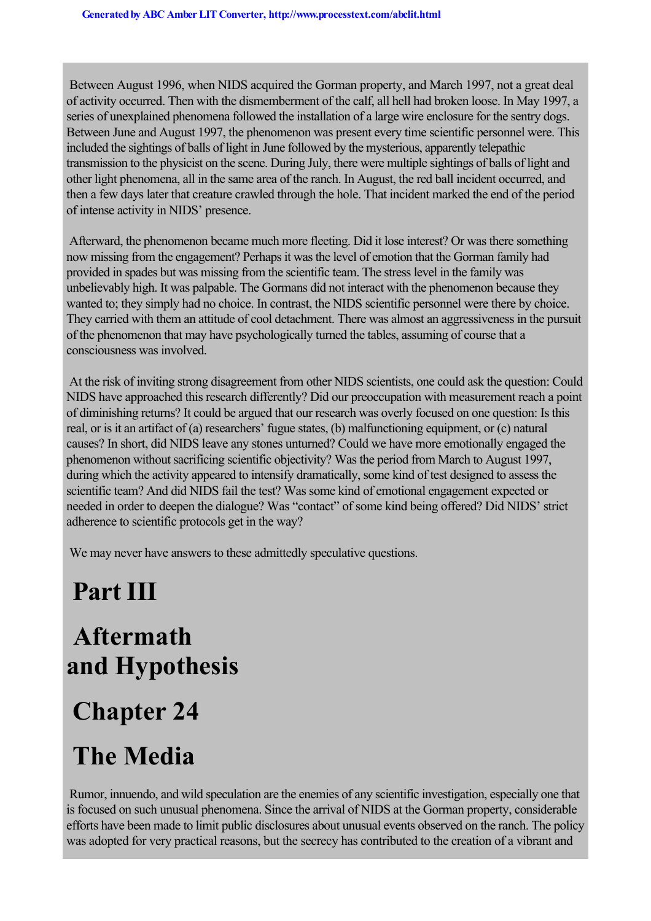Between August 1996, when NIDS acquired the Gorman property, and March 1997, not a great deal of activity occurred. Then with the dismemberment of the calf, all hell had broken loose. In May 1997, a series of unexplained phenomena followed the installation of a large wire enclosure for the sentry dogs. Between June and August 1997, the phenomenon was present every time scientific personnel were. This included the sightings of balls of light in June followed by the mysterious, apparently telepathic transmission to the physicist on the scene. During July, there were multiple sightings of balls of light and other light phenomena, all in the same area of the ranch. In August, the red ball incident occurred, and then a few days later that creature crawled through the hole. That incident marked the end of the period of intense activity in NIDS' presence.

Afterward, the phenomenon became much more fleeting. Did it lose interest? Or was there something now missing from the engagement? Perhaps it was the level of emotion that the Gorman family had provided in spades but was missing from the scientific team. The stress level in the family was unbelievably high. It was palpable. The Gormans did not interact with the phenomenon because they wanted to; they simply had no choice. In contrast, the NIDS scientific personnel were there by choice. They carried with them an attitude of cool detachment. There was almost an aggressiveness in the pursuit of the phenomenon that may have psychologically turned the tables, assuming of course that a consciousness was involved.

At the risk of inviting strong disagreement from other NIDS scientists, one could ask the question: Could NIDS have approached this research differently? Did our preoccupation with measurement reach a point of diminishing returns? It could be argued that our research was overly focused on one question: Is this real, or is it an artifact of (a) researchers' fugue states, (b) malfunctioning equipment, or (c) natural causes? In short, did NIDS leave any stones unturned? Could we have more emotionally engaged the phenomenon without sacrificing scientific objectivity? Was the period from March to August 1997, during which the activity appeared to intensify dramatically, some kind of test designed to assess the scientific team? And did NIDS fail the test? Was some kind of emotional engagement expected or needed in order to deepen the dialogue? Was "contact" of some kind being offered? Did NIDS' strict adherence to scientific protocols get in the way?

We may never have answers to these admittedly speculative questions.

# Part III

# Aftermath and Hypothesis

## Chapter 24

## The Media

Rumor, innuendo, and wild speculation are the enemies of any scientific investigation, especially one that is focused on such unusual phenomena. Since the arrival of NIDS at the Gorman property, considerable efforts have been made to limit public disclosures about unusual events observed on the ranch. The policy was adopted for very practical reasons, but the secrecy has contributed to the creation of a vibrant and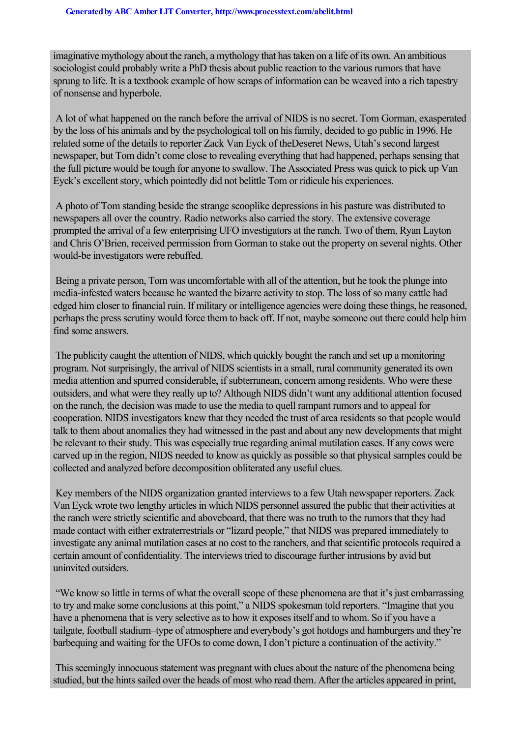imaginative mythology about the ranch, a mythology that has taken on a life of its own. An ambitious sociologist could probably write a PhD thesis about public reaction to the various rumors that have sprung to life. It is a textbook example of how scraps of information can be weaved into a rich tapestry of nonsense and hyperbole.

A lot of what happened on the ranch before the arrival of NIDS is no secret. Tom Gorman, exasperated by the loss of his animals and by the psychological toll on his family, decided to go public in 1996. He related some of the details to reporter Zack Van Eyck of the*Deseret News*, Utah's second largest newspaper, but Tom didn't come close to revealing everything that had happened, perhaps sensing that the full picture would be tough for anyone to swallow. The Associated Press was quick to pick up Van Eyck's excellent story, which pointedly did not belittle Tom or ridicule his experiences.

A photo of Tom standing beside the strange scooplike depressions in his pasture was distributed to newspapers all over the country. Radio networks also carried the story. The extensive coverage prompted the arrival of a few enterprising UFO investigators at the ranch. Two of them, Ryan Layton and Chris O'Brien, received permission from Gorman to stake out the property on several nights. Other would-be investigators were rebuffed.

Being a private person, Tom was uncomfortable with all of the attention, but he took the plunge into media-infested waters because he wanted the bizarre activity to stop. The loss of so many cattle had edged him closer to financial ruin. If military or intelligence agencies were doing these things, he reasoned, perhaps the press scrutiny would force them to back off. If not, maybe someone out there could help him find some answers.

The publicity caught the attention of NIDS, which quickly bought the ranch and set up a monitoring program. Not surprisingly, the arrival of NIDS scientists in a small, rural community generated its own media attention and spurred considerable, if subterranean, concern among residents. Who were these outsiders, and what were they really up to? Although NIDS didn't want any additional attention focused on the ranch, the decision was made to use the media to quell rampant rumors and to appeal for cooperation. NIDS investigators knew that they needed the trust of area residents so that people would talk to them about anomalies they had witnessed in the past and about any new developments that might be relevant to their study. This was especially true regarding animal mutilation cases. If any cows were carved up in the region, NIDS needed to know as quickly as possible so that physical samples could be collected and analyzed before decomposition obliterated any useful clues.

Key members of the NIDS organization granted interviews to a few Utah newspaper reporters. Zack Van Eyck wrote two lengthy articles in which NIDS personnel assured the public that their activities at the ranch were strictly scientific and aboveboard, that there was no truth to the rumors that they had made contact with either extraterrestrials or "lizard people," that NIDS was prepared immediately to investigate any animal mutilation cases at no cost to the ranchers, and that scientific protocols required a certain amount of confidentiality. The interviews tried to discourage further intrusions by avid but uninvited outsiders.

"We know so little in terms of what the overall scope of these phenomena are that it's just embarrassing to try and make some conclusions at this point," a NIDS spokesman told reporters. "Imagine that you have a phenomena that is very selective as to how it exposes itself and to whom. So if you have a tailgate, football stadium–type of atmosphere and everybody's got hotdogs and hamburgers and they're barbequing and waiting for the UFOs to come down, I don't picture a continuation of the activity."

This seemingly innocuous statement was pregnant with clues about the nature of the phenomena being studied, but the hints sailed over the heads of most who read them. After the articles appeared in print,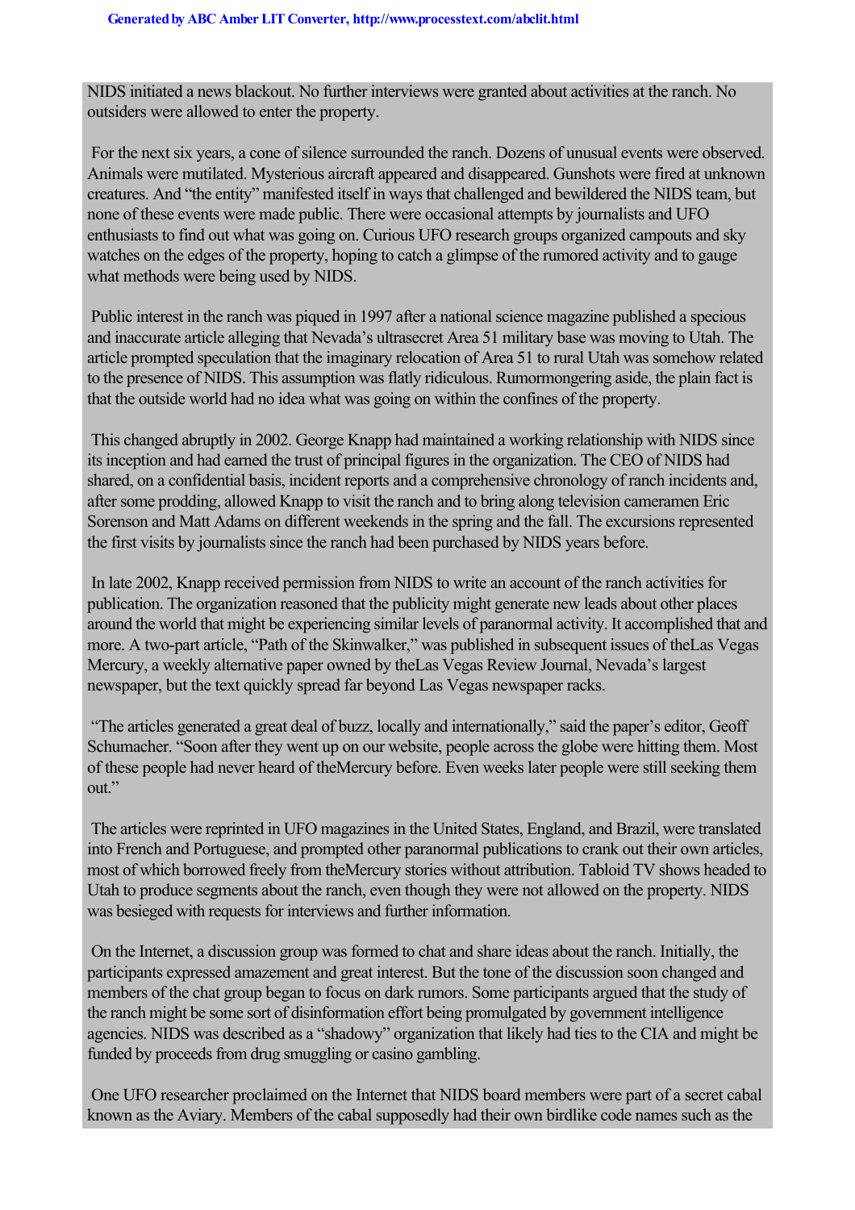NIDS initiated a news blackout. No further interviews were granted about activities at the ranch. No outsiders were allowed to enter the property.

For the next six years, a cone of silence surrounded the ranch. Dozens of unusual events were observed. Animals were mutilated. Mysterious aircraft appeared and disappeared. Gunshots were fired at unknown creatures. And "the entity" manifested itself in ways that challenged and bewildered the NIDS team, but none of these events were made public. There were occasional attempts by journalists and UFO enthusiasts to find out what was going on. Curious UFO research groups organized campouts and sky watches on the edges of the property, hoping to catch a glimpse of the rumored activity and to gauge what methods were being used by NIDS.

Public interest in the ranch was piqued in 1997 after a national science magazine published a specious and inaccurate article alleging that Nevada's ultrasecret Area 51 military base was moving to Utah. The article prompted speculation that the imaginary relocation of Area 51 to rural Utah was somehow related to the presence of NIDS. This assumption was flatly ridiculous. Rumormongering aside, the plain fact is that the outside world had no idea what was going on within the confines of the property.

This changed abruptly in 2002. George Knapp had maintained a working relationship with NIDS since its inception and had earned the trust of principal figures in the organization. The CEO of NIDS had shared, on a confidential basis, incident reports and a comprehensive chronology of ranch incidents and, after some prodding, allowed Knapp to visit the ranch and to bring along television cameramen Eric Sorenson and Matt Adams on different weekends in the spring and the fall. The excursions represented the first visits by journalists since the ranch had been purchased by NIDS years before.

In late 2002, Knapp received permission from NIDS to write an account of the ranch activities for publication. The organization reasoned that the publicity might generate new leads about other places around the world that might be experiencing similar levels of paranormal activity. It accomplished that and more. A two-part article, "Path of the Skinwalker," was published in subsequent issues of the *Las Vegas Mercury*, a weekly alternative paper owned by the *Las Vegas Review Journal*, Nevada's largest newspaper, but the text quickly spread far beyond Las Vegas newspaper racks.

"The articles generated a great deal of buzz, locally and internationally," said the paper's editor, Geoff Schumacher. "Soon after they went up on our website, people across the globe were hitting them. Most of these people had never heard of the *Mercury* before. Even weeks later people were still seeking them out."

The articles were reprinted in UFO magazines in the United States, England, and Brazil, were translated into French and Portuguese, and prompted other paranormal publications to crank out their own articles, most of which borrowed freely from the *Mercury* stories without attribution. Tabloid TV shows headed to Utah to produce segments about the ranch, even though they were not allowed on the property. NIDS was besieged with requests for interviews and further information.

On the Internet, a discussion group was formed to chat and share ideas about the ranch. Initially, the participants expressed amazement and great interest. But the tone of the discussion soon changed and members of the chat group began to focus on dark rumors. Some participants argued that the study of the ranch might be some sort of disinformation effort being promulgated by government intelligence agencies. NIDS was described as a "shadowy" organization that likely had ties to the CIA and might be funded by proceeds from drug smuggling or casino gambling.

One UFO researcher proclaimed on the Internet that NIDS board members were part of a secret cabal known as the Aviary. Members of the cabal supposedly had their own birdlike code names such as the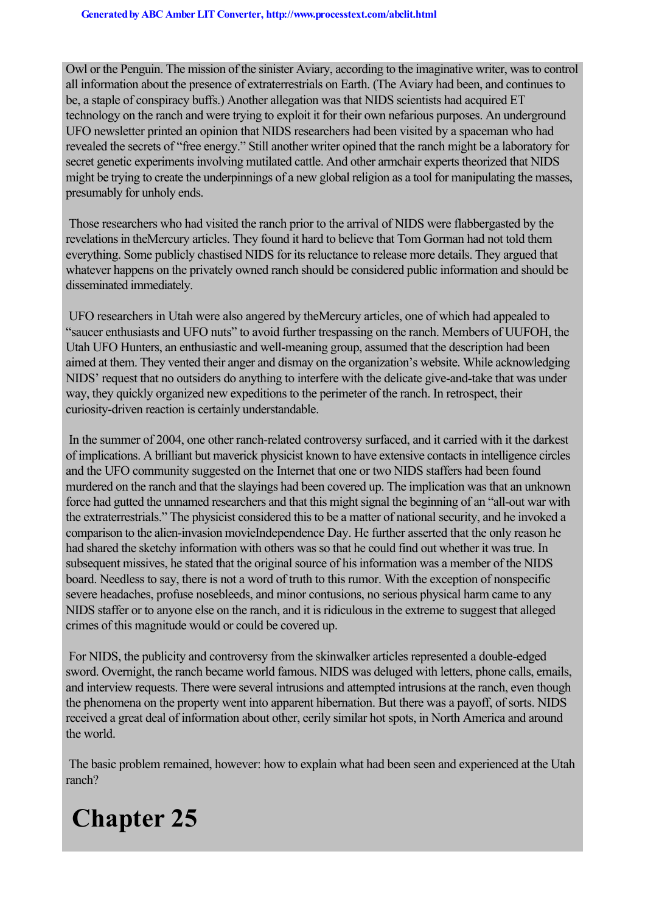Owl or the Penguin. The mission of the sinister Aviary, according to the imaginative writer, was to control all information about the presence of extraterrestrials on Earth. (The Aviary had been, and continues to be, a staple of conspiracy buffs.) Another allegation was that NIDS scientists had acquired ET technology on the ranch and were trying to exploit it for their own nefarious purposes. An underground UFO newsletter printed an opinion that NIDS researchers had been visited by a spaceman who had revealed the secrets of "free energy." Still another writer opined that the ranch might be a laboratory for secret genetic experiments involving mutilated cattle. And other armchair experts theorized that NIDS might be trying to create the underpinnings of a new global religion as a tool for manipulating the masses, presumably for unholy ends.

Those researchers who had visited the ranch prior to the arrival of NIDS were flabbergasted by the revelations in the *Mercury* articles. They found it hard to believe that Tom Gorman had not told them everything. Some publicly chastised NIDS for its reluctance to release more details. They argued that whatever happens on the privately owned ranch should be considered public information and should be disseminated immediately.

UFO researchers in Utah were also angered by the *Mercury* articles, one of which had appealed to "saucer enthusiasts and UFO nuts" to avoid further trespassing on the ranch. Members of UUFOH, the Utah UFO Hunters, an enthusiastic and well-meaning group, assumed that the description had been aimed at them. They vented their anger and dismay on the organization's website. While acknowledging NIDS' request that no outsiders do anything to interfere with the delicate give-and-take that was under way, they quickly organized new expeditions to the perimeter of the ranch. In retrospect, their curiosity-driven reaction is certainly understandable.

In the summer of 2004, one other ranch-related controversy surfaced, and it carried with it the darkest of implications. A brilliant but maverick physicist known to have extensive contacts in intelligence circles and the UFO community suggested on the Internet that one or two NIDS staffers had been found murdered on the ranch and that the slayings had been covered up. The implication was that an unknown force had gutted the unnamed researchers and that this might signal the beginning of an "all-out war with the extraterrestrials." The physicist considered this to be a matter of national security, and he invoked a comparison to the alien-invasion movie *Independence Day*. He further asserted that the only reason he had shared the sketchy information with others was so that he could find out whether it was true. In subsequent missives, he stated that the original source of his information was a member of the NIDS board. Needless to say, there is not a word of truth to this rumor. With the exception of nonspecific severe headaches, profuse nosebleeds, and minor contusions, no serious physical harm came to any NIDS staffer or to anyone else on the ranch, and it is ridiculous in the extreme to suggest that alleged crimes of this magnitude would or could be covered up.

For NIDS, the publicity and controversy from the skinwalker articles represented a double-edged sword. Overnight, the ranch became world famous. NIDS was deluged with letters, phone calls, emails, and interview requests. There were several intrusions and attempted intrusions at the ranch, even though the phenomena on the property went into apparent hibernation. But there was a payoff, of sorts. NIDS received a great deal of information about other, eerily similar hot spots, in North America and around the world.

The basic problem remained, however: how to explain what had been seen and experienced at the Utah ranch?

# Chapter 25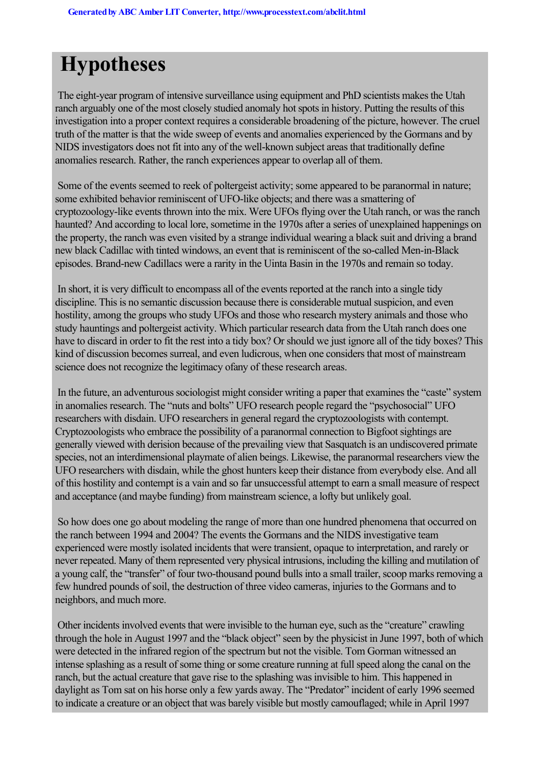# Hypotheses

The eight-year program of intensive surveillance using equipment and PhD scientists makes the Utah ranch arguably one of the most closely studied anomaly hot spots in history. Putting the results of this investigation into a proper context requires a considerable broadening of the picture, however. The cruel truth of the matter is that the wide sweep of events and anomalies experienced by the Gormans and by NIDS investigators does not fit into any of the well-known subject areas that traditionally define anomalies research. Rather, the ranch experiences appear to overlap all of them.

Some of the events seemed to reek of poltergeist activity; some appeared to be paranormal in nature; some exhibited behavior reminiscent of UFO-like objects; and there was a smattering of cryptozoology-like events thrown into the mix. Were UFOs flying over the Utah ranch, or was the ranch haunted? And according to local lore, sometime in the 1970s after a series of unexplained happenings on the property, the ranch was even visited by a strange individual wearing a black suit and driving a brand new black Cadillac with tinted windows, an event that is reminiscent of the so-called Men-in-Black episodes. Brand-new Cadillacs were a rarity in the Uinta Basin in the 1970s and remain so today.

In short, it is very difficult to encompass all of the events reported at the ranch into a single tidy discipline. This is no semantic discussion because there is considerable mutual suspicion, and even hostility, among the groups who study UFOs and those who research mystery animals and those who study hauntings and poltergeist activity. Which particular research data from the Utah ranch does one have to discard in order to fit the rest into a tidy box? Or should we just ignore all of the tidy boxes? This kind of discussion becomes surreal, and even ludicrous, when one considers that most of mainstream science does not recognize the legitimacy ofany of these research areas.

In the future, an adventurous sociologist might consider writing a paper that examines the “caste” system in anomalies research. The “nuts and bolts” UFO research people regard the “psychosocial” UFO researchers with disdain. UFO researchers in general regard the cryptozoologists with contempt. Cryptozoologists who embrace the possibility of a paranormal connection to Bigfoot sightings are generally viewed with derision because of the prevailing view that Sasquatch is an undiscovered primate species, not an interdimensional playmate of alien beings. Likewise, the paranormal researchers view the UFO researchers with disdain, while the ghost hunters keep their distance from everybody else. And all of this hostility and contempt is a vain and so far unsuccessful attempt to earn a small measure of respect and acceptance (and maybe funding) from mainstream science, a lofty but unlikely goal.

So how does one go about modeling the range of more than one hundred phenomena that occurred on the ranch between 1994 and 2004? The events the Gormans and the NIDS investigative team experienced were mostly isolated incidents that were transient, opaque to interpretation, and rarely or never repeated. Many of them represented very physical intrusions, including the killing and mutilation of a young calf, the “transfer” of four two-thousand pound bulls into a small trailer, scoop marks removing a few hundred pounds of soil, the destruction of three video cameras, injuries to the Gormans and to neighbors, and much more.

Other incidents involved events that were invisible to the human eye, such as the “creature” crawling through the hole in August 1997 and the “black object” seen by the physicist in June 1997, both of which were detected in the infrared region of the spectrum but not the visible. Tom Gorman witnessed an intense splashing as a result of some thing or some creature running at full speed along the canal on the ranch, but the actual creature that gave rise to the splashing was invisible to him. This happened in daylight as Tom sat on his horse only a few yards away. The “Predator” incident of early 1996 seemed to indicate a creature or an object that was barely visible but mostly camouflaged; while in April 1997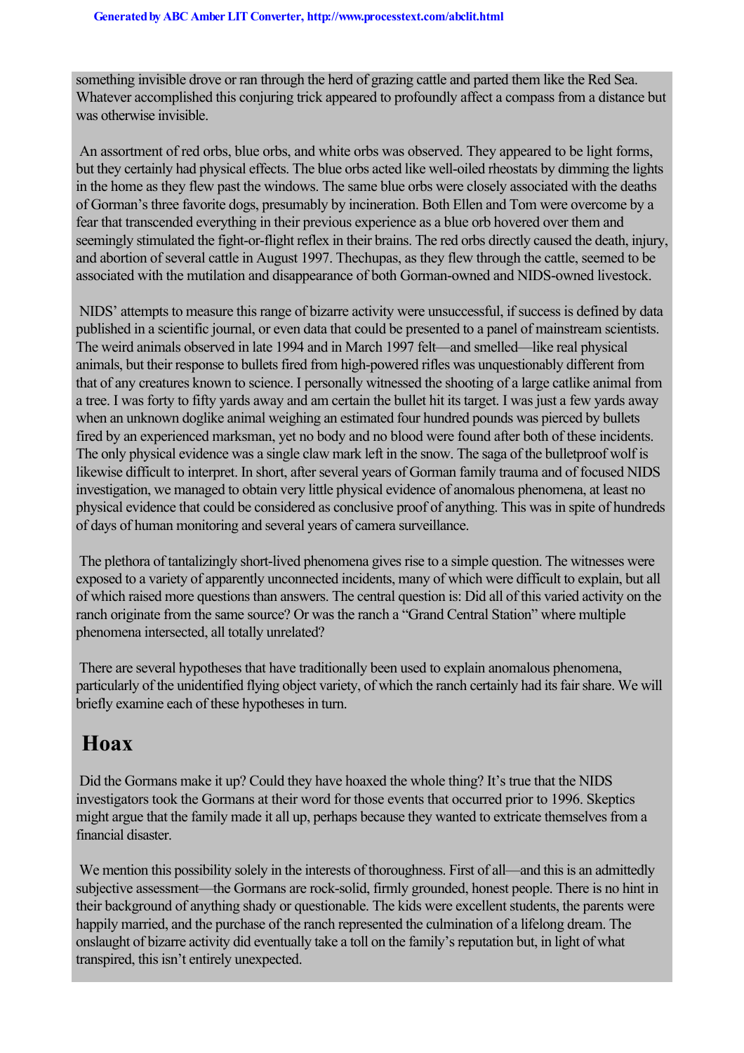something invisible drove or ran through the herd of grazing cattle and parted them like the Red Sea. Whatever accomplished this conjuring trick appeared to profoundly affect a compass from a distance but was otherwise invisible.

An assortment of red orbs, blue orbs, and white orbs was observed. They appeared to be light forms, but they certainly had physical effects. The blue orbs acted like well-oiled rheostats by dimming the lights in the home as they flew past the windows. The same blue orbs were closely associated with the deaths of Gorman's three favorite dogs, presumably by incineration. Both Ellen and Tom were overcome by a fear that transcended everything in their previous experience as a blue orb hovered over them and seemingly stimulated the fight-or-flight reflex in their brains. The red orbs directly caused the death, injury, and abortion of several cattle in August 1997. Thechupas, as they flew through the cattle, seemed to be associated with the mutilation and disappearance of both Gorman-owned and NIDS-owned livestock.

NIDS' attempts to measure this range of bizarre activity were unsuccessful, if success is defined by data published in a scientific journal, or even data that could be presented to a panel of mainstream scientists. The weird animals observed in late 1994 and in March 1997 felt—and smelled—like real physical animals, but their response to bullets fired from high-powered rifles was unquestionably different from that of any creatures known to science. I personally witnessed the shooting of a large catlike animal from a tree. I was forty to fifty yards away and am certain the bullet hit its target. I was just a few yards away when an unknown doglike animal weighing an estimated four hundred pounds was pierced by bullets fired by an experienced marksman, yet no body and no blood were found after both of these incidents. The only physical evidence was a single claw mark left in the snow. The saga of the bulletproof wolf is likewise difficult to interpret. In short, after several years of Gorman family trauma and of focused NIDS investigation, we managed to obtain very little physical evidence of anomalous phenomena, at least no physical evidence that could be considered as conclusive proof of anything. This was in spite of hundreds of days of human monitoring and several years of camera surveillance.

The plethora of tantalizingly short-lived phenomena gives rise to a simple question. The witnesses were exposed to a variety of apparently unconnected incidents, many of which were difficult to explain, but all of which raised more questions than answers. The central question is: Did all of this varied activity on the ranch originate from the same source? Or was the ranch a "Grand Central Station" where multiple phenomena intersected, all totally unrelated?

There are several hypotheses that have traditionally been used to explain anomalous phenomena, particularly of the unidentified flying object variety, of which the ranch certainly had its fair share. We will briefly examine each of these hypotheses in turn.

## Hoax

Did the Gormans make it up? Could they have hoaxed the whole thing? It's true that the NIDS investigators took the Gormans at their word for those events that occurred prior to 1996. Skeptics might argue that the family made it all up, perhaps because they wanted to extricate themselves from a financial disaster.

We mention this possibility solely in the interests of thoroughness. First of all—and this is an admittedly subjective assessment—the Gormans are rock-solid, firmly grounded, honest people. There is no hint in their background of anything shady or questionable. The kids were excellent students, the parents were happily married, and the purchase of the ranch represented the culmination of a lifelong dream. The onslaught of bizarre activity did eventually take a toll on the family's reputation but, in light of what transpired, this isn't entirely unexpected.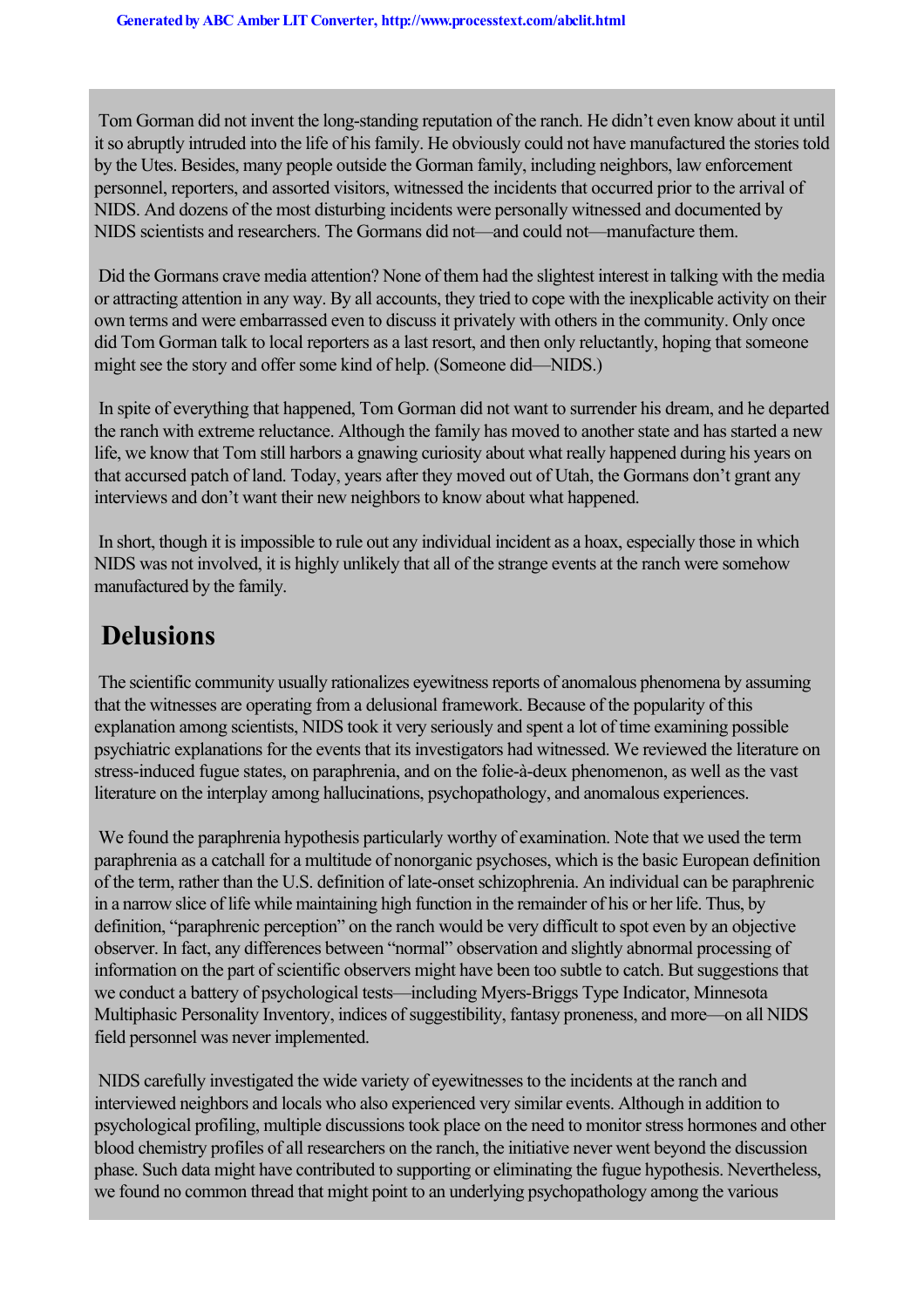Tom Gorman did not invent the long-standing reputation of the ranch. He didn't even know about it until it so abruptly intruded into the life of his family. He obviously could not have manufactured the stories told by the Utes. Besides, many people outside the Gorman family, including neighbors, law enforcement personnel, reporters, and assorted visitors, witnessed the incidents that occurred prior to the arrival of NIDS. And dozens of the most disturbing incidents were personally witnessed and documented by NIDS scientists and researchers. The Gormans did not—and could not—manufacture them.

Did the Gormans crave media attention? None of them had the slightest interest in talking with the media or attracting attention in any way. By all accounts, they tried to cope with the inexplicable activity on their own terms and were embarrassed even to discuss it privately with others in the community. Only once did Tom Gorman talk to local reporters as a last resort, and then only reluctantly, hoping that someone might see the story and offer some kind of help. (Someone did—NIDS.)

In spite of everything that happened, Tom Gorman did not want to surrender his dream, and he departed the ranch with extreme reluctance. Although the family has moved to another state and has started a new life, we know that Tom still harbors a gnawing curiosity about what really happened during his years on that accursed patch of land. Today, years after they moved out of Utah, the Gormans don't grant any interviews and don't want their new neighbors to know about what happened.

In short, though it is impossible to rule out any individual incident as a hoax, especially those in which NIDS was not involved, it is highly unlikely that all of the strange events at the ranch were somehow manufactured by the family.

## Delusions

The scientific community usually rationalizes eyewitness reports of anomalous phenomena by assuming that the witnesses are operating from a delusional framework. Because of the popularity of this explanation among scientists, NIDS took it very seriously and spent a lot of time examining possible psychiatric explanations for the events that its investigators had witnessed. We reviewed the literature on stress-induced fugue states, on paraphrenia, and on the folie-à-deux phenomenon, as well as the vast literature on the interplay among hallucinations, psychopathology, and anomalous experiences.

We found the paraphrenia hypothesis particularly worthy of examination. Note that we used the term paraphrenia as a catchall for a multitude of nonorganic psychoses, which is the basic European definition of the term, rather than the U.S. definition of late-onset schizophrenia. An individual can be paraphrenic in a narrow slice of life while maintaining high function in the remainder of his or her life. Thus, by definition, "paraphrenic perception" on the ranch would be very difficult to spot even by an objective observer. In fact, any differences between "normal" observation and slightly abnormal processing of information on the part of scientific observers might have been too subtle to catch. But suggestions that we conduct a battery of psychological tests—including Myers-Briggs Type Indicator, Minnesota Multiphasic Personality Inventory, indices of suggestibility, fantasy proneness, and more—on all NIDS field personnel was never implemented.

NIDS carefully investigated the wide variety of eyewitnesses to the incidents at the ranch and interviewed neighbors and locals who also experienced very similar events. Although in addition to psychological profiling, multiple discussions took place on the need to monitor stress hormones and other blood chemistry profiles of all researchers on the ranch, the initiative never went beyond the discussion phase. Such data might have contributed to supporting or eliminating the fugue hypothesis. Nevertheless, we found no common thread that might point to an underlying psychopathology among the various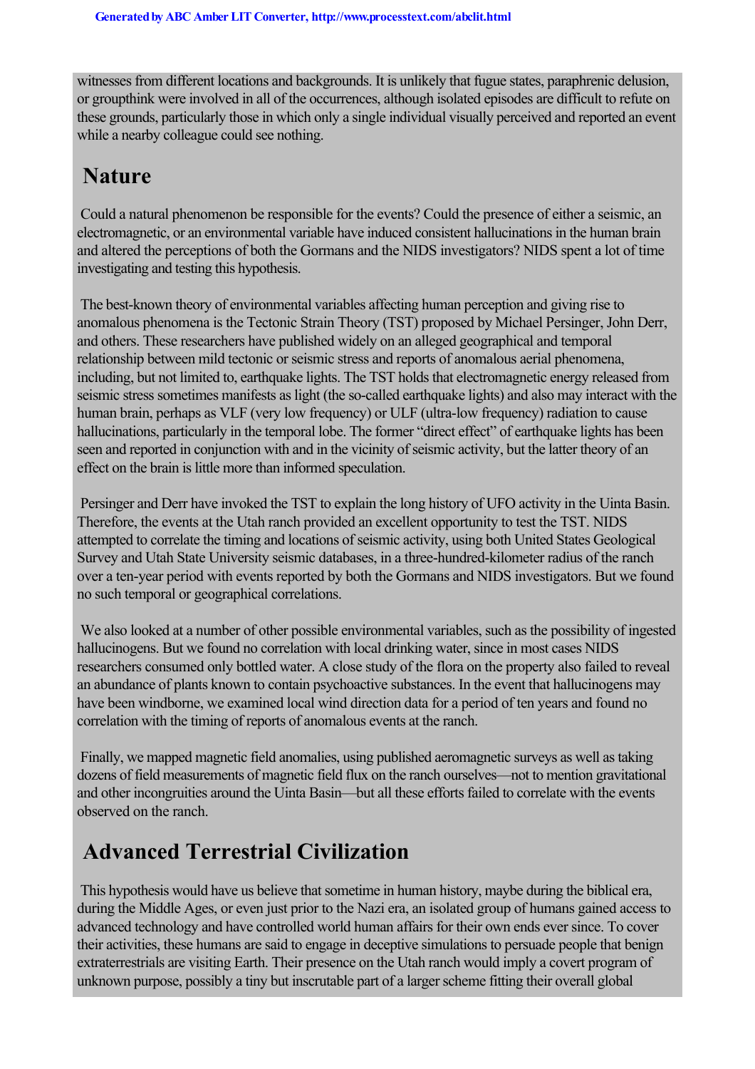witnesses from different locations and backgrounds. It is unlikely that fugue states, paraphrenic delusion, or groupthink were involved in all of the occurrences, although isolated episodes are difficult to refute on these grounds, particularly those in which only a single individual visually perceived and reported an event while a nearby colleague could see nothing.

## Nature

Could a natural phenomenon be responsible for the events? Could the presence of either a seismic, an electromagnetic, or an environmental variable have induced consistent hallucinations in the human brain and altered the perceptions of both the Gormans and the NIDS investigators? NIDS spent a lot of time investigating and testing this hypothesis.

The best-known theory of environmental variables affecting human perception and giving rise to anomalous phenomena is the Tectonic Strain Theory (TST) proposed by Michael Persinger, John Derr, and others. These researchers have published widely on an alleged geographical and temporal relationship between mild tectonic or seismic stress and reports of anomalous aerial phenomena, including, but not limited to, earthquake lights. The TST holds that electromagnetic energy released from seismic stress sometimes manifests as light (the so-called earthquake lights) and also may interact with the human brain, perhaps as VLF (very low frequency) or ULF (ultra-low frequency) radiation to cause hallucinations, particularly in the temporal lobe. The former "direct effect" of earthquake lights has been seen and reported in conjunction with and in the vicinity of seismic activity, but the latter theory of an effect on the brain is little more than informed speculation.

Persinger and Derr have invoked the TST to explain the long history of UFO activity in the Uinta Basin. Therefore, the events at the Utah ranch provided an excellent opportunity to test the TST. NIDS attempted to correlate the timing and locations of seismic activity, using both United States Geological Survey and Utah State University seismic databases, in a three-hundred-kilometer radius of the ranch over a ten-year period with events reported by both the Gormans and NIDS investigators. But we found no such temporal or geographical correlations.

We also looked at a number of other possible environmental variables, such as the possibility of ingested hallucinogens. But we found no correlation with local drinking water, since in most cases NIDS researchers consumed only bottled water. A close study of the flora on the property also failed to reveal an abundance of plants known to contain psychoactive substances. In the event that hallucinogens may have been windborne, we examined local wind direction data for a period of ten years and found no correlation with the timing of reports of anomalous events at the ranch.

Finally, we mapped magnetic field anomalies, using published aeromagnetic surveys as well as taking dozens of field measurements of magnetic field flux on the ranch ourselves—not to mention gravitational and other incongruities around the Uinta Basin—but all these efforts failed to correlate with the events observed on the ranch.

## Advanced Terrestrial Civilization

This hypothesis would have us believe that sometime in human history, maybe during the biblical era, during the Middle Ages, or even just prior to the Nazi era, an isolated group of humans gained access to advanced technology and have controlled world human affairs for their own ends ever since. To cover their activities, these humans are said to engage in deceptive simulations to persuade people that benign extraterrestrials are visiting Earth. Their presence on the Utah ranch would imply a covert program of unknown purpose, possibly a tiny but inscrutable part of a larger scheme fitting their overall global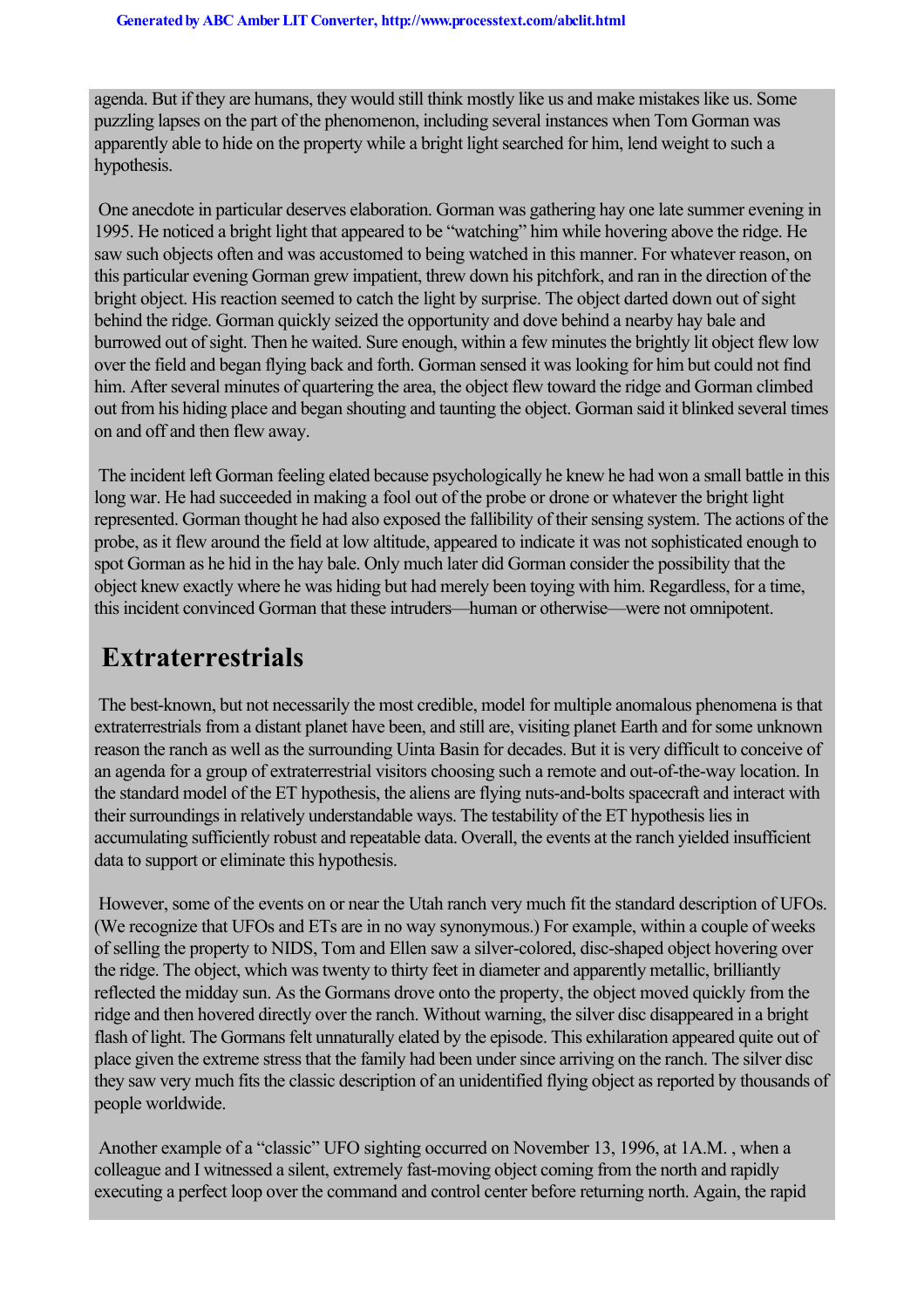agenda. But if they are humans, they would still think mostly like us and make mistakes like us. Some puzzling lapses on the part of the phenomenon, including several instances when Tom Gorman was apparently able to hide on the property while a bright light searched for him, lend weight to such a hypothesis.

One anecdote in particular deserves elaboration. Gorman was gathering hay one late summer evening in 1995. He noticed a bright light that appeared to be "watching" him while hovering above the ridge. He saw such objects often and was accustomed to being watched in this manner. For whatever reason, on this particular evening Gorman grew impatient, threw down his pitchfork, and ran in the direction of the bright object. His reaction seemed to catch the light by surprise. The object darted down out of sight behind the ridge. Gorman quickly seized the opportunity and dove behind a nearby hay bale and burrowed out of sight. Then he waited. Sure enough, within a few minutes the brightly lit object flew low over the field and began flying back and forth. Gorman sensed it was looking for him but could not find him. After several minutes of quartering the area, the object flew toward the ridge and Gorman climbed out from his hiding place and began shouting and taunting the object. Gorman said it blinked several times on and off and then flew away.

The incident left Gorman feeling elated because psychologically he knew he had won a small battle in this long war. He had succeeded in making a fool out of the probe or drone or whatever the bright light represented. Gorman thought he had also exposed the fallibility of their sensing system. The actions of the probe, as it flew around the field at low altitude, appeared to indicate it was not sophisticated enough to spot Gorman as he hid in the hay bale. Only much later did Gorman consider the possibility that the object knew exactly where he was hiding but had merely been toying with him. Regardless, for a time, this incident convinced Gorman that these intruders—human or otherwise—were not omnipotent.

## Extraterrestrials

The best-known, but not necessarily the most credible, model for multiple anomalous phenomena is that extraterrestrials from a distant planet have been, and still are, visiting planet Earth and for some unknown reason the ranch as well as the surrounding Uinta Basin for decades. But it is very difficult to conceive of an agenda for a group of extraterrestrial visitors choosing such a remote and out-of-the-way location. In the standard model of the ET hypothesis, the aliens are flying nuts-and-bolts spacecraft and interact with their surroundings in relatively understandable ways. The testability of the ET hypothesis lies in accumulating sufficiently robust and repeatable data. Overall, the events at the ranch yielded insufficient data to support or eliminate this hypothesis.

However, some of the events on or near the Utah ranch very much fit the standard description of UFOs. (We recognize that UFOs and ETs are in no way synonymous.) For example, within a couple of weeks of selling the property to NIDS, Tom and Ellen saw a silver-colored, disc-shaped object hovering over the ridge. The object, which was twenty to thirty feet in diameter and apparently metallic, brilliantly reflected the midday sun. As the Gormans drove onto the property, the object moved quickly from the ridge and then hovered directly over the ranch. Without warning, the silver disc disappeared in a bright flash of light. The Gormans felt unnaturally elated by the episode. This exhilaration appeared quite out of place given the extreme stress that the family had been under since arriving on the ranch. The silver disc they saw very much fits the classic description of an unidentified flying object as reported by thousands of people worldwide.

Another example of a "classic" UFO sighting occurred on November 13, 1996, at 1A.M. , when a colleague and I witnessed a silent, extremely fast-moving object coming from the north and rapidly executing a perfect loop over the command and control center before returning north. Again, the rapid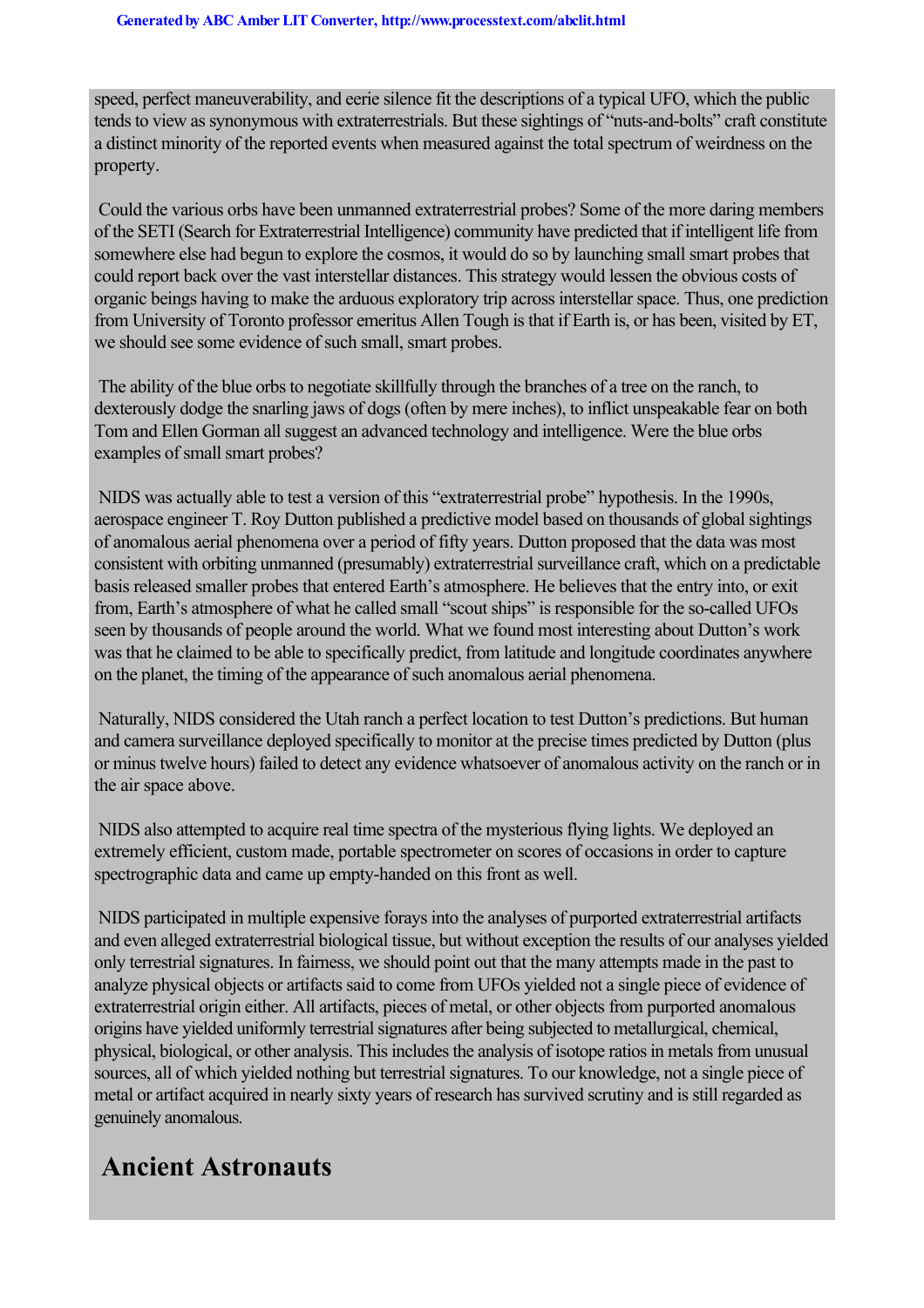speed, perfect maneuverability, and eerie silence fit the descriptions of a typical UFO, which the public tends to view as synonymous with extraterrestrials. But these sightings of "nuts-and-bolts" craft constitute a distinct minority of the reported events when measured against the total spectrum of weirdness on the property.

Could the various orbs have been unmanned extraterrestrial probes? Some of the more daring members of the SETI (Search for Extraterrestrial Intelligence) community have predicted that if intelligent life from somewhere else had begun to explore the cosmos, it would do so by launching small smart probes that could report back over the vast interstellar distances. This strategy would lessen the obvious costs of organic beings having to make the arduous exploratory trip across interstellar space. Thus, one prediction from University of Toronto professor emeritus Allen Tough is that if Earth is, or has been, visited by ET, we should see some evidence of such small, smart probes.

The ability of the blue orbs to negotiate skillfully through the branches of a tree on the ranch, to dexterously dodge the snarling jaws of dogs (often by mere inches), to inflict unspeakable fear on both Tom and Ellen Gorman all suggest an advanced technology and intelligence. Were the blue orbs examples of small smart probes?

NIDS was actually able to test a version of this "extraterrestrial probe" hypothesis. In the 1990s, aerospace engineer T. Roy Dutton published a predictive model based on thousands of global sightings of anomalous aerial phenomena over a period of fifty years. Dutton proposed that the data was most consistent with orbiting unmanned (presumably) extraterrestrial surveillance craft, which on a predictable basis released smaller probes that entered Earth's atmosphere. He believes that the entry into, or exit from, Earth's atmosphere of what he called small "scout ships" is responsible for the so-called UFOs seen by thousands of people around the world. What we found most interesting about Dutton's work was that he claimed to be able to specifically predict, from latitude and longitude coordinates anywhere on the planet, the timing of the appearance of such anomalous aerial phenomena.

Naturally, NIDS considered the Utah ranch a perfect location to test Dutton's predictions. But human and camera surveillance deployed specifically to monitor at the precise times predicted by Dutton (plus or minus twelve hours) failed to detect any evidence whatsoever of anomalous activity on the ranch or in the air space above.

NIDS also attempted to acquire real time spectra of the mysterious flying lights. We deployed an extremely efficient, custom made, portable spectrometer on scores of occasions in order to capture spectrographic data and came up empty-handed on this front as well.

NIDS participated in multiple expensive forays into the analyses of purported extraterrestrial artifacts and even alleged extraterrestrial biological tissue, but without exception the results of our analyses yielded only terrestrial signatures. In fairness, we should point out that the many attempts made in the past to analyze physical objects or artifacts said to come from UFOs yielded not a single piece of evidence of extraterrestrial origin either. All artifacts, pieces of metal, or other objects from purported anomalous origins have yielded uniformly terrestrial signatures after being subjected to metallurgical, chemical, physical, biological, or other analysis. This includes the analysis of isotope ratios in metals from unusual sources, all of which yielded nothing but terrestrial signatures. To our knowledge, not a single piece of metal or artifact acquired in nearly sixty years of research has survived scrutiny and is still regarded as genuinely anomalous.

## Ancient Astronauts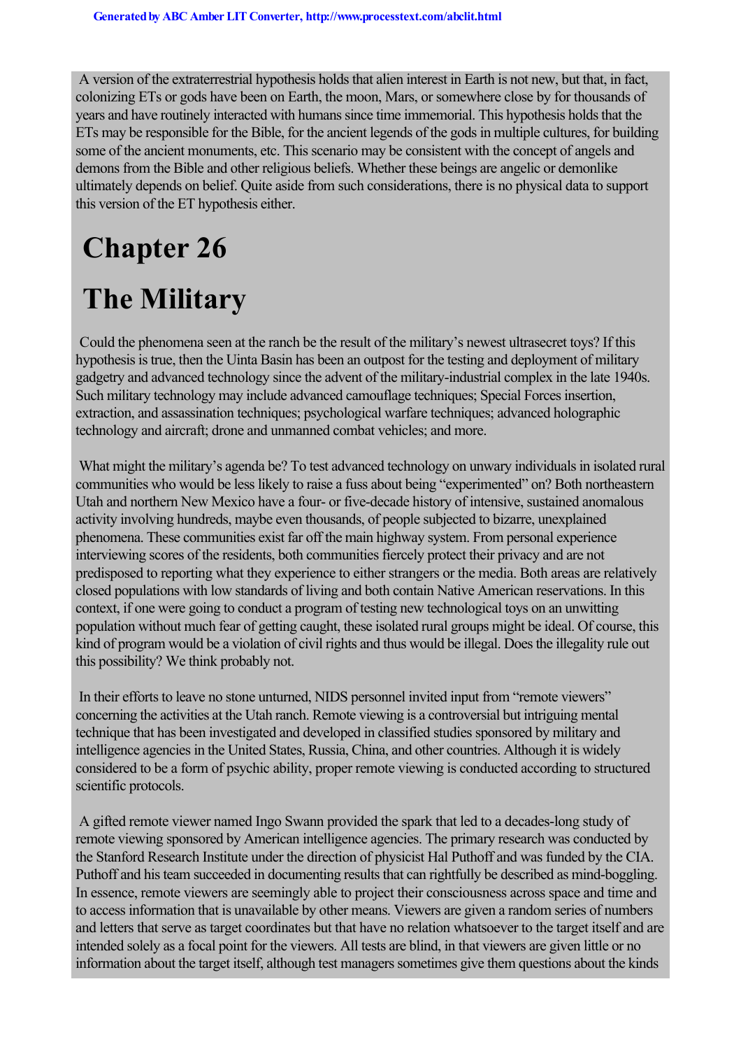A version of the extraterrestrial hypothesis holds that alien interest in Earth is not new, but that, in fact, colonizing ETs or gods have been on Earth, the moon, Mars, or somewhere close by for thousands of years and have routinely interacted with humans since time immemorial. This hypothesis holds that the ETs may be responsible for the Bible, for the ancient legends of the gods in multiple cultures, for building some of the ancient monuments, etc. This scenario may be consistent with the concept of angels and demons from the Bible and other religious beliefs. Whether these beings are angelic or demonlike ultimately depends on belief. Quite aside from such considerations, there is no physical data to support this version of the ET hypothesis either.

# Chapter 26

# The Military

Could the phenomena seen at the ranch be the result of the military's newest ultrasecret toys? If this hypothesis is true, then the Uinta Basin has been an outpost for the testing and deployment of military gadgetry and advanced technology since the advent of the military-industrial complex in the late 1940s. Such military technology may include advanced camouflage techniques; Special Forces insertion, extraction, and assassination techniques; psychological warfare techniques; advanced holographic technology and aircraft; drone and unmanned combat vehicles; and more.

What might the military's agenda be? To test advanced technology on unwary individuals in isolated rural communities who would be less likely to raise a fuss about being "experimented" on? Both northeastern Utah and northern New Mexico have a four- or five-decade history of intensive, sustained anomalous activity involving hundreds, maybe even thousands, of people subjected to bizarre, unexplained phenomena. These communities exist far off the main highway system. From personal experience interviewing scores of the residents, both communities fiercely protect their privacy and are not predisposed to reporting what they experience to either strangers or the media. Both areas are relatively closed populations with low standards of living and both contain Native American reservations. In this context, if one were going to conduct a program of testing new technological toys on an unwitting population without much fear of getting caught, these isolated rural groups might be ideal. Of course, this kind of program would be a violation of civil rights and thus would be illegal. Does the illegality rule out this possibility? We think probably not.

In their efforts to leave no stone unturned, NIDS personnel invited input from "remote viewers" concerning the activities at the Utah ranch. Remote viewing is a controversial but intriguing mental technique that has been investigated and developed in classified studies sponsored by military and intelligence agencies in the United States, Russia, China, and other countries. Although it is widely considered to be a form of psychic ability, proper remote viewing is conducted according to structured scientific protocols.

A gifted remote viewer named Ingo Swann provided the spark that led to a decades-long study of remote viewing sponsored by American intelligence agencies. The primary research was conducted by the Stanford Research Institute under the direction of physicist Hal Puthoff and was funded by the CIA. Puthoff and his team succeeded in documenting results that can rightfully be described as mind-boggling. In essence, remote viewers are seemingly able to project their consciousness across space and time and to access information that is unavailable by other means. Viewers are given a random series of numbers and letters that serve as target coordinates but that have no relation whatsoever to the target itself and are intended solely as a focal point for the viewers. All tests are blind, in that viewers are given little or no information about the target itself, although test managers sometimes give them questions about the kinds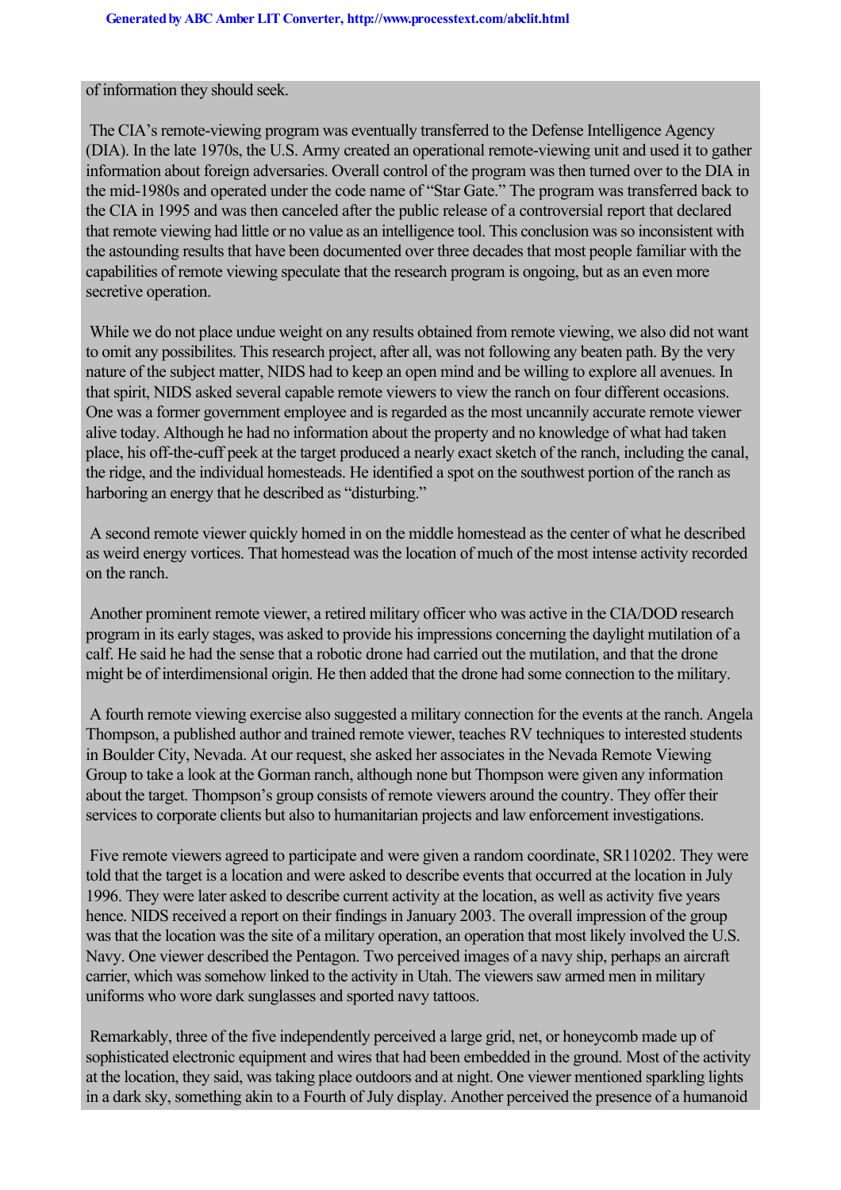of information they should seek.

The CIA's remote-viewing program was eventually transferred to the Defense Intelligence Agency (DIA). In the late 1970s, the U.S. Army created an operational remote-viewing unit and used it to gather information about foreign adversaries. Overall control of the program was then turned over to the DIA in the mid-1980s and operated under the code name of "Star Gate." The program was transferred back to the CIA in 1995 and was then canceled after the public release of a controversial report that declared that remote viewing had little or no value as an intelligence tool. This conclusion was so inconsistent with the astounding results that have been documented over three decades that most people familiar with the capabilities of remote viewing speculate that the research program is ongoing, but as an even more secretive operation.

While we do not place undue weight on any results obtained from remote viewing, we also did not want to omit any possibilites. This research project, after all, was not following any beaten path. By the very nature of the subject matter, NIDS had to keep an open mind and be willing to explore all avenues. In that spirit, NIDS asked several capable remote viewers to view the ranch on four different occasions. One was a former government employee and is regarded as the most uncannily accurate remote viewer alive today. Although he had no information about the property and no knowledge of what had taken place, his off-the-cuff peek at the target produced a nearly exact sketch of the ranch, including the canal, the ridge, and the individual homesteads. He identified a spot on the southwest portion of the ranch as harboring an energy that he described as "disturbing."

A second remote viewer quickly homed in on the middle homestead as the center of what he described as weird energy vortices. That homestead was the location of much of the most intense activity recorded on the ranch.

Another prominent remote viewer, a retired military officer who was active in the CIA/DOD research program in its early stages, was asked to provide his impressions concerning the daylight mutilation of a calf. He said he had the sense that a robotic drone had carried out the mutilation, and that the drone might be of interdimensional origin. He then added that the drone had some connection to the military.

A fourth remote viewing exercise also suggested a military connection for the events at the ranch. Angela Thompson, a published author and trained remote viewer, teaches RV techniques to interested students in Boulder City, Nevada. At our request, she asked her associates in the Nevada Remote Viewing Group to take a look at the Gorman ranch, although none but Thompson were given any information about the target. Thompson's group consists of remote viewers around the country. They offer their services to corporate clients but also to humanitarian projects and law enforcement investigations.

Five remote viewers agreed to participate and were given a random coordinate, SR110202. They were told that the target is a location and were asked to describe events that occurred at the location in July 1996. They were later asked to describe current activity at the location, as well as activity five years hence. NIDS received a report on their findings in January 2003. The overall impression of the group was that the location was the site of a military operation, an operation that most likely involved the U.S. Navy. One viewer described the Pentagon. Two perceived images of a navy ship, perhaps an aircraft carrier, which was somehow linked to the activity in Utah. The viewers saw armed men in military uniforms who wore dark sunglasses and sported navy tattoos.

Remarkably, three of the five independently perceived a large grid, net, or honeycomb made up of sophisticated electronic equipment and wires that had been embedded in the ground. Most of the activity at the location, they said, was taking place outdoors and at night. One viewer mentioned sparkling lights in a dark sky, something akin to a Fourth of July display. Another perceived the presence of a humanoid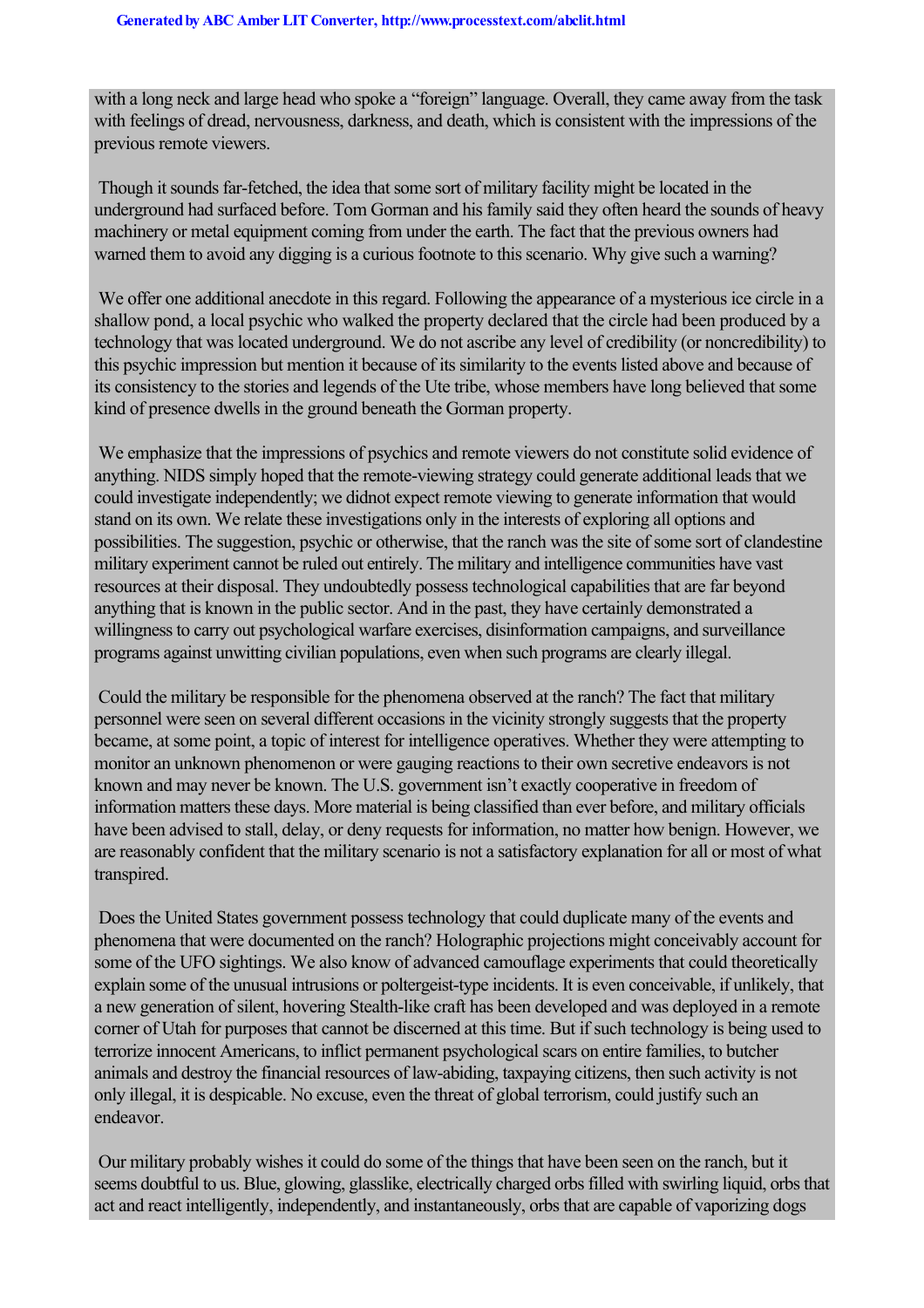with a long neck and large head who spoke a “foreign” language. Overall, they came away from the task with feelings of dread, nervousness, darkness, and death, which is consistent with the impressions of the previous remote viewers.

Though it sounds far-fetched, the idea that some sort of military facility might be located in the underground had surfaced before. Tom Gorman and his family said they often heard the sounds of heavy machinery or metal equipment coming from under the earth. The fact that the previous owners had warned them to avoid any digging is a curious footnote to this scenario. Why give such a warning?

We offer one additional anecdote in this regard. Following the appearance of a mysterious ice circle in a shallow pond, a local psychic who walked the property declared that the circle had been produced by a technology that was located underground. We do not ascribe any level of credibility (or noncredibility) to this psychic impression but mention it because of its similarity to the events listed above and because of its consistency to the stories and legends of the Ute tribe, whose members have long believed that some kind of presence dwells in the ground beneath the Gorman property.

We emphasize that the impressions of psychics and remote viewers do not constitute solid evidence of anything. NIDS simply hoped that the remote-viewing strategy could generate additional leads that we could investigate independently; we didnot expect remote viewing to generate information that would stand on its own. We relate these investigations only in the interests of exploring all options and possibilities. The suggestion, psychic or otherwise, that the ranch was the site of some sort of clandestine military experiment cannot be ruled out entirely. The military and intelligence communities have vast resources at their disposal. They undoubtedly possess technological capabilities that are far beyond anything that is known in the public sector. And in the past, they have certainly demonstrated a willingness to carry out psychological warfare exercises, disinformation campaigns, and surveillance programs against unwitting civilian populations, even when such programs are clearly illegal.

Could the military be responsible for the phenomena observed at the ranch? The fact that military personnel were seen on several different occasions in the vicinity strongly suggests that the property became, at some point, a topic of interest for intelligence operatives. Whether they were attempting to monitor an unknown phenomenon or were gauging reactions to their own secretive endeavors is not known and may never be known. The U.S. government isn’t exactly cooperative in freedom of information matters these days. More material is being classified than ever before, and military officials have been advised to stall, delay, or deny requests for information, no matter how benign. However, we are reasonably confident that the military scenario is not a satisfactory explanation for all or most of what transpired.

Does the United States government possess technology that could duplicate many of the events and phenomena that were documented on the ranch? Holographic projections might conceivably account for some of the UFO sightings. We also know of advanced camouflage experiments that could theoretically explain some of the unusual intrusions or poltergeist-type incidents. It is even conceivable, if unlikely, that a new generation of silent, hovering Stealth-like craft has been developed and was deployed in a remote corner of Utah for purposes that cannot be discerned at this time. But if such technology is being used to terrorize innocent Americans, to inflict permanent psychological scars on entire families, to butcher animals and destroy the financial resources of law-abiding, taxpaying citizens, then such activity is not only illegal, it is despicable. No excuse, even the threat of global terrorism, could justify such an endeavor.

Our military probably wishes it could do some of the things that have been seen on the ranch, but it seems doubtful to us. Blue, glowing, glasslike, electrically charged orbs filled with swirling liquid, orbs that act and react intelligently, independently, and instantaneously, orbs that are capable of vaporizing dogs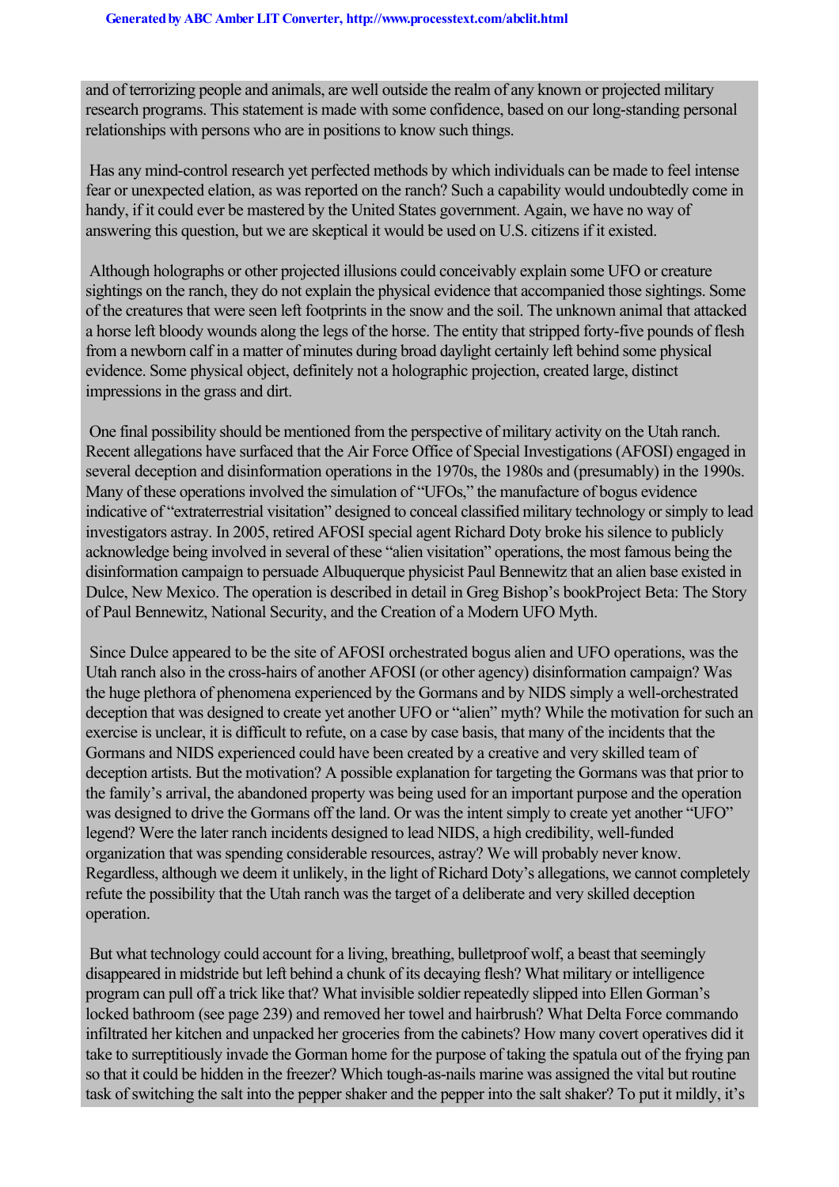and of terrorizing people and animals, are well outside the realm of any known or projected military research programs. This statement is made with some confidence, based on our long-standing personal relationships with persons who are in positions to know such things.

Has any mind-control research yet perfected methods by which individuals can be made to feel intense fear or unexpected elation, as was reported on the ranch? Such a capability would undoubtedly come in handy, if it could ever be mastered by the United States government. Again, we have no way of answering this question, but we are skeptical it would be used on U.S. citizens if it existed.

Although holographs or other projected illusions could conceivably explain some UFO or creature sightings on the ranch, they do not explain the physical evidence that accompanied those sightings. Some of the creatures that were seen left footprints in the snow and the soil. The unknown animal that attacked a horse left bloody wounds along the legs of the horse. The entity that stripped forty-five pounds of flesh from a newborn calf in a matter of minutes during broad daylight certainly left behind some physical evidence. Some physical object, definitely not a holographic projection, created large, distinct impressions in the grass and dirt.

One final possibility should be mentioned from the perspective of military activity on the Utah ranch. Recent allegations have surfaced that the Air Force Office of Special Investigations (AFOSI) engaged in several deception and disinformation operations in the 1970s, the 1980s and (presumably) in the 1990s. Many of these operations involved the simulation of "UFOs," the manufacture of bogus evidence indicative of "extraterrestrial visitation" designed to conceal classified military technology or simply to lead investigators astray. In 2005, retired AFOSI special agent Richard Doty broke his silence to publicly acknowledge being involved in several of these "alien visitation" operations, the most famous being the disinformation campaign to persuade Albuquerque physicist Paul Bennewitz that an alien base existed in Dulce, New Mexico. The operation is described in detail in Greg Bishop's book*Project Beta: The Story of Paul Bennewitz, National Security, and the Creation of a Modern UFO Myth*.

Since Dulce appeared to be the site of AFOSI orchestrated bogus alien and UFO operations, was the Utah ranch also in the cross-hairs of another AFOSI (or other agency) disinformation campaign? Was the huge plethora of phenomena experienced by the Gormans and by NIDS simply a well-orchestrated deception that was designed to create yet another UFO or "alien" myth? While the motivation for such an exercise is unclear, it is difficult to refute, on a case by case basis, that many of the incidents that the Gormans and NIDS experienced could have been created by a creative and very skilled team of deception artists. But the motivation? A possible explanation for targeting the Gormans was that prior to the family's arrival, the abandoned property was being used for an important purpose and the operation was designed to drive the Gormans off the land. Or was the intent simply to create yet another "UFO" legend? Were the later ranch incidents designed to lead NIDS, a high credibility, well-funded organization that was spending considerable resources, astray? We will probably never know. Regardless, although we deem it unlikely, in the light of Richard Doty's allegations, we cannot completely refute the possibility that the Utah ranch was the target of a deliberate and very skilled deception operation.

But what technology could account for a living, breathing, bulletproof wolf, a beast that seemingly disappeared in midstride but left behind a chunk of its decaying flesh? What military or intelligence program can pull off a trick like that? What invisible soldier repeatedly slipped into Ellen Gorman's locked bathroom (see page 239) and removed her towel and hairbrush? What Delta Force commando infiltrated her kitchen and unpacked her groceries from the cabinets? How many covert operatives did it take to surreptitiously invade the Gorman home for the purpose of taking the spatula out of the frying pan so that it could be hidden in the freezer? Which tough-as-nails marine was assigned the vital but routine task of switching the salt into the pepper shaker and the pepper into the salt shaker? To put it mildly, it's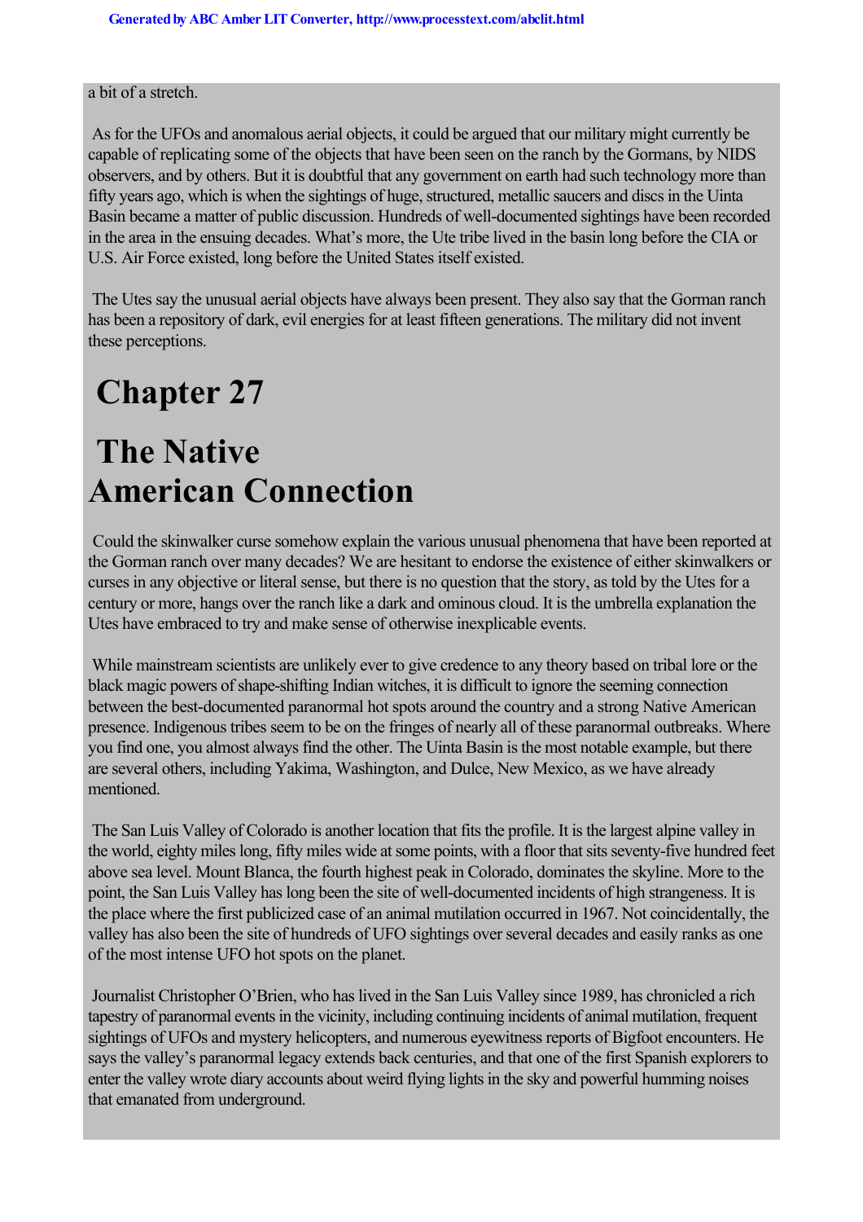a bit of a stretch.

As for the UFOs and anomalous aerial objects, it could be argued that our military might currently be capable of replicating some of the objects that have been seen on the ranch by the Gormans, by NIDS observers, and by others. But it is doubtful that any government on earth had such technology more than fifty years ago, which is when the sightings of huge, structured, metallic saucers and discs in the Uinta Basin became a matter of public discussion. Hundreds of well-documented sightings have been recorded in the area in the ensuing decades. What's more, the Ute tribe lived in the basin long before the CIA or U.S. Air Force existed, long before the United States itself existed.

The Utes say the unusual aerial objects have always been present. They also say that the Gorman ranch has been a repository of dark, evil energies for at least fifteen generations. The military did not invent these perceptions.

# Chapter 27

# The Native American Connection

Could the skinwalker curse somehow explain the various unusual phenomena that have been reported at the Gorman ranch over many decades? We are hesitant to endorse the existence of either skinwalkers or curses in any objective or literal sense, but there is no question that the story, as told by the Utes for a century or more, hangs over the ranch like a dark and ominous cloud. It is the umbrella explanation the Utes have embraced to try and make sense of otherwise inexplicable events.

While mainstream scientists are unlikely ever to give credence to any theory based on tribal lore or the black magic powers of shape-shifting Indian witches, it is difficult to ignore the seeming connection between the best-documented paranormal hot spots around the country and a strong Native American presence. Indigenous tribes seem to be on the fringes of nearly all of these paranormal outbreaks. Where you find one, you almost always find the other. The Uinta Basin is the most notable example, but there are several others, including Yakima, Washington, and Dulce, New Mexico, as we have already mentioned.

The San Luis Valley of Colorado is another location that fits the profile. It is the largest alpine valley in the world, eighty miles long, fifty miles wide at some points, with a floor that sits seventy-five hundred feet above sea level. Mount Blanca, the fourth highest peak in Colorado, dominates the skyline. More to the point, the San Luis Valley has long been the site of well-documented incidents of high strangeness. It is the place where the first publicized case of an animal mutilation occurred in 1967. Not coincidentally, the valley has also been the site of hundreds of UFO sightings over several decades and easily ranks as one of the most intense UFO hot spots on the planet.

Journalist Christopher O'Brien, who has lived in the San Luis Valley since 1989, has chronicled a rich tapestry of paranormal events in the vicinity, including continuing incidents of animal mutilation, frequent sightings of UFOs and mystery helicopters, and numerous eyewitness reports of Bigfoot encounters. He says the valley's paranormal legacy extends back centuries, and that one of the first Spanish explorers to enter the valley wrote diary accounts about weird flying lights in the sky and powerful humming noises that emanated from underground.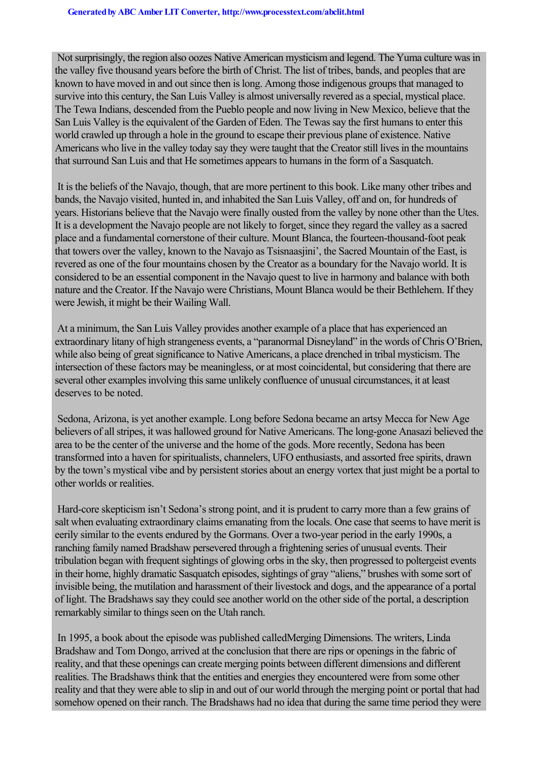Not surprisingly, the region also oozes Native American mysticism and legend. The Yuma culture was in the valley five thousand years before the birth of Christ. The list of tribes, bands, and peoples that are known to have moved in and out since then is long. Among those indigenous groups that managed to survive into this century, the San Luis Valley is almost universally revered as a special, mystical place. The Tewa Indians, descended from the Pueblo people and now living in New Mexico, believe that the San Luis Valley is the equivalent of the Garden of Eden. The Tewas say the first humans to enter this world crawled up through a hole in the ground to escape their previous plane of existence. Native Americans who live in the valley today say they were taught that the Creator still lives in the mountains that surround San Luis and that He sometimes appears to humans in the form of a Sasquatch.

It is the beliefs of the Navajo, though, that are more pertinent to this book. Like many other tribes and bands, the Navajo visited, hunted in, and inhabited the San Luis Valley, off and on, for hundreds of years. Historians believe that the Navajo were finally ousted from the valley by none other than the Utes. It is a development the Navajo people are not likely to forget, since they regard the valley as a sacred place and a fundamental cornerstone of their culture. Mount Blanca, the fourteen-thousand-foot peak that towers over the valley, known to the Navajo as Tsisnaasjini', the Sacred Mountain of the East, is revered as one of the four mountains chosen by the Creator as a boundary for the Navajo world. It is considered to be an essential component in the Navajo quest to live in harmony and balance with both nature and the Creator. If the Navajo were Christians, Mount Blanca would be their Bethlehem. If they were Jewish, it might be their Wailing Wall.

At a minimum, the San Luis Valley provides another example of a place that has experienced an extraordinary litany of high strangeness events, a "paranormal Disneyland" in the words of Chris O'Brien, while also being of great significance to Native Americans, a place drenched in tribal mysticism. The intersection of these factors may be meaningless, or at most coincidental, but considering that there are several other examples involving this same unlikely confluence of unusual circumstances, it at least deserves to be noted.

Sedona, Arizona, is yet another example. Long before Sedona became an artsy Mecca for New Age believers of all stripes, it was hallowed ground for Native Americans. The long-gone Anasazi believed the area to be the center of the universe and the home of the gods. More recently, Sedona has been transformed into a haven for spiritualists, channelers, UFO enthusiasts, and assorted free spirits, drawn by the town's mystical vibe and by persistent stories about an energy vortex that just might be a portal to other worlds or realities.

Hard-core skepticism isn't Sedona's strong point, and it is prudent to carry more than a few grains of salt when evaluating extraordinary claims emanating from the locals. One case that seems to have merit is eerily similar to the events endured by the Gormans. Over a two-year period in the early 1990s, a ranching family named Bradshaw persevered through a frightening series of unusual events. Their tribulation began with frequent sightings of glowing orbs in the sky, then progressed to poltergeist events in their home, highly dramatic Sasquatch episodes, sightings of gray "aliens," brushes with some sort of invisible being, the mutilation and harassment of their livestock and dogs, and the appearance of a portal of light. The Bradshaws say they could see another world on the other side of the portal, a description remarkably similar to things seen on the Utah ranch.

In 1995, a book about the episode was published called *Merging Dimensions*. The writers, Linda Bradshaw and Tom Dongo, arrived at the conclusion that there are rips or openings in the fabric of reality, and that these openings can create merging points between different dimensions and different realities. The Bradshaws think that the entities and energies they encountered were from some other reality and that they were able to slip in and out of our world through the merging point or portal that had somehow opened on their ranch. The Bradshaws had no idea that during the same time period they were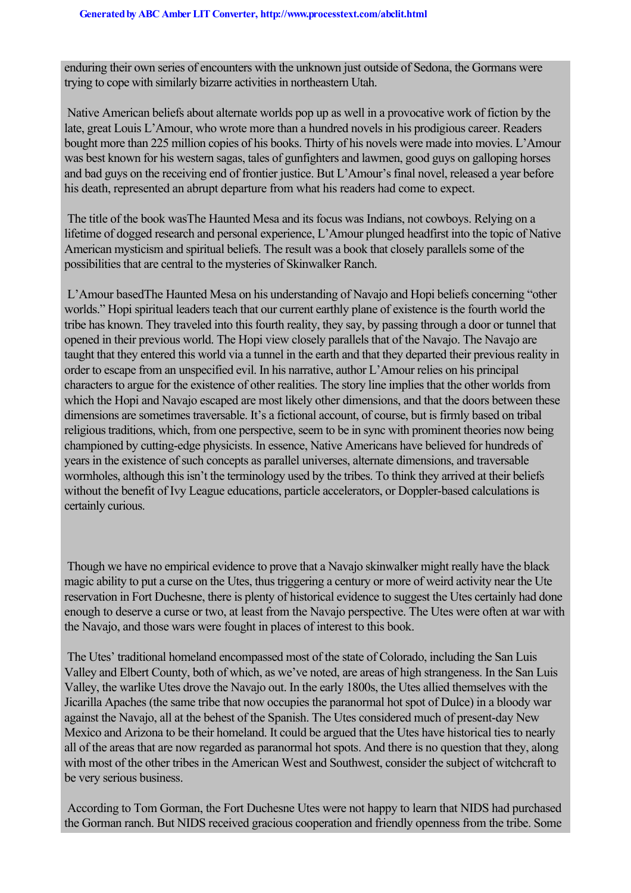enduring their own series of encounters with the unknown just outside of Sedona, the Gormans were trying to cope with similarly bizarre activities in northeastern Utah.

Native American beliefs about alternate worlds pop up as well in a provocative work of fiction by the late, great Louis L'Amour, who wrote more than a hundred novels in his prodigious career. Readers bought more than 225 million copies of his books. Thirty of his novels were made into movies. L'Amour was best known for his western sagas, tales of gunfighters and lawmen, good guys on galloping horses and bad guys on the receiving end of frontier justice. But L'Amour's final novel, released a year before his death, represented an abrupt departure from what his readers had come to expect.

The title of the book was *The Haunted Mesa* and its focus was Indians, not cowboys. Relying on a lifetime of dogged research and personal experience, L'Amour plunged headfirst into the topic of Native American mysticism and spiritual beliefs. The result was a book that closely parallels some of the possibilities that are central to the mysteries of Skinwalker Ranch.

L'Amour based *The Haunted Mesa* on his understanding of Navajo and Hopi beliefs concerning "other worlds." Hopi spiritual leaders teach that our current earthly plane of existence is the fourth world the tribe has known. They traveled into this fourth reality, they say, by passing through a door or tunnel that opened in their previous world. The Hopi view closely parallels that of the Navajo. The Navajo are taught that they entered this world via a tunnel in the earth and that they departed their previous reality in order to escape from an unspecified evil. In his narrative, author L'Amour relies on his principal characters to argue for the existence of other realities. The story line implies that the other worlds from which the Hopi and Navajo escaped are most likely other dimensions, and that the doors between these dimensions are sometimes traversable. It's a fictional account, of course, but is firmly based on tribal religious traditions, which, from one perspective, seem to be in sync with prominent theories now being championed by cutting-edge physicists. In essence, Native Americans have believed for hundreds of years in the existence of such concepts as parallel universes, alternate dimensions, and traversable wormholes, although this isn't the terminology used by the tribes. To think they arrived at their beliefs without the benefit of Ivy League educations, particle accelerators, or Doppler-based calculations is certainly curious.

Though we have no empirical evidence to prove that a Navajo skinwalker might really have the black magic ability to put a curse on the Utes, thus triggering a century or more of weird activity near the Ute reservation in Fort Duchesne, there is plenty of historical evidence to suggest the Utes certainly had done enough to deserve a curse or two, at least from the Navajo perspective. The Utes were often at war with the Navajo, and those wars were fought in places of interest to this book.

The Utes' traditional homeland encompassed most of the state of Colorado, including the San Luis Valley and Elbert County, both of which, as we've noted, are areas of high strangeness. In the San Luis Valley, the warlike Utes drove the Navajo out. In the early 1800s, the Utes allied themselves with the Jicarilla Apaches (the same tribe that now occupies the paranormal hot spot of Dulce) in a bloody war against the Navajo, all at the behest of the Spanish. The Utes considered much of present-day New Mexico and Arizona to be their homeland. It could be argued that the Utes have historical ties to nearly all of the areas that are now regarded as paranormal hot spots. And there is no question that they, along with most of the other tribes in the American West and Southwest, consider the subject of witchcraft to be very serious business.

According to Tom Gorman, the Fort Duchesne Utes were not happy to learn that NIDS had purchased the Gorman ranch. But NIDS received gracious cooperation and friendly openness from the tribe. Some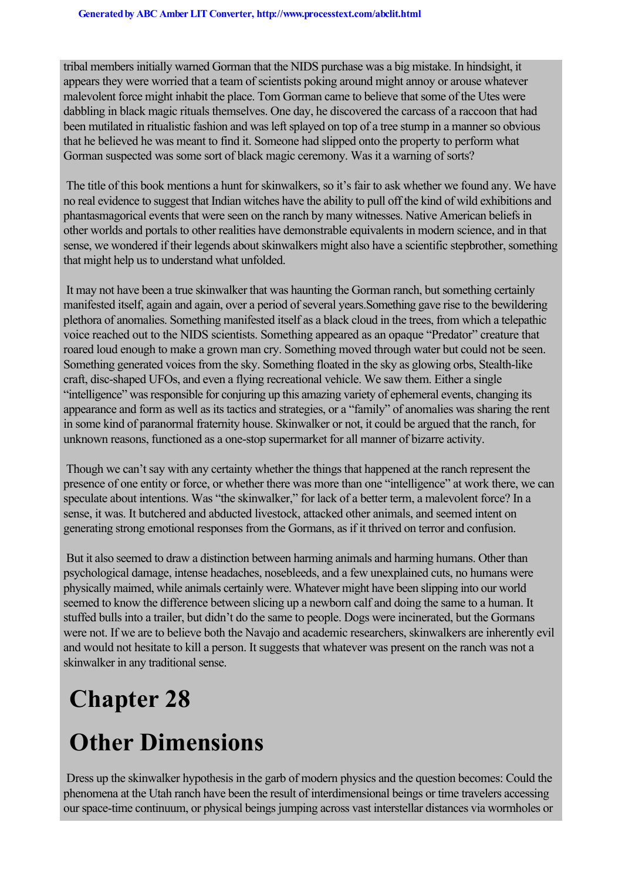tribal members initially warned Gorman that the NIDS purchase was a big mistake. In hindsight, it appears they were worried that a team of scientists poking around might annoy or arouse whatever malevolent force might inhabit the place. Tom Gorman came to believe that some of the Utes were dabbling in black magic rituals themselves. One day, he discovered the carcass of a raccoon that had been mutilated in ritualistic fashion and was left splayed on top of a tree stump in a manner so obvious that he believed he was meant to find it. Someone had slipped onto the property to perform what Gorman suspected was some sort of black magic ceremony. Was it a warning of sorts?

The title of this book mentions a hunt for skinwalkers, so it's fair to ask whether we found any. We have no real evidence to suggest that Indian witches have the ability to pull off the kind of wild exhibitions and phantasmagorical events that were seen on the ranch by many witnesses. Native American beliefs in other worlds and portals to other realities have demonstrable equivalents in modern science, and in that sense, we wondered if their legends about skinwalkers might also have a scientific stepbrother, something that might help us to understand what unfolded.

It may not have been a true skinwalker that was haunting the Gorman ranch, but something certainly manifested itself, again and again, over a period of several years.Something gave rise to the bewildering plethora of anomalies. Something manifested itself as a black cloud in the trees, from which a telepathic voice reached out to the NIDS scientists. Something appeared as an opaque "Predator" creature that roared loud enough to make a grown man cry. Something moved through water but could not be seen. Something generated voices from the sky. Something floated in the sky as glowing orbs, Stealth-like craft, disc-shaped UFOs, and even a flying recreational vehicle. We saw them. Either a single "intelligence" was responsible for conjuring up this amazing variety of ephemeral events, changing its appearance and form as well as its tactics and strategies, or a "family" of anomalies was sharing the rent in some kind of paranormal fraternity house. Skinwalker or not, it could be argued that the ranch, for unknown reasons, functioned as a one-stop supermarket for all manner of bizarre activity.

Though we can't say with any certainty whether the things that happened at the ranch represent the presence of one entity or force, or whether there was more than one "intelligence" at work there, we can speculate about intentions. Was "the skinwalker," for lack of a better term, a malevolent force? In a sense, it was. It butchered and abducted livestock, attacked other animals, and seemed intent on generating strong emotional responses from the Gormans, as if it thrived on terror and confusion.

But it also seemed to draw a distinction between harming animals and harming humans. Other than psychological damage, intense headaches, nosebleeds, and a few unexplained cuts, no humans were physically maimed, while animals certainly were. Whatever might have been slipping into our world seemed to know the difference between slicing up a newborn calf and doing the same to a human. It stuffed bulls into a trailer, but didn't do the same to people. Dogs were incinerated, but the Gormans were not. If we are to believe both the Navajo and academic researchers, skinwalkers are inherently evil and would not hesitate to kill a person. It suggests that whatever was present on the ranch was not a skinwalker in any traditional sense.

# Chapter 28

# Other Dimensions

Dress up the skinwalker hypothesis in the garb of modern physics and the question becomes: Could the phenomena at the Utah ranch have been the result of interdimensional beings or time travelers accessing our space-time continuum, or physical beings jumping across vast interstellar distances via wormholes or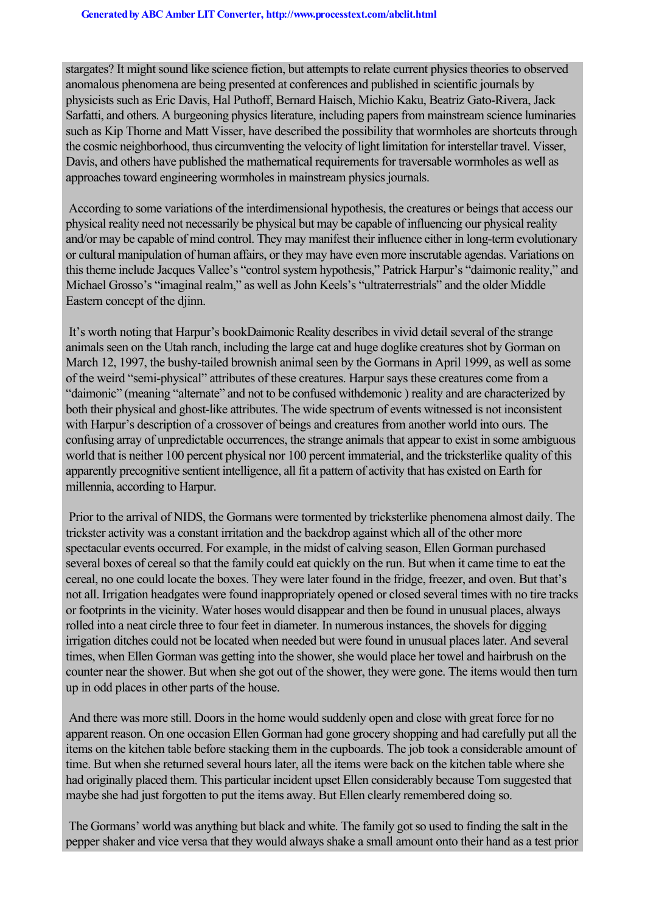stargates? It might sound like science fiction, but attempts to relate current physics theories to observed anomalous phenomena are being presented at conferences and published in scientific journals by physicists such as Eric Davis, Hal Puthoff, Bernard Haisch, Michio Kaku, Beatriz Gato-Rivera, Jack Sarfatti, and others. A burgeoning physics literature, including papers from mainstream science luminaries such as Kip Thorne and Matt Visser, have described the possibility that wormholes are shortcuts through the cosmic neighborhood, thus circumventing the velocity of light limitation for interstellar travel. Visser, Davis, and others have published the mathematical requirements for traversable wormholes as well as approaches toward engineering wormholes in mainstream physics journals.

According to some variations of the interdimensional hypothesis, the creatures or beings that access our physical reality need not necessarily be physical but may be capable of influencing our physical reality and/or may be capable of mind control. They may manifest their influence either in long-term evolutionary or cultural manipulation of human affairs, or they may have even more inscrutable agendas. Variations on this theme include Jacques Vallee's "control system hypothesis," Patrick Harpur's "daimonic reality," and Michael Grosso's "imaginal realm," as well as John Keels's "ultraterrestrials" and the older Middle Eastern concept of the djinn.

It's worth noting that Harpur's book *Daimonic Reality* describes in vivid detail several of the strange animals seen on the Utah ranch, including the large cat and huge doglike creatures shot by Gorman on March 12, 1997, the bushy-tailed brownish animal seen by the Gormans in April 1999, as well as some of the weird "semi-physical" attributes of these creatures. Harpur says these creatures come from a "daimonic" (meaning "alternate" and not to be confused with *demonic*) reality and are characterized by both their physical and ghost-like attributes. The wide spectrum of events witnessed is not inconsistent with Harpur's description of a crossover of beings and creatures from another world into ours. The confusing array of unpredictable occurrences, the strange animals that appear to exist in some ambiguous world that is neither 100 percent physical nor 100 percent immaterial, and the tricksterlike quality of this apparently precognitive sentient intelligence, all fit a pattern of activity that has existed on Earth for millennia, according to Harpur.

Prior to the arrival of NIDS, the Gormans were tormented by tricksterlike phenomena almost daily. The trickster activity was a constant irritation and the backdrop against which all of the other more spectacular events occurred. For example, in the midst of calving season, Ellen Gorman purchased several boxes of cereal so that the family could eat quickly on the run. But when it came time to eat the cereal, no one could locate the boxes. They were later found in the fridge, freezer, and oven. But that's not all. Irrigation headgates were found inappropriately opened or closed several times with no tire tracks or footprints in the vicinity. Water hoses would disappear and then be found in unusual places, always rolled into a neat circle three to four feet in diameter. In numerous instances, the shovels for digging irrigation ditches could not be located when needed but were found in unusual places later. And several times, when Ellen Gorman was getting into the shower, she would place her towel and hairbrush on the counter near the shower. But when she got out of the shower, they were gone. The items would then turn up in odd places in other parts of the house.

And there was more still. Doors in the home would suddenly open and close with great force for no apparent reason. On one occasion Ellen Gorman had gone grocery shopping and had carefully put all the items on the kitchen table before stacking them in the cupboards. The job took a considerable amount of time. But when she returned several hours later, all the items were back on the kitchen table where she had originally placed them. This particular incident upset Ellen considerably because Tom suggested that maybe she had just forgotten to put the items away. But Ellen clearly remembered doing so.

The Gormans' world was anything but black and white. The family got so used to finding the salt in the pepper shaker and vice versa that they would always shake a small amount onto their hand as a test prior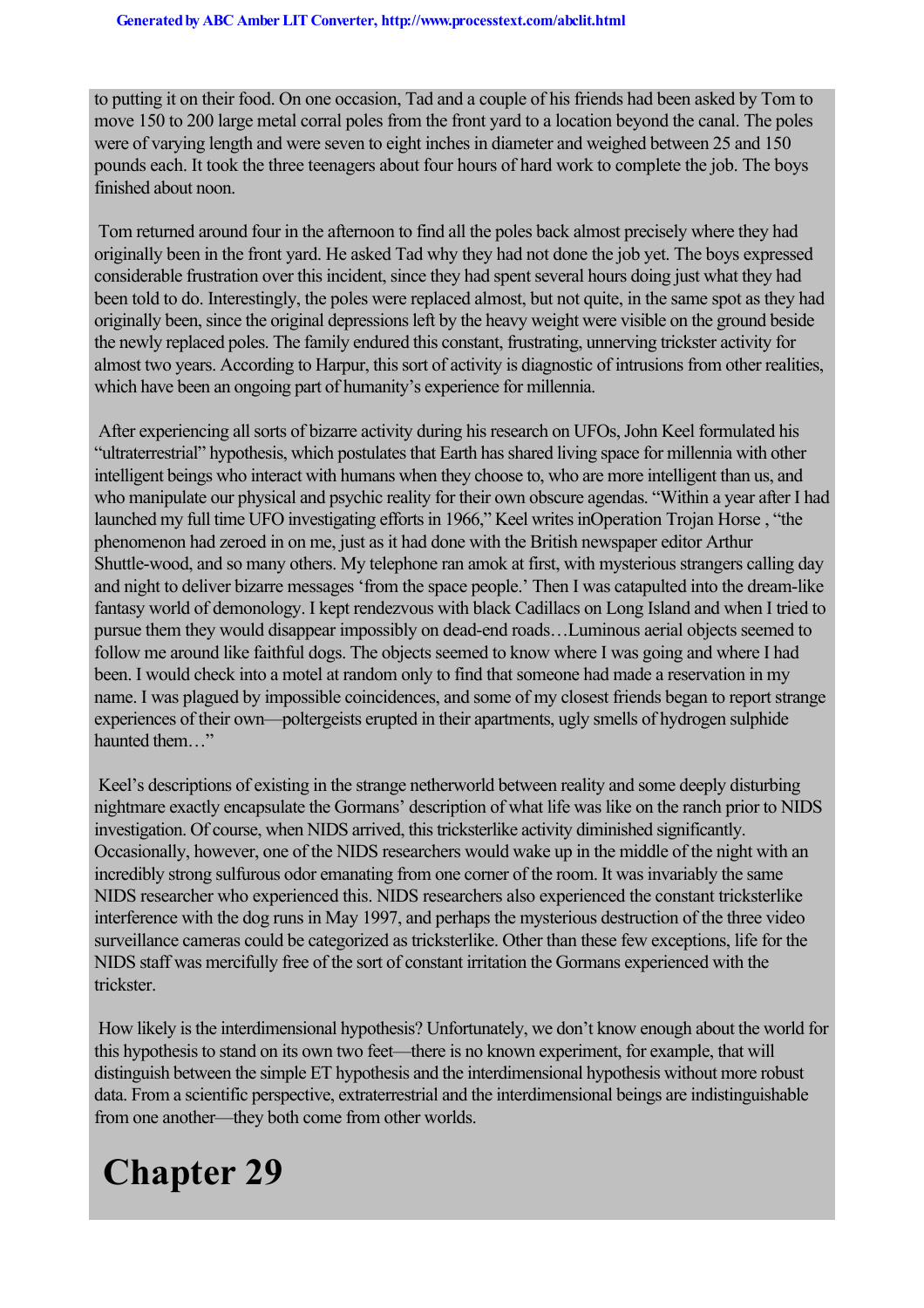to putting it on their food. On one occasion, Tad and a couple of his friends had been asked by Tom to move 150 to 200 large metal corral poles from the front yard to a location beyond the canal. The poles were of varying length and were seven to eight inches in diameter and weighed between 25 and 150 pounds each. It took the three teenagers about four hours of hard work to complete the job. The boys finished about noon.

Tom returned around four in the afternoon to find all the poles back almost precisely where they had originally been in the front yard. He asked Tad why they had not done the job yet. The boys expressed considerable frustration over this incident, since they had spent several hours doing just what they had been told to do. Interestingly, the poles were replaced almost, but not quite, in the same spot as they had originally been, since the original depressions left by the heavy weight were visible on the ground beside the newly replaced poles. The family endured this constant, frustrating, unnerving trickster activity for almost two years. According to Harpur, this sort of activity is diagnostic of intrusions from other realities, which have been an ongoing part of humanity's experience for millennia.

After experiencing all sorts of bizarre activity during his research on UFOs, John Keel formulated his "ultraterrestrial" hypothesis, which postulates that Earth has shared living space for millennia with other intelligent beings who interact with humans when they choose to, who are more intelligent than us, and who manipulate our physical and psychic reality for their own obscure agendas. "Within a year after I had launched my full time UFO investigating efforts in 1966," Keel writes in *Operation Trojan Horse* , "the phenomenon had zeroed in on me, just as it had done with the British newspaper editor Arthur Shuttle-wood, and so many others. My telephone ran amok at first, with mysterious strangers calling day and night to deliver bizarre messages 'from the space people.' Then I was catapulted into the dream-like fantasy world of demonology. I kept rendezvous with black Cadillacs on Long Island and when I tried to pursue them they would disappear impossibly on dead-end roads…Luminous aerial objects seemed to follow me around like faithful dogs. The objects seemed to know where I was going and where I had been. I would check into a motel at random only to find that someone had made a reservation in my name. I was plagued by impossible coincidences, and some of my closest friends began to report strange experiences of their own—poltergeists erupted in their apartments, ugly smells of hydrogen sulphide haunted them…"

Keel's descriptions of existing in the strange netherworld between reality and some deeply disturbing nightmare exactly encapsulate the Gormans' description of what life was like on the ranch prior to NIDS investigation. Of course, when NIDS arrived, this tricksterlike activity diminished significantly. Occasionally, however, one of the NIDS researchers would wake up in the middle of the night with an incredibly strong sulfurous odor emanating from one corner of the room. It was invariably the same NIDS researcher who experienced this. NIDS researchers also experienced the constant tricksterlike interference with the dog runs in May 1997, and perhaps the mysterious destruction of the three video surveillance cameras could be categorized as tricksterlike. Other than these few exceptions, life for the NIDS staff was mercifully free of the sort of constant irritation the Gormans experienced with the trickster.

How likely is the interdimensional hypothesis? Unfortunately, we don't know enough about the world for this hypothesis to stand on its own two feet—there is no known experiment, for example, that will distinguish between the simple ET hypothesis and the interdimensional hypothesis without more robust data. From a scientific perspective, extraterrestrial and the interdimensional beings are indistinguishable from one another—they both come from other worlds.

# Chapter 29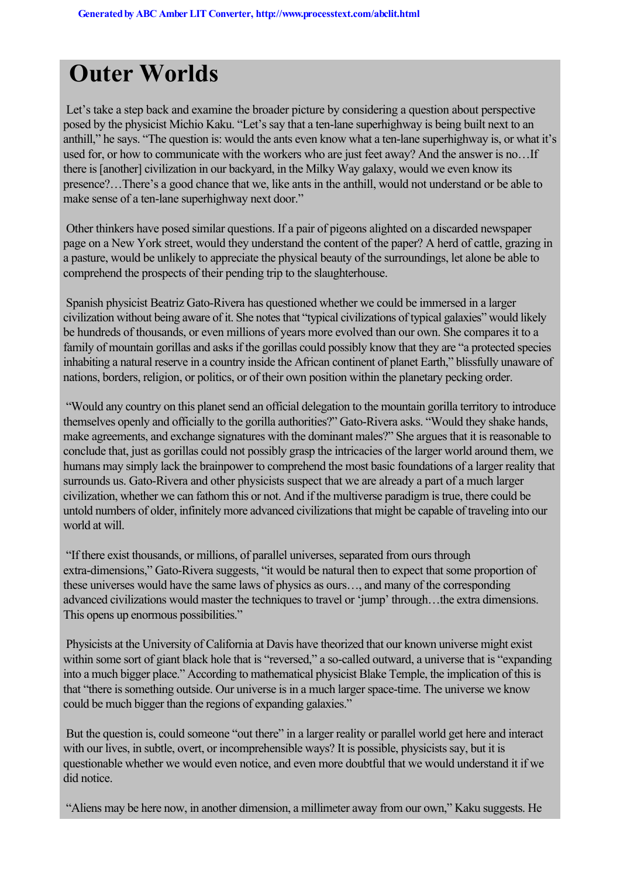# Outer Worlds

Let's take a step back and examine the broader picture by considering a question about perspective posed by the physicist Michio Kaku. "Let's say that a ten-lane superhighway is being built next to an anthill," he says. "The question is: would the ants even know what a ten-lane superhighway is, or what it's used for, or how to communicate with the workers who are just feet away? And the answer is no…If there is [another] civilization in our backyard, in the Milky Way galaxy, would we even know its presence?…There's a good chance that we, like ants in the anthill, would not understand or be able to make sense of a ten-lane superhighway next door."

Other thinkers have posed similar questions. If a pair of pigeons alighted on a discarded newspaper page on a New York street, would they understand the content of the paper? A herd of cattle, grazing in a pasture, would be unlikely to appreciate the physical beauty of the surroundings, let alone be able to comprehend the prospects of their pending trip to the slaughterhouse.

Spanish physicist Beatriz Gato-Rivera has questioned whether we could be immersed in a larger civilization without being aware of it. She notes that "typical civilizations of typical galaxies" would likely be hundreds of thousands, or even millions of years more evolved than our own. She compares it to a family of mountain gorillas and asks if the gorillas could possibly know that they are "a protected species inhabiting a natural reserve in a country inside the African continent of planet Earth," blissfully unaware of nations, borders, religion, or politics, or of their own position within the planetary pecking order.

"Would any country on this planet send an official delegation to the mountain gorilla territory to introduce themselves openly and officially to the gorilla authorities?" Gato-Rivera asks. "Would they shake hands, make agreements, and exchange signatures with the dominant males?" She argues that it is reasonable to conclude that, just as gorillas could not possibly grasp the intricacies of the larger world around them, we humans may simply lack the brainpower to comprehend the most basic foundations of a larger reality that surrounds us. Gato-Rivera and other physicists suspect that we are already a part of a much larger civilization, whether we can fathom this or not. And if the multiverse paradigm is true, there could be untold numbers of older, infinitely more advanced civilizations that might be capable of traveling into our world at will.

"If there exist thousands, or millions, of parallel universes, separated from ours through extra-dimensions," Gato-Rivera suggests, "it would be natural then to expect that some proportion of these universes would have the same laws of physics as ours…, and many of the corresponding advanced civilizations would master the techniques to travel or 'jump' through…the extra dimensions. This opens up enormous possibilities."

Physicists at the University of California at Davis have theorized that our known universe might exist within some sort of giant black hole that is "reversed," a so-called outward, a universe that is "expanding into a much bigger place." According to mathematical physicist Blake Temple, the implication of this is that "there is something outside. Our universe is in a much larger space-time. The universe we know could be much bigger than the regions of expanding galaxies."

But the question is, could someone "out there" in a larger reality or parallel world get here and interact with our lives, in subtle, overt, or incomprehensible ways? It is possible, physicists say, but it is questionable whether we would even notice, and even more doubtful that we would understand it if we did notice.

"Aliens may be here now, in another dimension, a millimeter away from our own," Kaku suggests. He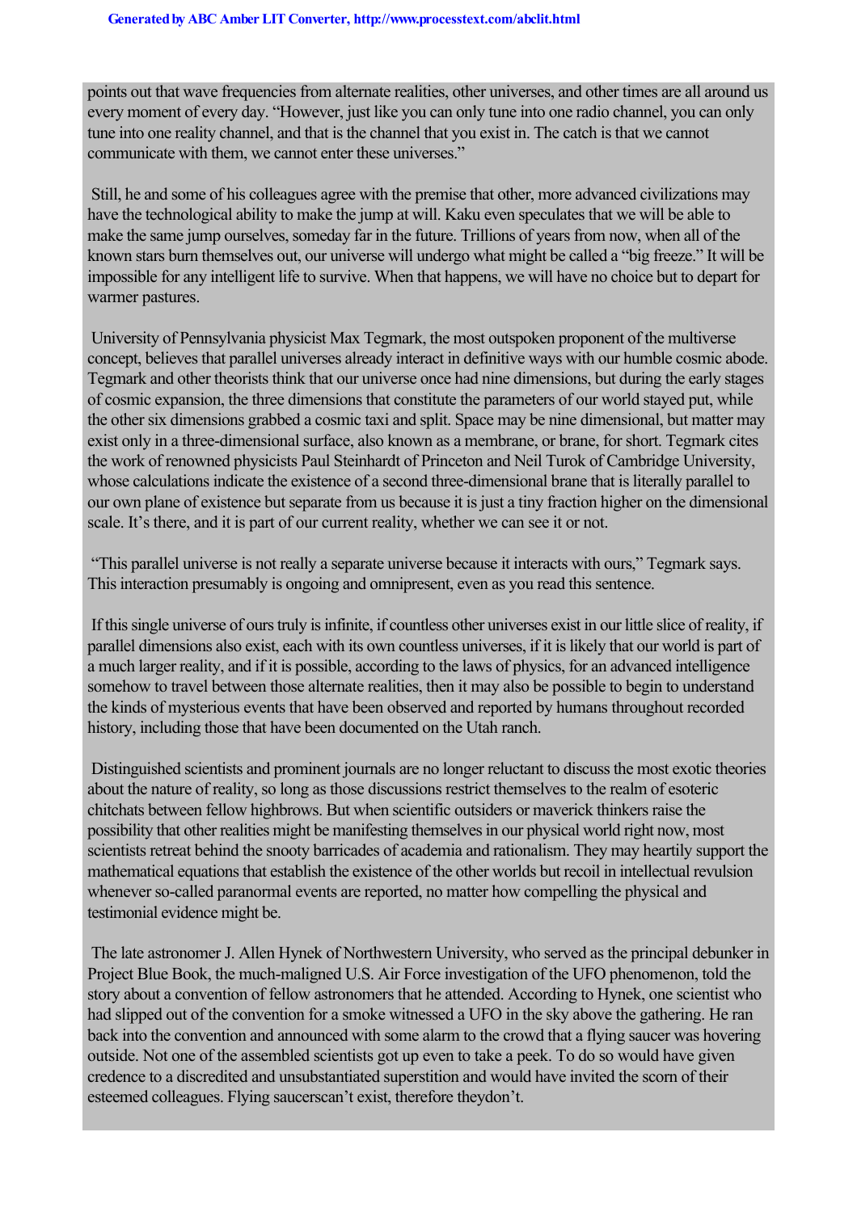points out that wave frequencies from alternate realities, other universes, and other times are all around us every moment of every day. "However, just like you can only tune into one radio channel, you can only tune into one reality channel, and that is the channel that you exist in. The catch is that we cannot communicate with them, we cannot enter these universes."

Still, he and some of his colleagues agree with the premise that other, more advanced civilizations may have the technological ability to make the jump at will. Kaku even speculates that we will be able to make the same jump ourselves, someday far in the future. Trillions of years from now, when all of the known stars burn themselves out, our universe will undergo what might be called a "big freeze." It will be impossible for any intelligent life to survive. When that happens, we will have no choice but to depart for warmer pastures.

University of Pennsylvania physicist Max Tegmark, the most outspoken proponent of the multiverse concept, believes that parallel universes already interact in definitive ways with our humble cosmic abode. Tegmark and other theorists think that our universe once had nine dimensions, but during the early stages of cosmic expansion, the three dimensions that constitute the parameters of our world stayed put, while the other six dimensions grabbed a cosmic taxi and split. Space may be nine dimensional, but matter may exist only in a three-dimensional surface, also known as a membrane, or brane, for short. Tegmark cites the work of renowned physicists Paul Steinhardt of Princeton and Neil Turok of Cambridge University, whose calculations indicate the existence of a second three-dimensional brane that is literally parallel to our own plane of existence but separate from us because it is just a tiny fraction higher on the dimensional scale. It's there, and it is part of our current reality, whether we can see it or not.

"This parallel universe is not really a separate universe because it interacts with ours," Tegmark says. This interaction presumably is ongoing and omnipresent, even as you read this sentence.

If this single universe of ours truly is infinite, if countless other universes exist in our little slice of reality, if parallel dimensions also exist, each with its own countless universes, if it is likely that our world is part of a much larger reality, and if it is possible, according to the laws of physics, for an advanced intelligence somehow to travel between those alternate realities, then it may also be possible to begin to understand the kinds of mysterious events that have been observed and reported by humans throughout recorded history, including those that have been documented on the Utah ranch.

Distinguished scientists and prominent journals are no longer reluctant to discuss the most exotic theories about the nature of reality, so long as those discussions restrict themselves to the realm of esoteric chitchats between fellow highbrows. But when scientific outsiders or maverick thinkers raise the possibility that other realities might be manifesting themselves in our physical world right now, most scientists retreat behind the snooty barricades of academia and rationalism. They may heartily support the mathematical equations that establish the existence of the other worlds but recoil in intellectual revulsion whenever so-called paranormal events are reported, no matter how compelling the physical and testimonial evidence might be.

The late astronomer J. Allen Hynek of Northwestern University, who served as the principal debunker in Project Blue Book, the much-maligned U.S. Air Force investigation of the UFO phenomenon, told the story about a convention of fellow astronomers that he attended. According to Hynek, one scientist who had slipped out of the convention for a smoke witnessed a UFO in the sky above the gathering. He ran back into the convention and announced with some alarm to the crowd that a flying saucer was hovering outside. Not one of the assembled scientists got up even to take a peek. To do so would have given credence to a discredited and unsubstantiated superstition and would have invited the scorn of their esteemed colleagues. Flying saucers*can't* exist, therefore they*don't*.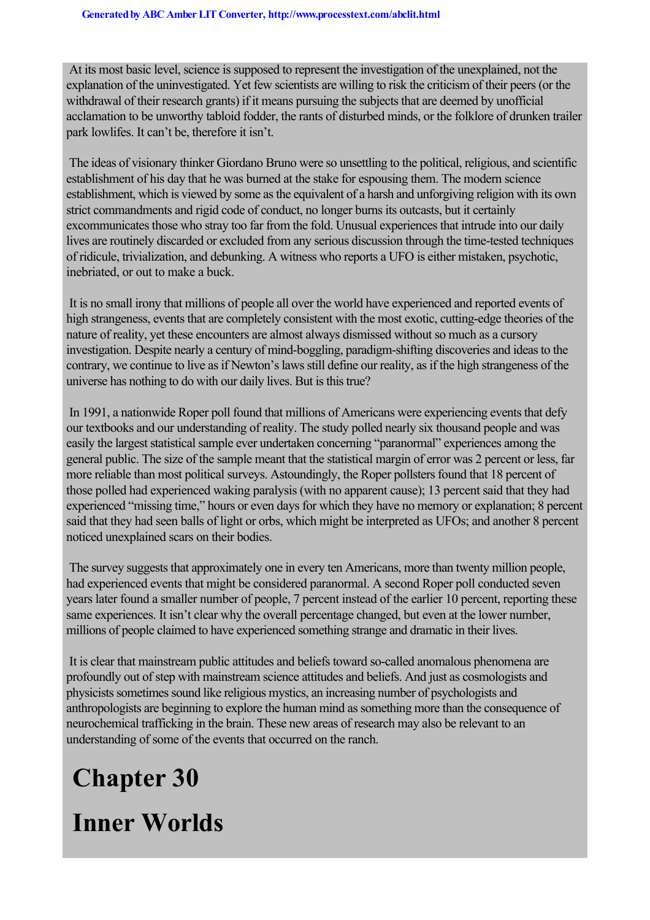At its most basic level, science is supposed to represent the investigation of the unexplained, not the explanation of the uninvestigated. Yet few scientists are willing to risk the criticism of their peers (or the withdrawal of their research grants) if it means pursuing the subjects that are deemed by unofficial acclamation to be unworthy tabloid fodder, the rants of disturbed minds, or the folklore of drunken trailer park lowlifes. It can't be, therefore it isn't.

The ideas of visionary thinker Giordano Bruno were so unsettling to the political, religious, and scientific establishment of his day that he was burned at the stake for espousing them. The modern science establishment, which is viewed by some as the equivalent of a harsh and unforgiving religion with its own strict commandments and rigid code of conduct, no longer burns its outcasts, but it certainly excommunicates those who stray too far from the fold. Unusual experiences that intrude into our daily lives are routinely discarded or excluded from any serious discussion through the time-tested techniques of ridicule, trivialization, and debunking. A witness who reports a UFO is either mistaken, psychotic, inebriated, or out to make a buck.

It is no small irony that millions of people all over the world have experienced and reported events of high strangeness, events that are completely consistent with the most exotic, cutting-edge theories of the nature of reality, yet these encounters are almost always dismissed without so much as a cursory investigation. Despite nearly a century of mind-boggling, paradigm-shifting discoveries and ideas to the contrary, we continue to live as if Newton's laws still define our reality, as if the high strangeness of the universe has nothing to do with our daily lives. But is this true?

In 1991, a nationwide Roper poll found that millions of Americans were experiencing events that defy our textbooks and our understanding of reality. The study polled nearly six thousand people and was easily the largest statistical sample ever undertaken concerning "paranormal" experiences among the general public. The size of the sample meant that the statistical margin of error was 2 percent or less, far more reliable than most political surveys. Astoundingly, the Roper pollsters found that 18 percent of those polled had experienced waking paralysis (with no apparent cause); 13 percent said that they had experienced "missing time," hours or even days for which they have no memory or explanation; 8 percent said that they had seen balls of light or orbs, which might be interpreted as UFOs; and another 8 percent noticed unexplained scars on their bodies.

The survey suggests that approximately one in every ten Americans, more than twenty million people, had experienced events that might be considered paranormal. A second Roper poll conducted seven years later found a smaller number of people, 7 percent instead of the earlier 10 percent, reporting these same experiences. It isn't clear why the overall percentage changed, but even at the lower number, millions of people claimed to have experienced something strange and dramatic in their lives.

It is clear that mainstream public attitudes and beliefs toward so-called anomalous phenomena are profoundly out of step with mainstream science attitudes and beliefs. And just as cosmologists and physicists sometimes sound like religious mystics, an increasing number of psychologists and anthropologists are beginning to explore the human mind as something more than the consequence of neurochemical trafficking in the brain. These new areas of research may also be relevant to an understanding of some of the events that occurred on the ranch.

# Chapter 30

# Inner Worlds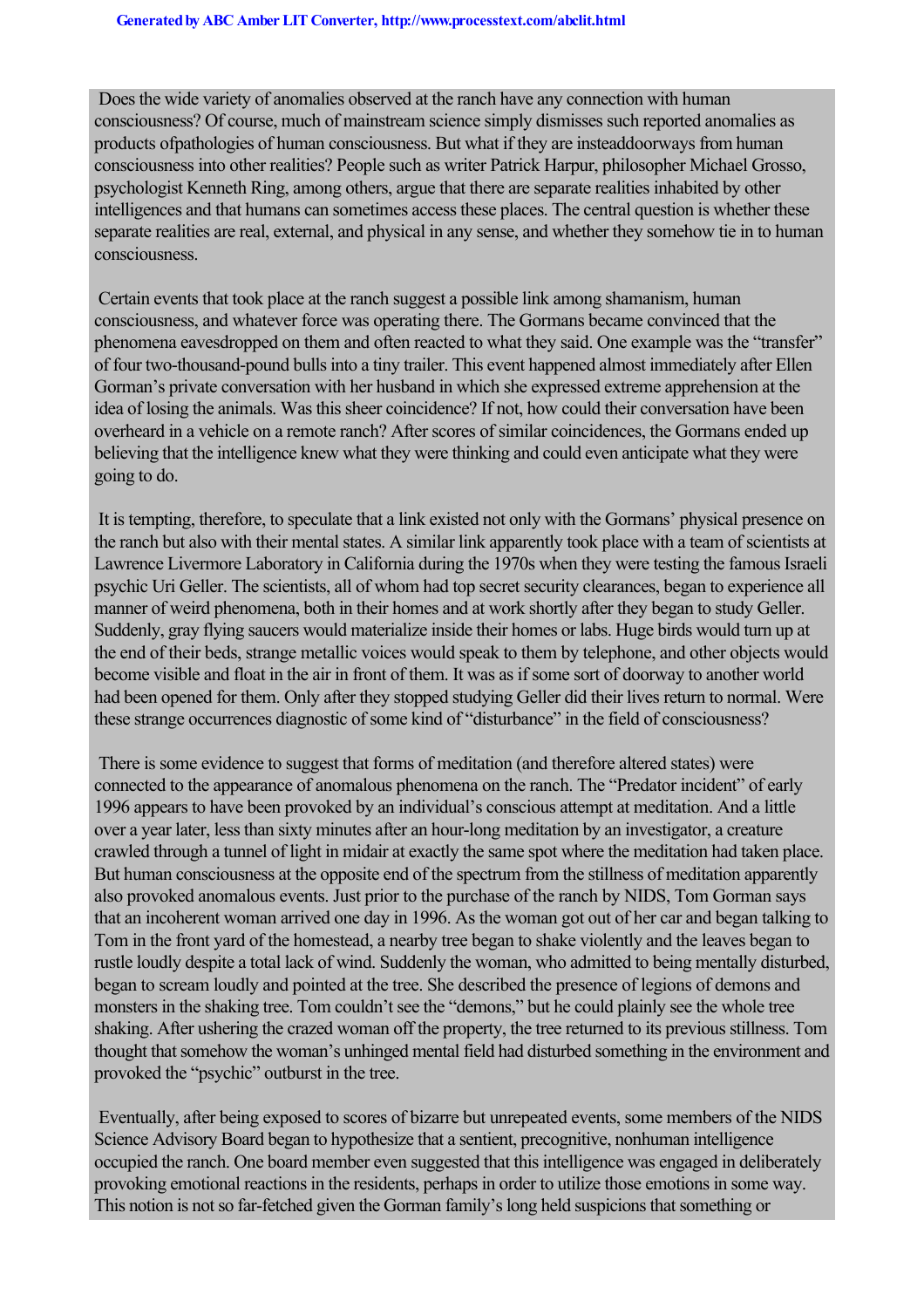Does the wide variety of anomalies observed at the ranch have any connection with human consciousness? Of course, much of mainstream science simply dismisses such reported anomalies as products ofpathologies of human consciousness. But what if they are insteaddoorways from human consciousness into other realities? People such as writer Patrick Harpur, philosopher Michael Grosso, psychologist Kenneth Ring, among others, argue that there are separate realities inhabited by other intelligences and that humans can sometimes access these places. The central question is whether these separate realities are real, external, and physical in any sense, and whether they somehow tie in to human consciousness.

Certain events that took place at the ranch suggest a possible link among shamanism, human consciousness, and whatever force was operating there. The Gormans became convinced that the phenomena eavesdropped on them and often reacted to what they said. One example was the "transfer" of four two-thousand-pound bulls into a tiny trailer. This event happened almost immediately after Ellen Gorman's private conversation with her husband in which she expressed extreme apprehension at the idea of losing the animals. Was this sheer coincidence? If not, how could their conversation have been overheard in a vehicle on a remote ranch? After scores of similar coincidences, the Gormans ended up believing that the intelligence knew what they were thinking and could even anticipate what they were going to do.

It is tempting, therefore, to speculate that a link existed not only with the Gormans' physical presence on the ranch but also with their mental states. A similar link apparently took place with a team of scientists at Lawrence Livermore Laboratory in California during the 1970s when they were testing the famous Israeli psychic Uri Geller. The scientists, all of whom had top secret security clearances, began to experience all manner of weird phenomena, both in their homes and at work shortly after they began to study Geller. Suddenly, gray flying saucers would materialize inside their homes or labs. Huge birds would turn up at the end of their beds, strange metallic voices would speak to them by telephone, and other objects would become visible and float in the air in front of them. It was as if some sort of doorway to another world had been opened for them. Only after they stopped studying Geller did their lives return to normal. Were these strange occurrences diagnostic of some kind of "disturbance" in the field of consciousness?

There is some evidence to suggest that forms of meditation (and therefore altered states) were connected to the appearance of anomalous phenomena on the ranch. The "Predator incident" of early 1996 appears to have been provoked by an individual's conscious attempt at meditation. And a little over a year later, less than sixty minutes after an hour-long meditation by an investigator, a creature crawled through a tunnel of light in midair at exactly the same spot where the meditation had taken place. But human consciousness at the opposite end of the spectrum from the stillness of meditation apparently also provoked anomalous events. Just prior to the purchase of the ranch by NIDS, Tom Gorman says that an incoherent woman arrived one day in 1996. As the woman got out of her car and began talking to Tom in the front yard of the homestead, a nearby tree began to shake violently and the leaves began to rustle loudly despite a total lack of wind. Suddenly the woman, who admitted to being mentally disturbed, began to scream loudly and pointed at the tree. She described the presence of legions of demons and monsters in the shaking tree. Tom couldn't see the "demons," but he could plainly see the whole tree shaking. After ushering the crazed woman off the property, the tree returned to its previous stillness. Tom thought that somehow the woman's unhinged mental field had disturbed something in the environment and provoked the "psychic" outburst in the tree.

Eventually, after being exposed to scores of bizarre but unrepeated events, some members of the NIDS Science Advisory Board began to hypothesize that a sentient, precognitive, nonhuman intelligence occupied the ranch. One board member even suggested that this intelligence was engaged in deliberately provoking emotional reactions in the residents, perhaps in order to utilize those emotions in some way. This notion is not so far-fetched given the Gorman family's long held suspicions that something or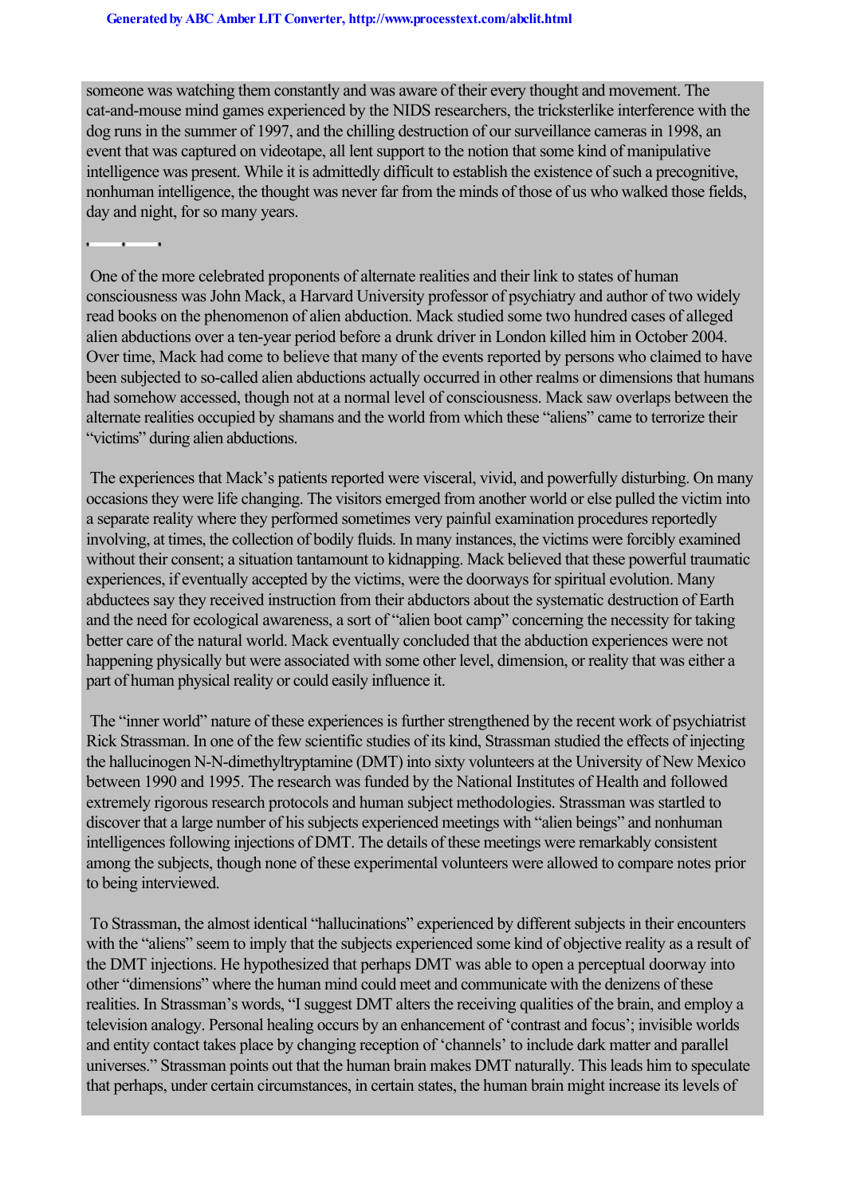someone was watching them constantly and was aware of their every thought and movement. The cat-and-mouse mind games experienced by the NIDS researchers, the tricksterlike interference with the dog runs in the summer of 1997, and the chilling destruction of our surveillance cameras in 1998, an event that was captured on videotape, all lent support to the notion that some kind of manipulative intelligence was present. While it is admittedly difficult to establish the existence of such a precognitive, nonhuman intelligence, the thought was never far from the minds of those of us who walked those fields, day and night, for so many years.

---

One of the more celebrated proponents of alternate realities and their link to states of human consciousness was John Mack, a Harvard University professor of psychiatry and author of two widely read books on the phenomenon of alien abduction. Mack studied some two hundred cases of alleged alien abductions over a ten-year period before a drunk driver in London killed him in October 2004. Over time, Mack had come to believe that many of the events reported by persons who claimed to have been subjected to so-called alien abductions actually occurred in other realms or dimensions that humans had somehow accessed, though not at a normal level of consciousness. Mack saw overlaps between the alternate realities occupied by shamans and the world from which these "aliens" came to terrorize their "victims" during alien abductions.

The experiences that Mack's patients reported were visceral, vivid, and powerfully disturbing. On many occasions they were life changing. The visitors emerged from another world or else pulled the victim into a separate reality where they performed sometimes very painful examination procedures reportedly involving, at times, the collection of bodily fluids. In many instances, the victims were forcibly examined without their consent; a situation tantamount to kidnapping. Mack believed that these powerful traumatic experiences, if eventually accepted by the victims, were the doorways for spiritual evolution. Many abductees say they received instruction from their abductors about the systematic destruction of Earth and the need for ecological awareness, a sort of "alien boot camp" concerning the necessity for taking better care of the natural world. Mack eventually concluded that the abduction experiences were not happening physically but were associated with some other level, dimension, or reality that was either a part of human physical reality or could easily influence it.

The "inner world" nature of these experiences is further strengthened by the recent work of psychiatrist Rick Strassman. In one of the few scientific studies of its kind, Strassman studied the effects of injecting the hallucinogen N-N-dimethyltryptamine (DMT) into sixty volunteers at the University of New Mexico between 1990 and 1995. The research was funded by the National Institutes of Health and followed extremely rigorous research protocols and human subject methodologies. Strassman was startled to discover that a large number of his subjects experienced meetings with "alien beings" and nonhuman intelligences following injections of DMT. The details of these meetings were remarkably consistent among the subjects, though none of these experimental volunteers were allowed to compare notes prior to being interviewed.

To Strassman, the almost identical "hallucinations" experienced by different subjects in their encounters with the "aliens" seem to imply that the subjects experienced some kind of objective reality as a result of the DMT injections. He hypothesized that perhaps DMT was able to open a perceptual doorway into other "dimensions" where the human mind could meet and communicate with the denizens of these realities. In Strassman's words, "I suggest DMT alters the receiving qualities of the brain, and employ a television analogy. Personal healing occurs by an enhancement of 'contrast and focus'; invisible worlds and entity contact takes place by changing reception of 'channels' to include dark matter and parallel universes." Strassman points out that the human brain makes DMT naturally. This leads him to speculate that perhaps, under certain circumstances, in certain states, the human brain might increase its levels of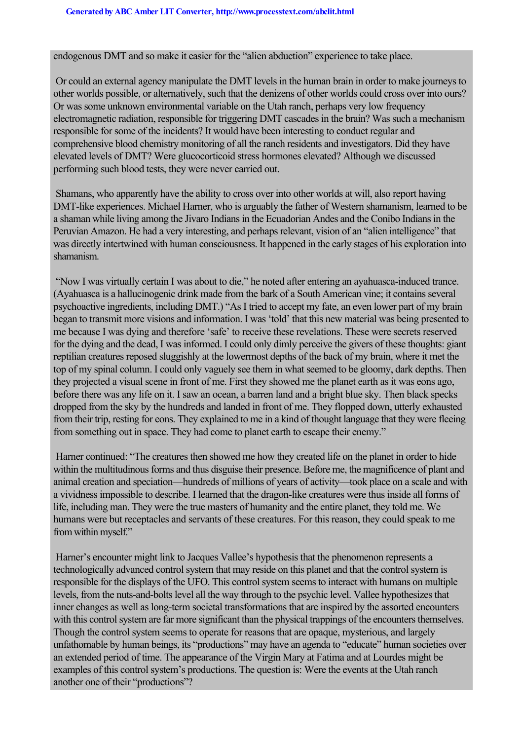endogenous DMT and so make it easier for the “alien abduction” experience to take place.

Or could an external agency manipulate the DMT levels in the human brain in order to make journeys to other worlds possible, or alternatively, such that the denizens of other worlds could cross over into ours? Or was some unknown environmental variable on the Utah ranch, perhaps very low frequency electromagnetic radiation, responsible for triggering DMT cascades in the brain? Was such a mechanism responsible for some of the incidents? It would have been interesting to conduct regular and comprehensive blood chemistry monitoring of all the ranch residents and investigators. Did they have elevated levels of DMT? Were glucocorticoid stress hormones elevated? Although we discussed performing such blood tests, they were never carried out.

Shamans, who apparently have the ability to cross over into other worlds at will, also report having DMT-like experiences. Michael Harner, who is arguably the father of Western shamanism, learned to be a shaman while living among the Jivaro Indians in the Ecuadorian Andes and the Conibo Indians in the Peruvian Amazon. He had a very interesting, and perhaps relevant, vision of an “alien intelligence” that was directly intertwined with human consciousness. It happened in the early stages of his exploration into shamanism.

“Now I was virtually certain I was about to die,” he noted after entering an ayahuasca-induced trance. (Ayahuasca is a hallucinogenic drink made from the bark of a South American vine; it contains several psychoactive ingredients, including DMT.) “As I tried to accept my fate, an even lower part of my brain began to transmit more visions and information. I was ‘told’ that this new material was being presented to me because I was dying and therefore ‘safe’ to receive these revelations. These were secrets reserved for the dying and the dead, I was informed. I could only dimly perceive the givers of these thoughts: giant reptilian creatures reposed sluggishly at the lowermost depths of the back of my brain, where it met the top of my spinal column. I could only vaguely see them in what seemed to be gloomy, dark depths. Then they projected a visual scene in front of me. First they showed me the planet earth as it was eons ago, before there was any life on it. I saw an ocean, a barren land and a bright blue sky. Then black specks dropped from the sky by the hundreds and landed in front of me. They flopped down, utterly exhausted from their trip, resting for eons. They explained to me in a kind of thought language that they were fleeing from something out in space. They had come to planet earth to escape their enemy.”

Harner continued: “The creatures then showed me how they created life on the planet in order to hide within the multitudinous forms and thus disguise their presence. Before me, the magnificence of plant and animal creation and speciation—hundreds of millions of years of activity—took place on a scale and with a vividness impossible to describe. I learned that the dragon-like creatures were thus inside all forms of life, including man. They were the true masters of humanity and the entire planet, they told me. We humans were but receptacles and servants of these creatures. For this reason, they could speak to me from within myself.”

Harner’s encounter might link to Jacques Vallee’s hypothesis that the phenomenon represents a technologically advanced control system that may reside on this planet and that the control system is responsible for the displays of the UFO. This control system seems to interact with humans on multiple levels, from the nuts-and-bolts level all the way through to the psychic level. Vallee hypothesizes that inner changes as well as long-term societal transformations that are inspired by the assorted encounters with this control system are far more significant than the physical trappings of the encounters themselves. Though the control system seems to operate for reasons that are opaque, mysterious, and largely unfathomable by human beings, its “productions” may have an agenda to “educate” human societies over an extended period of time. The appearance of the Virgin Mary at Fatima and at Lourdes might be examples of this control system’s productions. The question is: Were the events at the Utah ranch another one of their “productions”?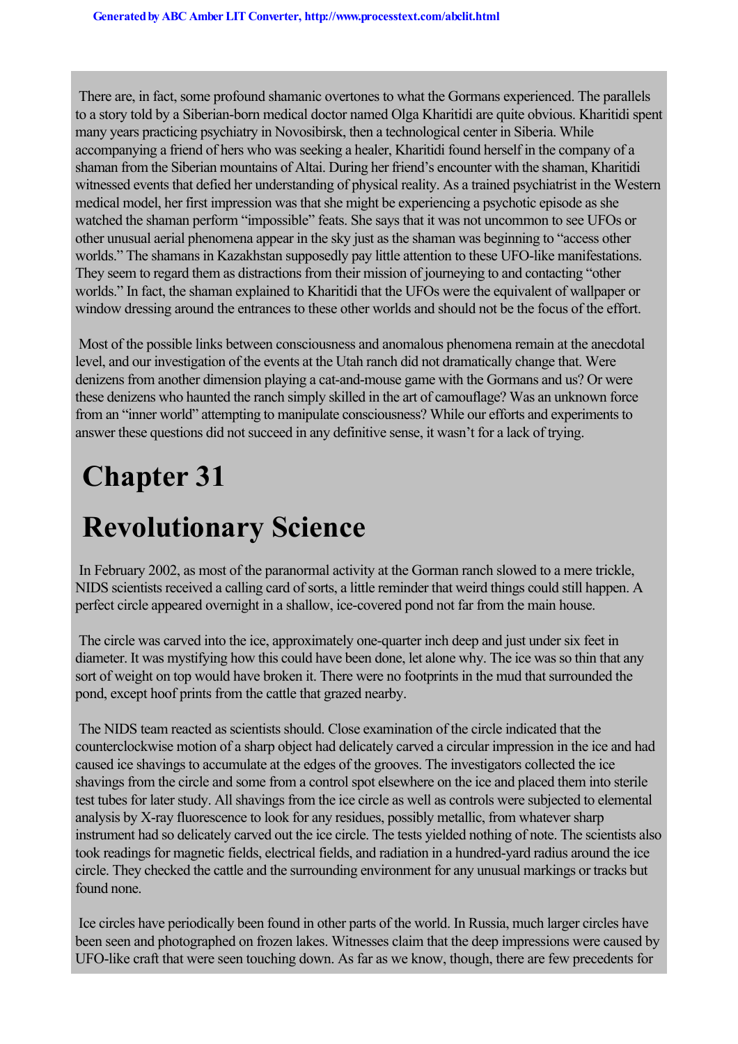There are, in fact, some profound shamanic overtones to what the Gormans experienced. The parallels to a story told by a Siberian-born medical doctor named Olga Kharitidi are quite obvious. Kharitidi spent many years practicing psychiatry in Novosibirsk, then a technological center in Siberia. While accompanying a friend of hers who was seeking a healer, Kharitidi found herself in the company of a shaman from the Siberian mountains of Altai. During her friend's encounter with the shaman, Kharitidi witnessed events that defied her understanding of physical reality. As a trained psychiatrist in the Western medical model, her first impression was that she might be experiencing a psychotic episode as she watched the shaman perform "impossible" feats. She says that it was not uncommon to see UFOs or other unusual aerial phenomena appear in the sky just as the shaman was beginning to "access other worlds." The shamans in Kazakhstan supposedly pay little attention to these UFO-like manifestations. They seem to regard them as distractions from their mission of journeying to and contacting "other worlds." In fact, the shaman explained to Kharitidi that the UFOs were the equivalent of wallpaper or window dressing around the entrances to these other worlds and should not be the focus of the effort.

Most of the possible links between consciousness and anomalous phenomena remain at the anecdotal level, and our investigation of the events at the Utah ranch did not dramatically change that. Were denizens from another dimension playing a cat-and-mouse game with the Gormans and us? Or were these denizens who haunted the ranch simply skilled in the art of camouflage? Was an unknown force from an "inner world" attempting to manipulate consciousness? While our efforts and experiments to answer these questions did not succeed in any definitive sense, it wasn't for a lack of trying.

# Chapter 31

# Revolutionary Science

In February 2002, as most of the paranormal activity at the Gorman ranch slowed to a mere trickle, NIDS scientists received a calling card of sorts, a little reminder that weird things could still happen. A perfect circle appeared overnight in a shallow, ice-covered pond not far from the main house.

The circle was carved into the ice, approximately one-quarter inch deep and just under six feet in diameter. It was mystifying how this could have been done, let alone why. The ice was so thin that any sort of weight on top would have broken it. There were no footprints in the mud that surrounded the pond, except hoof prints from the cattle that grazed nearby.

The NIDS team reacted as scientists should. Close examination of the circle indicated that the counterclockwise motion of a sharp object had delicately carved a circular impression in the ice and had caused ice shavings to accumulate at the edges of the grooves. The investigators collected the ice shavings from the circle and some from a control spot elsewhere on the ice and placed them into sterile test tubes for later study. All shavings from the ice circle as well as controls were subjected to elemental analysis by X-ray fluorescence to look for any residues, possibly metallic, from whatever sharp instrument had so delicately carved out the ice circle. The tests yielded nothing of note. The scientists also took readings for magnetic fields, electrical fields, and radiation in a hundred-yard radius around the ice circle. They checked the cattle and the surrounding environment for any unusual markings or tracks but found none.

Ice circles have periodically been found in other parts of the world. In Russia, much larger circles have been seen and photographed on frozen lakes. Witnesses claim that the deep impressions were caused by UFO-like craft that were seen touching down. As far as we know, though, there are few precedents for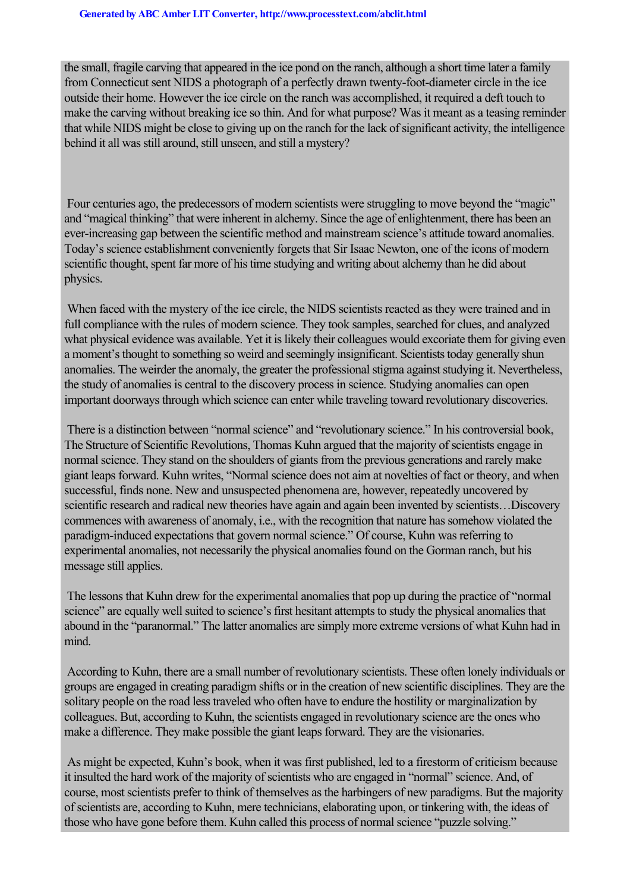the small, fragile carving that appeared in the ice pond on the ranch, although a short time later a family from Connecticut sent NIDS a photograph of a perfectly drawn twenty-foot-diameter circle in the ice outside their home. However the ice circle on the ranch was accomplished, it required a deft touch to make the carving without breaking ice so thin. And for what purpose? Was it meant as a teasing reminder that while NIDS might be close to giving up on the ranch for the lack of significant activity, the intelligence behind it all was still around, still unseen, and still a mystery?

Four centuries ago, the predecessors of modern scientists were struggling to move beyond the "magic" and "magical thinking" that were inherent in alchemy. Since the age of enlightenment, there has been an ever-increasing gap between the scientific method and mainstream science's attitude toward anomalies. Today's science establishment conveniently forgets that Sir Isaac Newton, one of the icons of modern scientific thought, spent far more of his time studying and writing about alchemy than he did about physics.

When faced with the mystery of the ice circle, the NIDS scientists reacted as they were trained and in full compliance with the rules of modern science. They took samples, searched for clues, and analyzed what physical evidence was available. Yet it is likely their colleagues would excoriate them for giving even a moment's thought to something so weird and seemingly insignificant. Scientists today generally shun anomalies. The weirder the anomaly, the greater the professional stigma against studying it. Nevertheless, the study of anomalies is central to the discovery process in science. Studying anomalies can open important doorways through which science can enter while traveling toward revolutionary discoveries.

There is a distinction between "normal science" and "revolutionary science." In his controversial book, The Structure of Scientific Revolutions, Thomas Kuhn argued that the majority of scientists engage in normal science. They stand on the shoulders of giants from the previous generations and rarely make giant leaps forward. Kuhn writes, "Normal science does not aim at novelties of fact or theory, and when successful, finds none. New and unsuspected phenomena are, however, repeatedly uncovered by scientific research and radical new theories have again and again been invented by scientists…Discovery commences with awareness of anomaly, i.e., with the recognition that nature has somehow violated the paradigm-induced expectations that govern normal science." Of course, Kuhn was referring to experimental anomalies, not necessarily the physical anomalies found on the Gorman ranch, but his message still applies.

The lessons that Kuhn drew for the experimental anomalies that pop up during the practice of "normal science" are equally well suited to science's first hesitant attempts to study the physical anomalies that abound in the "paranormal." The latter anomalies are simply more extreme versions of what Kuhn had in mind.

According to Kuhn, there are a small number of revolutionary scientists. These often lonely individuals or groups are engaged in creating paradigm shifts or in the creation of new scientific disciplines. They are the solitary people on the road less traveled who often have to endure the hostility or marginalization by colleagues. But, according to Kuhn, the scientists engaged in revolutionary science are the ones who make a difference. They make possible the giant leaps forward. They are the visionaries.

As might be expected, Kuhn's book, when it was first published, led to a firestorm of criticism because it insulted the hard work of the majority of scientists who are engaged in "normal" science. And, of course, most scientists prefer to think of themselves as the harbingers of new paradigms. But the majority of scientists are, according to Kuhn, mere technicians, elaborating upon, or tinkering with, the ideas of those who have gone before them. Kuhn called this process of normal science "puzzle solving."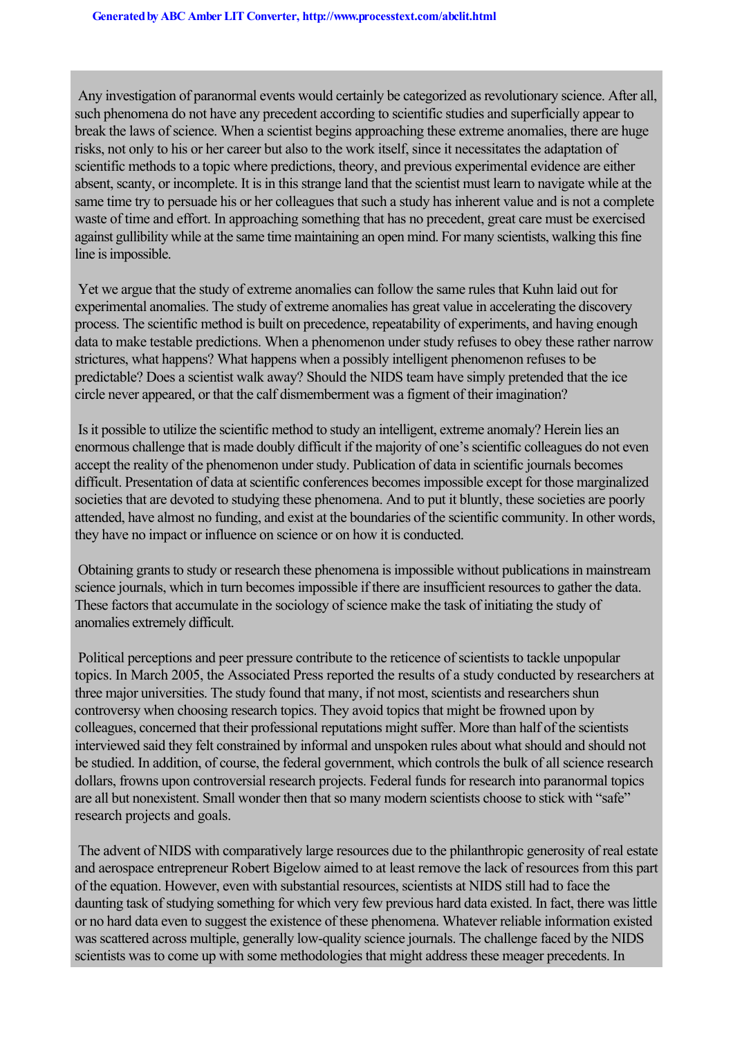Any investigation of paranormal events would certainly be categorized as revolutionary science. After all, such phenomena do not have any precedent according to scientific studies and superficially appear to break the laws of science. When a scientist begins approaching these extreme anomalies, there are huge risks, not only to his or her career but also to the work itself, since it necessitates the adaptation of scientific methods to a topic where predictions, theory, and previous experimental evidence are either absent, scanty, or incomplete. It is in this strange land that the scientist must learn to navigate while at the same time try to persuade his or her colleagues that such a study has inherent value and is not a complete waste of time and effort. In approaching something that has no precedent, great care must be exercised against gullibility while at the same time maintaining an open mind. For many scientists, walking this fine line is impossible.

Yet we argue that the study of extreme anomalies can follow the same rules that Kuhn laid out for experimental anomalies. The study of extreme anomalies has great value in accelerating the discovery process. The scientific method is built on precedence, repeatability of experiments, and having enough data to make testable predictions. When a phenomenon under study refuses to obey these rather narrow strictures, what happens? What happens when a possibly intelligent phenomenon refuses to be predictable? Does a scientist walk away? Should the NIDS team have simply pretended that the ice circle never appeared, or that the calf dismemberment was a figment of their imagination?

Is it possible to utilize the scientific method to study an intelligent, extreme anomaly? Herein lies an enormous challenge that is made doubly difficult if the majority of one's scientific colleagues do not even accept the reality of the phenomenon under study. Publication of data in scientific journals becomes difficult. Presentation of data at scientific conferences becomes impossible except for those marginalized societies that are devoted to studying these phenomena. And to put it bluntly, these societies are poorly attended, have almost no funding, and exist at the boundaries of the scientific community. In other words, they have no impact or influence on science or on how it is conducted.

Obtaining grants to study or research these phenomena is impossible without publications in mainstream science journals, which in turn becomes impossible if there are insufficient resources to gather the data. These factors that accumulate in the sociology of science make the task of initiating the study of anomalies extremely difficult.

Political perceptions and peer pressure contribute to the reticence of scientists to tackle unpopular topics. In March 2005, the Associated Press reported the results of a study conducted by researchers at three major universities. The study found that many, if not most, scientists and researchers shun controversy when choosing research topics. They avoid topics that might be frowned upon by colleagues, concerned that their professional reputations might suffer. More than half of the scientists interviewed said they felt constrained by informal and unspoken rules about what should and should not be studied. In addition, of course, the federal government, which controls the bulk of all science research dollars, frowns upon controversial research projects. Federal funds for research into paranormal topics are all but nonexistent. Small wonder then that so many modern scientists choose to stick with "safe" research projects and goals.

The advent of NIDS with comparatively large resources due to the philanthropic generosity of real estate and aerospace entrepreneur Robert Bigelow aimed to at least remove the lack of resources from this part of the equation. However, even with substantial resources, scientists at NIDS still had to face the daunting task of studying something for which very few previous hard data existed. In fact, there was little or no hard data even to suggest the existence of these phenomena. Whatever reliable information existed was scattered across multiple, generally low-quality science journals. The challenge faced by the NIDS scientists was to come up with some methodologies that might address these meager precedents. In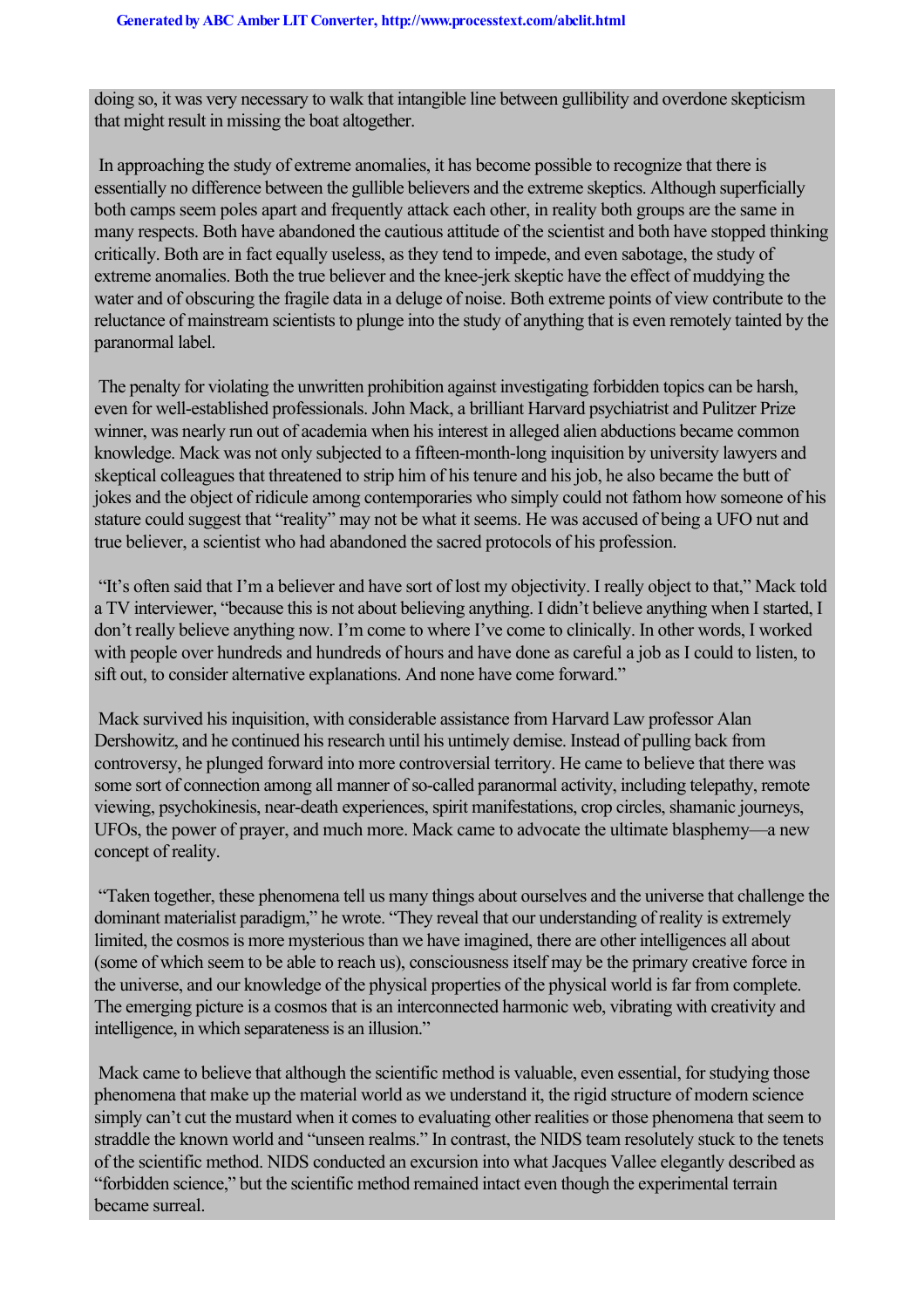doing so, it was very necessary to walk that intangible line between gullibility and overdone skepticism that might result in missing the boat altogether.

In approaching the study of extreme anomalies, it has become possible to recognize that there is essentially no difference between the gullible believers and the extreme skeptics. Although superficially both camps seem poles apart and frequently attack each other, in reality both groups are the same in many respects. Both have abandoned the cautious attitude of the scientist and both have stopped thinking critically. Both are in fact equally useless, as they tend to impede, and even sabotage, the study of extreme anomalies. Both the true believer and the knee-jerk skeptic have the effect of muddying the water and of obscuring the fragile data in a deluge of noise. Both extreme points of view contribute to the reluctance of mainstream scientists to plunge into the study of anything that is even remotely tainted by the paranormal label.

The penalty for violating the unwritten prohibition against investigating forbidden topics can be harsh, even for well-established professionals. John Mack, a brilliant Harvard psychiatrist and Pulitzer Prize winner, was nearly run out of academia when his interest in alleged alien abductions became common knowledge. Mack was not only subjected to a fifteen-month-long inquisition by university lawyers and skeptical colleagues that threatened to strip him of his tenure and his job, he also became the butt of jokes and the object of ridicule among contemporaries who simply could not fathom how someone of his stature could suggest that "reality" may not be what it seems. He was accused of being a UFO nut and true believer, a scientist who had abandoned the sacred protocols of his profession.

"It's often said that I'm a believer and have sort of lost my objectivity. I really object to that," Mack told a TV interviewer, "because this is not about believing anything. I didn't believe anything when I started, I don't really believe anything now. I'm come to where I've come to clinically. In other words, I worked with people over hundreds and hundreds of hours and have done as careful a job as I could to listen, to sift out, to consider alternative explanations. And none have come forward."

Mack survived his inquisition, with considerable assistance from Harvard Law professor Alan Dershowitz, and he continued his research until his untimely demise. Instead of pulling back from controversy, he plunged forward into more controversial territory. He came to believe that there was some sort of connection among all manner of so-called paranormal activity, including telepathy, remote viewing, psychokinesis, near-death experiences, spirit manifestations, crop circles, shamanic journeys, UFOs, the power of prayer, and much more. Mack came to advocate the ultimate blasphemy—a new concept of reality.

"Taken together, these phenomena tell us many things about ourselves and the universe that challenge the dominant materialist paradigm," he wrote. "They reveal that our understanding of reality is extremely limited, the cosmos is more mysterious than we have imagined, there are other intelligences all about (some of which seem to be able to reach us), consciousness itself may be the primary creative force in the universe, and our knowledge of the physical properties of the physical world is far from complete. The emerging picture is a cosmos that is an interconnected harmonic web, vibrating with creativity and intelligence, in which separateness is an illusion."

Mack came to believe that although the scientific method is valuable, even essential, for studying those phenomena that make up the material world as we understand it, the rigid structure of modern science simply can't cut the mustard when it comes to evaluating other realities or those phenomena that seem to straddle the known world and "unseen realms." In contrast, the NIDS team resolutely stuck to the tenets of the scientific method. NIDS conducted an excursion into what Jacques Vallee elegantly described as "forbidden science," but the scientific method remained intact even though the experimental terrain became surreal.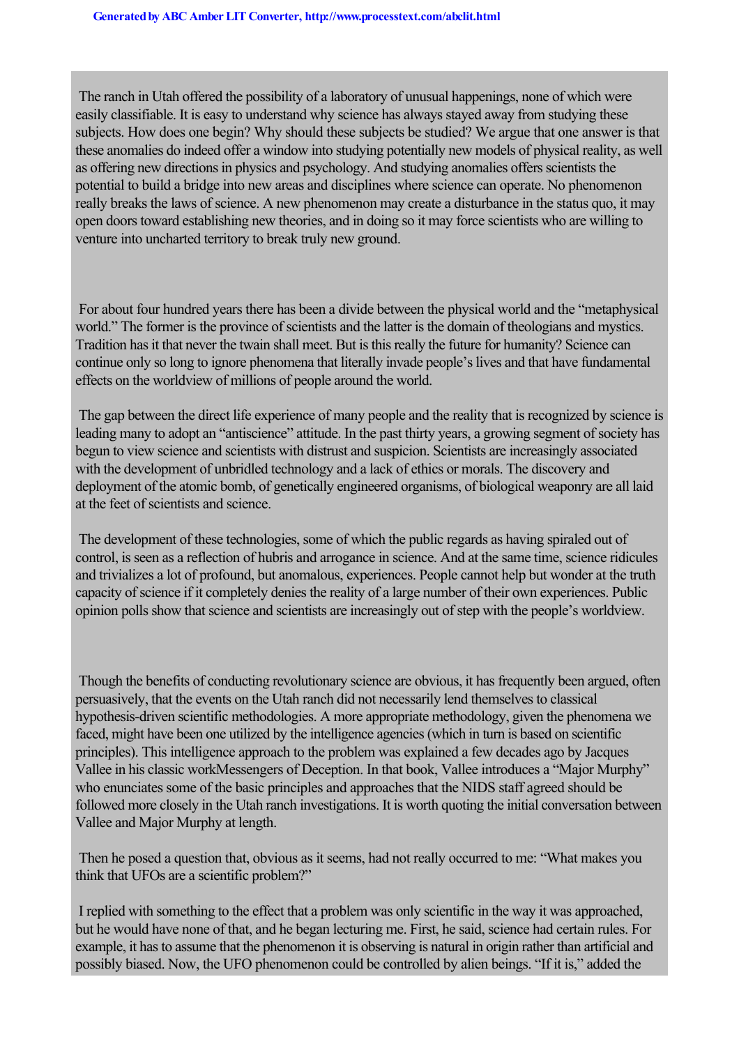The ranch in Utah offered the possibility of a laboratory of unusual happenings, none of which were easily classifiable. It is easy to understand why science has always stayed away from studying these subjects. How does one begin? Why should these subjects be studied? We argue that one answer is that these anomalies do indeed offer a window into studying potentially new models of physical reality, as well as offering new directions in physics and psychology. And studying anomalies offers scientists the potential to build a bridge into new areas and disciplines where science can operate. No phenomenon really breaks the laws of science. A new phenomenon may create a disturbance in the status quo, it may open doors toward establishing new theories, and in doing so it may force scientists who are willing to venture into uncharted territory to break truly new ground.

For about four hundred years there has been a divide between the physical world and the "metaphysical world." The former is the province of scientists and the latter is the domain of theologians and mystics. Tradition has it that never the twain shall meet. But is this really the future for humanity? Science can continue only so long to ignore phenomena that literally invade people's lives and that have fundamental effects on the worldview of millions of people around the world.

The gap between the direct life experience of many people and the reality that is recognized by science is leading many to adopt an "antiscience" attitude. In the past thirty years, a growing segment of society has begun to view science and scientists with distrust and suspicion. Scientists are increasingly associated with the development of unbridled technology and a lack of ethics or morals. The discovery and deployment of the atomic bomb, of genetically engineered organisms, of biological weaponry are all laid at the feet of scientists and science.

The development of these technologies, some of which the public regards as having spiraled out of control, is seen as a reflection of hubris and arrogance in science. And at the same time, science ridicules and trivializes a lot of profound, but anomalous, experiences. People cannot help but wonder at the truth capacity of science if it completely denies the reality of a large number of their own experiences. Public opinion polls show that science and scientists are increasingly out of step with the people's worldview.

Though the benefits of conducting revolutionary science are obvious, it has frequently been argued, often persuasively, that the events on the Utah ranch did not necessarily lend themselves to classical hypothesis-driven scientific methodologies. A more appropriate methodology, given the phenomena we faced, might have been one utilized by the intelligence agencies (which in turn is based on scientific principles). This intelligence approach to the problem was explained a few decades ago by Jacques Vallee in his classic work*Messengers of Deception*. In that book, Vallee introduces a "Major Murphy" who enunciates some of the basic principles and approaches that the NIDS staff agreed should be followed more closely in the Utah ranch investigations. It is worth quoting the initial conversation between Vallee and Major Murphy at length.

Then he posed a question that, obvious as it seems, had not really occurred to me: "What makes you think that UFOs are a scientific problem?"

I replied with something to the effect that a problem was only scientific in the way it was approached, but he would have none of that, and he began lecturing me. First, he said, science had certain rules. For example, it has to assume that the phenomenon it is observing is natural in origin rather than artificial and possibly biased. Now, the UFO phenomenon could be controlled by alien beings. "If it is," added the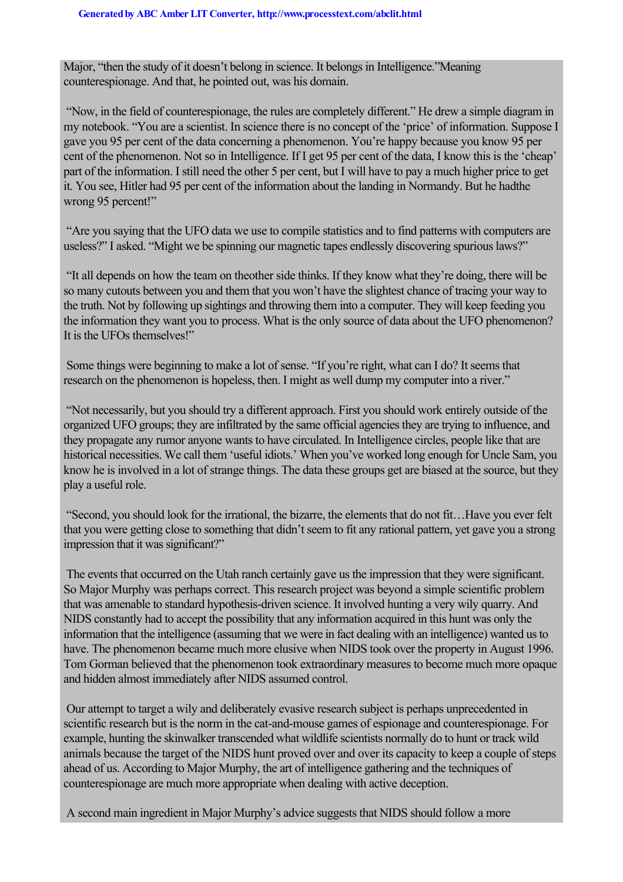Major, "then the study of it doesn't belong in science. It belongs in Intelligence."Meaning counterespionage. And that, he pointed out, was his domain.

"Now, in the field of counterespionage, the rules are completely different." He drew a simple diagram in my notebook. "You are a scientist. In science there is no concept of the 'price' of information. Suppose I gave you 95 per cent of the data concerning a phenomenon. You're happy because you know 95 per cent of the phenomenon. Not so in Intelligence. If I get 95 per cent of the data, I know this is the 'cheap' part of the information. I still need the other 5 per cent, but I will have to pay a much higher price to get it. You see, Hitler had 95 per cent of the information about the landing in Normandy. But he hadthe wrong 95 percent!"

"Are you saying that the UFO data we use to compile statistics and to find patterns with computers are useless?" I asked. "Might we be spinning our magnetic tapes endlessly discovering spurious laws?"

"It all depends on how the team on theother side thinks. If they know what they're doing, there will be so many cutouts between you and them that you won't have the slightest chance of tracing your way to the truth. Not by following up sightings and throwing them into a computer. They will keep feeding you the information they want you to process. What is the only source of data about the UFO phenomenon? It is the UFOs themselves!"

Some things were beginning to make a lot of sense. "If you're right, what can I do? It seems that research on the phenomenon is hopeless, then. I might as well dump my computer into a river."

"Not necessarily, but you should try a different approach. First you should work entirely outside of the organized UFO groups; they are infiltrated by the same official agencies they are trying to influence, and they propagate any rumor anyone wants to have circulated. In Intelligence circles, people like that are historical necessities. We call them 'useful idiots.' When you've worked long enough for Uncle Sam, you know he is involved in a lot of strange things. The data these groups get are biased at the source, but they play a useful role.

"Second, you should look for the irrational, the bizarre, the elements that do not fit…Have you ever felt that you were getting close to something that didn't seem to fit any rational pattern, yet gave you a strong impression that it was significant?"

The events that occurred on the Utah ranch certainly gave us the impression that they were significant. So Major Murphy was perhaps correct. This research project was beyond a simple scientific problem that was amenable to standard hypothesis-driven science. It involved hunting a very wily quarry. And NIDS constantly had to accept the possibility that any information acquired in this hunt was only the information that the intelligence (assuming that we were in fact dealing with an intelligence) wanted us to have. The phenomenon became much more elusive when NIDS took over the property in August 1996. Tom Gorman believed that the phenomenon took extraordinary measures to become much more opaque and hidden almost immediately after NIDS assumed control.

Our attempt to target a wily and deliberately evasive research subject is perhaps unprecedented in scientific research but is the norm in the cat-and-mouse games of espionage and counterespionage. For example, hunting the skinwalker transcended what wildlife scientists normally do to hunt or track wild animals because the target of the NIDS hunt proved over and over its capacity to keep a couple of steps ahead of us. According to Major Murphy, the art of intelligence gathering and the techniques of counterespionage are much more appropriate when dealing with active deception.

A second main ingredient in Major Murphy's advice suggests that NIDS should follow a more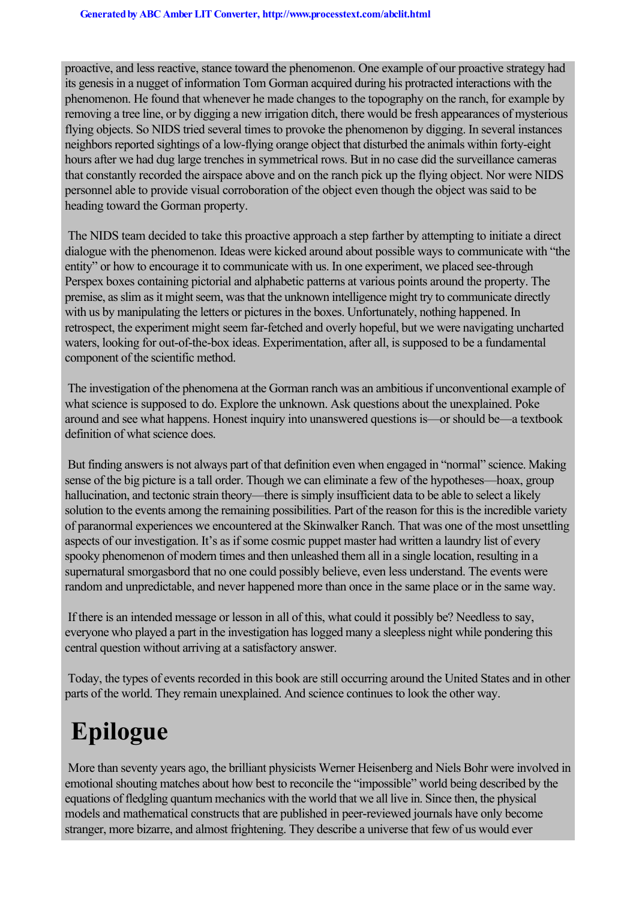proactive, and less reactive, stance toward the phenomenon. One example of our proactive strategy had its genesis in a nugget of information Tom Gorman acquired during his protracted interactions with the phenomenon. He found that whenever he made changes to the topography on the ranch, for example by removing a tree line, or by digging a new irrigation ditch, there would be fresh appearances of mysterious flying objects. So NIDS tried several times to provoke the phenomenon by digging. In several instances neighbors reported sightings of a low-flying orange object that disturbed the animals within forty-eight hours after we had dug large trenches in symmetrical rows. But in no case did the surveillance cameras that constantly recorded the airspace above and on the ranch pick up the flying object. Nor were NIDS personnel able to provide visual corroboration of the object even though the object was said to be heading toward the Gorman property.

The NIDS team decided to take this proactive approach a step farther by attempting to initiate a direct dialogue with the phenomenon. Ideas were kicked around about possible ways to communicate with “the entity” or how to encourage it to communicate with us. In one experiment, we placed see-through Perspex boxes containing pictorial and alphabetic patterns at various points around the property. The premise, as slim as it might seem, was that the unknown intelligence might try to communicate directly with us by manipulating the letters or pictures in the boxes. Unfortunately, nothing happened. In retrospect, the experiment might seem far-fetched and overly hopeful, but we were navigating uncharted waters, looking for out-of-the-box ideas. Experimentation, after all, is supposed to be a fundamental component of the scientific method.

The investigation of the phenomena at the Gorman ranch was an ambitious if unconventional example of what science is supposed to do. Explore the unknown. Ask questions about the unexplained. Poke around and see what happens. Honest inquiry into unanswered questions is—or should be—a textbook definition of what science does.

But finding answers is not always part of that definition even when engaged in “normal” science. Making sense of the big picture is a tall order. Though we can eliminate a few of the hypotheses—hoax, group hallucination, and tectonic strain theory—there is simply insufficient data to be able to select a likely solution to the events among the remaining possibilities. Part of the reason for this is the incredible variety of paranormal experiences we encountered at the Skinwalker Ranch. That was one of the most unsettling aspects of our investigation. It’s as if some cosmic puppet master had written a laundry list of every spooky phenomenon of modern times and then unleashed them all in a single location, resulting in a supernatural smorgasbord that no one could possibly believe, even less understand. The events were random and unpredictable, and never happened more than once in the same place or in the same way.

If there is an intended message or lesson in all of this, what could it possibly be? Needless to say, everyone who played a part in the investigation has logged many a sleepless night while pondering this central question without arriving at a satisfactory answer.

Today, the types of events recorded in this book are still occurring around the United States and in other parts of the world. They remain unexplained. And science continues to look the other way.

# Epilogue

More than seventy years ago, the brilliant physicists Werner Heisenberg and Niels Bohr were involved in emotional shouting matches about how best to reconcile the “impossible” world being described by the equations of fledgling quantum mechanics with the world that we all live in. Since then, the physical models and mathematical constructs that are published in peer-reviewed journals have only become stranger, more bizarre, and almost frightening. They describe a universe that few of us would ever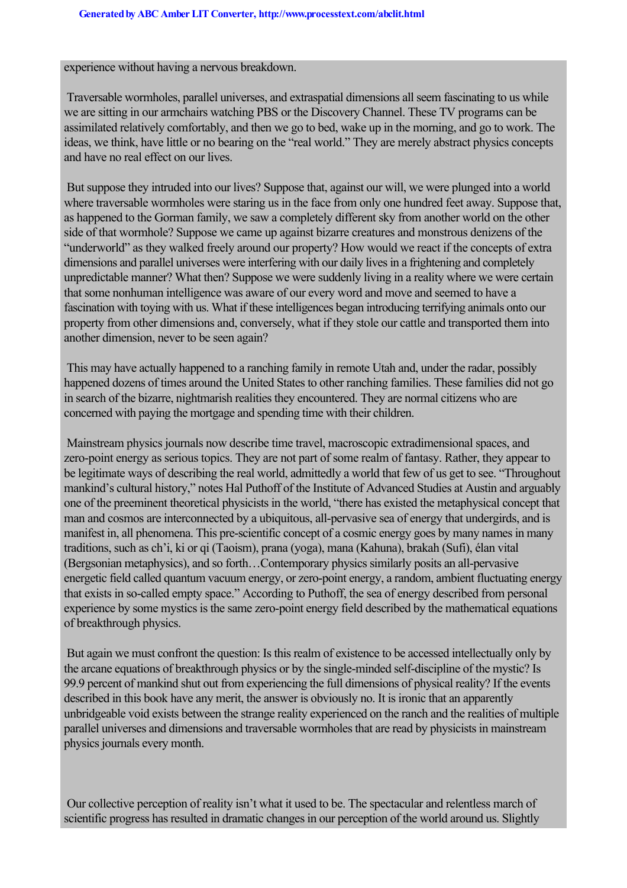experience without having a nervous breakdown.

Traversable wormholes, parallel universes, and extraspatial dimensions all seem fascinating to us while we are sitting in our armchairs watching PBS or the Discovery Channel. These TV programs can be assimilated relatively comfortably, and then we go to bed, wake up in the morning, and go to work. The ideas, we think, have little or no bearing on the "real world." They are merely abstract physics concepts and have no real effect on our lives.

But suppose they intruded into our lives? Suppose that, against our will, we were plunged into a world where traversable wormholes were staring us in the face from only one hundred feet away. Suppose that, as happened to the Gorman family, we saw a completely different sky from another world on the other side of that wormhole? Suppose we came up against bizarre creatures and monstrous denizens of the "underworld" as they walked freely around our property? How would we react if the concepts of extra dimensions and parallel universes were interfering with our daily lives in a frightening and completely unpredictable manner? What then? Suppose we were suddenly living in a reality where we were certain that some nonhuman intelligence was aware of our every word and move and seemed to have a fascination with toying with us. What if these intelligences began introducing terrifying animals onto our property from other dimensions and, conversely, what if they stole our cattle and transported them into another dimension, never to be seen again?

This may have actually happened to a ranching family in remote Utah and, under the radar, possibly happened dozens of times around the United States to other ranching families. These families did not go in search of the bizarre, nightmarish realities they encountered. They are normal citizens who are concerned with paying the mortgage and spending time with their children.

Mainstream physics journals now describe time travel, macroscopic extradimensional spaces, and zero-point energy as serious topics. They are not part of some realm of fantasy. Rather, they appear to be legitimate ways of describing the real world, admittedly a world that few of us get to see. "Throughout mankind's cultural history," notes Hal Puthoff of the Institute of Advanced Studies at Austin and arguably one of the preeminent theoretical physicists in the world, "there has existed the metaphysical concept that man and cosmos are interconnected by a ubiquitous, all-pervasive sea of energy that undergirds, and is manifest in, all phenomena. This pre-scientific concept of a cosmic energy goes by many names in many traditions, such as ch'i, ki or qi (Taoism), prana (yoga), mana (Kahuna), brakah (Sufi), élan vital (Bergsonian metaphysics), and so forth…Contemporary physics similarly posits an all-pervasive energetic field called quantum vacuum energy, or zero-point energy, a random, ambient fluctuating energy that exists in so-called empty space." According to Puthoff, the sea of energy described from personal experience by some mystics is the same zero-point energy field described by the mathematical equations of breakthrough physics.

But again we must confront the question: Is this realm of existence to be accessed intellectually only by the arcane equations of breakthrough physics or by the single-minded self-discipline of the mystic? Is 99.9 percent of mankind shut out from experiencing the full dimensions of physical reality? If the events described in this book have any merit, the answer is obviously no. It is ironic that an apparently unbridgeable void exists between the strange reality experienced on the ranch and the realities of multiple parallel universes and dimensions and traversable wormholes that are read by physicists in mainstream physics journals every month.

Our collective perception of reality isn't what it used to be. The spectacular and relentless march of scientific progress has resulted in dramatic changes in our perception of the world around us. Slightly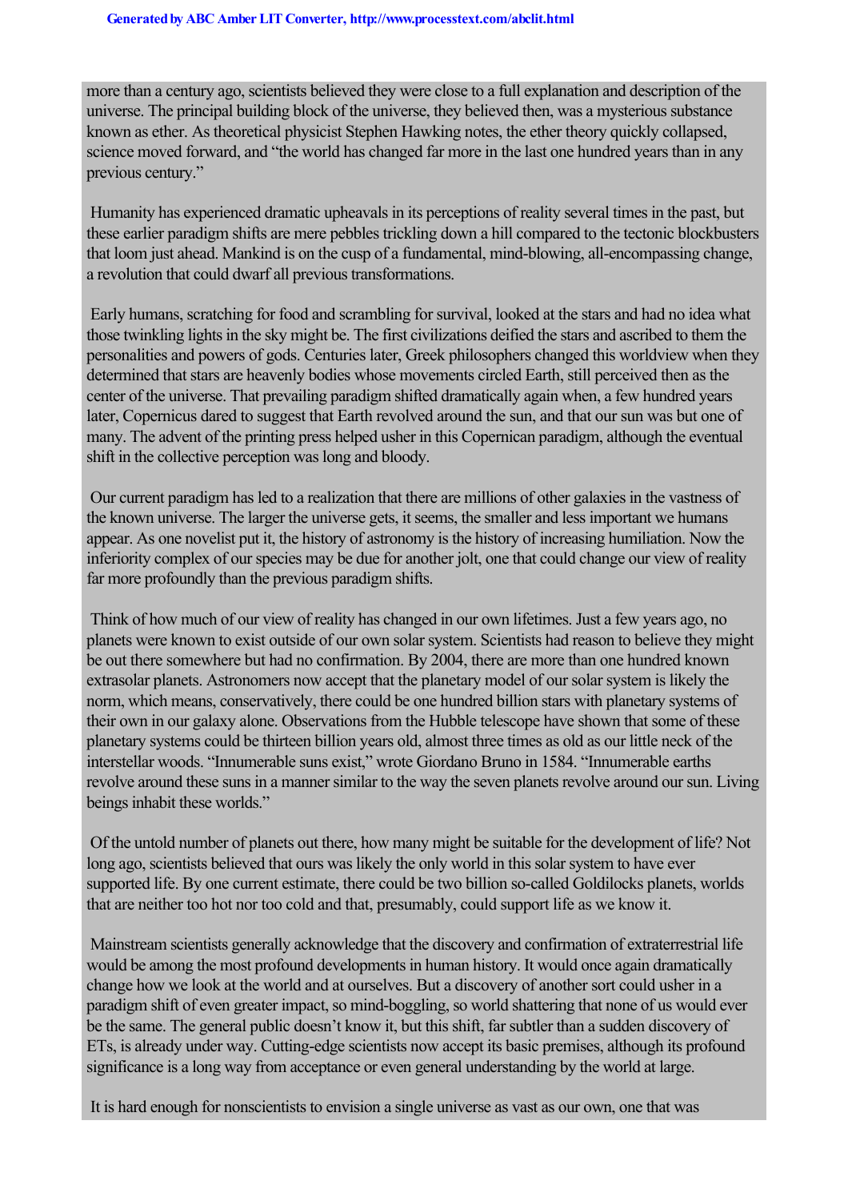more than a century ago, scientists believed they were close to a full explanation and description of the universe. The principal building block of the universe, they believed then, was a mysterious substance known as ether. As theoretical physicist Stephen Hawking notes, the ether theory quickly collapsed, science moved forward, and "the world has changed far more in the last one hundred years than in any previous century."

Humanity has experienced dramatic upheavals in its perceptions of reality several times in the past, but these earlier paradigm shifts are mere pebbles trickling down a hill compared to the tectonic blockbusters that loom just ahead. Mankind is on the cusp of a fundamental, mind-blowing, all-encompassing change, a revolution that could dwarf all previous transformations.

Early humans, scratching for food and scrambling for survival, looked at the stars and had no idea what those twinkling lights in the sky might be. The first civilizations deified the stars and ascribed to them the personalities and powers of gods. Centuries later, Greek philosophers changed this worldview when they determined that stars are heavenly bodies whose movements circled Earth, still perceived then as the center of the universe. That prevailing paradigm shifted dramatically again when, a few hundred years later, Copernicus dared to suggest that Earth revolved around the sun, and that our sun was but one of many. The advent of the printing press helped usher in this Copernican paradigm, although the eventual shift in the collective perception was long and bloody.

Our current paradigm has led to a realization that there are millions of other galaxies in the vastness of the known universe. The larger the universe gets, it seems, the smaller and less important we humans appear. As one novelist put it, the history of astronomy is the history of increasing humiliation. Now the inferiority complex of our species may be due for another jolt, one that could change our view of reality far more profoundly than the previous paradigm shifts.

Think of how much of our view of reality has changed in our own lifetimes. Just a few years ago, no planets were known to exist outside of our own solar system. Scientists had reason to believe they might be out there somewhere but had no confirmation. By 2004, there are more than one hundred known extrasolar planets. Astronomers now accept that the planetary model of our solar system is likely the norm, which means, conservatively, there could be one hundred billion stars with planetary systems of their own in our galaxy alone. Observations from the Hubble telescope have shown that some of these planetary systems could be thirteen billion years old, almost three times as old as our little neck of the interstellar woods. "Innumerable suns exist," wrote Giordano Bruno in 1584. "Innumerable earths revolve around these suns in a manner similar to the way the seven planets revolve around our sun. Living beings inhabit these worlds."

Of the untold number of planets out there, how many might be suitable for the development of life? Not long ago, scientists believed that ours was likely the only world in this solar system to have ever supported life. By one current estimate, there could be two billion so-called Goldilocks planets, worlds that are neither too hot nor too cold and that, presumably, could support life as we know it.

Mainstream scientists generally acknowledge that the discovery and confirmation of extraterrestrial life would be among the most profound developments in human history. It would once again dramatically change how we look at the world and at ourselves. But a discovery of another sort could usher in a paradigm shift of even greater impact, so mind-boggling, so world shattering that none of us would ever be the same. The general public doesn't know it, but this shift, far subtler than a sudden discovery of ETs, is already under way. Cutting-edge scientists now accept its basic premises, although its profound significance is a long way from acceptance or even general understanding by the world at large.

It is hard enough for nonscientists to envision a single universe as vast as our own, one that was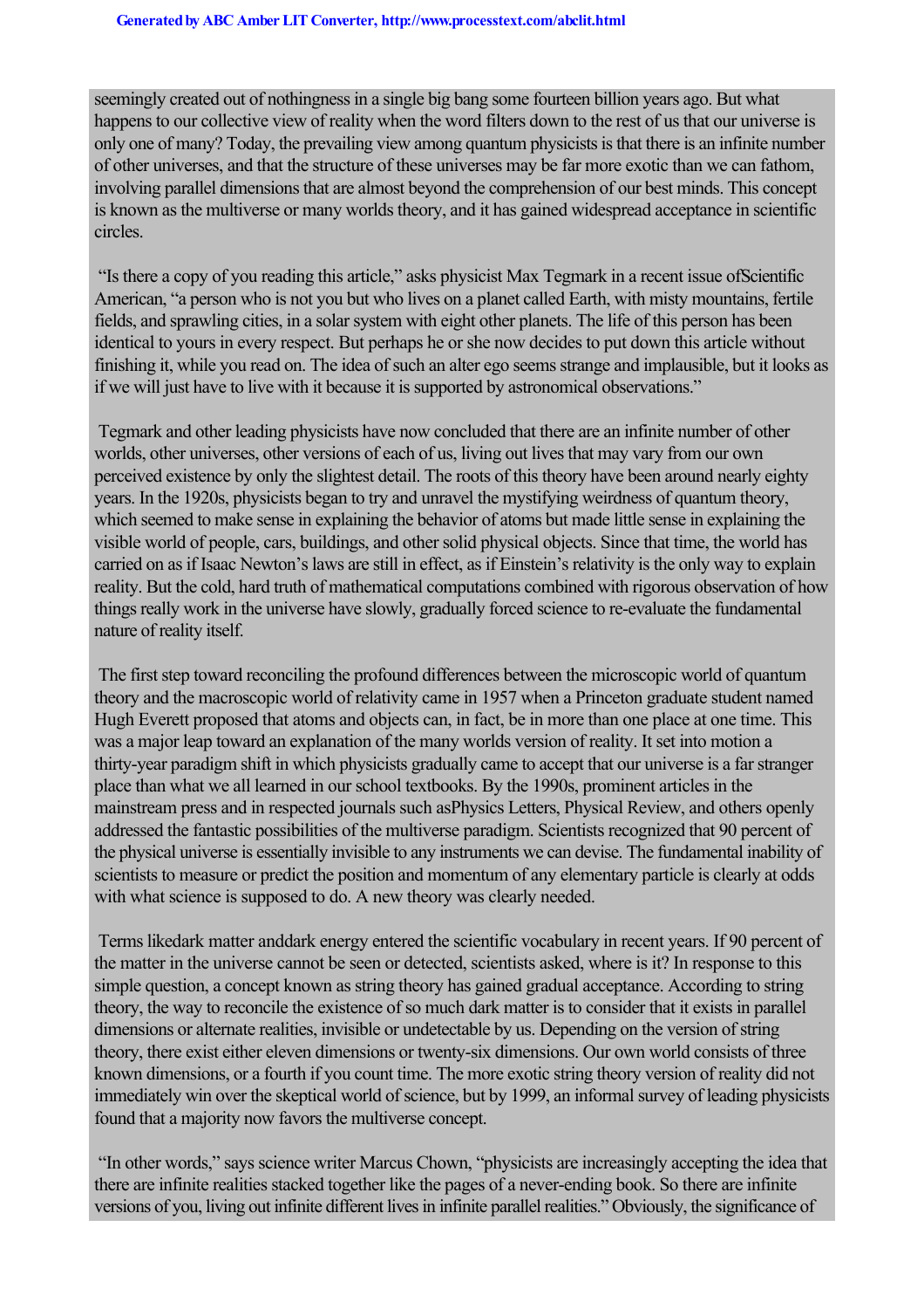seemingly created out of nothingness in a single big bang some fourteen billion years ago. But what happens to our collective view of reality when the word filters down to the rest of us that our universe is only one of many? Today, the prevailing view among quantum physicists is that there is an infinite number of other universes, and that the structure of these universes may be far more exotic than we can fathom, involving parallel dimensions that are almost beyond the comprehension of our best minds. This concept is known as the multiverse or many worlds theory, and it has gained widespread acceptance in scientific circles.

"Is there a copy of you reading this article," asks physicist Max Tegmark in a recent issue of *Scientific American*, "a person who is not you but who lives on a planet called Earth, with misty mountains, fertile fields, and sprawling cities, in a solar system with eight other planets. The life of this person has been identical to yours in every respect. But perhaps he or she now decides to put down this article without finishing it, while you read on. The idea of such an alter ego seems strange and implausible, but it looks as if we will just have to live with it because it is supported by astronomical observations."

Tegmark and other leading physicists have now concluded that there are an infinite number of other worlds, other universes, other versions of each of us, living out lives that may vary from our own perceived existence by only the slightest detail. The roots of this theory have been around nearly eighty years. In the 1920s, physicists began to try and unravel the mystifying weirdness of quantum theory, which seemed to make sense in explaining the behavior of atoms but made little sense in explaining the visible world of people, cars, buildings, and other solid physical objects. Since that time, the world has carried on as if Isaac Newton's laws are still in effect, as if Einstein's relativity is the only way to explain reality. But the cold, hard truth of mathematical computations combined with rigorous observation of how things really work in the universe have slowly, gradually forced science to re-evaluate the fundamental nature of reality itself.

The first step toward reconciling the profound differences between the microscopic world of quantum theory and the macroscopic world of relativity came in 1957 when a Princeton graduate student named Hugh Everett proposed that atoms and objects can, in fact, be in more than one place at one time. This was a major leap toward an explanation of the many worlds version of reality. It set into motion a thirty-year paradigm shift in which physicists gradually came to accept that our universe is a far stranger place than what we all learned in our school textbooks. By the 1990s, prominent articles in the mainstream press and in respected journals such as *Physics Letters*, *Physical Review*, and others openly addressed the fantastic possibilities of the multiverse paradigm. Scientists recognized that 90 percent of the physical universe is essentially invisible to any instruments we can devise. The fundamental inability of scientists to measure or predict the position and momentum of any elementary particle is clearly at odds with what science is supposed to do. A new theory was clearly needed.

Terms like *dark matter* and *dark energy* entered the scientific vocabulary in recent years. If 90 percent of the matter in the universe cannot be seen or detected, scientists asked, where is it? In response to this simple question, a concept known as string theory has gained gradual acceptance. According to string theory, the way to reconcile the existence of so much dark matter is to consider that it exists in parallel dimensions or alternate realities, invisible or undetectable by us. Depending on the version of string theory, there exist either eleven dimensions or twenty-six dimensions. Our own world consists of three known dimensions, or a fourth if you count time. The more exotic string theory version of reality did not immediately win over the skeptical world of science, but by 1999, an informal survey of leading physicists found that a majority now favors the multiverse concept.

"In other words," says science writer Marcus Chown, "physicists are increasingly accepting the idea that there are infinite realities stacked together like the pages of a never-ending book. So there are infinite versions of you, living out infinite different lives in infinite parallel realities." Obviously, the significance of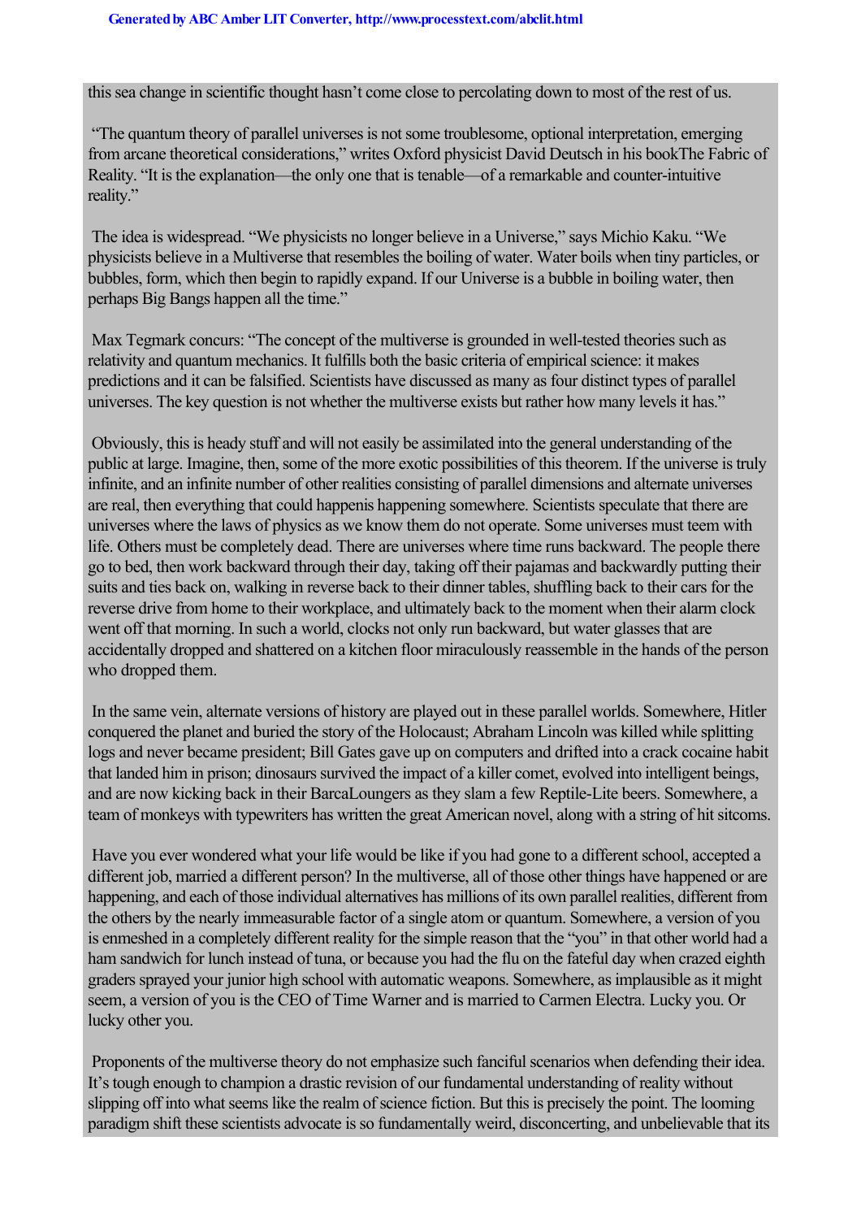this sea change in scientific thought hasn't come close to percolating down to most of the rest of us.

"The quantum theory of parallel universes is not some troublesome, optional interpretation, emerging from arcane theoretical considerations," writes Oxford physicist David Deutsch in his bookThe Fabric of Reality. "It is the explanation—the only one that is tenable—of a remarkable and counter-intuitive reality."

The idea is widespread. "We physicists no longer believe in a Universe," says Michio Kaku. "We physicists believe in a Multiverse that resembles the boiling of water. Water boils when tiny particles, or bubbles, form, which then begin to rapidly expand. If our Universe is a bubble in boiling water, then perhaps Big Bangs happen all the time."

Max Tegmark concurs: "The concept of the multiverse is grounded in well-tested theories such as relativity and quantum mechanics. It fulfills both the basic criteria of empirical science: it makes predictions and it can be falsified. Scientists have discussed as many as four distinct types of parallel universes. The key question is not whether the multiverse exists but rather how many levels it has."

Obviously, this is heady stuff and will not easily be assimilated into the general understanding of the public at large. Imagine, then, some of the more exotic possibilities of this theorem. If the universe is truly infinite, and an infinite number of other realities consisting of parallel dimensions and alternate universes are real, then everything that could happenis happening somewhere. Scientists speculate that there are universes where the laws of physics as we know them do not operate. Some universes must teem with life. Others must be completely dead. There are universes where time runs backward. The people there go to bed, then work backward through their day, taking off their pajamas and backwardly putting their suits and ties back on, walking in reverse back to their dinner tables, shuffling back to their cars for the reverse drive from home to their workplace, and ultimately back to the moment when their alarm clock went off that morning. In such a world, clocks not only run backward, but water glasses that are accidentally dropped and shattered on a kitchen floor miraculously reassemble in the hands of the person who dropped them.

In the same vein, alternate versions of history are played out in these parallel worlds. Somewhere, Hitler conquered the planet and buried the story of the Holocaust; Abraham Lincoln was killed while splitting logs and never became president; Bill Gates gave up on computers and drifted into a crack cocaine habit that landed him in prison; dinosaurs survived the impact of a killer comet, evolved into intelligent beings, and are now kicking back in their BarcaLoungers as they slam a few Reptile-Lite beers. Somewhere, a team of monkeys with typewriters has written the great American novel, along with a string of hit sitcoms.

Have you ever wondered what your life would be like if you had gone to a different school, accepted a different job, married a different person? In the multiverse, all of those other things have happened or are happening, and each of those individual alternatives has millions of its own parallel realities, different from the others by the nearly immeasurable factor of a single atom or quantum. Somewhere, a version of you is enmeshed in a completely different reality for the simple reason that the "you" in that other world had a ham sandwich for lunch instead of tuna, or because you had the flu on the fateful day when crazed eighth graders sprayed your junior high school with automatic weapons. Somewhere, as implausible as it might seem, a version of you is the CEO of Time Warner and is married to Carmen Electra. Lucky you. Or lucky other you.

Proponents of the multiverse theory do not emphasize such fanciful scenarios when defending their idea. It's tough enough to champion a drastic revision of our fundamental understanding of reality without slipping off into what seems like the realm of science fiction. But this is precisely the point. The looming paradigm shift these scientists advocate is so fundamentally weird, disconcerting, and unbelievable that its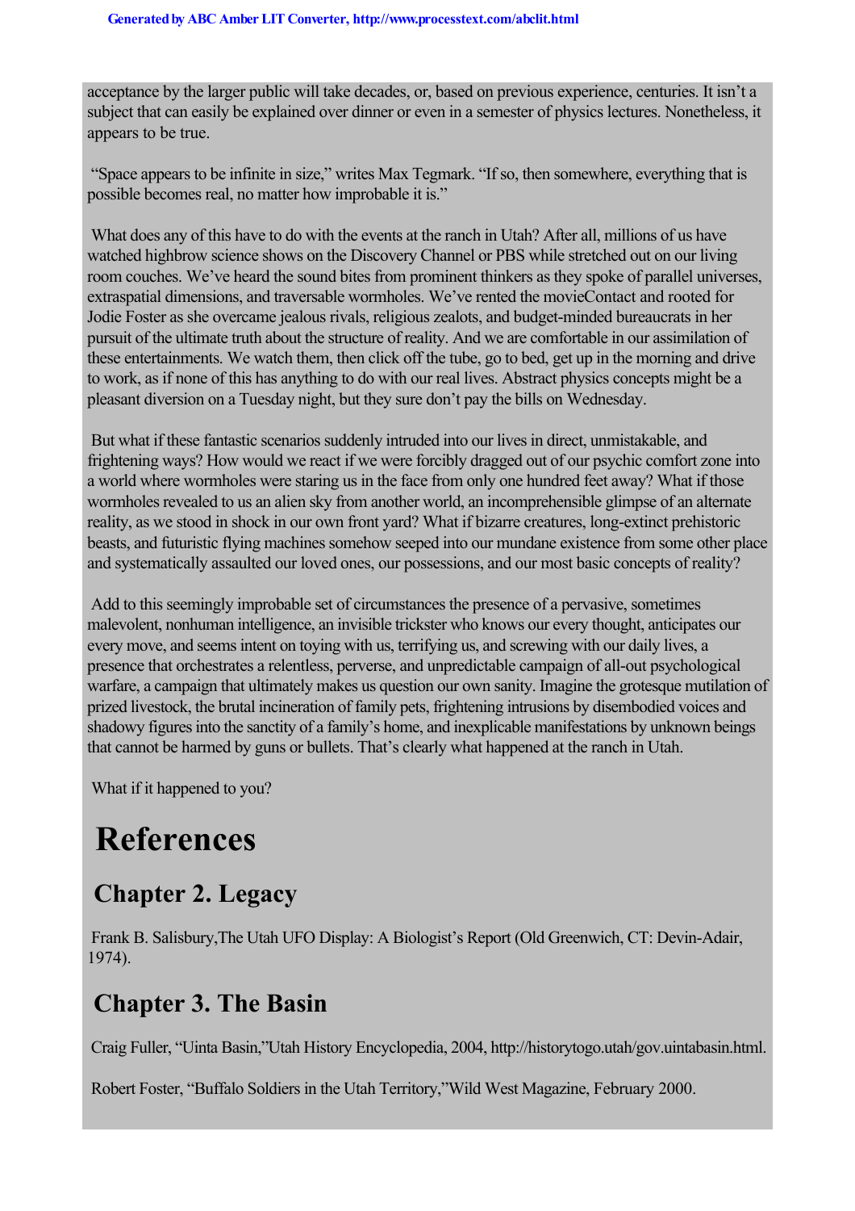acceptance by the larger public will take decades, or, based on previous experience, centuries. It isn't a subject that can easily be explained over dinner or even in a semester of physics lectures. Nonetheless, it appears to be true.

"Space appears to be infinite in size," writes Max Tegmark. "If so, then somewhere, everything that is possible becomes real, no matter how improbable it is."

What does any of this have to do with the events at the ranch in Utah? After all, millions of us have watched highbrow science shows on the Discovery Channel or PBS while stretched out on our living room couches. We've heard the sound bites from prominent thinkers as they spoke of parallel universes, extraspatial dimensions, and traversable wormholes. We've rented the movie *Contact* and rooted for Jodie Foster as she overcame jealous rivals, religious zealots, and budget-minded bureaucrats in her pursuit of the ultimate truth about the structure of reality. And we are comfortable in our assimilation of these entertainments. We watch them, then click off the tube, go to bed, get up in the morning and drive to work, as if none of this has anything to do with our real lives. Abstract physics concepts might be a pleasant diversion on a Tuesday night, but they sure don't pay the bills on Wednesday.

But what if these fantastic scenarios suddenly intruded into our lives in direct, unmistakable, and frightening ways? How would we react if we were forcibly dragged out of our psychic comfort zone into a world where wormholes were staring us in the face from only one hundred feet away? What if those wormholes revealed to us an alien sky from another world, an incomprehensible glimpse of an alternate reality, as we stood in shock in our own front yard? What if bizarre creatures, long-extinct prehistoric beasts, and futuristic flying machines somehow seeped into our mundane existence from some other place and systematically assaulted our loved ones, our possessions, and our most basic concepts of reality?

Add to this seemingly improbable set of circumstances the presence of a pervasive, sometimes malevolent, nonhuman intelligence, an invisible trickster who knows our every thought, anticipates our every move, and seems intent on toying with us, terrifying us, and screwing with our daily lives, a presence that orchestrates a relentless, perverse, and unpredictable campaign of all-out psychological warfare, a campaign that ultimately makes us question our own sanity. Imagine the grotesque mutilation of prized livestock, the brutal incineration of family pets, frightening intrusions by disembodied voices and shadowy figures into the sanctity of a family's home, and inexplicable manifestations by unknown beings that cannot be harmed by guns or bullets. That's clearly what happened at the ranch in Utah.

What if it happened to you?

# References

## Chapter 2. Legacy

Frank B. Salisbury, *The Utah UFO Display: A Biologist's Report* (Old Greenwich, CT: Devin-Adair, 1974).

## Chapter 3. The Basin

Craig Fuller, "Uinta Basin," *Utah History Encyclopedia*, 2004, http://historytogo.utah/gov.uintabasin.html.

Robert Foster, "Buffalo Soldiers in the Utah Territory," *Wild West Magazine*, February 2000.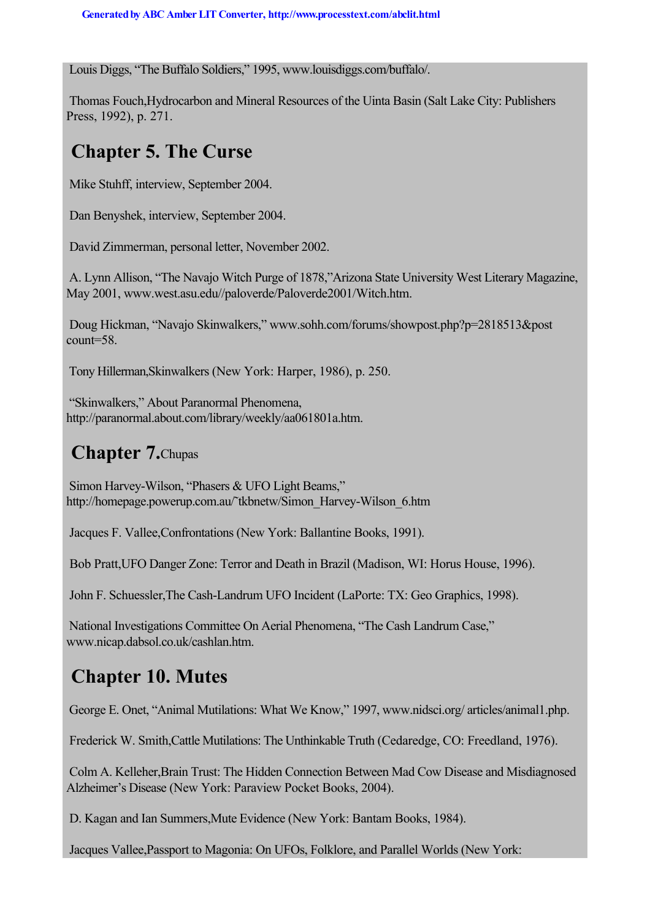Louis Diggs, “The Buffalo Soldiers,” 1995, www.louisdiggs.com/buffalo/.

Thomas Fouch,Hydrocarbon and Mineral Resources of the Uinta Basin (Salt Lake City: Publishers Press, 1992), p. 271.

## Chapter 5. The Curse

Mike Stuhff, interview, September 2004.

Dan Benyshek, interview, September 2004.

David Zimmerman, personal letter, November 2002.

A. Lynn Allison, “The Navajo Witch Purge of 1878,”Arizona State University West Literary Magazine, May 2001, www.west.asu.edu//paloverde/Paloverde2001/Witch.htm.

Doug Hickman, “Navajo Skinwalkers,” www.sohh.com/forums/showpost.php?p=2818513&post count=58.

Tony Hillerman,Skinwalkers (New York: Harper, 1986), p. 250.

“Skinwalkers,” About Paranormal Phenomena, http://paranormal.about.com/library/weekly/aa061801a.htm.

## Chapter 7.Chupas

Simon Harvey-Wilson, “Phasers & UFO Light Beams,” http://homepage.powerup.com.au/~tkbnetw/Simon_Harvey-Wilson_6.htm

Jacques F. Vallee,Confrontations (New York: Ballantine Books, 1991).

Bob Pratt,UFO Danger Zone: Terror and Death in Brazil (Madison, WI: Horus House, 1996).

John F. Schuessler,The Cash-Landrum UFO Incident (LaPorte: TX: Geo Graphics, 1998).

National Investigations Committee On Aerial Phenomena, “The Cash Landrum Case,” www.nicap.dabsol.co.uk/cashlan.htm.

## Chapter 10. Mutes

George E. Onet, “Animal Mutilations: What We Know,” 1997, www.nidsci.org/ articles/animal1.php.

Frederick W. Smith,Cattle Mutilations: The Unthinkable Truth (Cedaredge, CO: Freedland, 1976).

Colm A. Kelleher,Brain Trust: The Hidden Connection Between Mad Cow Disease and Misdiagnosed Alzheimer’s Disease (New York: Paraview Pocket Books, 2004).

D. Kagan and Ian Summers,Mute Evidence (New York: Bantam Books, 1984).

Jacques Vallee,Passport to Magonia: On UFOs, Folklore, and Parallel Worlds (New York: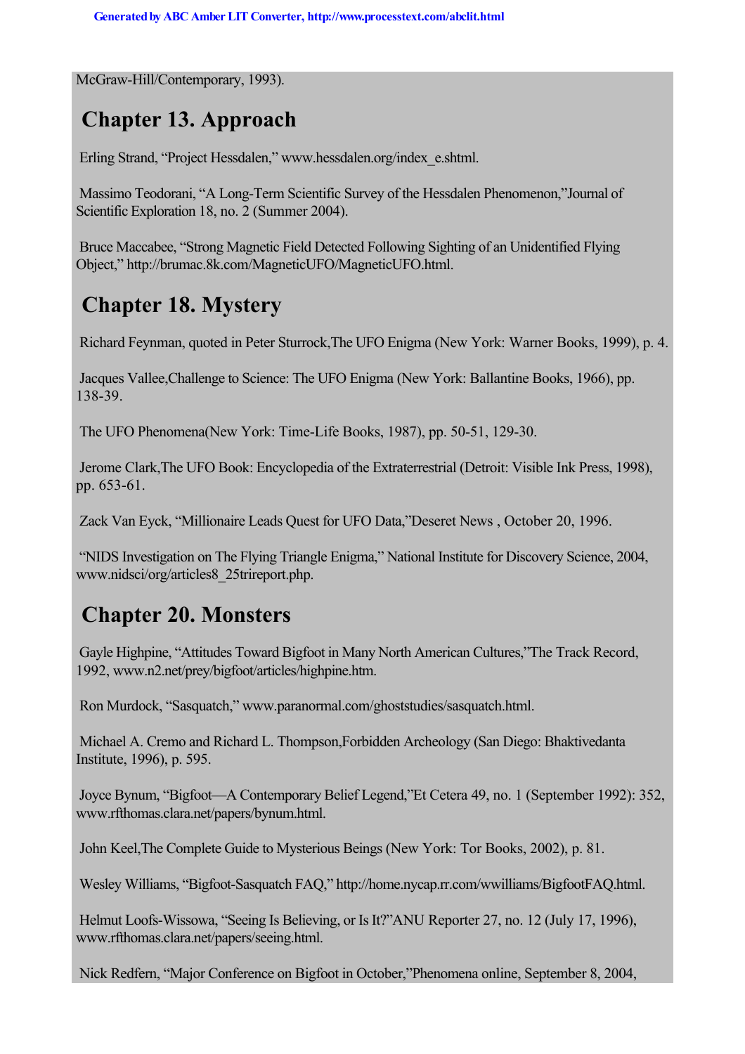McGraw-Hill/Contemporary, 1993).

## Chapter 13. Approach

Erling Strand, “Project Hessdalen,” www.hessdalen.org/index_e.shtml.

Massimo Teodorani, “A Long-Term Scientific Survey of the Hessdalen Phenomenon,”Journal of Scientific Exploration 18, no. 2 (Summer 2004).

Bruce Maccabee, “Strong Magnetic Field Detected Following Sighting of an Unidentified Flying Object,” http://brumac.8k.com/MagneticUFO/MagneticUFO.html.

## Chapter 18. Mystery

Richard Feynman, quoted in Peter Sturrock,The UFO Enigma (New York: Warner Books, 1999), p. 4.

Jacques Vallee,Challenge to Science: The UFO Enigma (New York: Ballantine Books, 1966), pp. 138-39.

The UFO Phenomena(New York: Time-Life Books, 1987), pp. 50-51, 129-30.

Jerome Clark,The UFO Book: Encyclopedia of the Extraterrestrial (Detroit: Visible Ink Press, 1998), pp. 653-61.

Zack Van Eyck, “Millionaire Leads Quest for UFO Data,”Deseret News , October 20, 1996.

“NIDS Investigation on The Flying Triangle Enigma,” National Institute for Discovery Science, 2004, www.nidsci/org/articles8_25trireport.php.

## Chapter 20. Monsters

Gayle Highpine, “Attitudes Toward Bigfoot in Many North American Cultures,”The Track Record, 1992, www.n2.net/prey/bigfoot/articles/highpine.htm.

Ron Murdock, “Sasquatch,” www.paranormal.com/ghoststudies/sasquatch.html.

Michael A. Cremo and Richard L. Thompson,Forbidden Archeology (San Diego: Bhaktivedanta Institute, 1996), p. 595.

Joyce Bynum, “Bigfoot—A Contemporary Belief Legend,”Et Cetera 49, no. 1 (September 1992): 352, www.rfthomas.clara.net/papers/bynum.html.

John Keel,The Complete Guide to Mysterious Beings (New York: Tor Books, 2002), p. 81.

Wesley Williams, “Bigfoot-Sasquatch FAQ,” http://home.nycap.rr.com/wwilliams/BigfootFAQ.html.

Helmut Loofs-Wissowa, “Seeing Is Believing, or Is It?”ANU Reporter 27, no. 12 (July 17, 1996), www.rfthomas.clara.net/papers/seeing.html.

Nick Redfern, “Major Conference on Bigfoot in October,”Phenomena online, September 8, 2004,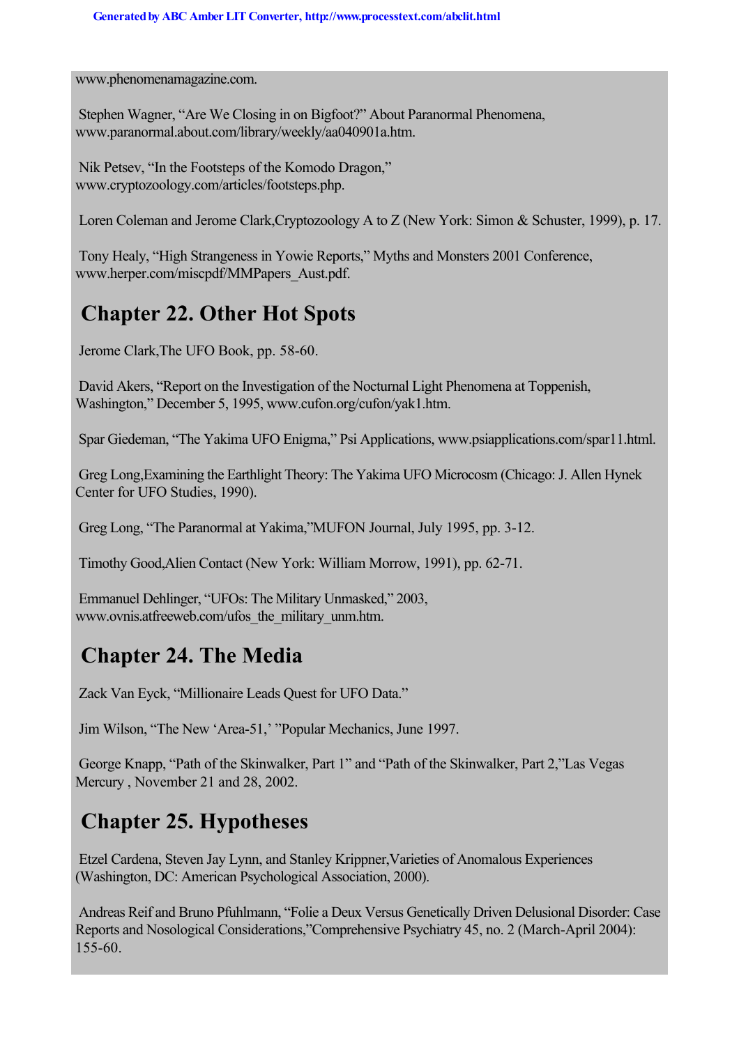www.phenomenamagazine.com.

Stephen Wagner, “Are We Closing in on Bigfoot?” About Paranormal Phenomena, www.paranormal.about.com/library/weekly/aa040901a.htm.

Nik Petsev, “In the Footsteps of the Komodo Dragon,” www.cryptozoology.com/articles/footsteps.php.

Loren Coleman and Jerome Clark, *Cryptozoology A to Z* (New York: Simon & Schuster, 1999), p. 17.

Tony Healy, “High Strangeness in Yowie Reports,” Myths and Monsters 2001 Conference, www.herper.com/miscpdf/MMPapers_Aust.pdf.

## Chapter 22. Other Hot Spots

Jerome Clark, *The UFO Book*, pp. 58-60.

David Akers, “Report on the Investigation of the Nocturnal Light Phenomena at Toppenish, Washington,” December 5, 1995, www.cufon.org/cufon/yak1.htm.

Spar Giedeman, “The Yakima UFO Enigma,” Psi Applications, www.psiapplications.com/spar11.html.

Greg Long, *Examining the Earthlight Theory: The Yakima UFO Microcosm* (Chicago: J. Allen Hynek Center for UFO Studies, 1990).

Greg Long, “The Paranormal at Yakima,” *MUFON Journal*, July 1995, pp. 3-12.

Timothy Good, *Alien Contact* (New York: William Morrow, 1991), pp. 62-71.

Emmanuel Dehlinger, “UFOs: The Military Unmasked,” 2003, www.ovnis.atfreeweb.com/ufos_the_military_unm.htm.

## Chapter 24. The Media

Zack Van Eyck, “Millionaire Leads Quest for UFO Data.”

Jim Wilson, “The New ‘Area-51,’ ” *Popular Mechanics*, June 1997.

George Knapp, “Path of the Skinwalker, Part 1” and “Path of the Skinwalker, Part 2,” *Las Vegas Mercury*, November 21 and 28, 2002.

## Chapter 25. Hypotheses

Etzel Cardena, Steven Jay Lynn, and Stanley Krippner, *Varieties of Anomalous Experiences* (Washington, DC: American Psychological Association, 2000).

Andreas Reif and Bruno Pfuhlmann, “Folie a Deux Versus Genetically Driven Delusional Disorder: Case Reports and Nosological Considerations,” *Comprehensive Psychiatry* 45, no. 2 (March-April 2004): 155-60.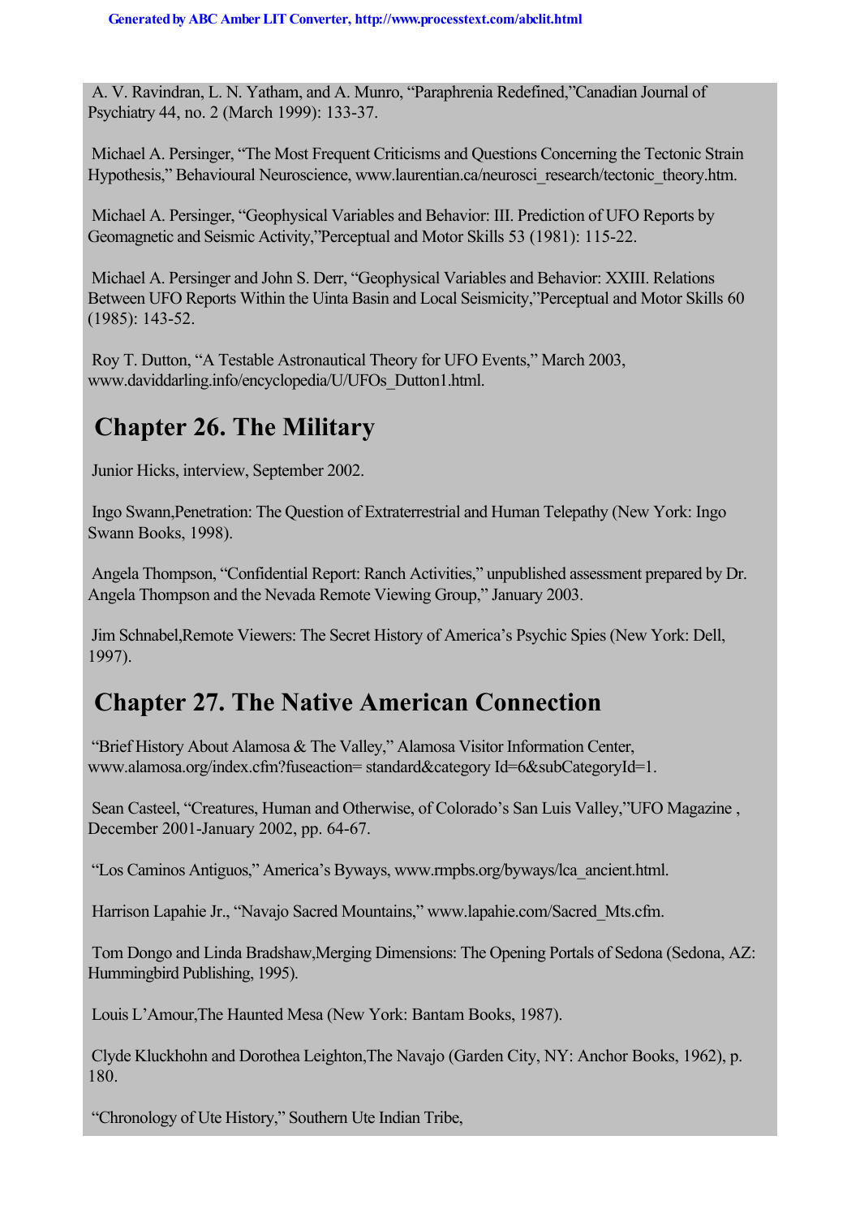A. V. Ravindran, L. N. Yatham, and A. Munro, “Paraphrenia Redefined,”Canadian Journal of Psychiatry 44, no. 2 (March 1999): 133-37.

Michael A. Persinger, “The Most Frequent Criticisms and Questions Concerning the Tectonic Strain Hypothesis,” Behavioural Neuroscience, www.laurentian.ca/neurosci_research/tectonic_theory.htm.

Michael A. Persinger, “Geophysical Variables and Behavior: III. Prediction of UFO Reports by Geomagnetic and Seismic Activity,”Perceptual and Motor Skills 53 (1981): 115-22.

Michael A. Persinger and John S. Derr, “Geophysical Variables and Behavior: XXIII. Relations Between UFO Reports Within the Uinta Basin and Local Seismicity,”Perceptual and Motor Skills 60 (1985): 143-52.

Roy T. Dutton, “A Testable Astronautical Theory for UFO Events,” March 2003, www.daviddarling.info/encyclopedia/U/UFOs_Dutton1.html.

## Chapter 26. The Military

Junior Hicks, interview, September 2002.

Ingo Swann,Penetration: The Question of Extraterrestrial and Human Telepathy (New York: Ingo Swann Books, 1998).

Angela Thompson, “Confidential Report: Ranch Activities,” unpublished assessment prepared by Dr. Angela Thompson and the Nevada Remote Viewing Group,” January 2003.

Jim Schnabel,Remote Viewers: The Secret History of America’s Psychic Spies (New York: Dell, 1997).

## Chapter 27. The Native American Connection

“Brief History About Alamosa & The Valley,” Alamosa Visitor Information Center, www.alamosa.org/index.cfm?fuseaction= standard&category Id=6&subCategoryId=1.

Sean Casteel, “Creatures, Human and Otherwise, of Colorado’s San Luis Valley,”UFO Magazine , December 2001-January 2002, pp. 64-67.

“Los Caminos Antiguos,” America’s Byways, www.rmpbs.org/byways/lca_ancient.html.

Harrison Lapahie Jr., “Navajo Sacred Mountains,” www.lapahie.com/Sacred_Mts.cfm.

Tom Dongo and Linda Bradshaw,Merging Dimensions: The Opening Portals of Sedona (Sedona, AZ: Hummingbird Publishing, 1995).

Louis L’Amour,The Haunted Mesa (New York: Bantam Books, 1987).

Clyde Kluckhohn and Dorothea Leighton,The Navajo (Garden City, NY: Anchor Books, 1962), p. 180.

“Chronology of Ute History,” Southern Ute Indian Tribe,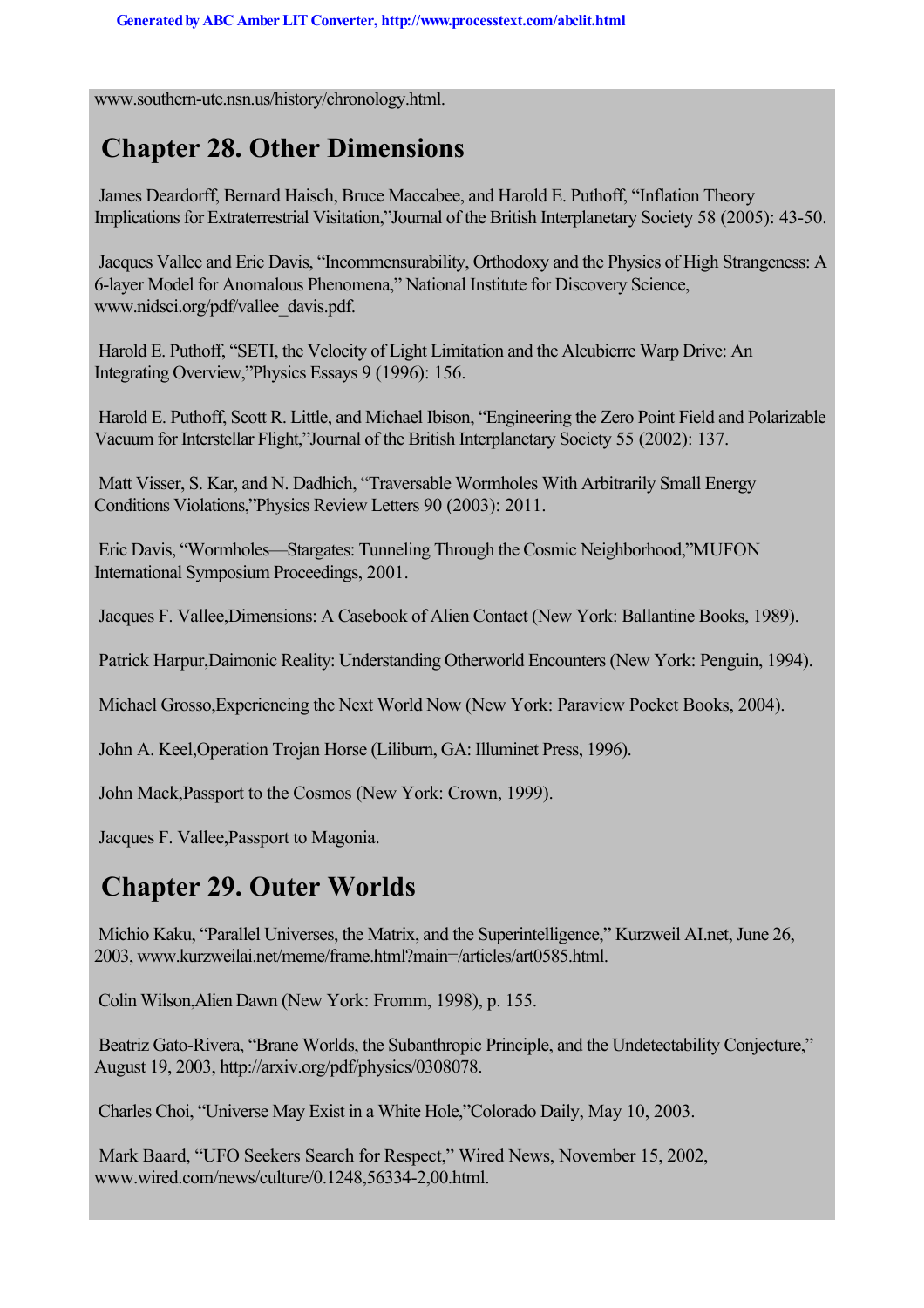www.southern-ute.nsn.us/history/chronology.html.

## Chapter 28. Other Dimensions

James Deardorff, Bernard Haisch, Bruce Maccabee, and Harold E. Puthoff, "Inflation Theory Implications for Extraterrestrial Visitation,"Journal of the British Interplanetary Society 58 (2005): 43-50.

Jacques Vallee and Eric Davis, "Incommensurability, Orthodoxy and the Physics of High Strangeness: A 6-layer Model for Anomalous Phenomena," National Institute for Discovery Science, www.nidsci.org/pdf/vallee_davis.pdf.

Harold E. Puthoff, "SETI, the Velocity of Light Limitation and the Alcubierre Warp Drive: An Integrating Overview,"Physics Essays 9 (1996): 156.

Harold E. Puthoff, Scott R. Little, and Michael Ibison, "Engineering the Zero Point Field and Polarizable Vacuum for Interstellar Flight,"Journal of the British Interplanetary Society 55 (2002): 137.

Matt Visser, S. Kar, and N. Dadhich, "Traversable Wormholes With Arbitrarily Small Energy Conditions Violations,"Physics Review Letters 90 (2003): 2011.

Eric Davis, "Wormholes—Stargates: Tunneling Through the Cosmic Neighborhood,"MUFON International Symposium Proceedings, 2001.

Jacques F. Vallee,Dimensions: A Casebook of Alien Contact (New York: Ballantine Books, 1989).

Patrick Harpur,Daimonic Reality: Understanding Otherworld Encounters (New York: Penguin, 1994).

Michael Grosso,Experiencing the Next World Now (New York: Paraview Pocket Books, 2004).

John A. Keel,Operation Trojan Horse (Liliburn, GA: Illuminet Press, 1996).

John Mack,Passport to the Cosmos (New York: Crown, 1999).

Jacques F. Vallee,Passport to Magonia.

## Chapter 29. Outer Worlds

Michio Kaku, "Parallel Universes, the Matrix, and the Superintelligence," Kurzweil AI.net, June 26, 2003, www.kurzweilai.net/meme/frame.html?main=/articles/art0585.html.

Colin Wilson,Alien Dawn (New York: Fromm, 1998), p. 155.

Beatriz Gato-Rivera, "Brane Worlds, the Subanthropic Principle, and the Undetectability Conjecture," August 19, 2003, http://arxiv.org/pdf/physics/0308078.

Charles Choi, "Universe May Exist in a White Hole,"Colorado Daily, May 10, 2003.

Mark Baard, "UFO Seekers Search for Respect," Wired News, November 15, 2002, www.wired.com/news/culture/0.1248,56334-2,00.html.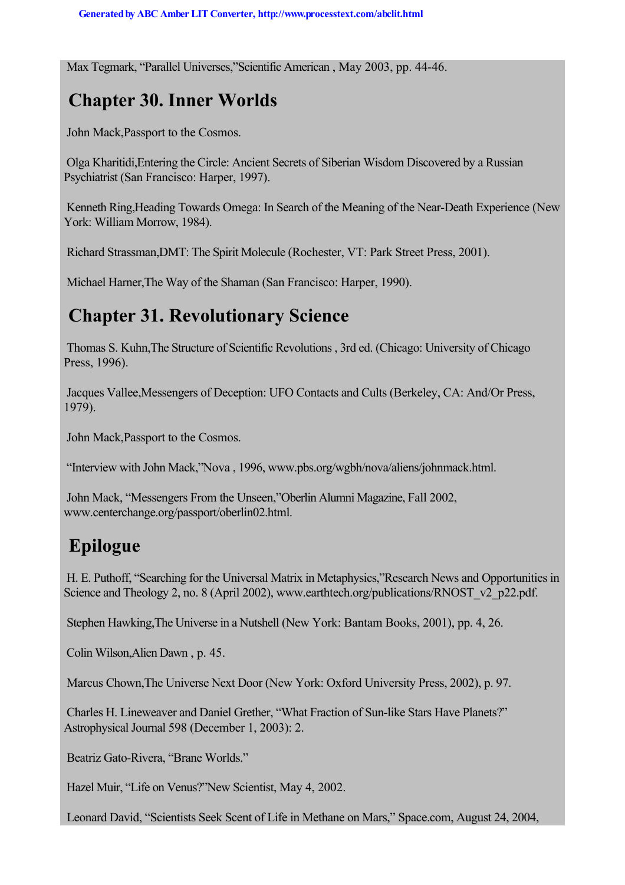Max Tegmark, "Parallel Universes,"Scientific American , May 2003, pp. 44-46.

## Chapter 30. Inner Worlds

John Mack,Passport to the Cosmos.

Olga Kharitidi,Entering the Circle: Ancient Secrets of Siberian Wisdom Discovered by a Russian Psychiatrist (San Francisco: Harper, 1997).

Kenneth Ring,Heading Towards Omega: In Search of the Meaning of the Near-Death Experience (New York: William Morrow, 1984).

Richard Strassman,DMT: The Spirit Molecule (Rochester, VT: Park Street Press, 2001).

Michael Harner,The Way of the Shaman (San Francisco: Harper, 1990).

## Chapter 31. Revolutionary Science

Thomas S. Kuhn,The Structure of Scientific Revolutions , 3rd ed. (Chicago: University of Chicago Press, 1996).

Jacques Vallee,Messengers of Deception: UFO Contacts and Cults (Berkeley, CA: And/Or Press, 1979).

John Mack,Passport to the Cosmos.

"Interview with John Mack,"Nova , 1996, www.pbs.org/wgbh/nova/aliens/johnmack.html.

John Mack, "Messengers From the Unseen,"Oberlin Alumni Magazine, Fall 2002, www.centerchange.org/passport/oberlin02.html.

## Epilogue

H. E. Puthoff, "Searching for the Universal Matrix in Metaphysics,"Research News and Opportunities in Science and Theology 2, no. 8 (April 2002), www.earthtech.org/publications/RNOST_v2_p22.pdf.

Stephen Hawking,The Universe in a Nutshell (New York: Bantam Books, 2001), pp. 4, 26.

Colin Wilson,Alien Dawn , p. 45.

Marcus Chown,The Universe Next Door (New York: Oxford University Press, 2002), p. 97.

Charles H. Lineweaver and Daniel Grether, "What Fraction of Sun-like Stars Have Planets?" Astrophysical Journal 598 (December 1, 2003): 2.

Beatriz Gato-Rivera, "Brane Worlds."

Hazel Muir, "Life on Venus?"New Scientist, May 4, 2002.

Leonard David, "Scientists Seek Scent of Life in Methane on Mars," Space.com, August 24, 2004,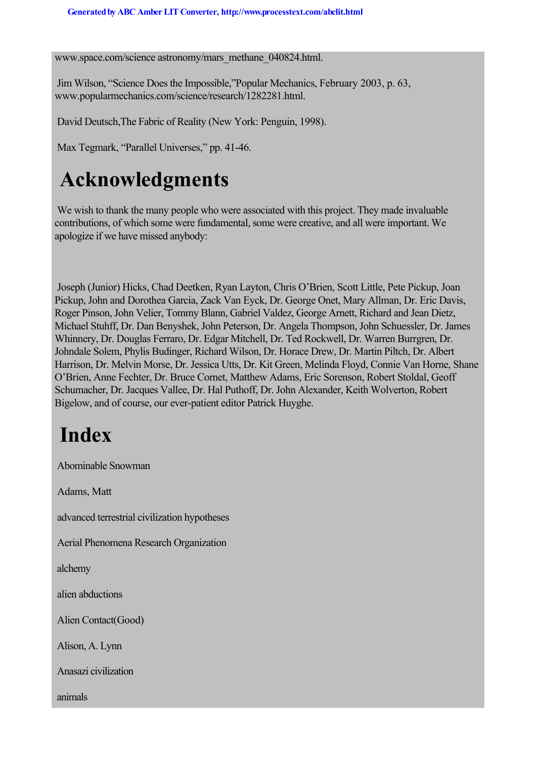www.space.com/science astronomy/mars_methane_040824.html.

Jim Wilson, “Science Does the Impossible,”Popular Mechanics, February 2003, p. 63, www.popularmechanics.com/science/research/1282281.html.

David Deutsch,The Fabric of Reality (New York: Penguin, 1998).

Max Tegmark, “Parallel Universes,” pp. 41-46.

# Acknowledgments

We wish to thank the many people who were associated with this project. They made invaluable contributions, of which some were fundamental, some were creative, and all were important. We apologize if we have missed anybody:

Joseph (Junior) Hicks, Chad Deetken, Ryan Layton, Chris O’Brien, Scott Little, Pete Pickup, Joan Pickup, John and Dorothea Garcia, Zack Van Eyck, Dr. George Onet, Mary Allman, Dr. Eric Davis, Roger Pinson, John Velier, Tommy Blann, Gabriel Valdez, George Arnett, Richard and Jean Dietz, Michael Stuhff, Dr. Dan Benyshek, John Peterson, Dr. Angela Thompson, John Schuessler, Dr. James Whinnery, Dr. Douglas Ferraro, Dr. Edgar Mitchell, Dr. Ted Rockwell, Dr. Warren Burrgren, Dr. Johndale Solem, Phylis Budinger, Richard Wilson, Dr. Horace Drew, Dr. Martin Piltch, Dr. Albert Harrison, Dr. Melvin Morse, Dr. Jessica Utts, Dr. Kit Green, Melinda Floyd, Connie Van Horne, Shane O’Brien, Anne Fechter, Dr. Bruce Cornet, Matthew Adams, Eric Sorenson, Robert Stoldal, Geoff Schumacher, Dr. Jacques Vallee, Dr. Hal Puthoff, Dr. John Alexander, Keith Wolverton, Robert Bigelow, and of course, our ever-patient editor Patrick Huyghe.

# Index

Abominable Snowman

Adams, Matt

advanced terrestrial civilization hypotheses

Aerial Phenomena Research Organization

alchemy

alien abductions

Alien Contact(Good)

Alison, A. Lynn

Anasazi civilization

animals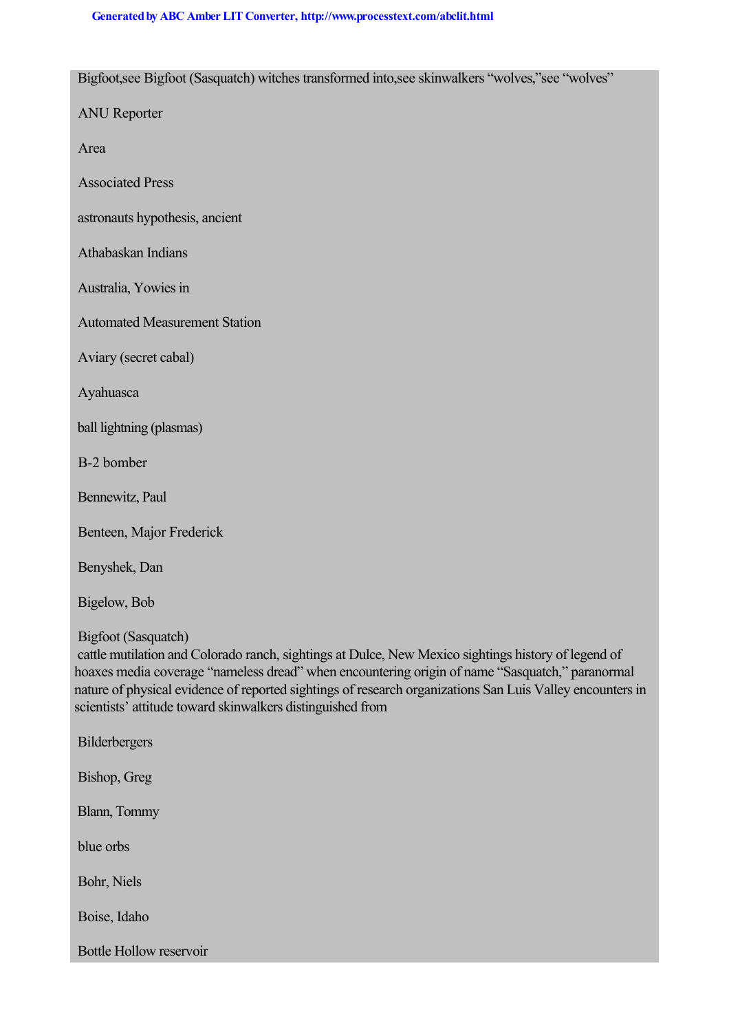Bigfoot,see Bigfoot (Sasquatch) witches transformed into,see skinwalkers “wolves,”see “wolves”

ANU Reporter

Area

Associated Press

astronauts hypothesis, ancient

Athabaskan Indians

Australia, Yowies in

Automated Measurement Station

Aviary (secret cabal)

Ayahuasca

ball lightning (plasmas)

B-2 bomber

Bennewitz, Paul

Benteen, Major Frederick

Benyshek, Dan

Bigelow, Bob

Bigfoot (Sasquatch)
cattle mutilation and Colorado ranch, sightings at Dulce, New Mexico sightings history of legend of hoaxes media coverage “nameless dread” when encountering origin of name “Sasquatch,” paranormal nature of physical evidence of reported sightings of research organizations San Luis Valley encounters in scientists’ attitude toward skinwalkers distinguished from

Bilderbergers

Bishop, Greg

Blann, Tommy

blue orbs

Bohr, Niels

Boise, Idaho

Bottle Hollow reservoir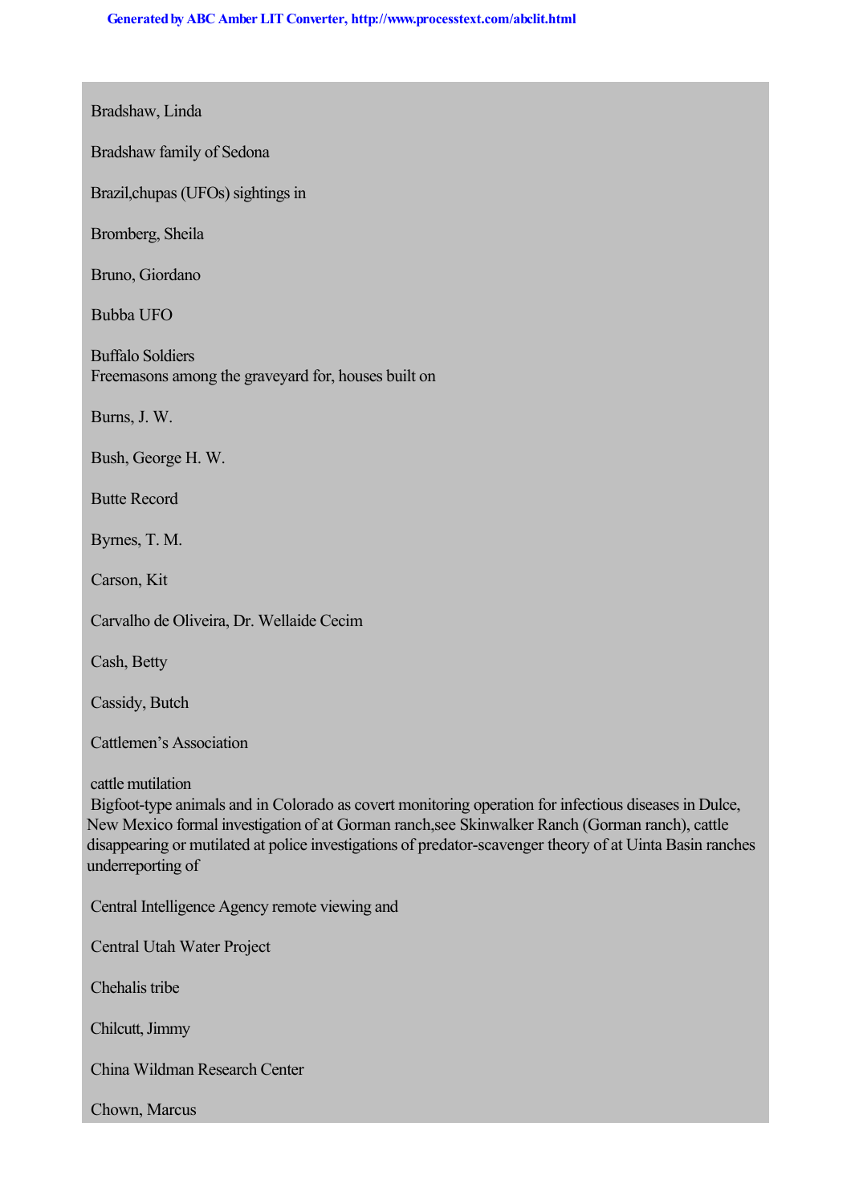Bradshaw, Linda

Bradshaw family of Sedona

Brazil,chupas (UFOs) sightings in

Bromberg, Sheila

Bruno, Giordano

Bubba UFO

Buffalo Soldiers
Freemasons among the graveyard for, houses built on

Burns, J. W.

Bush, George H. W.

Butte Record

Byrnes, T. M.

Carson, Kit

Carvalho de Oliveira, Dr. Wellaide Cecim

Cash, Betty

Cassidy, Butch

Cattlemen's Association

cattle mutilation
Bigfoot-type animals and in Colorado as covert monitoring operation for infectious diseases in Dulce, New Mexico formal investigation of at Gorman ranch,see Skinwalker Ranch (Gorman ranch), cattle disappearing or mutilated at police investigations of predator-scavenger theory of at Uinta Basin ranches underreporting of

Central Intelligence Agency remote viewing and

Central Utah Water Project

Chehalis tribe

Chilcutt, Jimmy

China Wildman Research Center

Chown, Marcus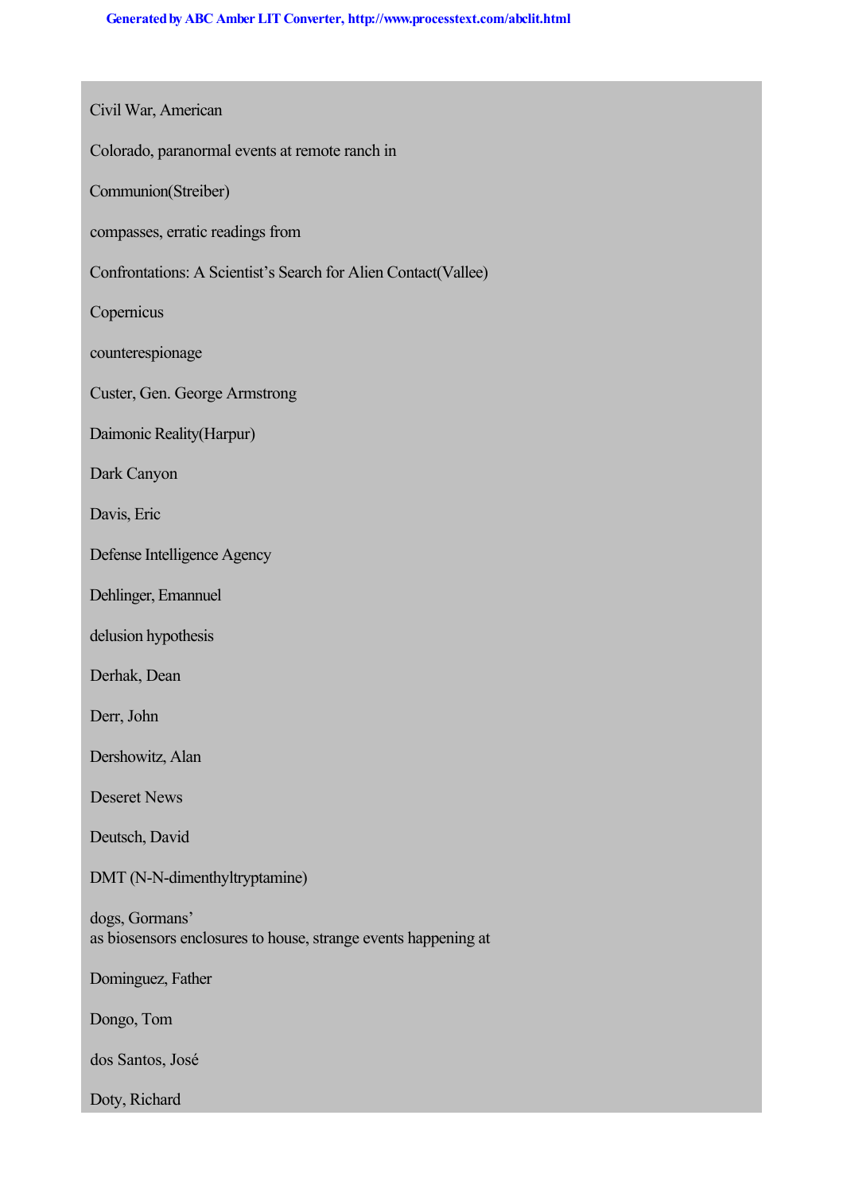Civil War, American

Colorado, paranormal events at remote ranch in

Communion(Streiber)

compasses, erratic readings from

Confrontations: A Scientist's Search for Alien Contact(Vallee)

Copernicus

counterespionage

Custer, Gen. George Armstrong

Daimonic Reality(Harpur)

Dark Canyon

Davis, Eric

Defense Intelligence Agency

Dehlinger, Emannuel

delusion hypothesis

Derhak, Dean

Derr, John

Dershowitz, Alan

Deseret News

Deutsch, David

DMT (N-N-dimenthyltryptamine)

dogs, Gormans'
as biosensors enclosures to house, strange events happening at

Dominguez, Father

Dongo, Tom

dos Santos, José

Doty, Richard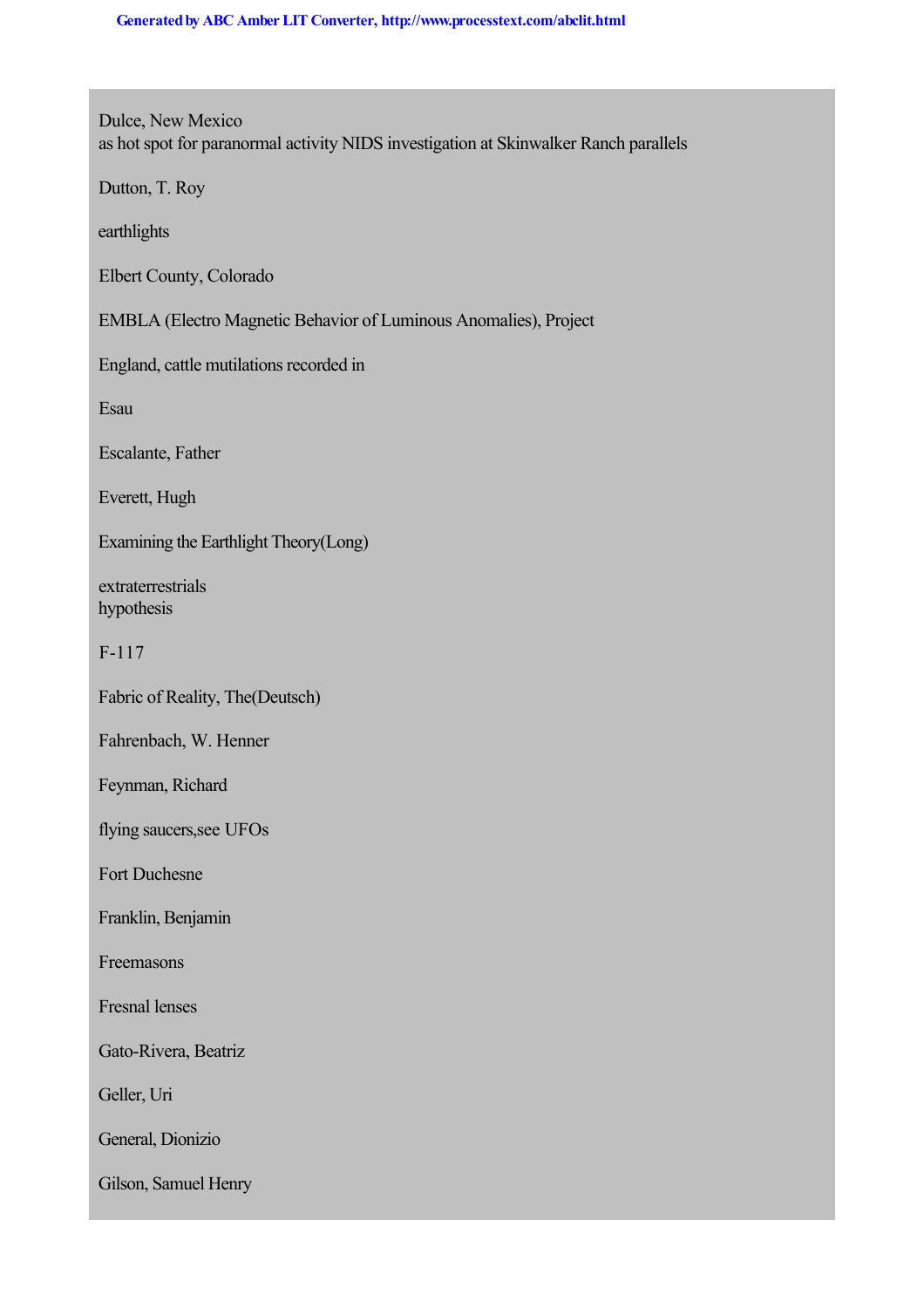Dulce, New Mexico
as hot spot for paranormal activity NIDS investigation at Skinwalker Ranch parallels

Dutton, T. Roy

earthlights

Elbert County, Colorado

EMBLA (Electro Magnetic Behavior of Luminous Anomalies), Project

England, cattle mutilations recorded in

Esau

Escalante, Father

Everett, Hugh

Examining the Earthlight Theory(Long)

extraterrestrials
hypothesis

F-117

Fabric of Reality, The(Deutsch)

Fahrenbach, W. Henner

Feynman, Richard

flying saucers,see UFOs

Fort Duchesne

Franklin, Benjamin

Freemasons

Fresnal lenses

Gato-Rivera, Beatriz

Geller, Uri

General, Dionizio

Gilson, Samuel Henry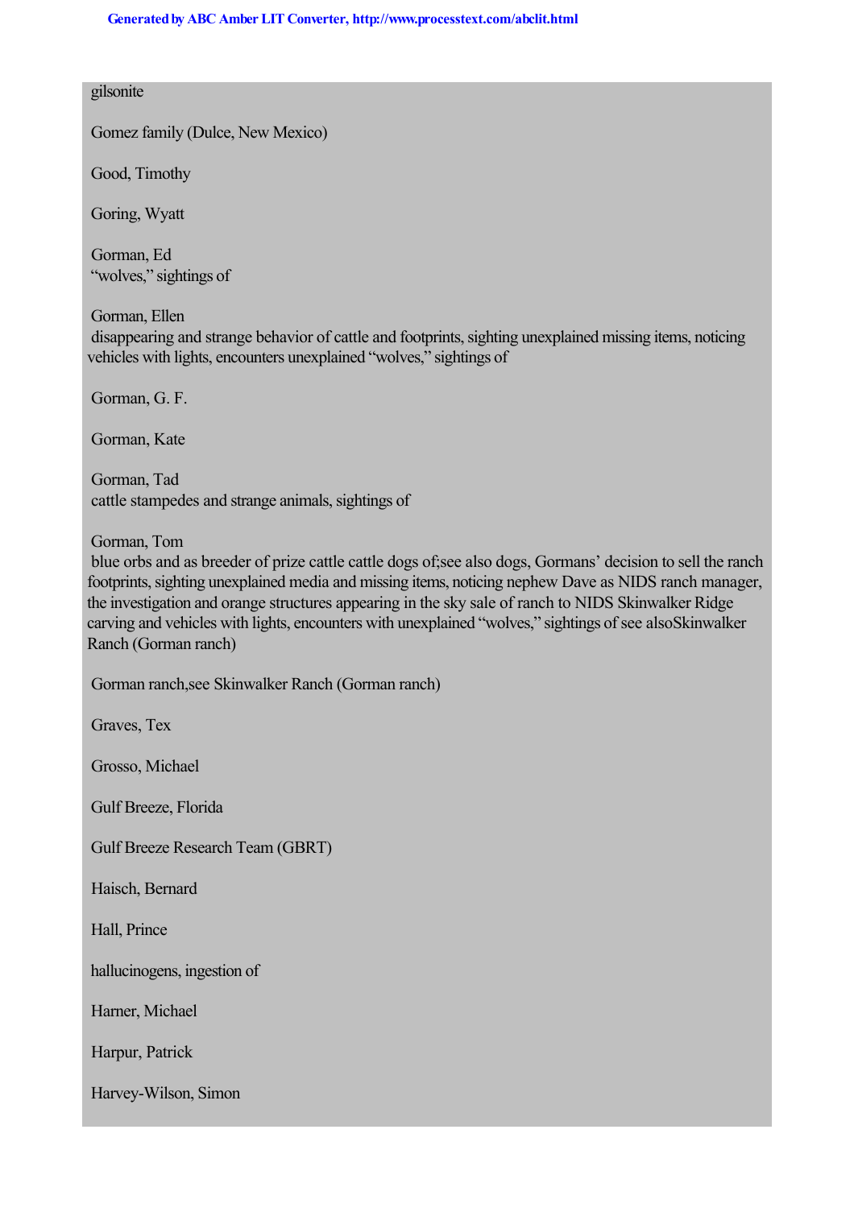gilsonite

Gomez family (Dulce, New Mexico)

Good, Timothy

Goring, Wyatt

Gorman, Ed
"wolves," sightings of

Gorman, Ellen
disappearing and strange behavior of cattle and footprints, sighting unexplained missing items, noticing vehicles with lights, encounters unexplained "wolves," sightings of

Gorman, G. F.

Gorman, Kate

Gorman, Tad
cattle stampedes and strange animals, sightings of

Gorman, Tom
blue orbs and as breeder of prize cattle cattle dogs of;see also dogs, Gormans' decision to sell the ranch footprints, sighting unexplained media and missing items, noticing nephew Dave as NIDS ranch manager, the investigation and orange structures appearing in the sky sale of ranch to NIDS Skinwalker Ridge carving and vehicles with lights, encounters with unexplained "wolves," sightings of see alsoSkinwalker Ranch (Gorman ranch)

Gorman ranch,see Skinwalker Ranch (Gorman ranch)

Graves, Tex

Grosso, Michael

Gulf Breeze, Florida

Gulf Breeze Research Team (GBRT)

Haisch, Bernard

Hall, Prince

hallucinogens, ingestion of

Harner, Michael

Harpur, Patrick

Harvey-Wilson, Simon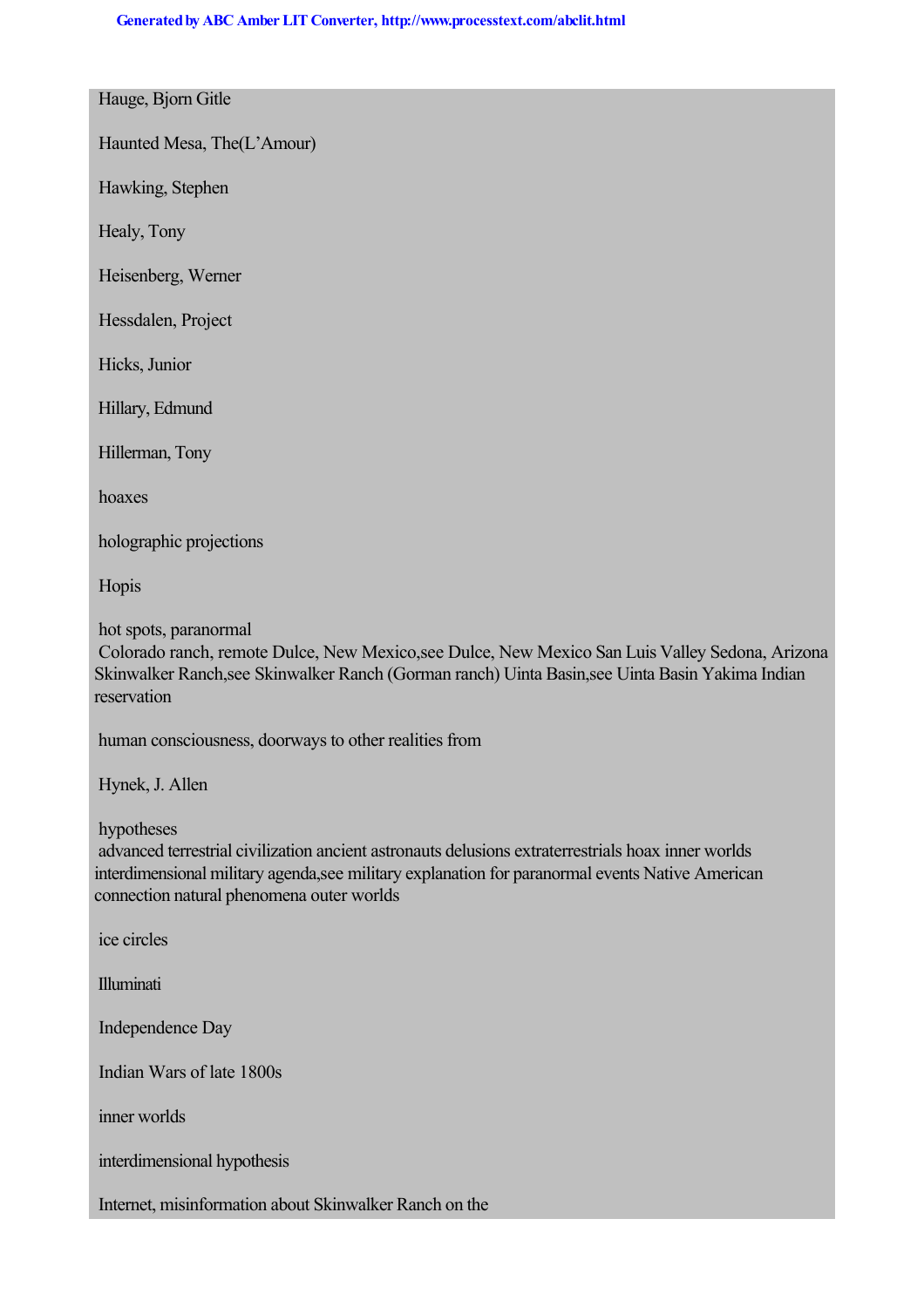Hauge, Bjorn Gitle

Haunted Mesa, The(L'Amour)

Hawking, Stephen

Healy, Tony

Heisenberg, Werner

Hessdalen, Project

Hicks, Junior

Hillary, Edmund

Hillerman, Tony

hoaxes

holographic projections

Hopis

hot spots, paranormal
Colorado ranch, remote Dulce, New Mexico,see Dulce, New Mexico San Luis Valley Sedona, Arizona Skinwalker Ranch,see Skinwalker Ranch (Gorman ranch) Uinta Basin,see Uinta Basin Yakima Indian reservation

human consciousness, doorways to other realities from

Hynek, J. Allen

hypotheses
advanced terrestrial civilization ancient astronauts delusions extraterrestrials hoax inner worlds interdimensional military agenda,see military explanation for paranormal events Native American connection natural phenomena outer worlds

ice circles

Illuminati

Independence Day

Indian Wars of late 1800s

inner worlds

interdimensional hypothesis

Internet, misinformation about Skinwalker Ranch on the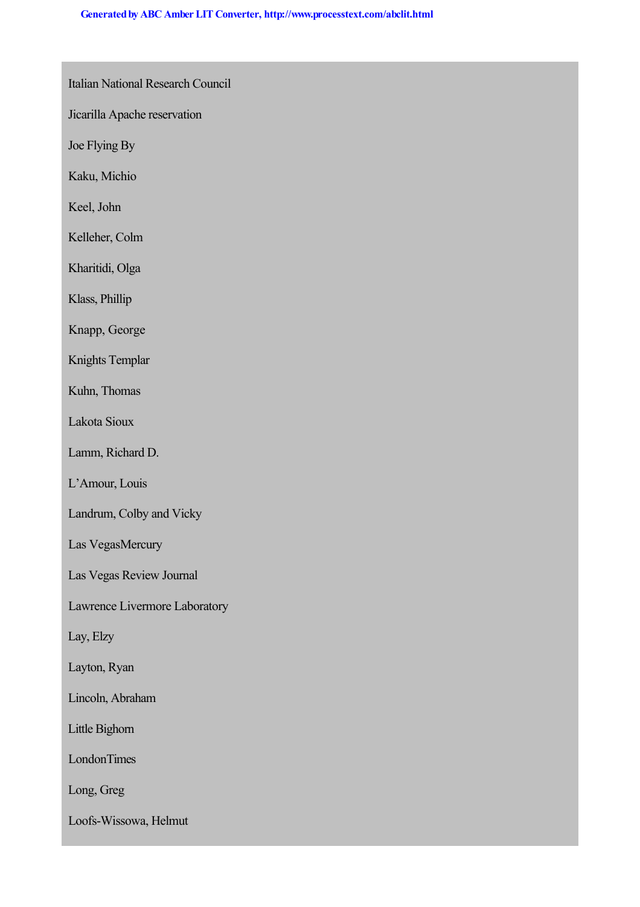Italian National Research Council

Jicarilla Apache reservation

Joe Flying By

Kaku, Michio

Keel, John

Kelleher, Colm

Kharitidi, Olga

Klass, Phillip

Knapp, George

Knights Templar

Kuhn, Thomas

Lakota Sioux

Lamm, Richard D.

L’Amour, Louis

Landrum, Colby and Vicky

Las VegasMercury

Las Vegas Review Journal

Lawrence Livermore Laboratory

Lay, Elzy

Layton, Ryan

Lincoln, Abraham

Little Bighorn

LondonTimes

Long, Greg

Loofs-Wissowa, Helmut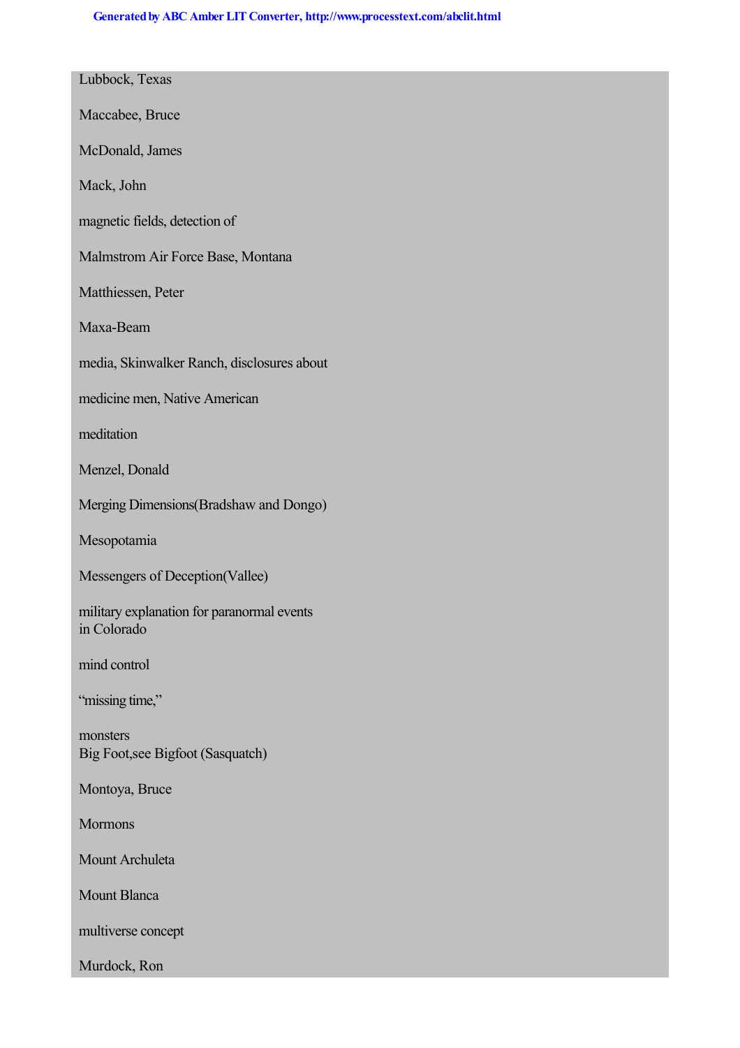Lubbock, Texas

Maccabee, Bruce

McDonald, James

Mack, John

magnetic fields, detection of

Malmstrom Air Force Base, Montana

Matthiessen, Peter

Maxa-Beam

media, Skinwalker Ranch, disclosures about

medicine men, Native American

meditation

Menzel, Donald

Merging Dimensions(Bradshaw and Dongo)

Mesopotamia

Messengers of Deception(Vallee)

military explanation for paranormal events
in Colorado

mind control

“missing time,”

monsters
Big Foot,see Bigfoot (Sasquatch)

Montoya, Bruce

Mormons

Mount Archuleta

Mount Blanca

multiverse concept

Murdock, Ron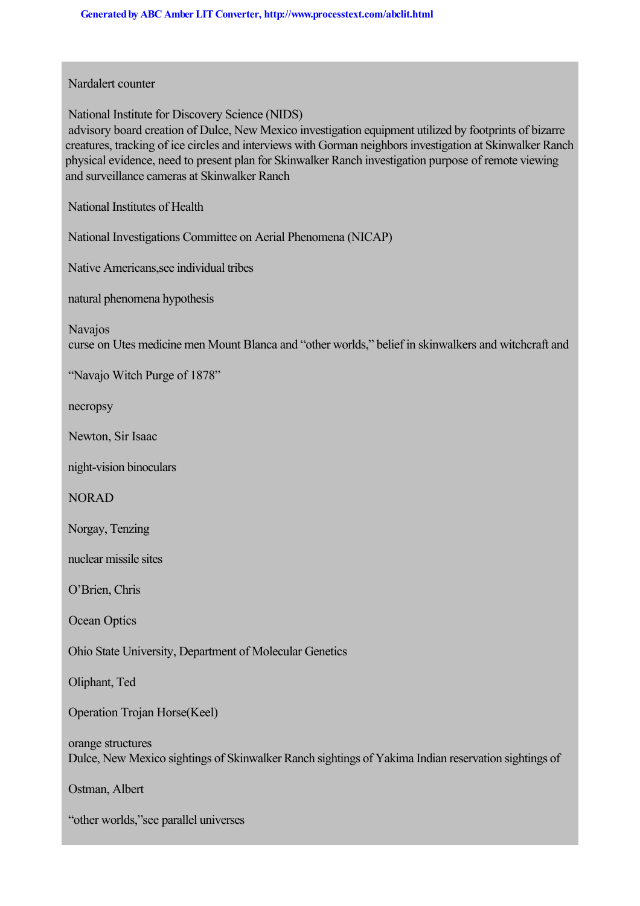Nardalert counter

National Institute for Discovery Science (NIDS)
advisory board creation of Dulce, New Mexico investigation equipment utilized by footprints of bizarre creatures, tracking of ice circles and interviews with Gorman neighbors investigation at Skinwalker Ranch physical evidence, need to present plan for Skinwalker Ranch investigation purpose of remote viewing and surveillance cameras at Skinwalker Ranch

National Institutes of Health

National Investigations Committee on Aerial Phenomena (NICAP)

Native Americans,see individual tribes

natural phenomena hypothesis

Navajos
curse on Utes medicine men Mount Blanca and "other worlds," belief in skinwalkers and witchcraft and

"Navajo Witch Purge of 1878"

necropsy

Newton, Sir Isaac

night-vision binoculars

NORAD

Norgay, Tenzing

nuclear missile sites

O'Brien, Chris

Ocean Optics

Ohio State University, Department of Molecular Genetics

Oliphant, Ted

Operation Trojan Horse(Keel)

orange structures
Dulce, New Mexico sightings of Skinwalker Ranch sightings of Yakima Indian reservation sightings of

Ostman, Albert

"other worlds,"see parallel universes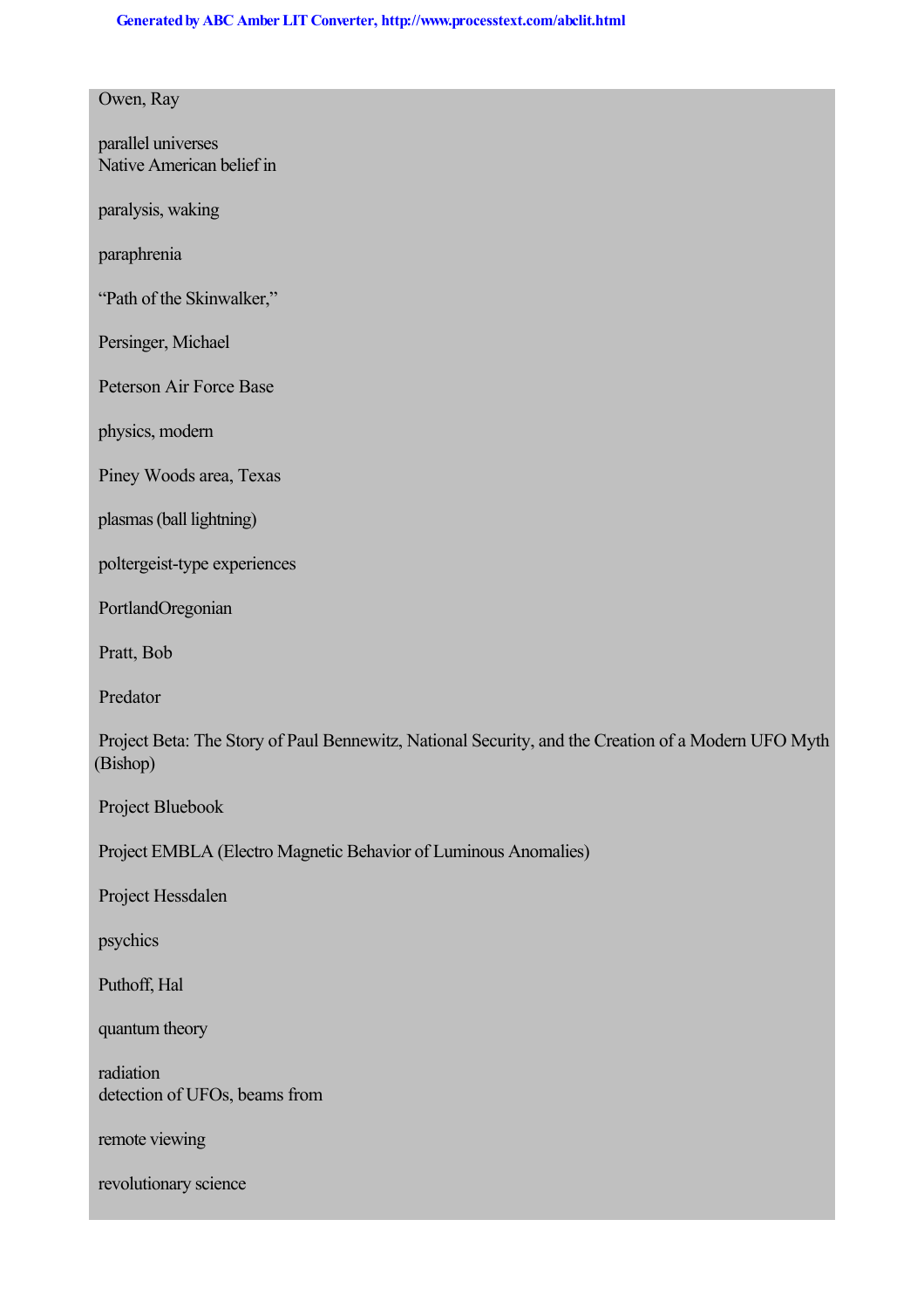Owen, Ray

parallel universes
Native American belief in

paralysis, waking

paraphrenia

"Path of the Skinwalker,"

Persinger, Michael

Peterson Air Force Base

physics, modern

Piney Woods area, Texas

plasmas (ball lightning)

poltergeist-type experiences

PortlandOregonian

Pratt, Bob

Predator

Project Beta: The Story of Paul Bennewitz, National Security, and the Creation of a Modern UFO Myth (Bishop)

Project Bluebook

Project EMBLA (Electro Magnetic Behavior of Luminous Anomalies)

Project Hessdalen

psychics

Puthoff, Hal

quantum theory

radiation
detection of UFOs, beams from

remote viewing

revolutionary science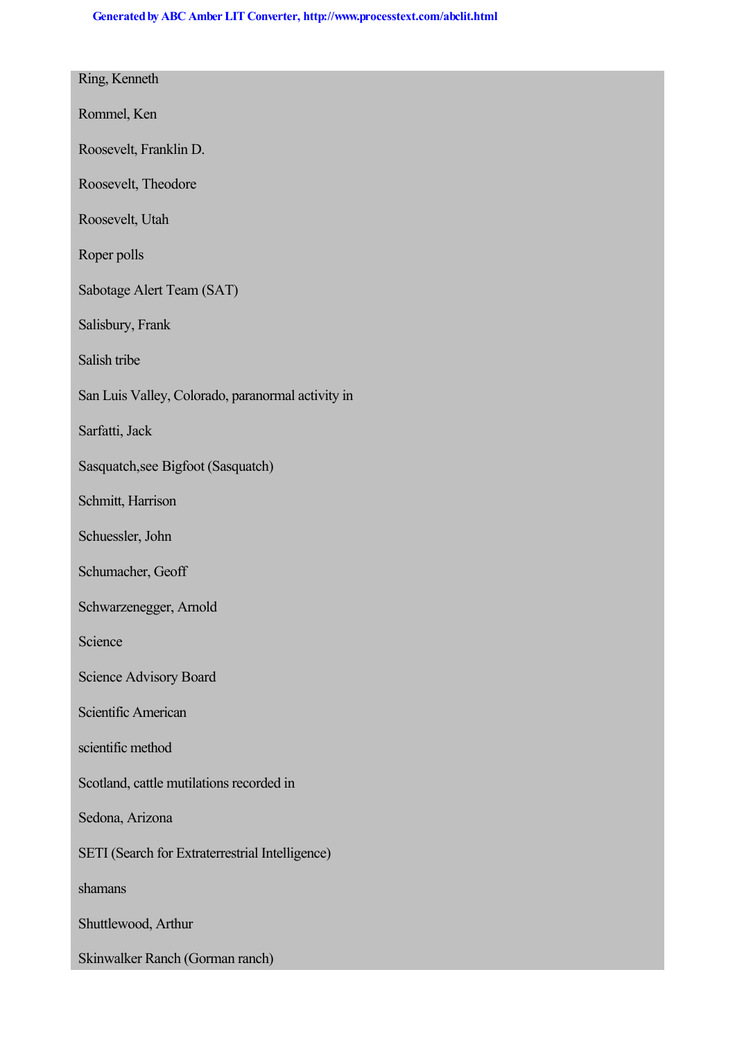Ring, Kenneth

Rommel, Ken

Roosevelt, Franklin D.

Roosevelt, Theodore

Roosevelt, Utah

Roper polls

Sabotage Alert Team (SAT)

Salisbury, Frank

Salish tribe

San Luis Valley, Colorado, paranormal activity in

Sarfatti, Jack

Sasquatch,see Bigfoot (Sasquatch)

Schmitt, Harrison

Schuessler, John

Schumacher, Geoff

Schwarzenegger, Arnold

Science

Science Advisory Board

Scientific American

scientific method

Scotland, cattle mutilations recorded in

Sedona, Arizona

SETI (Search for Extraterrestrial Intelligence)

shamans

Shuttlewood, Arthur

Skinwalker Ranch (Gorman ranch)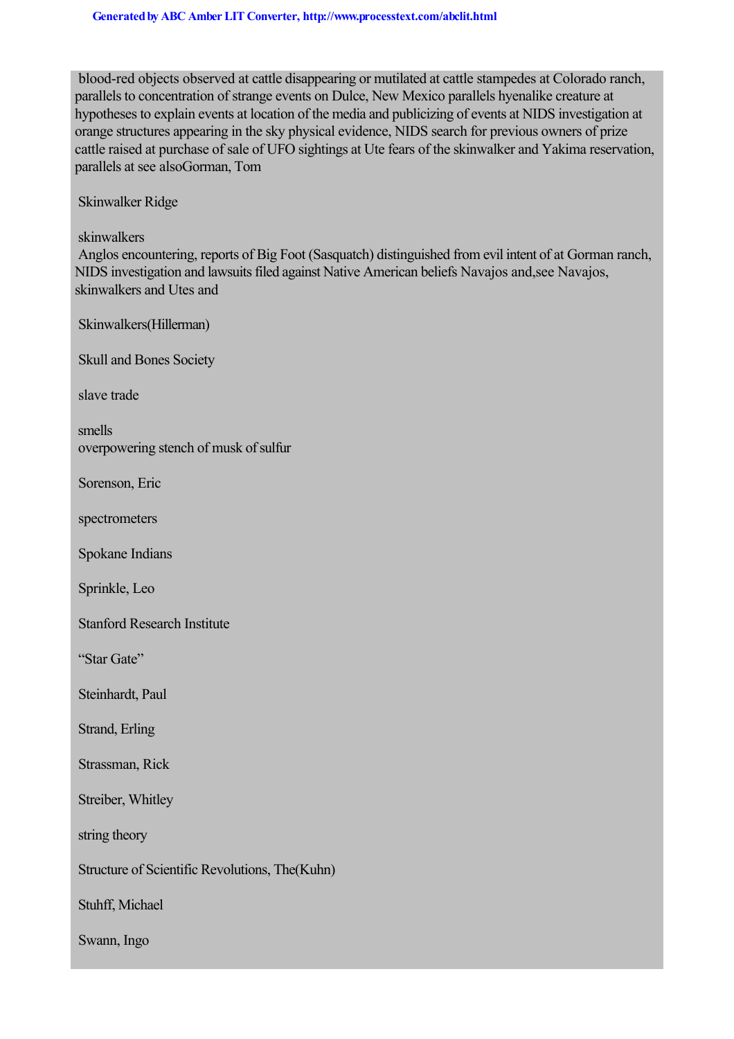blood-red objects observed at cattle disappearing or mutilated at cattle stampedes at Colorado ranch, parallels to concentration of strange events on Dulce, New Mexico parallels hyenalike creature at hypotheses to explain events at location of the media and publicizing of events at NIDS investigation at orange structures appearing in the sky physical evidence, NIDS search for previous owners of prize cattle raised at purchase of sale of UFO sightings at Ute fears of the skinwalker and Yakima reservation, parallels at see alsoGorman, Tom

Skinwalker Ridge

skinwalkers
Anglos encountering, reports of Big Foot (Sasquatch) distinguished from evil intent of at Gorman ranch, NIDS investigation and lawsuits filed against Native American beliefs Navajos and,see Navajos, skinwalkers and Utes and

Skinwalkers(Hillerman)

Skull and Bones Society

slave trade

smells
overpowering stench of musk of sulfur

Sorenson, Eric

spectrometers

Spokane Indians

Sprinkle, Leo

Stanford Research Institute

“Star Gate”

Steinhardt, Paul

Strand, Erling

Strassman, Rick

Streiber, Whitley

string theory

Structure of Scientific Revolutions, The(Kuhn)

Stuhff, Michael

Swann, Ingo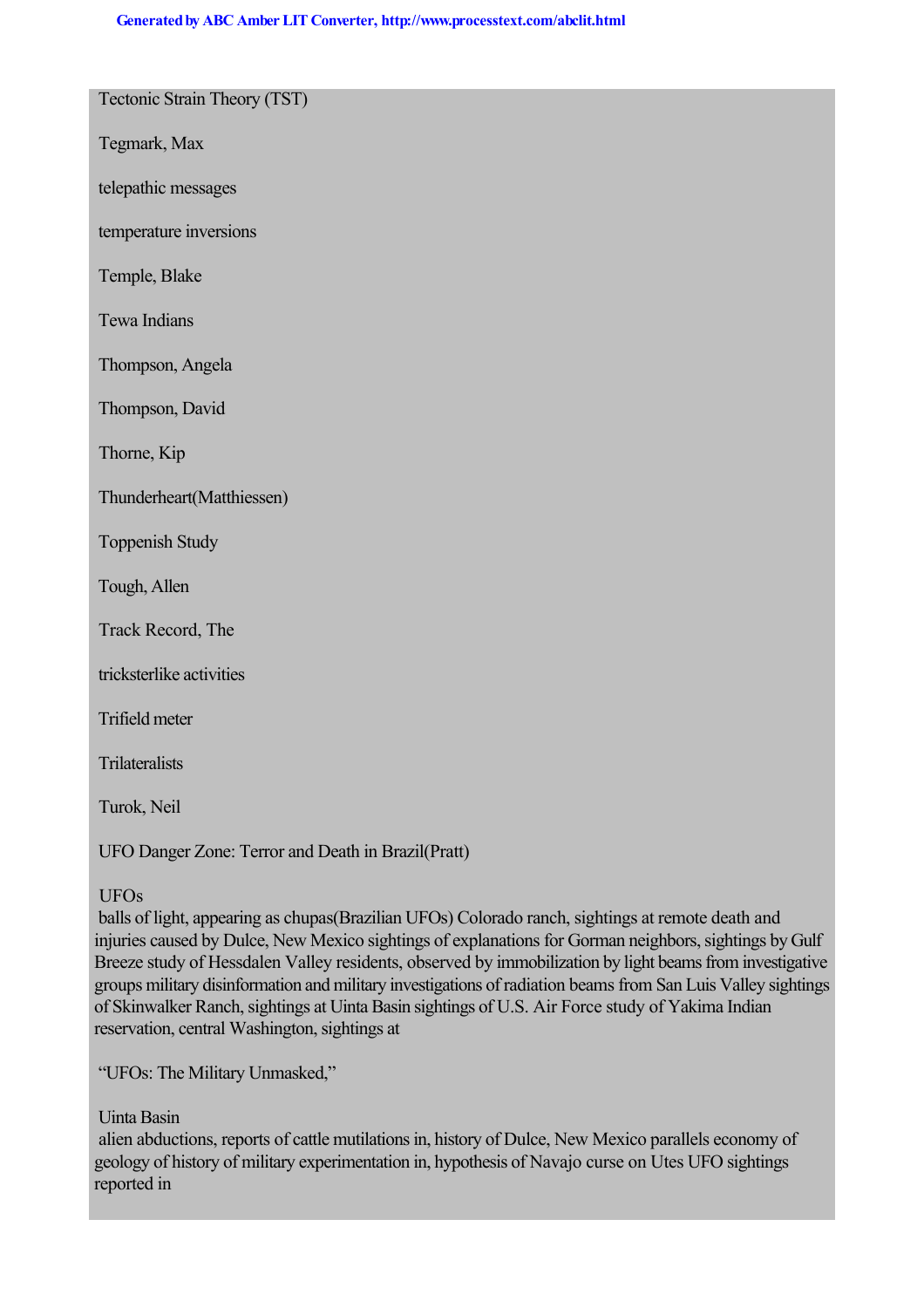Tectonic Strain Theory (TST)

Tegmark, Max

telepathic messages

temperature inversions

Temple, Blake

Tewa Indians

Thompson, Angela

Thompson, David

Thorne, Kip

Thunderheart(Matthiessen)

Toppenish Study

Tough, Allen

Track Record, The

tricksterlike activities

Trifield meter

Trilateralists

Turok, Neil

UFO Danger Zone: Terror and Death in Brazil(Pratt)

UFOs
balls of light, appearing as chupas(Brazilian UFOs) Colorado ranch, sightings at remote death and injuries caused by Dulce, New Mexico sightings of explanations for Gorman neighbors, sightings by Gulf Breeze study of Hessdalen Valley residents, observed by immobilization by light beams from investigative groups military disinformation and military investigations of radiation beams from San Luis Valley sightings of Skinwalker Ranch, sightings at Uinta Basin sightings of U.S. Air Force study of Yakima Indian reservation, central Washington, sightings at

"UFOs: The Military Unmasked,"

Uinta Basin
alien abductions, reports of cattle mutilations in, history of Dulce, New Mexico parallels economy of geology of history of military experimentation in, hypothesis of Navajo curse on Utes UFO sightings reported in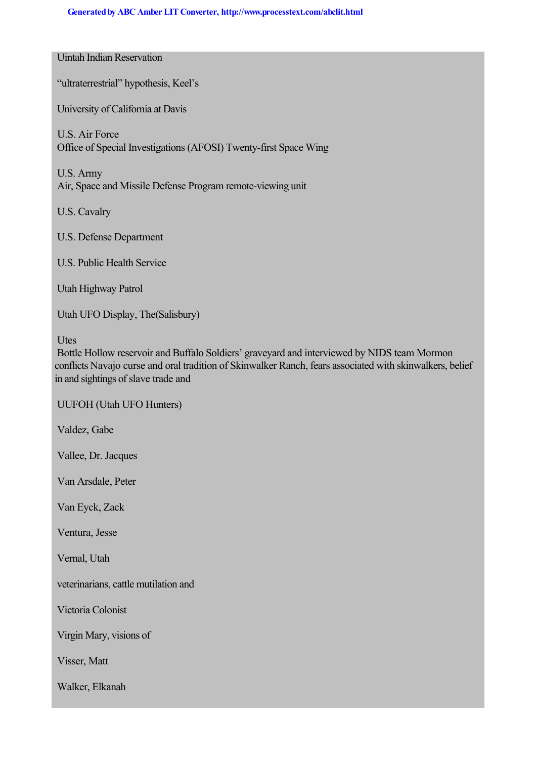Uintah Indian Reservation

“ultraterrestrial” hypothesis, Keel’s

University of California at Davis

U.S. Air Force
Office of Special Investigations (AFOSI) Twenty-first Space Wing

U.S. Army
Air, Space and Missile Defense Program remote-viewing unit

U.S. Cavalry

U.S. Defense Department

U.S. Public Health Service

Utah Highway Patrol

Utah UFO Display, The(Salisbury)

Utes
Bottle Hollow reservoir and Buffalo Soldiers’ graveyard and interviewed by NIDS team Mormon conflicts Navajo curse and oral tradition of Skinwalker Ranch, fears associated with skinwalkers, belief in and sightings of slave trade and

UUFOH (Utah UFO Hunters)

Valdez, Gabe

Vallee, Dr. Jacques

Van Arsdale, Peter

Van Eyck, Zack

Ventura, Jesse

Vernal, Utah

veterinarians, cattle mutilation and

Victoria Colonist

Virgin Mary, visions of

Visser, Matt

Walker, Elkanah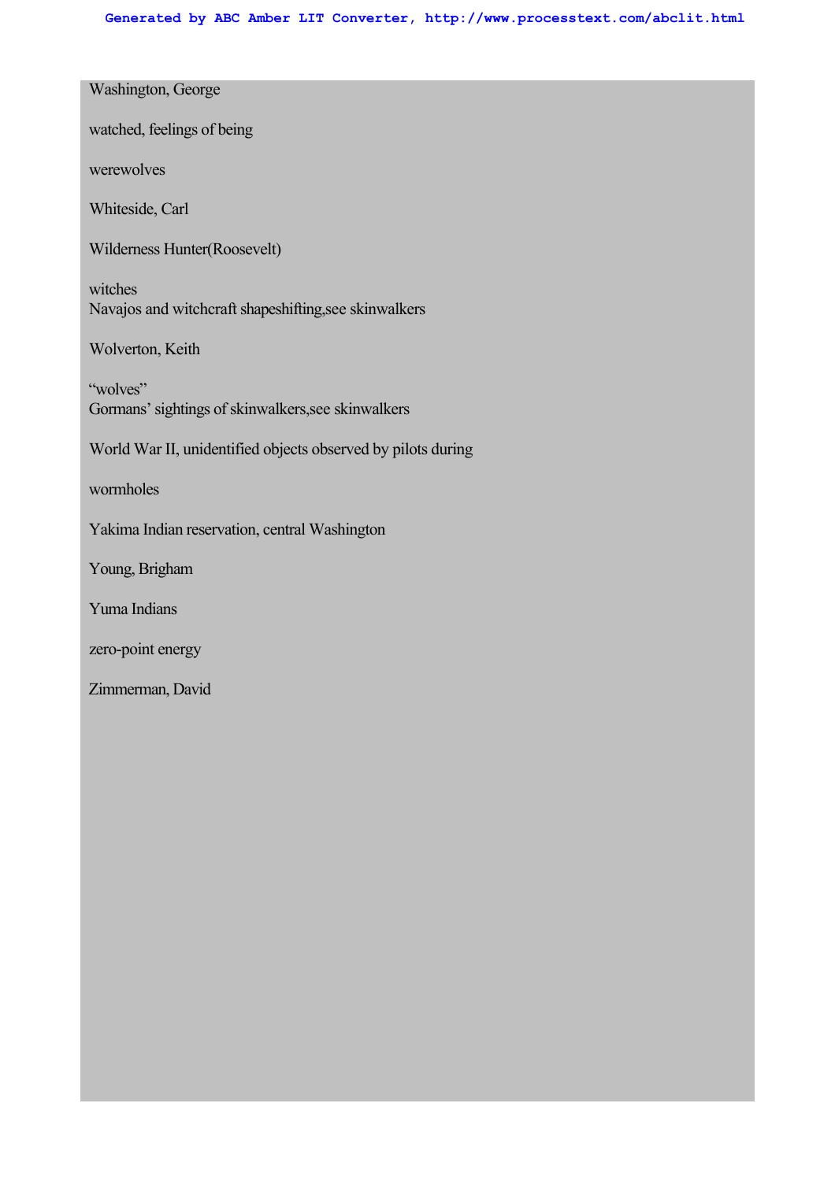Washington, George

watched, feelings of being

werewolves

Whiteside, Carl

Wilderness Hunter(Roosevelt)

witches
Navajos and witchcraft shapeshifting,see skinwalkers

Wolverton, Keith

“wolves”
Gormans’ sightings of skinwalkers,see skinwalkers

World War II, unidentified objects observed by pilots during

wormholes

Yakima Indian reservation, central Washington

Young, Brigham

Yuma Indians

zero-point energy

Zimmerman, David